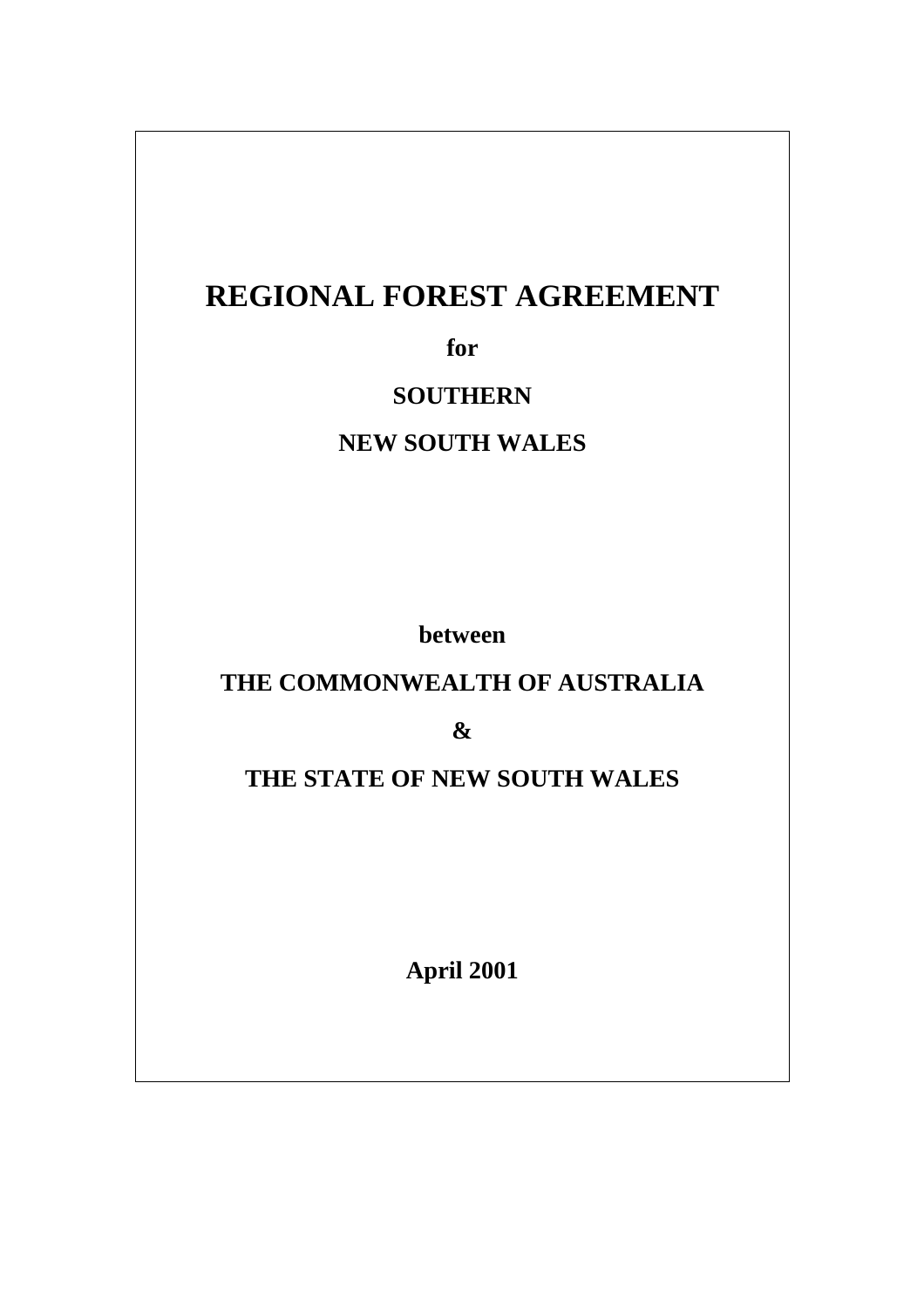# REGIONAL FOREST AGREEMENT

**for**

**SOUTHERN**

**NEW SOUTH WALES**

**between**

**THE COMMONWEALTH OF AUSTRALIA**

**&**

**THE STATE OF NEW SOUTH WALES**

**April 2001**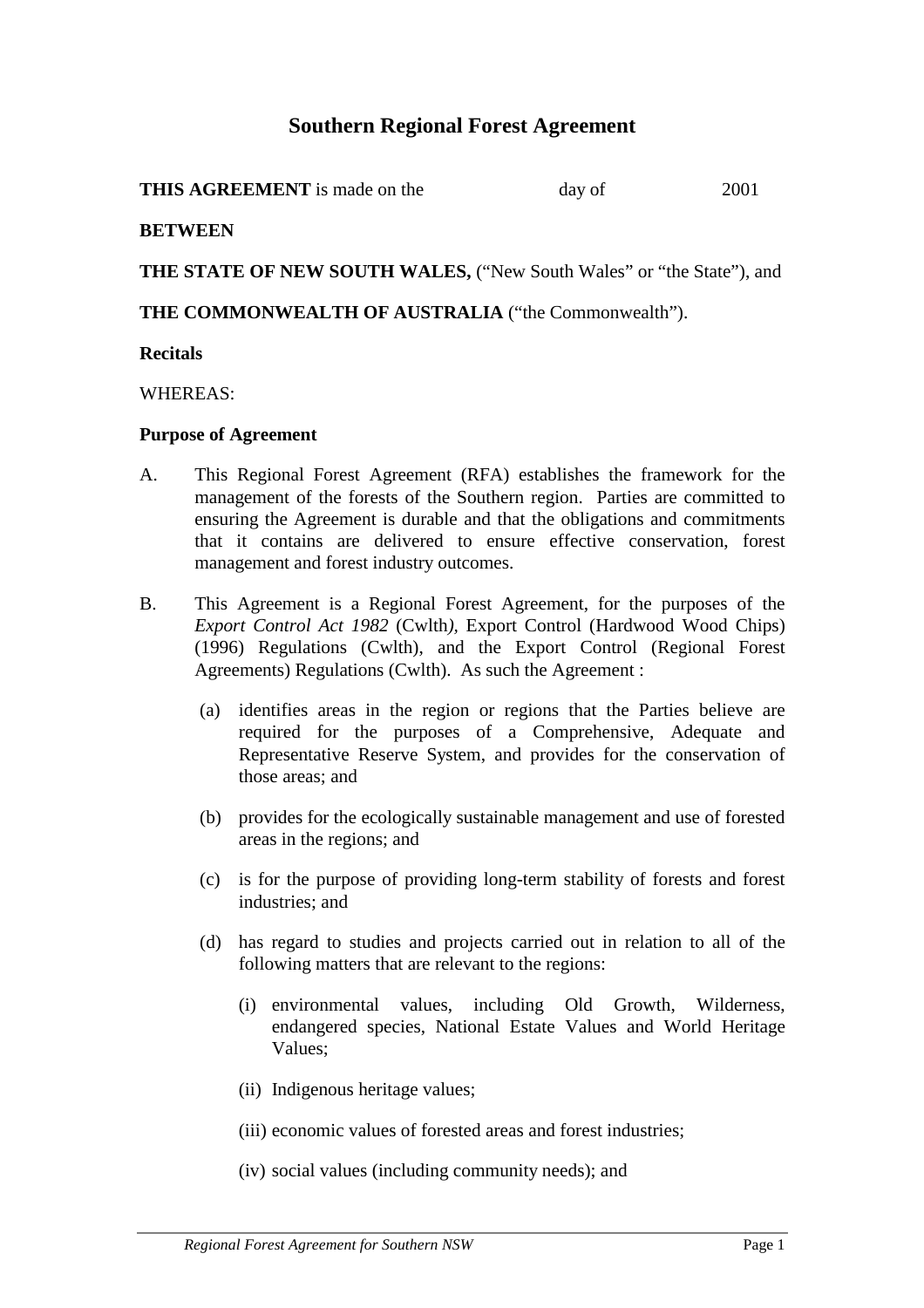# Southern Regional Forest Agreement

**THIS AGREEMENT** is made on the day of 2001

**BETWEEN**

**THE STATE OF NEW SOUTH WALES,** ("New South Wales" or "the State"), and

**THE COMMONWEALTH OF AUSTRALIA** ("the Commonwealth").

**Recitals**

WHEREAS:

**Purpose of Agreement**

A. This Regional Forest Agreement (RFA) establishes the framework for the management of the forests of the Southern region. Parties are committed to ensuring the Agreement is durable and that the obligations and commitments that it contains are delivered to ensure effective conservation, forest management and forest industry outcomes.

B. This Agreement is a Regional Forest Agreement, for the purposes of the *Export Control Act 1982* (Cwlth), Export Control (Hardwood Wood Chips) (1996) Regulations (Cwlth), and the Export Control (Regional Forest Agreements) Regulations (Cwlth). As such the Agreement :

  (a) identifies areas in the region or regions that the Parties believe are required for the purposes of a Comprehensive, Adequate and Representative Reserve System, and provides for the conservation of those areas; and

  (b) provides for the ecologically sustainable management and use of forested areas in the regions; and

  (c) is for the purpose of providing long-term stability of forests and forest industries; and

  (d) has regard to studies and projects carried out in relation to all of the following matters that are relevant to the regions:

    (i) environmental values, including Old Growth, Wilderness, endangered species, National Estate Values and World Heritage Values;

    (ii) Indigenous heritage values;

    (iii) economic values of forested areas and forest industries;

    (iv) social values (including community needs); and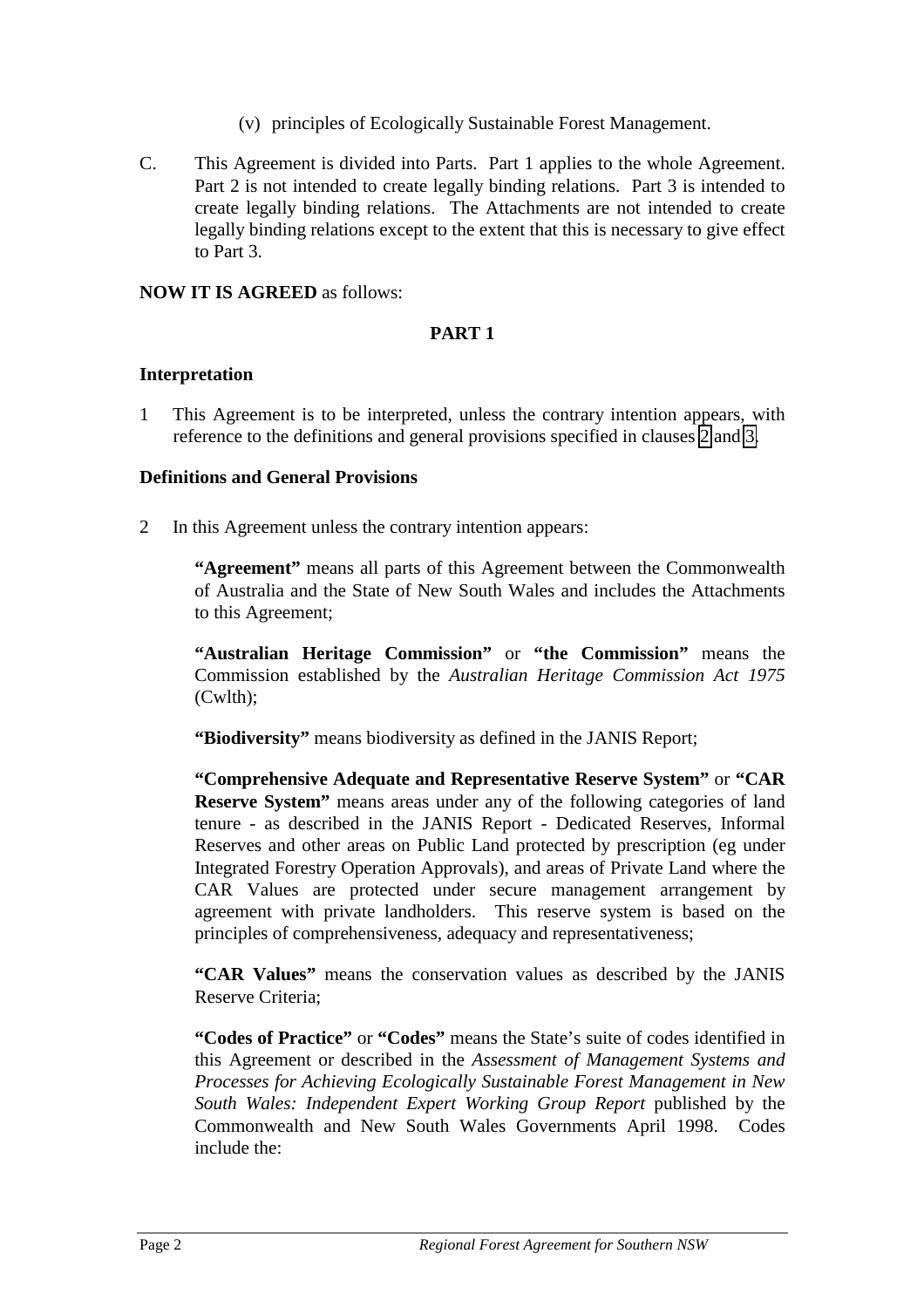(v) principles of Ecologically Sustainable Forest Management.

C. This Agreement is divided into Parts. Part 1 applies to the whole Agreement. Part 2 is not intended to create legally binding relations. Part 3 is intended to create legally binding relations. The Attachments are not intended to create legally binding relations except to the extent that this is necessary to give effect to Part 3.

**NOW IT IS AGREED** as follows:

## PART 1

### Interpretation

1 This Agreement is to be interpreted, unless the contrary intention appears, with reference to the definitions and general provisions specified in clauses 2 and 3.

### Definitions and General Provisions

2 In this Agreement unless the contrary intention appears:

**"Agreement"** means all parts of this Agreement between the Commonwealth of Australia and the State of New South Wales and includes the Attachments to this Agreement;

**"Australian Heritage Commission"** or **"the Commission"** means the Commission established by the *Australian Heritage Commission Act 1975* (Cwlth);

**"Biodiversity"** means biodiversity as defined in the JANIS Report;

**"Comprehensive Adequate and Representative Reserve System"** or **"CAR Reserve System"** means areas under any of the following categories of land tenure - as described in the JANIS Report - Dedicated Reserves, Informal Reserves and other areas on Public Land protected by prescription (eg under Integrated Forestry Operation Approvals), and areas of Private Land where the CAR Values are protected under secure management arrangement by agreement with private landholders. This reserve system is based on the principles of comprehensiveness, adequacy and representativeness;

**"CAR Values"** means the conservation values as described by the JANIS Reserve Criteria;

**"Codes of Practice"** or **"Codes"** means the State's suite of codes identified in this Agreement or described in the *Assessment of Management Systems and Processes for Achieving Ecologically Sustainable Forest Management in New South Wales: Independent Expert Working Group Report* published by the Commonwealth and New South Wales Governments April 1998. Codes include the: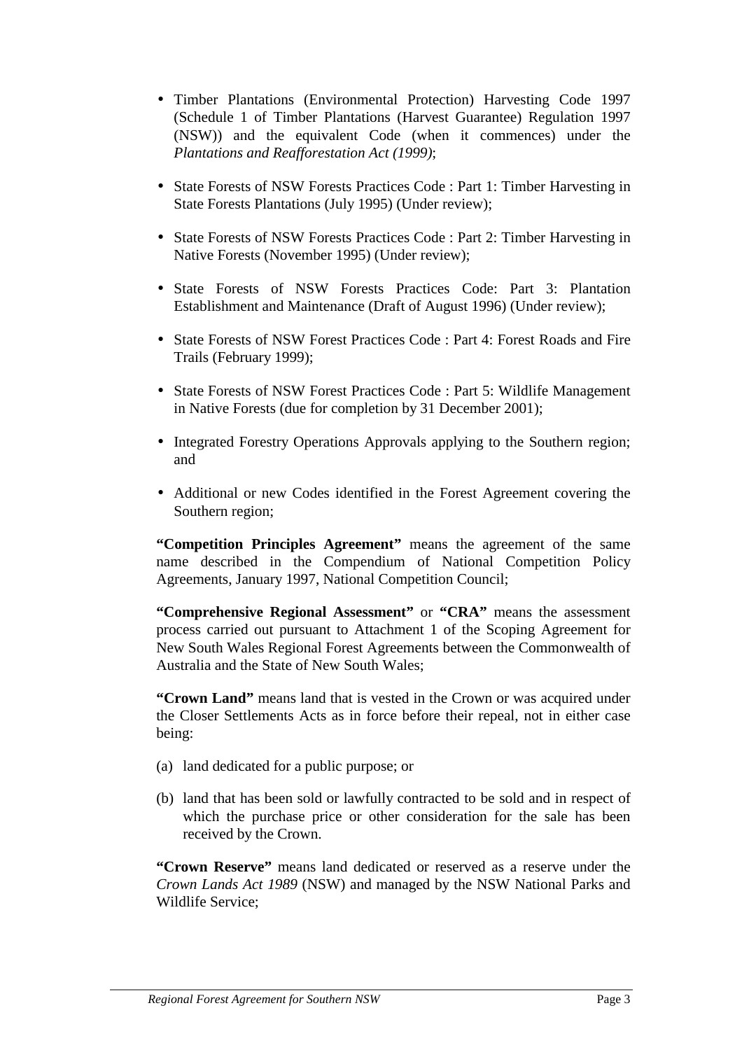- Timber Plantations (Environmental Protection) Harvesting Code 1997 (Schedule 1 of Timber Plantations (Harvest Guarantee) Regulation 1997 (NSW)) and the equivalent Code (when it commences) under the *Plantations and Reafforestation Act (1999)*;

- State Forests of NSW Forests Practices Code : Part 1: Timber Harvesting in State Forests Plantations (July 1995) (Under review);

- State Forests of NSW Forests Practices Code : Part 2: Timber Harvesting in Native Forests (November 1995) (Under review);

- State Forests of NSW Forests Practices Code: Part 3: Plantation Establishment and Maintenance (Draft of August 1996) (Under review);

- State Forests of NSW Forest Practices Code : Part 4: Forest Roads and Fire Trails (February 1999);

- State Forests of NSW Forest Practices Code : Part 5: Wildlife Management in Native Forests (due for completion by 31 December 2001);

- Integrated Forestry Operations Approvals applying to the Southern region; and

- Additional or new Codes identified in the Forest Agreement covering the Southern region;

**"Competition Principles Agreement"** means the agreement of the same name described in the Compendium of National Competition Policy Agreements, January 1997, National Competition Council;

**"Comprehensive Regional Assessment"** or **"CRA"** means the assessment process carried out pursuant to Attachment 1 of the Scoping Agreement for New South Wales Regional Forest Agreements between the Commonwealth of Australia and the State of New South Wales;

**"Crown Land"** means land that is vested in the Crown or was acquired under the Closer Settlements Acts as in force before their repeal, not in either case being:

(a) land dedicated for a public purpose; or

(b) land that has been sold or lawfully contracted to be sold and in respect of which the purchase price or other consideration for the sale has been received by the Crown.

**"Crown Reserve"** means land dedicated or reserved as a reserve under the *Crown Lands Act 1989* (NSW) and managed by the NSW National Parks and Wildlife Service;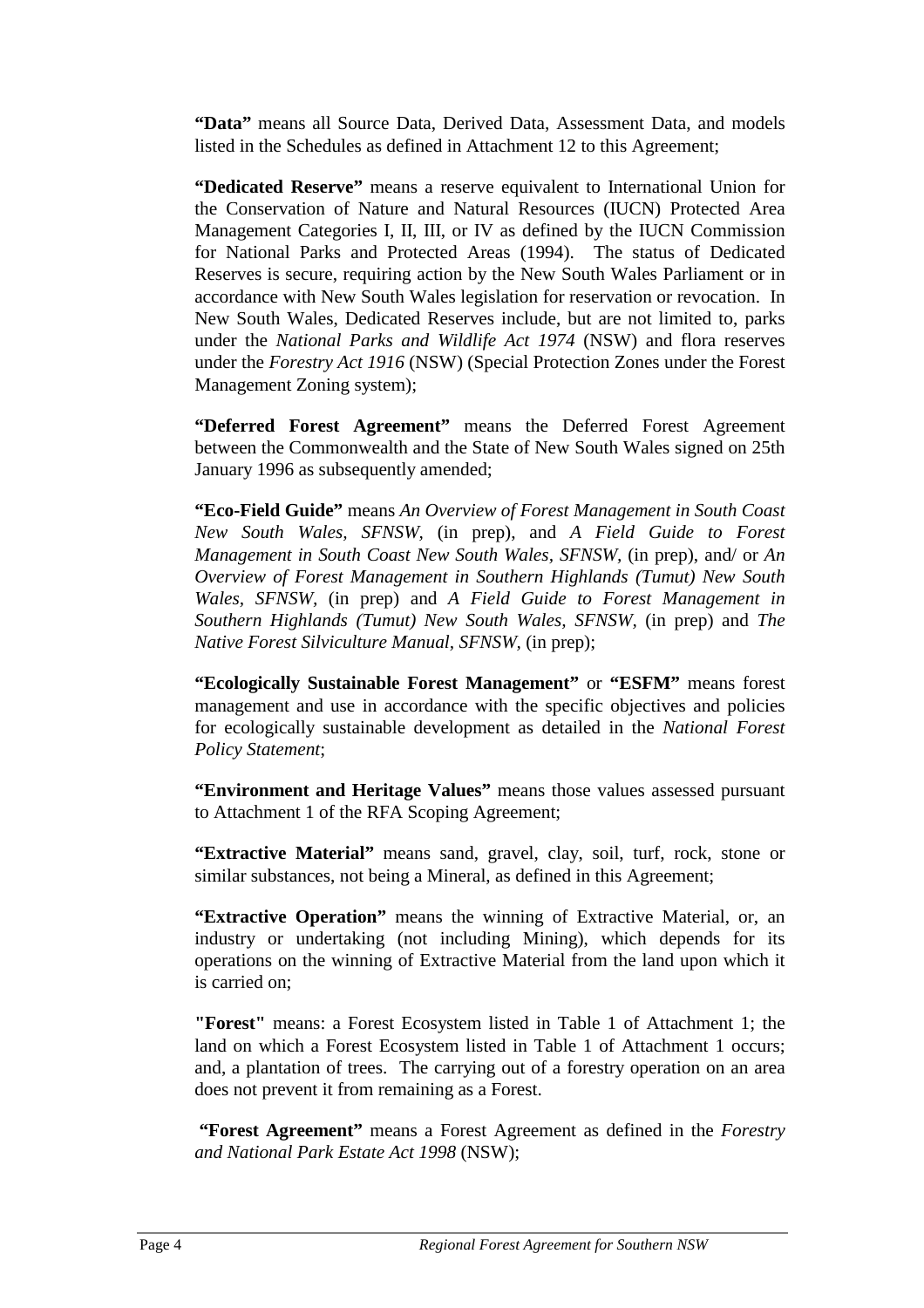**"Data"** means all Source Data, Derived Data, Assessment Data, and models listed in the Schedules as defined in Attachment 12 to this Agreement;

**"Dedicated Reserve"** means a reserve equivalent to International Union for the Conservation of Nature and Natural Resources (IUCN) Protected Area Management Categories I, II, III, or IV as defined by the IUCN Commission for National Parks and Protected Areas (1994). The status of Dedicated Reserves is secure, requiring action by the New South Wales Parliament or in accordance with New South Wales legislation for reservation or revocation. In New South Wales, Dedicated Reserves include, but are not limited to, parks under the *National Parks and Wildlife Act 1974* (NSW) and flora reserves under the *Forestry Act 1916* (NSW) (Special Protection Zones under the Forest Management Zoning system);

**"Deferred Forest Agreement"** means the Deferred Forest Agreement between the Commonwealth and the State of New South Wales signed on 25th January 1996 as subsequently amended;

**"Eco-Field Guide"** means *An Overview of Forest Management in South Coast New South Wales, SFNSW,* (in prep), and *A Field Guide to Forest Management in South Coast New South Wales, SFNSW,* (in prep), and/ or *An Overview of Forest Management in Southern Highlands (Tumut) New South Wales, SFNSW,* (in prep) and *A Field Guide to Forest Management in Southern Highlands (Tumut) New South Wales, SFNSW,* (in prep) and *The Native Forest Silviculture Manual, SFNSW,* (in prep);

**"Ecologically Sustainable Forest Management"** or **"ESFM"** means forest management and use in accordance with the specific objectives and policies for ecologically sustainable development as detailed in the *National Forest Policy Statement*;

**"Environment and Heritage Values"** means those values assessed pursuant to Attachment 1 of the RFA Scoping Agreement;

**"Extractive Material"** means sand, gravel, clay, soil, turf, rock, stone or similar substances, not being a Mineral, as defined in this Agreement;

**"Extractive Operation"** means the winning of Extractive Material, or, an industry or undertaking (not including Mining), which depends for its operations on the winning of Extractive Material from the land upon which it is carried on;

**"Forest"** means: a Forest Ecosystem listed in Table 1 of Attachment 1; the land on which a Forest Ecosystem listed in Table 1 of Attachment 1 occurs; and, a plantation of trees. The carrying out of a forestry operation on an area does not prevent it from remaining as a Forest.

**"Forest Agreement"** means a Forest Agreement as defined in the *Forestry and National Park Estate Act 1998* (NSW);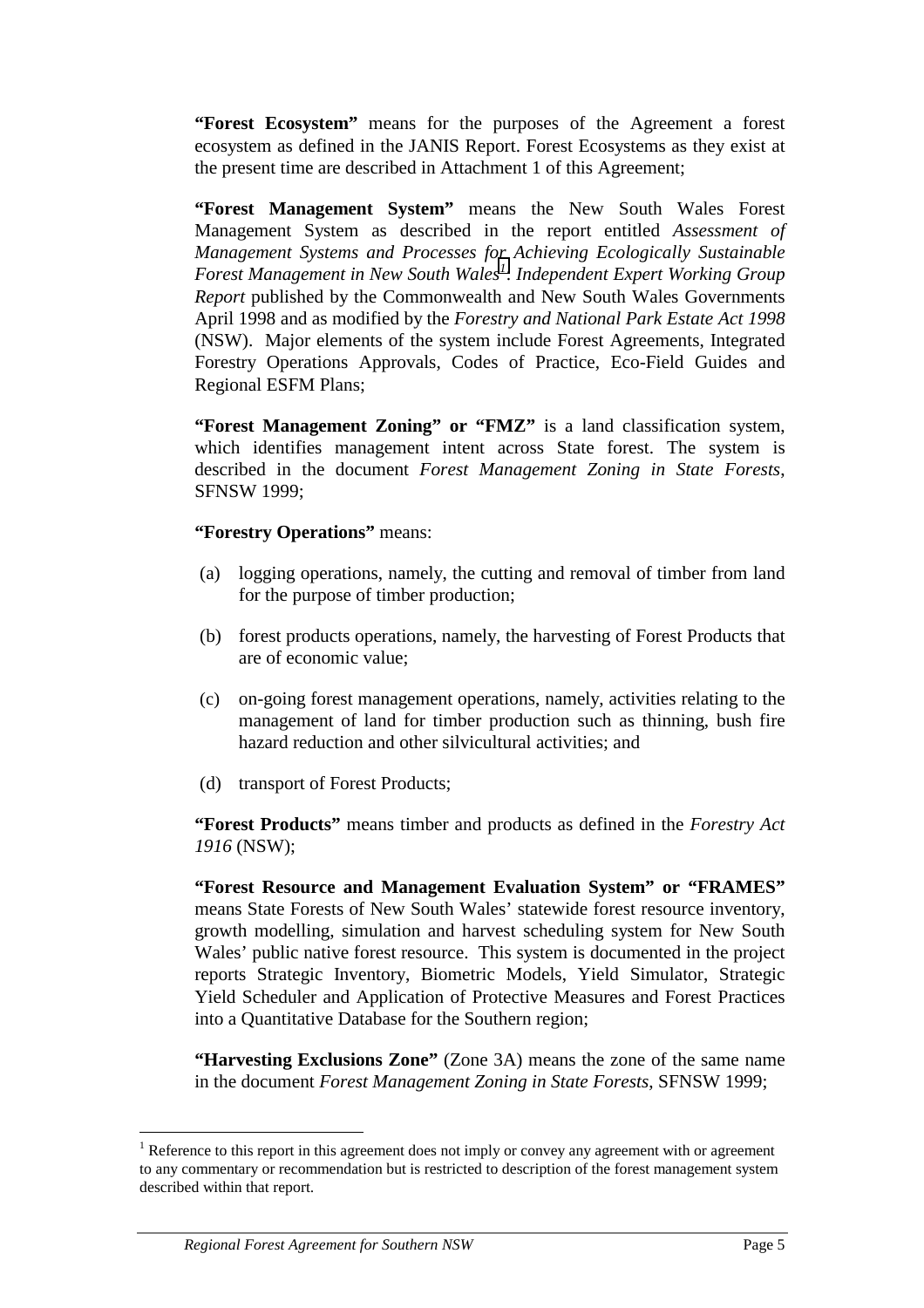**"Forest Ecosystem"** means for the purposes of the Agreement a forest ecosystem as defined in the JANIS Report. Forest Ecosystems as they exist at the present time are described in Attachment 1 of this Agreement;

**"Forest Management System"** means the New South Wales Forest Management System as described in the report entitled *Assessment of Management Systems and Processes for Achieving Ecologically Sustainable Forest Management in New South Wales*[1]*: Independent Expert Working Group Report* published by the Commonwealth and New South Wales Governments April 1998 and as modified by the *Forestry and National Park Estate Act 1998* (NSW). Major elements of the system include Forest Agreements, Integrated Forestry Operations Approvals, Codes of Practice, Eco-Field Guides and Regional ESFM Plans;

**"Forest Management Zoning" or "FMZ"** is a land classification system, which identifies management intent across State forest. The system is described in the document *Forest Management Zoning in State Forests*, SFNSW 1999;

**"Forestry Operations"** means:

(a) logging operations, namely, the cutting and removal of timber from land for the purpose of timber production;

(b) forest products operations, namely, the harvesting of Forest Products that are of economic value;

(c) on-going forest management operations, namely, activities relating to the management of land for timber production such as thinning, bush fire hazard reduction and other silvicultural activities; and

(d) transport of Forest Products;

**"Forest Products"** means timber and products as defined in the *Forestry Act 1916* (NSW);

**"Forest Resource and Management Evaluation System" or "FRAMES"** means State Forests of New South Wales' statewide forest resource inventory, growth modelling, simulation and harvest scheduling system for New South Wales' public native forest resource. This system is documented in the project reports Strategic Inventory, Biometric Models, Yield Simulator, Strategic Yield Scheduler and Application of Protective Measures and Forest Practices into a Quantitative Database for the Southern region;

**"Harvesting Exclusions Zone"** (Zone 3A) means the zone of the same name in the document *Forest Management Zoning in State Forests*, SFNSW 1999;

---

[1] Reference to this report in this agreement does not imply or convey any agreement with or agreement to any commentary or recommendation but is restricted to description of the forest management system described within that report.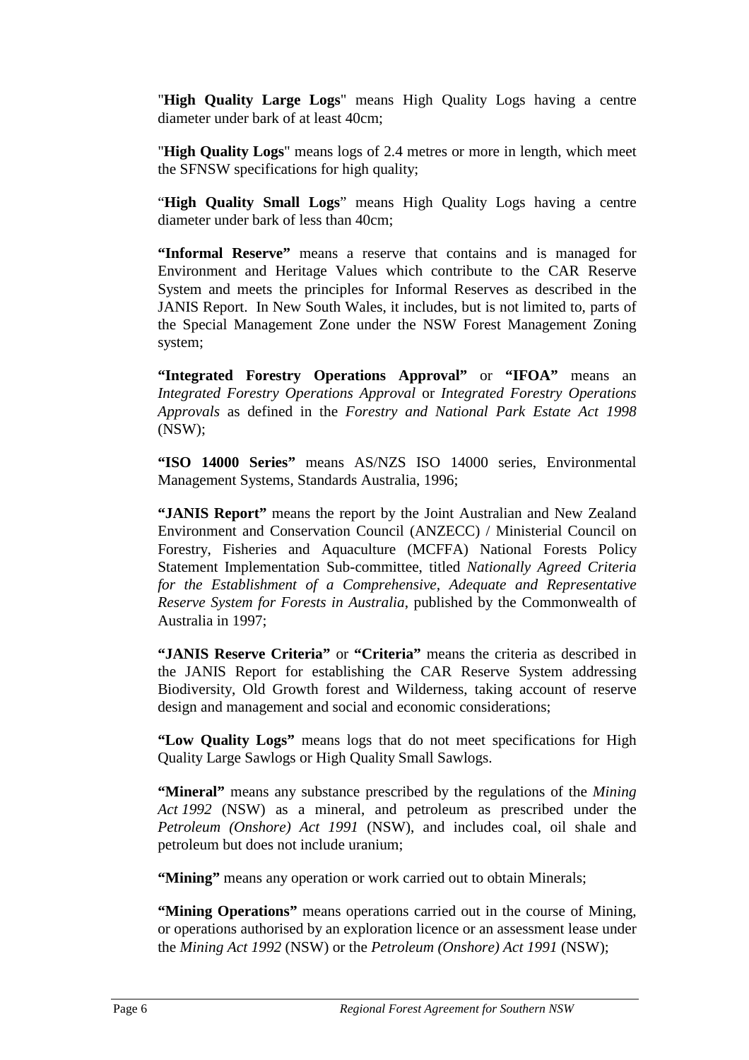"**High Quality Large Logs**" means High Quality Logs having a centre diameter under bark of at least 40cm;

"**High Quality Logs**" means logs of 2.4 metres or more in length, which meet the SFNSW specifications for high quality;

"**High Quality Small Logs**" means High Quality Logs having a centre diameter under bark of less than 40cm;

**"Informal Reserve"** means a reserve that contains and is managed for Environment and Heritage Values which contribute to the CAR Reserve System and meets the principles for Informal Reserves as described in the JANIS Report. In New South Wales, it includes, but is not limited to, parts of the Special Management Zone under the NSW Forest Management Zoning system;

**"Integrated Forestry Operations Approval"** or **"IFOA"** means an *Integrated Forestry Operations Approval* or *Integrated Forestry Operations Approvals* as defined in the *Forestry and National Park Estate Act 1998* (NSW);

**"ISO 14000 Series"** means AS/NZS ISO 14000 series, Environmental Management Systems, Standards Australia, 1996;

**"JANIS Report"** means the report by the Joint Australian and New Zealand Environment and Conservation Council (ANZECC) / Ministerial Council on Forestry, Fisheries and Aquaculture (MCFFA) National Forests Policy Statement Implementation Sub-committee, titled *Nationally Agreed Criteria for the Establishment of a Comprehensive, Adequate and Representative Reserve System for Forests in Australia*, published by the Commonwealth of Australia in 1997;

**"JANIS Reserve Criteria"** or **"Criteria"** means the criteria as described in the JANIS Report for establishing the CAR Reserve System addressing Biodiversity, Old Growth forest and Wilderness, taking account of reserve design and management and social and economic considerations;

**"Low Quality Logs"** means logs that do not meet specifications for High Quality Large Sawlogs or High Quality Small Sawlogs.

**"Mineral"** means any substance prescribed by the regulations of the *Mining Act 1992* (NSW) as a mineral, and petroleum as prescribed under the *Petroleum (Onshore) Act 1991* (NSW), and includes coal, oil shale and petroleum but does not include uranium;

**"Mining"** means any operation or work carried out to obtain Minerals;

**"Mining Operations"** means operations carried out in the course of Mining, or operations authorised by an exploration licence or an assessment lease under the *Mining Act 1992* (NSW) or the *Petroleum (Onshore) Act 1991* (NSW);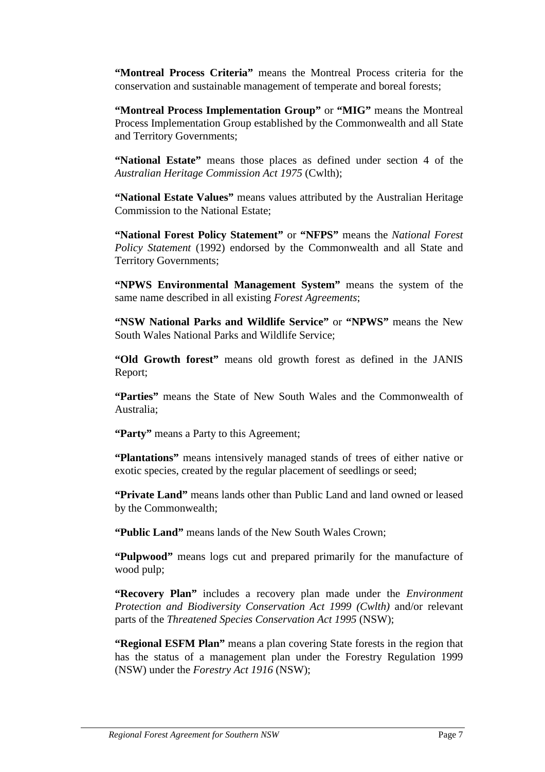**"Montreal Process Criteria"** means the Montreal Process criteria for the conservation and sustainable management of temperate and boreal forests;

**"Montreal Process Implementation Group"** or **"MIG"** means the Montreal Process Implementation Group established by the Commonwealth and all State and Territory Governments;

**"National Estate"** means those places as defined under section 4 of the *Australian Heritage Commission Act 1975* (Cwlth);

**"National Estate Values"** means values attributed by the Australian Heritage Commission to the National Estate;

**"National Forest Policy Statement"** or **"NFPS"** means the *National Forest Policy Statement* (1992) endorsed by the Commonwealth and all State and Territory Governments;

**"NPWS Environmental Management System"** means the system of the same name described in all existing *Forest Agreements*;

**"NSW National Parks and Wildlife Service"** or **"NPWS"** means the New South Wales National Parks and Wildlife Service;

**"Old Growth forest"** means old growth forest as defined in the JANIS Report;

**"Parties"** means the State of New South Wales and the Commonwealth of Australia;

**"Party"** means a Party to this Agreement;

**"Plantations"** means intensively managed stands of trees of either native or exotic species, created by the regular placement of seedlings or seed;

**"Private Land"** means lands other than Public Land and land owned or leased by the Commonwealth;

**"Public Land"** means lands of the New South Wales Crown;

**"Pulpwood"** means logs cut and prepared primarily for the manufacture of wood pulp;

**"Recovery Plan"** includes a recovery plan made under the *Environment Protection and Biodiversity Conservation Act 1999 (Cwlth)* and/or relevant parts of the *Threatened Species Conservation Act 1995* (NSW);

**"Regional ESFM Plan"** means a plan covering State forests in the region that has the status of a management plan under the Forestry Regulation 1999 (NSW) under the *Forestry Act 1916* (NSW);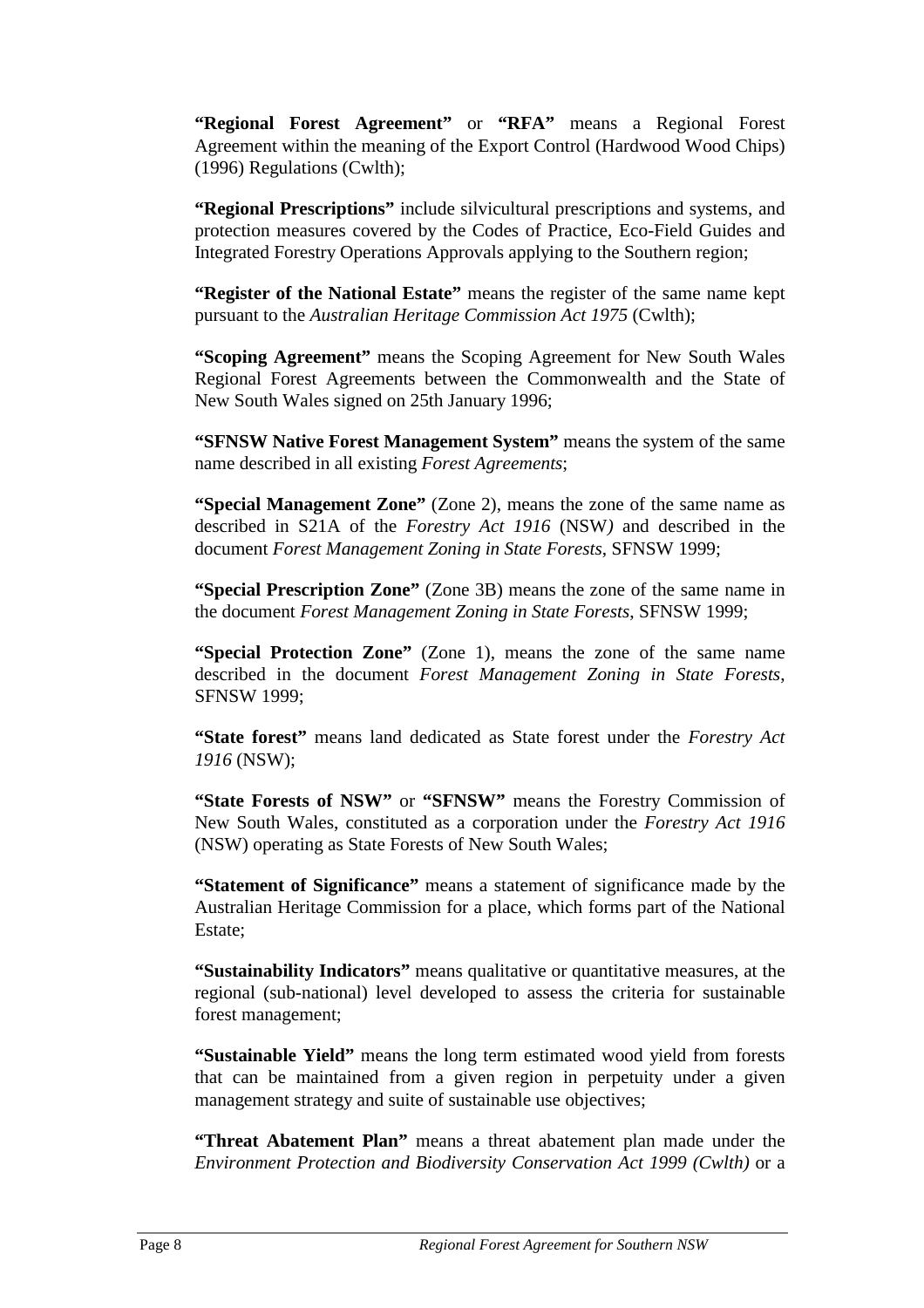**"Regional Forest Agreement"** or **"RFA"** means a Regional Forest Agreement within the meaning of the Export Control (Hardwood Wood Chips) (1996) Regulations (Cwlth);

**"Regional Prescriptions"** include silvicultural prescriptions and systems, and protection measures covered by the Codes of Practice, Eco-Field Guides and Integrated Forestry Operations Approvals applying to the Southern region;

**"Register of the National Estate"** means the register of the same name kept pursuant to the *Australian Heritage Commission Act 1975* (Cwlth);

**"Scoping Agreement"** means the Scoping Agreement for New South Wales Regional Forest Agreements between the Commonwealth and the State of New South Wales signed on 25th January 1996;

**"SFNSW Native Forest Management System"** means the system of the same name described in all existing *Forest Agreements*;

**"Special Management Zone"** (Zone 2), means the zone of the same name as described in S21A of the *Forestry Act 1916* (NSW) and described in the document *Forest Management Zoning in State Forests*, SFNSW 1999;

**"Special Prescription Zone"** (Zone 3B) means the zone of the same name in the document *Forest Management Zoning in State Forests*, SFNSW 1999;

**"Special Protection Zone"** (Zone 1), means the zone of the same name described in the document *Forest Management Zoning in State Forests*, SFNSW 1999;

**"State forest"** means land dedicated as State forest under the *Forestry Act 1916* (NSW);

**"State Forests of NSW"** or **"SFNSW"** means the Forestry Commission of New South Wales, constituted as a corporation under the *Forestry Act 1916* (NSW) operating as State Forests of New South Wales;

**"Statement of Significance"** means a statement of significance made by the Australian Heritage Commission for a place, which forms part of the National Estate;

**"Sustainability Indicators"** means qualitative or quantitative measures, at the regional (sub-national) level developed to assess the criteria for sustainable forest management;

**"Sustainable Yield"** means the long term estimated wood yield from forests that can be maintained from a given region in perpetuity under a given management strategy and suite of sustainable use objectives;

**"Threat Abatement Plan"** means a threat abatement plan made under the *Environment Protection and Biodiversity Conservation Act 1999 (Cwlth)* or a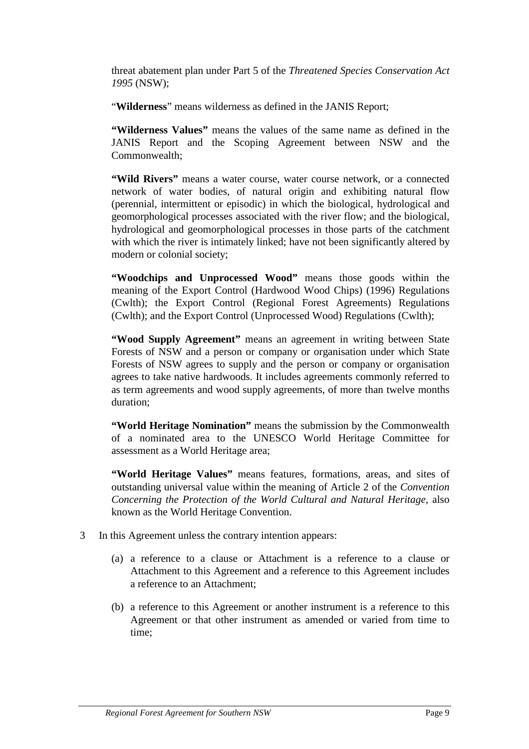threat abatement plan under Part 5 of the *Threatened Species Conservation Act 1995* (NSW);

"**Wilderness**" means wilderness as defined in the JANIS Report;

**"Wilderness Values"** means the values of the same name as defined in the JANIS Report and the Scoping Agreement between NSW and the Commonwealth;

**"Wild Rivers"** means a water course, water course network, or a connected network of water bodies, of natural origin and exhibiting natural flow (perennial, intermittent or episodic) in which the biological, hydrological and geomorphological processes associated with the river flow; and the biological, hydrological and geomorphological processes in those parts of the catchment with which the river is intimately linked; have not been significantly altered by modern or colonial society;

**"Woodchips and Unprocessed Wood"** means those goods within the meaning of the Export Control (Hardwood Wood Chips) (1996) Regulations (Cwlth); the Export Control (Regional Forest Agreements) Regulations (Cwlth); and the Export Control (Unprocessed Wood) Regulations (Cwlth);

**"Wood Supply Agreement"** means an agreement in writing between State Forests of NSW and a person or company or organisation under which State Forests of NSW agrees to supply and the person or company or organisation agrees to take native hardwoods. It includes agreements commonly referred to as term agreements and wood supply agreements, of more than twelve months duration;

**"World Heritage Nomination"** means the submission by the Commonwealth of a nominated area to the UNESCO World Heritage Committee for assessment as a World Heritage area;

**"World Heritage Values"** means features, formations, areas, and sites of outstanding universal value within the meaning of Article 2 of the *Convention Concerning the Protection of the World Cultural and Natural Heritage*, also known as the World Heritage Convention.

3 In this Agreement unless the contrary intention appears:

(a) a reference to a clause or Attachment is a reference to a clause or Attachment to this Agreement and a reference to this Agreement includes a reference to an Attachment;

(b) a reference to this Agreement or another instrument is a reference to this Agreement or that other instrument as amended or varied from time to time;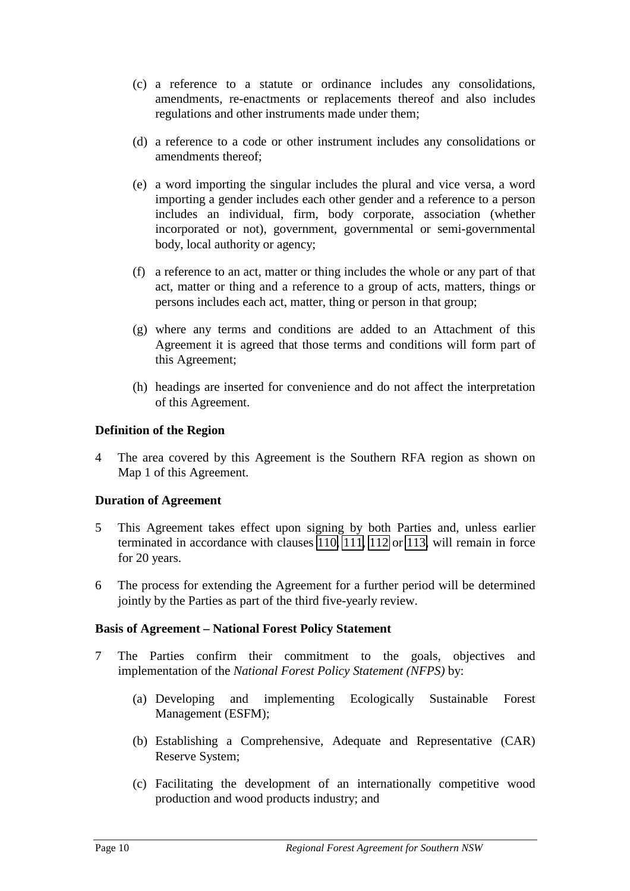(c) a reference to a statute or ordinance includes any consolidations, amendments, re-enactments or replacements thereof and also includes regulations and other instruments made under them;

(d) a reference to a code or other instrument includes any consolidations or amendments thereof;

(e) a word importing the singular includes the plural and vice versa, a word importing a gender includes each other gender and a reference to a person includes an individual, firm, body corporate, association (whether incorporated or not), government, governmental or semi-governmental body, local authority or agency;

(f) a reference to an act, matter or thing includes the whole or any part of that act, matter or thing and a reference to a group of acts, matters, things or persons includes each act, matter, thing or person in that group;

(g) where any terms and conditions are added to an Attachment of this Agreement it is agreed that those terms and conditions will form part of this Agreement;

(h) headings are inserted for convenience and do not affect the interpretation of this Agreement.

**Definition of the Region**

4 The area covered by this Agreement is the Southern RFA region as shown on Map 1 of this Agreement.

**Duration of Agreement**

5 This Agreement takes effect upon signing by both Parties and, unless earlier terminated in accordance with clauses 110, 111, 112 or 113, will remain in force for 20 years.

6 The process for extending the Agreement for a further period will be determined jointly by the Parties as part of the third five-yearly review.

**Basis of Agreement – National Forest Policy Statement**

7 The Parties confirm their commitment to the goals, objectives and implementation of the *National Forest Policy Statement (NFPS)* by:

(a) Developing and implementing Ecologically Sustainable Forest Management (ESFM);

(b) Establishing a Comprehensive, Adequate and Representative (CAR) Reserve System;

(c) Facilitating the development of an internationally competitive wood production and wood products industry; and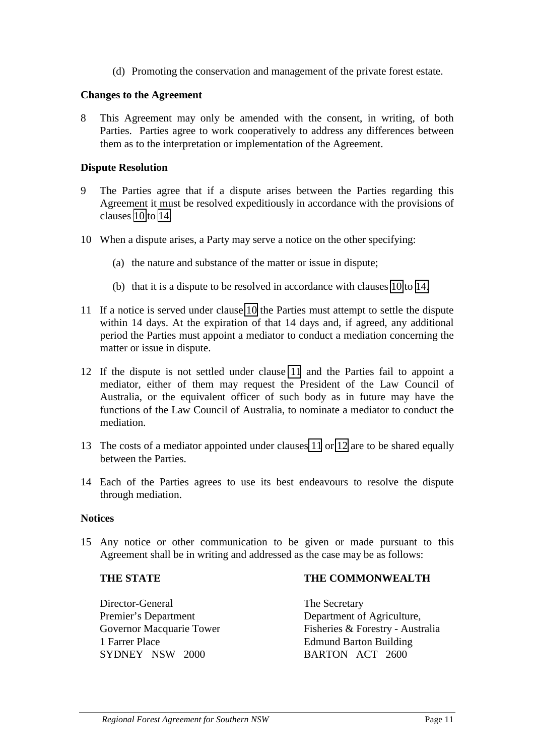(d) Promoting the conservation and management of the private forest estate.

**Changes to the Agreement**

8 This Agreement may only be amended with the consent, in writing, of both Parties. Parties agree to work cooperatively to address any differences between them as to the interpretation or implementation of the Agreement.

**Dispute Resolution**

9 The Parties agree that if a dispute arises between the Parties regarding this Agreement it must be resolved expeditiously in accordance with the provisions of clauses 10 to 14.

10 When a dispute arises, a Party may serve a notice on the other specifying:

(a) the nature and substance of the matter or issue in dispute;

(b) that it is a dispute to be resolved in accordance with clauses 10 to 14.

11 If a notice is served under clause 10 the Parties must attempt to settle the dispute within 14 days. At the expiration of that 14 days and, if agreed, any additional period the Parties must appoint a mediator to conduct a mediation concerning the matter or issue in dispute.

12 If the dispute is not settled under clause 11 and the Parties fail to appoint a mediator, either of them may request the President of the Law Council of Australia, or the equivalent officer of such body as in future may have the functions of the Law Council of Australia, to nominate a mediator to conduct the mediation.

13 The costs of a mediator appointed under clauses 11 or 12 are to be shared equally between the Parties.

14 Each of the Parties agrees to use its best endeavours to resolve the dispute through mediation.

**Notices**

15 Any notice or other communication to be given or made pursuant to this Agreement shall be in writing and addressed as the case may be as follows:

**THE STATE**

Director-General
Premier's Department
Governor Macquarie Tower
1 Farrer Place
SYDNEY NSW 2000

**THE COMMONWEALTH**

The Secretary
Department of Agriculture,
Fisheries & Forestry - Australia
Edmund Barton Building
BARTON ACT 2600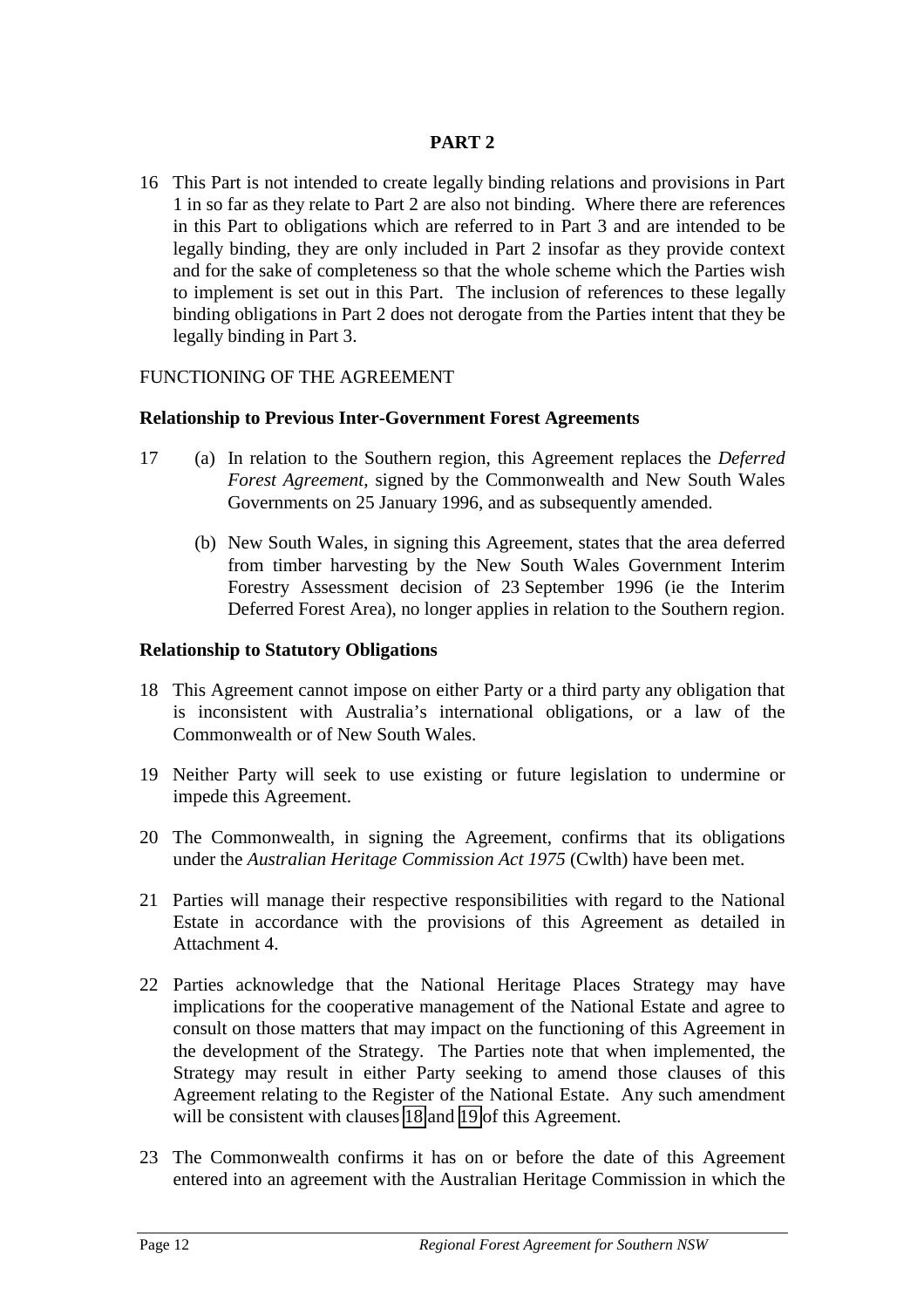# PART 2

16 This Part is not intended to create legally binding relations and provisions in Part 1 in so far as they relate to Part 2 are also not binding. Where there are references in this Part to obligations which are referred to in Part 3 and are intended to be legally binding, they are only included in Part 2 insofar as they provide context and for the sake of completeness so that the whole scheme which the Parties wish to implement is set out in this Part. The inclusion of references to these legally binding obligations in Part 2 does not derogate from the Parties intent that they be legally binding in Part 3.

## FUNCTIONING OF THE AGREEMENT

### Relationship to Previous Inter-Government Forest Agreements

17 (a) In relation to the Southern region, this Agreement replaces the *Deferred Forest Agreement*, signed by the Commonwealth and New South Wales Governments on 25 January 1996, and as subsequently amended.

(b) New South Wales, in signing this Agreement, states that the area deferred from timber harvesting by the New South Wales Government Interim Forestry Assessment decision of 23 September 1996 (ie the Interim Deferred Forest Area), no longer applies in relation to the Southern region.

### Relationship to Statutory Obligations

18 This Agreement cannot impose on either Party or a third party any obligation that is inconsistent with Australia's international obligations, or a law of the Commonwealth or of New South Wales.

19 Neither Party will seek to use existing or future legislation to undermine or impede this Agreement.

20 The Commonwealth, in signing the Agreement, confirms that its obligations under the *Australian Heritage Commission Act 1975* (Cwlth) have been met.

21 Parties will manage their respective responsibilities with regard to the National Estate in accordance with the provisions of this Agreement as detailed in Attachment 4.

22 Parties acknowledge that the National Heritage Places Strategy may have implications for the cooperative management of the National Estate and agree to consult on those matters that may impact on the functioning of this Agreement in the development of the Strategy. The Parties note that when implemented, the Strategy may result in either Party seeking to amend those clauses of this Agreement relating to the Register of the National Estate. Any such amendment will be consistent with clauses 18 and 19 of this Agreement.

23 The Commonwealth confirms it has on or before the date of this Agreement entered into an agreement with the Australian Heritage Commission in which the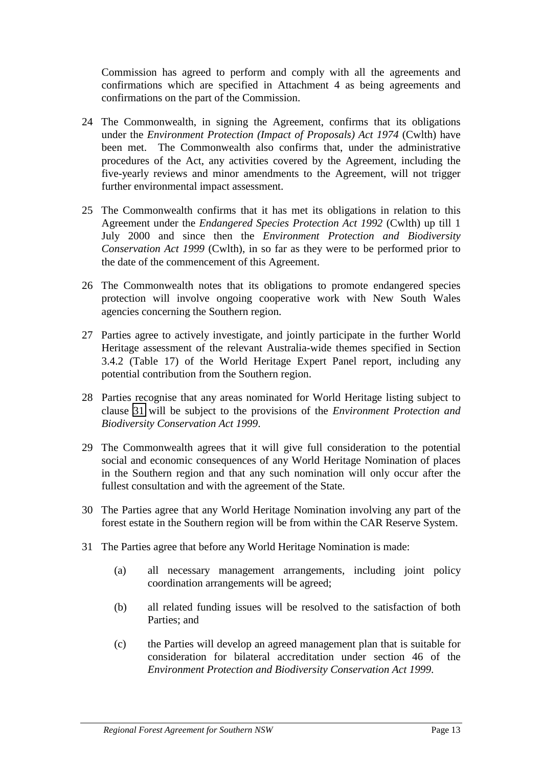Commission has agreed to perform and comply with all the agreements and confirmations which are specified in Attachment 4 as being agreements and confirmations on the part of the Commission.

24 The Commonwealth, in signing the Agreement, confirms that its obligations under the *Environment Protection (Impact of Proposals) Act 1974* (Cwlth) have been met. The Commonwealth also confirms that, under the administrative procedures of the Act, any activities covered by the Agreement, including the five-yearly reviews and minor amendments to the Agreement, will not trigger further environmental impact assessment.

25 The Commonwealth confirms that it has met its obligations in relation to this Agreement under the *Endangered Species Protection Act 1992* (Cwlth) up till 1 July 2000 and since then the *Environment Protection and Biodiversity Conservation Act 1999* (Cwlth), in so far as they were to be performed prior to the date of the commencement of this Agreement.

26 The Commonwealth notes that its obligations to promote endangered species protection will involve ongoing cooperative work with New South Wales agencies concerning the Southern region.

27 Parties agree to actively investigate, and jointly participate in the further World Heritage assessment of the relevant Australia-wide themes specified in Section 3.4.2 (Table 17) of the World Heritage Expert Panel report, including any potential contribution from the Southern region.

28 Parties recognise that any areas nominated for World Heritage listing subject to clause 31 will be subject to the provisions of the *Environment Protection and Biodiversity Conservation Act 1999*.

29 The Commonwealth agrees that it will give full consideration to the potential social and economic consequences of any World Heritage Nomination of places in the Southern region and that any such nomination will only occur after the fullest consultation and with the agreement of the State.

30 The Parties agree that any World Heritage Nomination involving any part of the forest estate in the Southern region will be from within the CAR Reserve System.

31 The Parties agree that before any World Heritage Nomination is made:

(a) all necessary management arrangements, including joint policy coordination arrangements will be agreed;

(b) all related funding issues will be resolved to the satisfaction of both Parties; and

(c) the Parties will develop an agreed management plan that is suitable for consideration for bilateral accreditation under section 46 of the *Environment Protection and Biodiversity Conservation Act 1999*.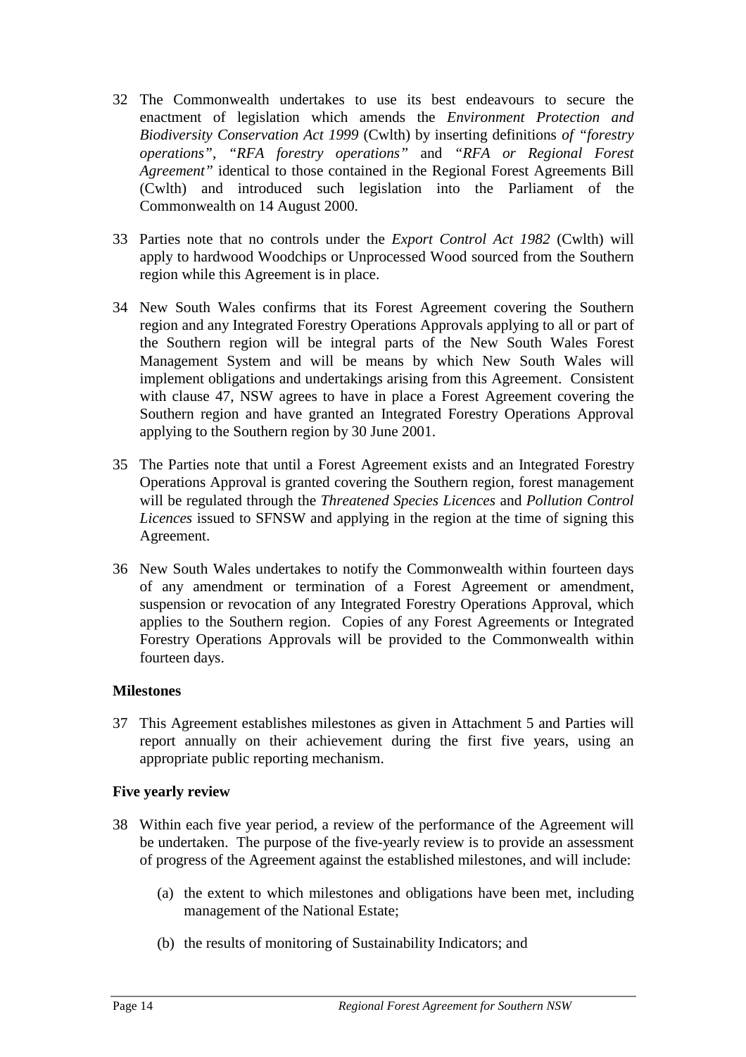32 The Commonwealth undertakes to use its best endeavours to secure the enactment of legislation which amends the *Environment Protection and Biodiversity Conservation Act 1999* (Cwlth) by inserting definitions *of "forestry operations", "RFA forestry operations"* and *"RFA or Regional Forest Agreement"* identical to those contained in the Regional Forest Agreements Bill (Cwlth) and introduced such legislation into the Parliament of the Commonwealth on 14 August 2000.

33 Parties note that no controls under the *Export Control Act 1982* (Cwlth) will apply to hardwood Woodchips or Unprocessed Wood sourced from the Southern region while this Agreement is in place.

34 New South Wales confirms that its Forest Agreement covering the Southern region and any Integrated Forestry Operations Approvals applying to all or part of the Southern region will be integral parts of the New South Wales Forest Management System and will be means by which New South Wales will implement obligations and undertakings arising from this Agreement. Consistent with clause 47, NSW agrees to have in place a Forest Agreement covering the Southern region and have granted an Integrated Forestry Operations Approval applying to the Southern region by 30 June 2001.

35 The Parties note that until a Forest Agreement exists and an Integrated Forestry Operations Approval is granted covering the Southern region, forest management will be regulated through the *Threatened Species Licences* and *Pollution Control Licences* issued to SFNSW and applying in the region at the time of signing this Agreement.

36 New South Wales undertakes to notify the Commonwealth within fourteen days of any amendment or termination of a Forest Agreement or amendment, suspension or revocation of any Integrated Forestry Operations Approval, which applies to the Southern region. Copies of any Forest Agreements or Integrated Forestry Operations Approvals will be provided to the Commonwealth within fourteen days.

**Milestones**

37 This Agreement establishes milestones as given in Attachment 5 and Parties will report annually on their achievement during the first five years, using an appropriate public reporting mechanism.

**Five yearly review**

38 Within each five year period, a review of the performance of the Agreement will be undertaken. The purpose of the five-yearly review is to provide an assessment of progress of the Agreement against the established milestones, and will include:

   (a) the extent to which milestones and obligations have been met, including management of the National Estate;

   (b) the results of monitoring of Sustainability Indicators; and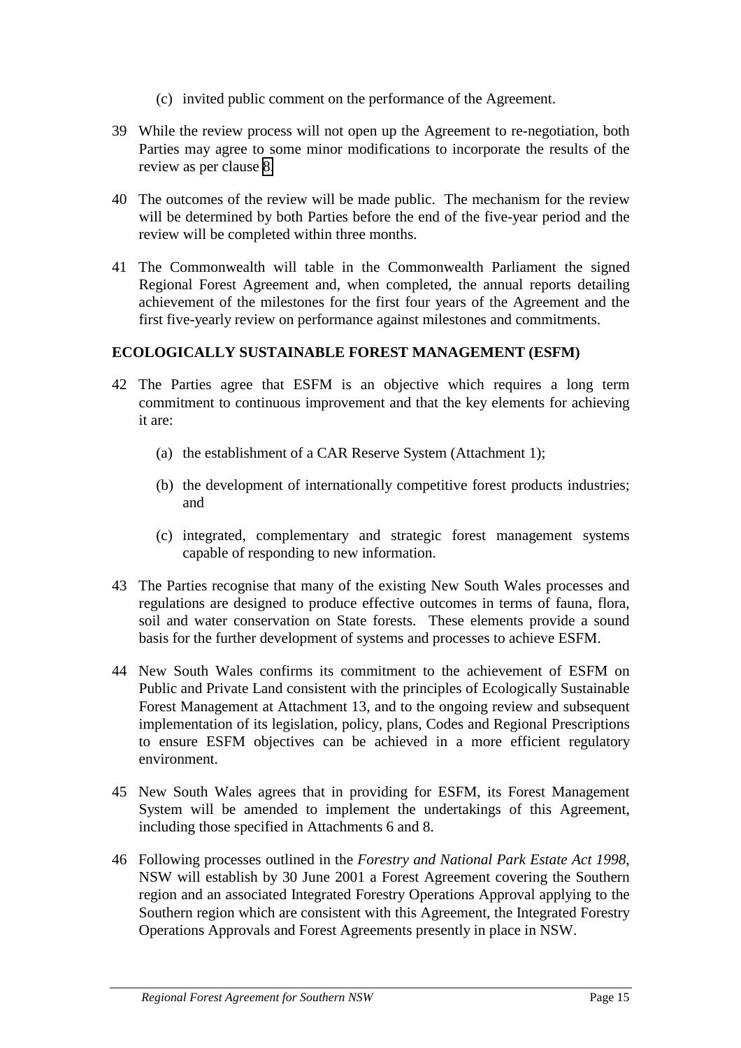(c) invited public comment on the performance of the Agreement.

39 While the review process will not open up the Agreement to re-negotiation, both Parties may agree to some minor modifications to incorporate the results of the review as per clause 8.

40 The outcomes of the review will be made public. The mechanism for the review will be determined by both Parties before the end of the five-year period and the review will be completed within three months.

41 The Commonwealth will table in the Commonwealth Parliament the signed Regional Forest Agreement and, when completed, the annual reports detailing achievement of the milestones for the first four years of the Agreement and the first five-yearly review on performance against milestones and commitments.

## ECOLOGICALLY SUSTAINABLE FOREST MANAGEMENT (ESFM)

42 The Parties agree that ESFM is an objective which requires a long term commitment to continuous improvement and that the key elements for achieving it are:

(a) the establishment of a CAR Reserve System (Attachment 1);

(b) the development of internationally competitive forest products industries; and

(c) integrated, complementary and strategic forest management systems capable of responding to new information.

43 The Parties recognise that many of the existing New South Wales processes and regulations are designed to produce effective outcomes in terms of fauna, flora, soil and water conservation on State forests. These elements provide a sound basis for the further development of systems and processes to achieve ESFM.

44 New South Wales confirms its commitment to the achievement of ESFM on Public and Private Land consistent with the principles of Ecologically Sustainable Forest Management at Attachment 13, and to the ongoing review and subsequent implementation of its legislation, policy, plans, Codes and Regional Prescriptions to ensure ESFM objectives can be achieved in a more efficient regulatory environment.

45 New South Wales agrees that in providing for ESFM, its Forest Management System will be amended to implement the undertakings of this Agreement, including those specified in Attachments 6 and 8.

46 Following processes outlined in the *Forestry and National Park Estate Act 1998*, NSW will establish by 30 June 2001 a Forest Agreement covering the Southern region and an associated Integrated Forestry Operations Approval applying to the Southern region which are consistent with this Agreement, the Integrated Forestry Operations Approvals and Forest Agreements presently in place in NSW.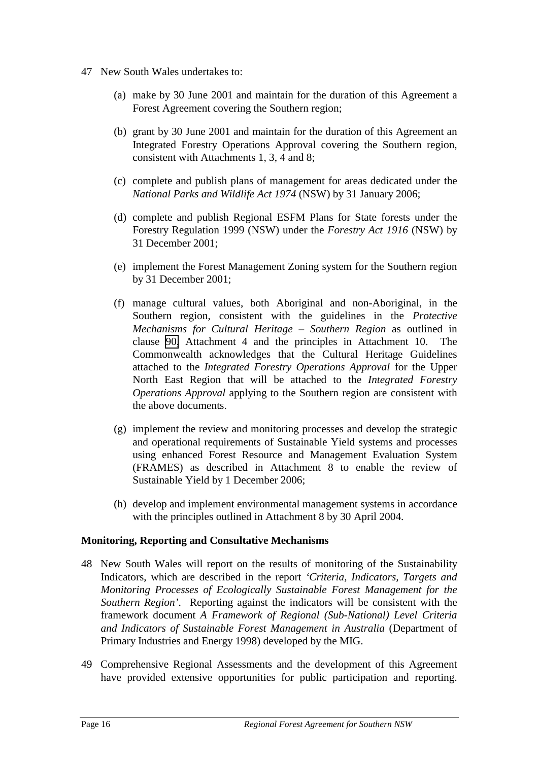47 New South Wales undertakes to:

(a) make by 30 June 2001 and maintain for the duration of this Agreement a Forest Agreement covering the Southern region;

(b) grant by 30 June 2001 and maintain for the duration of this Agreement an Integrated Forestry Operations Approval covering the Southern region, consistent with Attachments 1, 3, 4 and 8;

(c) complete and publish plans of management for areas dedicated under the *National Parks and Wildlife Act 1974* (NSW) by 31 January 2006;

(d) complete and publish Regional ESFM Plans for State forests under the Forestry Regulation 1999 (NSW) under the *Forestry Act 1916* (NSW) by 31 December 2001;

(e) implement the Forest Management Zoning system for the Southern region by 31 December 2001;

(f) manage cultural values, both Aboriginal and non-Aboriginal, in the Southern region, consistent with the guidelines in the *Protective Mechanisms for Cultural Heritage – Southern Region* as outlined in clause 90, Attachment 4 and the principles in Attachment 10. The Commonwealth acknowledges that the Cultural Heritage Guidelines attached to the *Integrated Forestry Operations Approval* for the Upper North East Region that will be attached to the *Integrated Forestry Operations Approval* applying to the Southern region are consistent with the above documents.

(g) implement the review and monitoring processes and develop the strategic and operational requirements of Sustainable Yield systems and processes using enhanced Forest Resource and Management Evaluation System (FRAMES) as described in Attachment 8 to enable the review of Sustainable Yield by 1 December 2006;

(h) develop and implement environmental management systems in accordance with the principles outlined in Attachment 8 by 30 April 2004.

**Monitoring, Reporting and Consultative Mechanisms**

48 New South Wales will report on the results of monitoring of the Sustainability Indicators, which are described in the report *'Criteria, Indicators, Targets and Monitoring Processes of Ecologically Sustainable Forest Management for the Southern Region'*. Reporting against the indicators will be consistent with the framework document *A Framework of Regional (Sub-National) Level Criteria and Indicators of Sustainable Forest Management in Australia* (Department of Primary Industries and Energy 1998) developed by the MIG.

49 Comprehensive Regional Assessments and the development of this Agreement have provided extensive opportunities for public participation and reporting.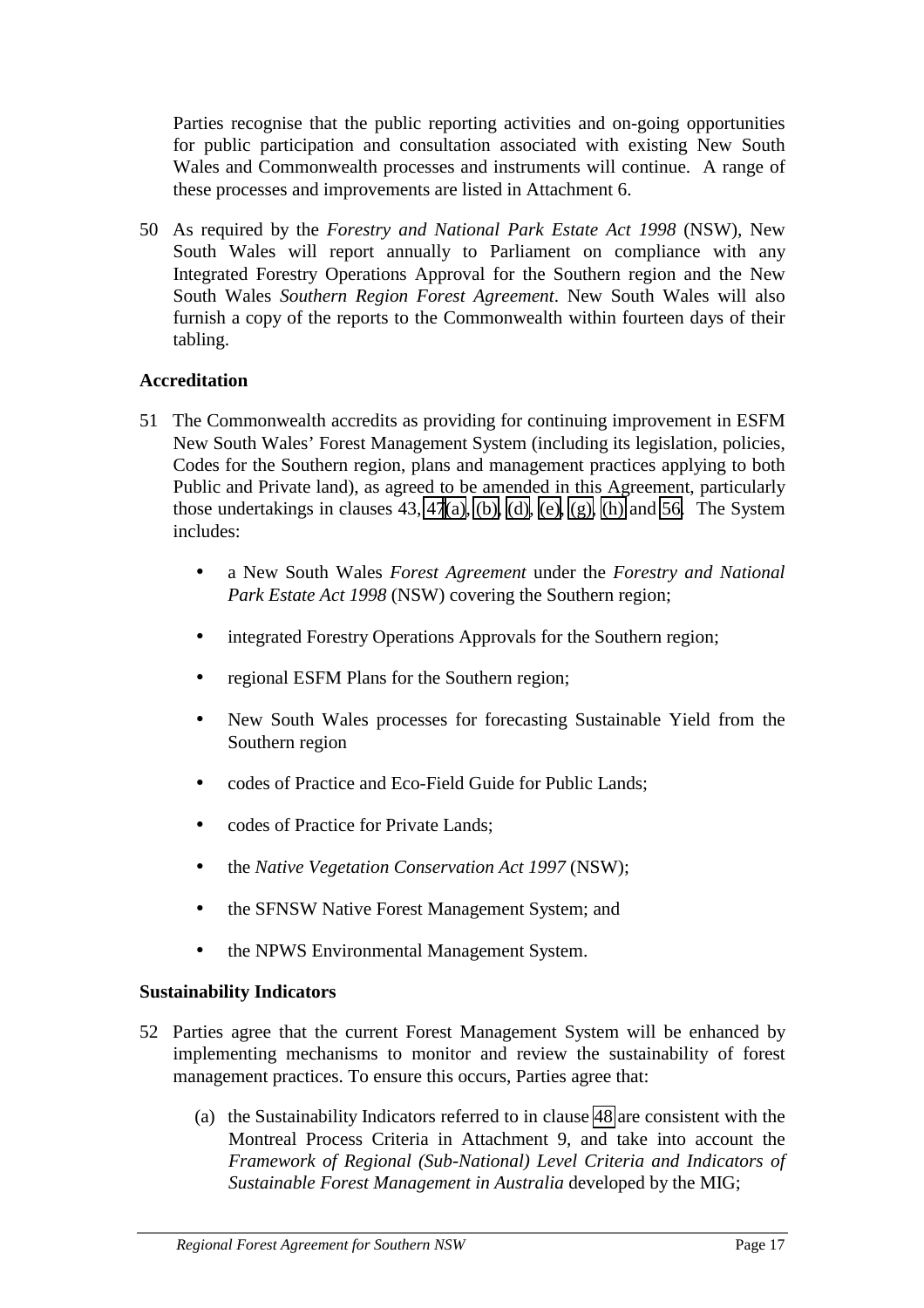Parties recognise that the public reporting activities and on-going opportunities for public participation and consultation associated with existing New South Wales and Commonwealth processes and instruments will continue. A range of these processes and improvements are listed in Attachment 6.

50 As required by the *Forestry and National Park Estate Act 1998* (NSW), New South Wales will report annually to Parliament on compliance with any Integrated Forestry Operations Approval for the Southern region and the New South Wales *Southern Region Forest Agreement*. New South Wales will also furnish a copy of the reports to the Commonwealth within fourteen days of their tabling.

**Accreditation**

51 The Commonwealth accredits as providing for continuing improvement in ESFM New South Wales' Forest Management System (including its legislation, policies, Codes for the Southern region, plans and management practices applying to both Public and Private land), as agreed to be amended in this Agreement, particularly those undertakings in clauses 43, 47(a), (b), (d), (e), (g), (h) and 56. The System includes:

- a New South Wales *Forest Agreement* under the *Forestry and National Park Estate Act 1998* (NSW) covering the Southern region;
- integrated Forestry Operations Approvals for the Southern region;
- regional ESFM Plans for the Southern region;
- New South Wales processes for forecasting Sustainable Yield from the Southern region
- codes of Practice and Eco-Field Guide for Public Lands;
- codes of Practice for Private Lands;
- the *Native Vegetation Conservation Act 1997* (NSW);
- the SFNSW Native Forest Management System; and
- the NPWS Environmental Management System.

**Sustainability Indicators**

52 Parties agree that the current Forest Management System will be enhanced by implementing mechanisms to monitor and review the sustainability of forest management practices. To ensure this occurs, Parties agree that:

(a) the Sustainability Indicators referred to in clause 48 are consistent with the Montreal Process Criteria in Attachment 9, and take into account the *Framework of Regional (Sub-National) Level Criteria and Indicators of Sustainable Forest Management in Australia* developed by the MIG;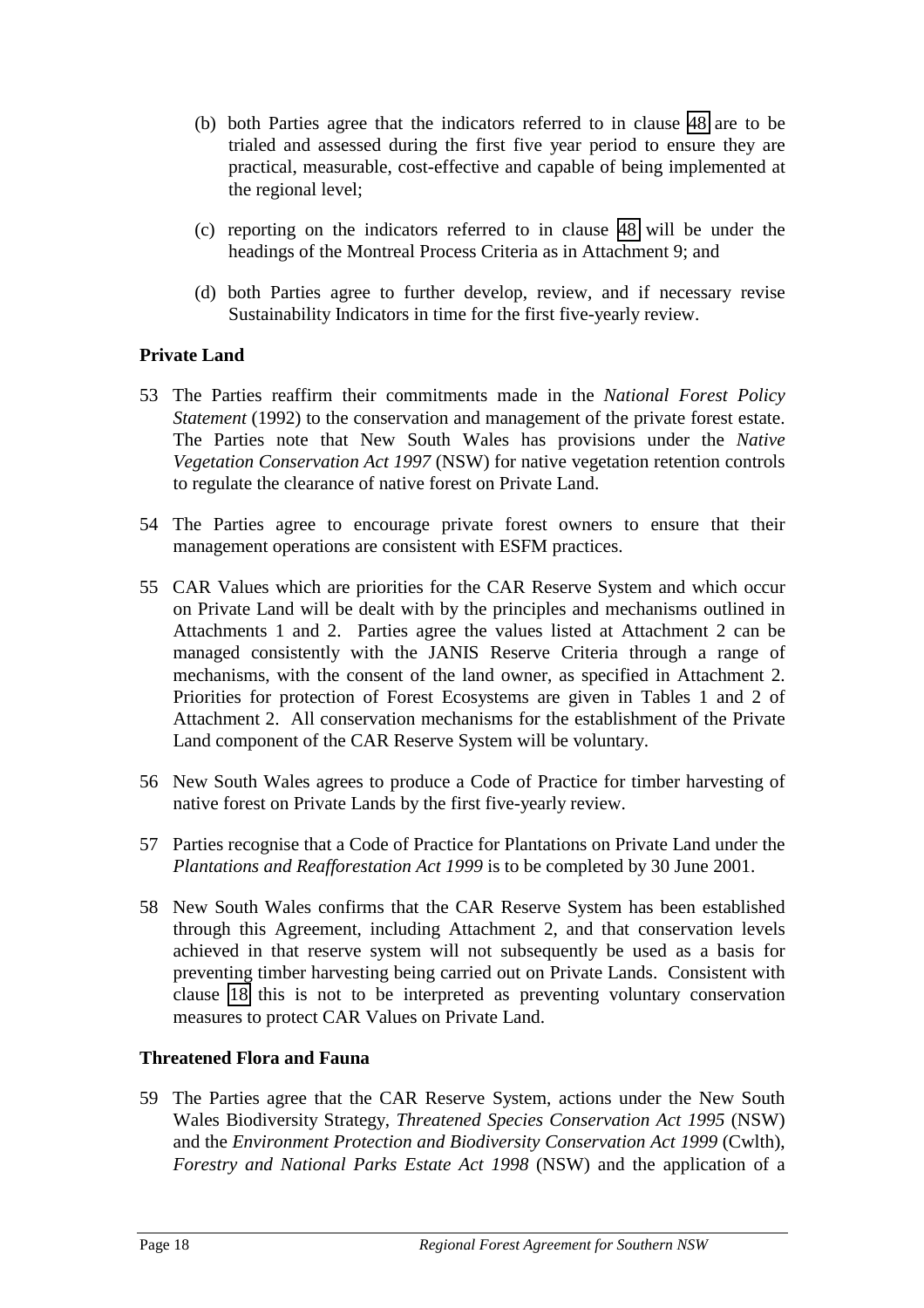(b) both Parties agree that the indicators referred to in clause 48 are to be trialed and assessed during the first five year period to ensure they are practical, measurable, cost-effective and capable of being implemented at the regional level;

(c) reporting on the indicators referred to in clause 48 will be under the headings of the Montreal Process Criteria as in Attachment 9; and

(d) both Parties agree to further develop, review, and if necessary revise Sustainability Indicators in time for the first five-yearly review.

**Private Land**

53 The Parties reaffirm their commitments made in the *National Forest Policy Statement* (1992) to the conservation and management of the private forest estate. The Parties note that New South Wales has provisions under the *Native Vegetation Conservation Act 1997* (NSW) for native vegetation retention controls to regulate the clearance of native forest on Private Land.

54 The Parties agree to encourage private forest owners to ensure that their management operations are consistent with ESFM practices.

55 CAR Values which are priorities for the CAR Reserve System and which occur on Private Land will be dealt with by the principles and mechanisms outlined in Attachments 1 and 2. Parties agree the values listed at Attachment 2 can be managed consistently with the JANIS Reserve Criteria through a range of mechanisms, with the consent of the land owner, as specified in Attachment 2. Priorities for protection of Forest Ecosystems are given in Tables 1 and 2 of Attachment 2. All conservation mechanisms for the establishment of the Private Land component of the CAR Reserve System will be voluntary.

56 New South Wales agrees to produce a Code of Practice for timber harvesting of native forest on Private Lands by the first five-yearly review.

57 Parties recognise that a Code of Practice for Plantations on Private Land under the *Plantations and Reafforestation Act 1999* is to be completed by 30 June 2001.

58 New South Wales confirms that the CAR Reserve System has been established through this Agreement, including Attachment 2, and that conservation levels achieved in that reserve system will not subsequently be used as a basis for preventing timber harvesting being carried out on Private Lands. Consistent with clause 18 this is not to be interpreted as preventing voluntary conservation measures to protect CAR Values on Private Land.

**Threatened Flora and Fauna**

59 The Parties agree that the CAR Reserve System, actions under the New South Wales Biodiversity Strategy, *Threatened Species Conservation Act 1995* (NSW) and the *Environment Protection and Biodiversity Conservation Act 1999* (Cwlth), *Forestry and National Parks Estate Act 1998* (NSW) and the application of a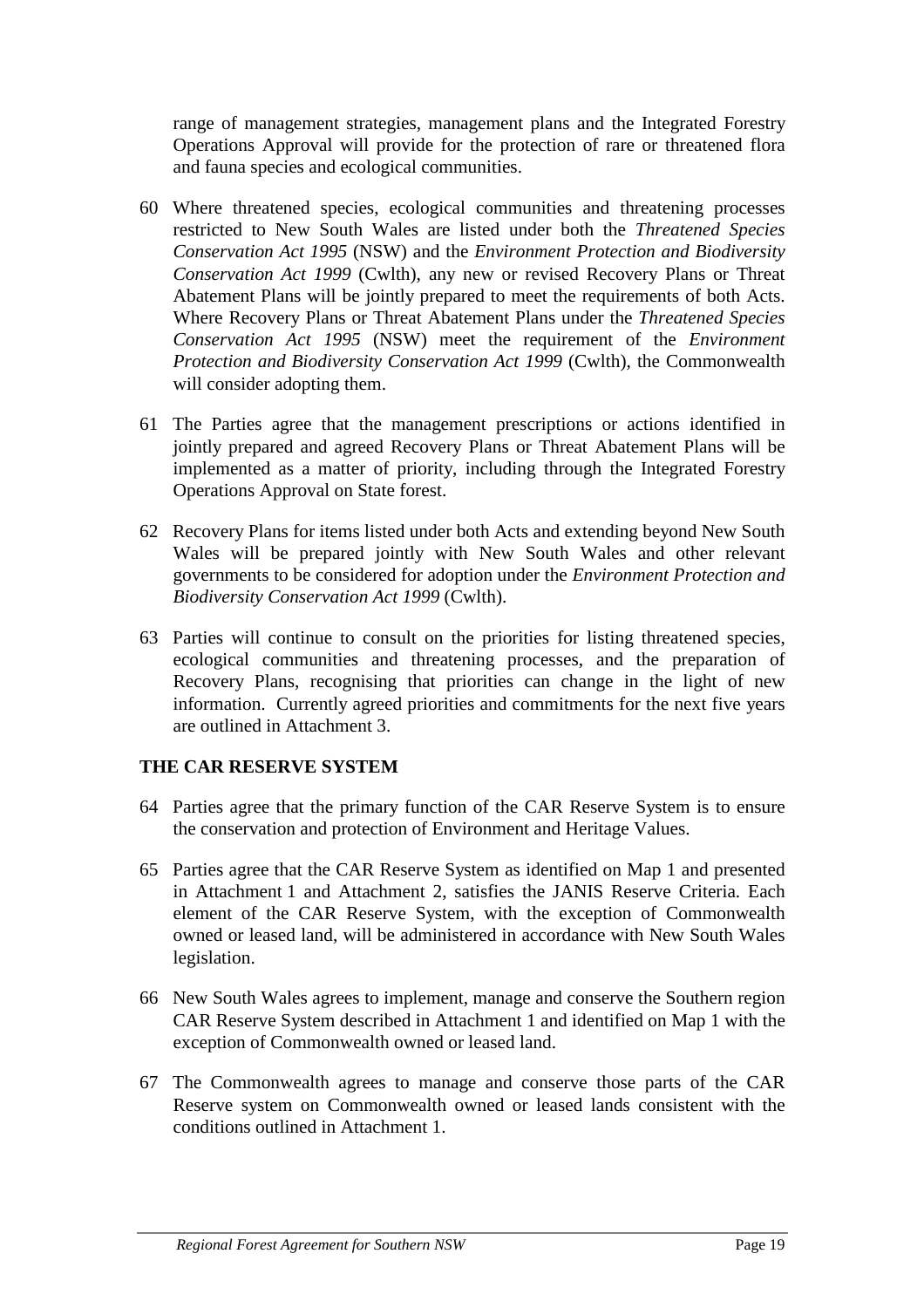range of management strategies, management plans and the Integrated Forestry Operations Approval will provide for the protection of rare or threatened flora and fauna species and ecological communities.

60 Where threatened species, ecological communities and threatening processes restricted to New South Wales are listed under both the *Threatened Species Conservation Act 1995* (NSW) and the *Environment Protection and Biodiversity Conservation Act 1999* (Cwlth), any new or revised Recovery Plans or Threat Abatement Plans will be jointly prepared to meet the requirements of both Acts. Where Recovery Plans or Threat Abatement Plans under the *Threatened Species Conservation Act 1995* (NSW) meet the requirement of the *Environment Protection and Biodiversity Conservation Act 1999* (Cwlth), the Commonwealth will consider adopting them.

61 The Parties agree that the management prescriptions or actions identified in jointly prepared and agreed Recovery Plans or Threat Abatement Plans will be implemented as a matter of priority, including through the Integrated Forestry Operations Approval on State forest.

62 Recovery Plans for items listed under both Acts and extending beyond New South Wales will be prepared jointly with New South Wales and other relevant governments to be considered for adoption under the *Environment Protection and Biodiversity Conservation Act 1999* (Cwlth).

63 Parties will continue to consult on the priorities for listing threatened species, ecological communities and threatening processes, and the preparation of Recovery Plans, recognising that priorities can change in the light of new information. Currently agreed priorities and commitments for the next five years are outlined in Attachment 3.

## THE CAR RESERVE SYSTEM

64 Parties agree that the primary function of the CAR Reserve System is to ensure the conservation and protection of Environment and Heritage Values.

65 Parties agree that the CAR Reserve System as identified on Map 1 and presented in Attachment 1 and Attachment 2, satisfies the JANIS Reserve Criteria. Each element of the CAR Reserve System, with the exception of Commonwealth owned or leased land, will be administered in accordance with New South Wales legislation.

66 New South Wales agrees to implement, manage and conserve the Southern region CAR Reserve System described in Attachment 1 and identified on Map 1 with the exception of Commonwealth owned or leased land.

67 The Commonwealth agrees to manage and conserve those parts of the CAR Reserve system on Commonwealth owned or leased lands consistent with the conditions outlined in Attachment 1.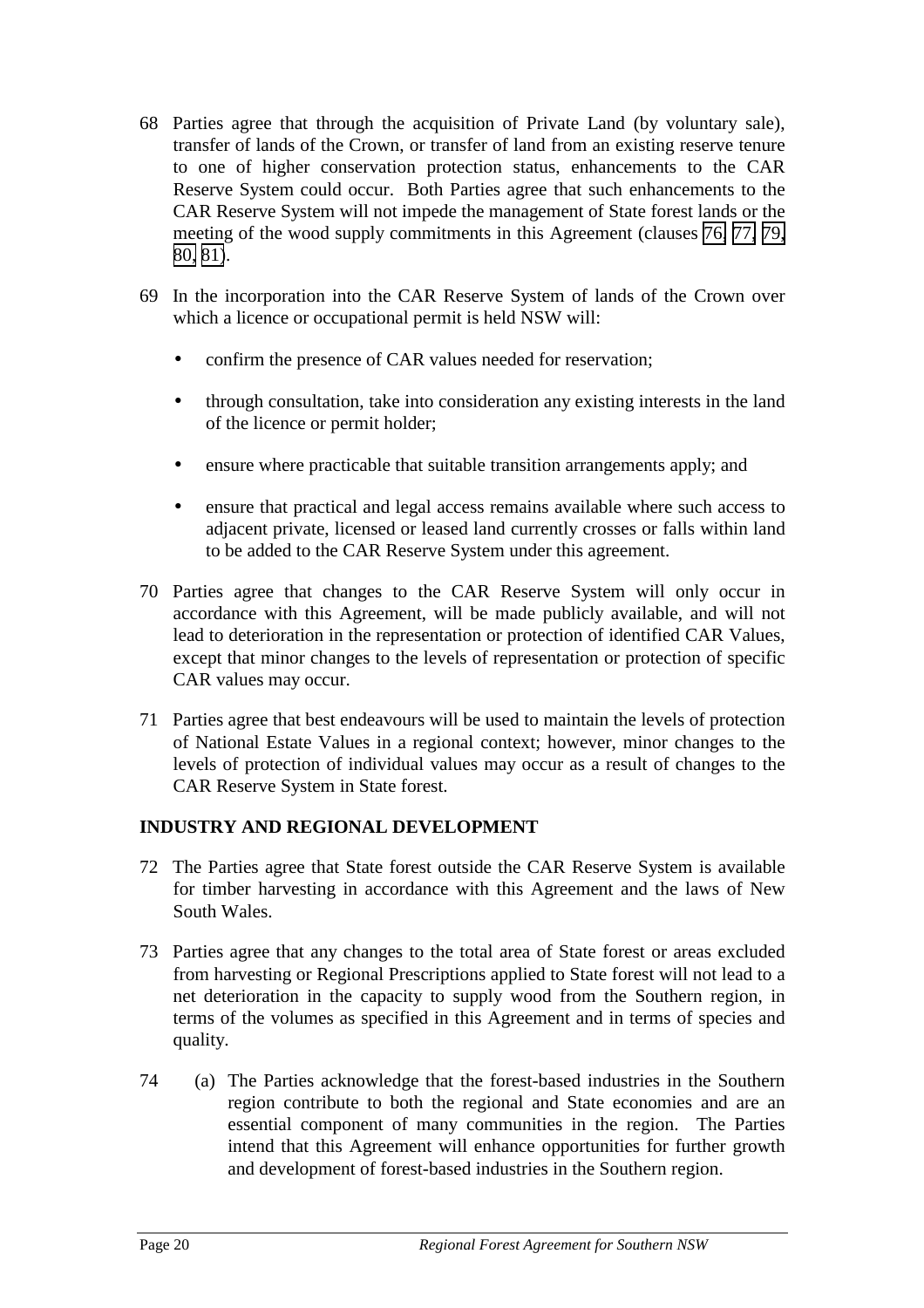68 Parties agree that through the acquisition of Private Land (by voluntary sale), transfer of lands of the Crown, or transfer of land from an existing reserve tenure to one of higher conservation protection status, enhancements to the CAR Reserve System could occur. Both Parties agree that such enhancements to the CAR Reserve System will not impede the management of State forest lands or the meeting of the wood supply commitments in this Agreement (clauses 76, 77, 79, 80, 81).

69 In the incorporation into the CAR Reserve System of lands of the Crown over which a licence or occupational permit is held NSW will:

- confirm the presence of CAR values needed for reservation;
- through consultation, take into consideration any existing interests in the land of the licence or permit holder;
- ensure where practicable that suitable transition arrangements apply; and
- ensure that practical and legal access remains available where such access to adjacent private, licensed or leased land currently crosses or falls within land to be added to the CAR Reserve System under this agreement.

70 Parties agree that changes to the CAR Reserve System will only occur in accordance with this Agreement, will be made publicly available, and will not lead to deterioration in the representation or protection of identified CAR Values, except that minor changes to the levels of representation or protection of specific CAR values may occur.

71 Parties agree that best endeavours will be used to maintain the levels of protection of National Estate Values in a regional context; however, minor changes to the levels of protection of individual values may occur as a result of changes to the CAR Reserve System in State forest.

## INDUSTRY AND REGIONAL DEVELOPMENT

72 The Parties agree that State forest outside the CAR Reserve System is available for timber harvesting in accordance with this Agreement and the laws of New South Wales.

73 Parties agree that any changes to the total area of State forest or areas excluded from harvesting or Regional Prescriptions applied to State forest will not lead to a net deterioration in the capacity to supply wood from the Southern region, in terms of the volumes as specified in this Agreement and in terms of species and quality.

74 (a) The Parties acknowledge that the forest-based industries in the Southern region contribute to both the regional and State economies and are an essential component of many communities in the region. The Parties intend that this Agreement will enhance opportunities for further growth and development of forest-based industries in the Southern region.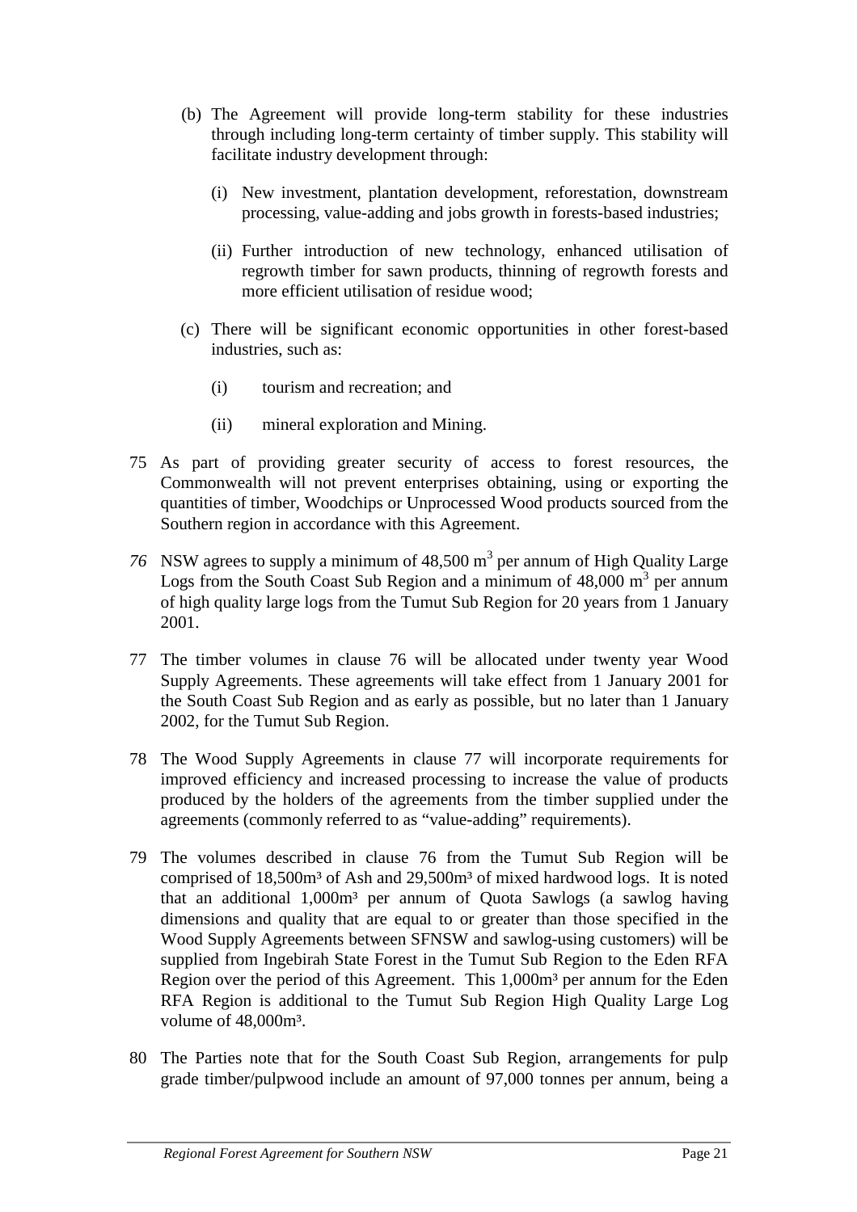(b) The Agreement will provide long-term stability for these industries through including long-term certainty of timber supply. This stability will facilitate industry development through:

   (i) New investment, plantation development, reforestation, downstream processing, value-adding and jobs growth in forests-based industries;

   (ii) Further introduction of new technology, enhanced utilisation of regrowth timber for sawn products, thinning of regrowth forests and more efficient utilisation of residue wood;

(c) There will be significant economic opportunities in other forest-based industries, such as:

   (i) tourism and recreation; and

   (ii) mineral exploration and Mining.

75 As part of providing greater security of access to forest resources, the Commonwealth will not prevent enterprises obtaining, using or exporting the quantities of timber, Woodchips or Unprocessed Wood products sourced from the Southern region in accordance with this Agreement.

*76* NSW agrees to supply a minimum of 48,500 $m^3$ per annum of High Quality Large Logs from the South Coast Sub Region and a minimum of 48,000 $m^3$ per annum of high quality large logs from the Tumut Sub Region for 20 years from 1 January 2001.

77 The timber volumes in clause 76 will be allocated under twenty year Wood Supply Agreements. These agreements will take effect from 1 January 2001 for the South Coast Sub Region and as early as possible, but no later than 1 January 2002, for the Tumut Sub Region.

78 The Wood Supply Agreements in clause 77 will incorporate requirements for improved efficiency and increased processing to increase the value of products produced by the holders of the agreements from the timber supplied under the agreements (commonly referred to as "value-adding" requirements).

79 The volumes described in clause 76 from the Tumut Sub Region will be comprised of 18,500$m^3$ of Ash and 29,500$m^3$ of mixed hardwood logs. It is noted that an additional 1,000$m^3$ per annum of Quota Sawlogs (a sawlog having dimensions and quality that are equal to or greater than those specified in the Wood Supply Agreements between SFNSW and sawlog-using customers) will be supplied from Ingebirah State Forest in the Tumut Sub Region to the Eden RFA Region over the period of this Agreement. This 1,000$m^3$ per annum for the Eden RFA Region is additional to the Tumut Sub Region High Quality Large Log volume of 48,000$m^3$.

80 The Parties note that for the South Coast Sub Region, arrangements for pulp grade timber/pulpwood include an amount of 97,000 tonnes per annum, being a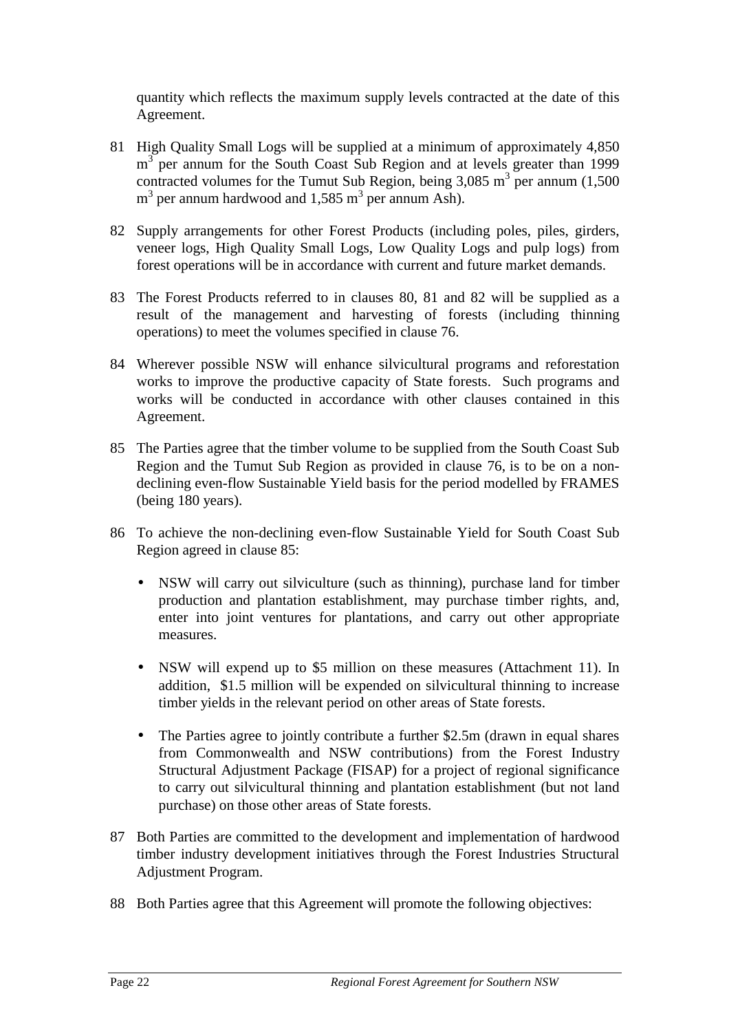quantity which reflects the maximum supply levels contracted at the date of this Agreement.

81 High Quality Small Logs will be supplied at a minimum of approximately 4,850 $m^3$ per annum for the South Coast Sub Region and at levels greater than 1999 contracted volumes for the Tumut Sub Region, being 3,085 $m^3$ per annum (1,500 $m^3$ per annum hardwood and 1,585 $m^3$ per annum Ash).

82 Supply arrangements for other Forest Products (including poles, piles, girders, veneer logs, High Quality Small Logs, Low Quality Logs and pulp logs) from forest operations will be in accordance with current and future market demands.

83 The Forest Products referred to in clauses 80, 81 and 82 will be supplied as a result of the management and harvesting of forests (including thinning operations) to meet the volumes specified in clause 76.

84 Wherever possible NSW will enhance silvicultural programs and reforestation works to improve the productive capacity of State forests. Such programs and works will be conducted in accordance with other clauses contained in this Agreement.

85 The Parties agree that the timber volume to be supplied from the South Coast Sub Region and the Tumut Sub Region as provided in clause 76, is to be on a non-declining even-flow Sustainable Yield basis for the period modelled by FRAMES (being 180 years).

86 To achieve the non-declining even-flow Sustainable Yield for South Coast Sub Region agreed in clause 85:

- NSW will carry out silviculture (such as thinning), purchase land for timber production and plantation establishment, may purchase timber rights, and, enter into joint ventures for plantations, and carry out other appropriate measures.

- NSW will expend up to $5 million on these measures (Attachment 11). In addition, $1.5 million will be expended on silvicultural thinning to increase timber yields in the relevant period on other areas of State forests.

- The Parties agree to jointly contribute a further $2.5m (drawn in equal shares from Commonwealth and NSW contributions) from the Forest Industry Structural Adjustment Package (FISAP) for a project of regional significance to carry out silvicultural thinning and plantation establishment (but not land purchase) on those other areas of State forests.

87 Both Parties are committed to the development and implementation of hardwood timber industry development initiatives through the Forest Industries Structural Adjustment Program.

88 Both Parties agree that this Agreement will promote the following objectives: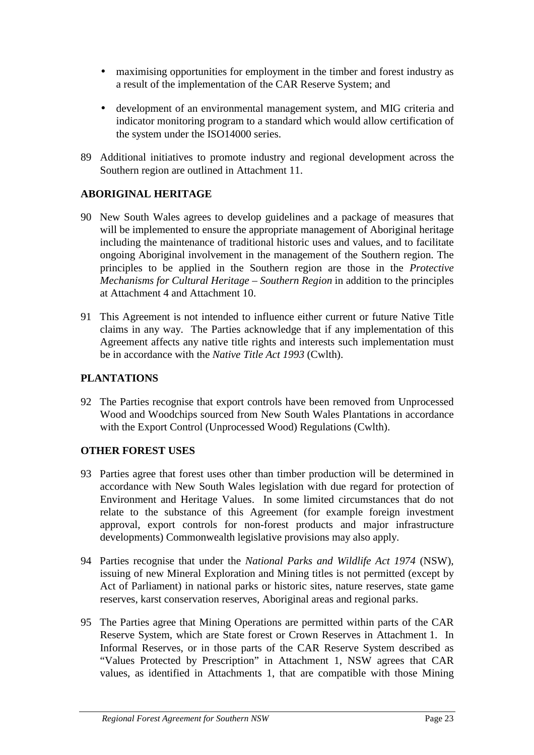- maximising opportunities for employment in the timber and forest industry as a result of the implementation of the CAR Reserve System; and

- development of an environmental management system, and MIG criteria and indicator monitoring program to a standard which would allow certification of the system under the ISO14000 series.

89 Additional initiatives to promote industry and regional development across the Southern region are outlined in Attachment 11.

## ABORIGINAL HERITAGE

90 New South Wales agrees to develop guidelines and a package of measures that will be implemented to ensure the appropriate management of Aboriginal heritage including the maintenance of traditional historic uses and values, and to facilitate ongoing Aboriginal involvement in the management of the Southern region. The principles to be applied in the Southern region are those in the *Protective Mechanisms for Cultural Heritage – Southern Region* in addition to the principles at Attachment 4 and Attachment 10.

91 This Agreement is not intended to influence either current or future Native Title claims in any way. The Parties acknowledge that if any implementation of this Agreement affects any native title rights and interests such implementation must be in accordance with the *Native Title Act 1993* (Cwlth).

## PLANTATIONS

92 The Parties recognise that export controls have been removed from Unprocessed Wood and Woodchips sourced from New South Wales Plantations in accordance with the Export Control (Unprocessed Wood) Regulations (Cwlth).

## OTHER FOREST USES

93 Parties agree that forest uses other than timber production will be determined in accordance with New South Wales legislation with due regard for protection of Environment and Heritage Values. In some limited circumstances that do not relate to the substance of this Agreement (for example foreign investment approval, export controls for non-forest products and major infrastructure developments) Commonwealth legislative provisions may also apply.

94 Parties recognise that under the *National Parks and Wildlife Act 1974* (NSW), issuing of new Mineral Exploration and Mining titles is not permitted (except by Act of Parliament) in national parks or historic sites, nature reserves, state game reserves, karst conservation reserves, Aboriginal areas and regional parks.

95 The Parties agree that Mining Operations are permitted within parts of the CAR Reserve System, which are State forest or Crown Reserves in Attachment 1. In Informal Reserves, or in those parts of the CAR Reserve System described as "Values Protected by Prescription" in Attachment 1, NSW agrees that CAR values, as identified in Attachments 1, that are compatible with those Mining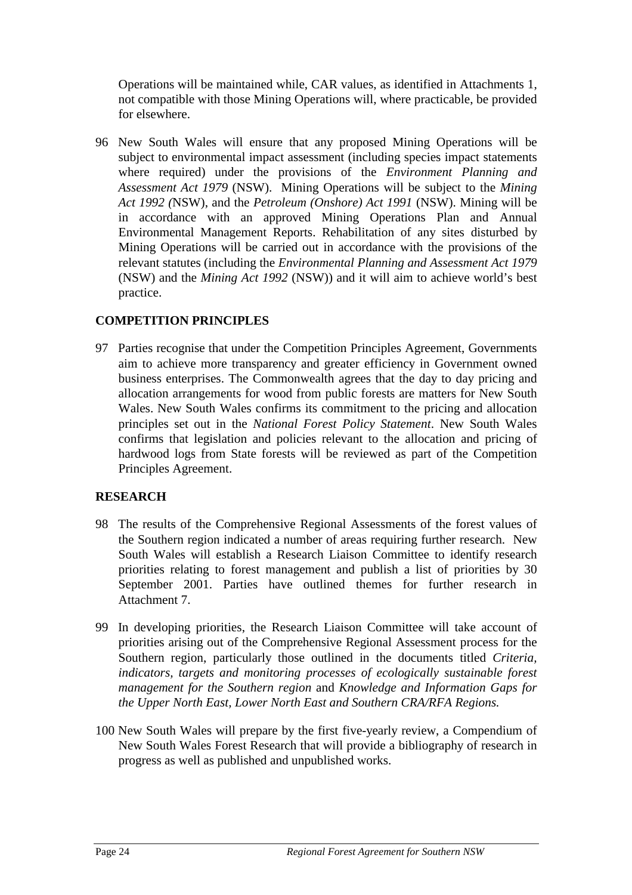Operations will be maintained while, CAR values, as identified in Attachments 1, not compatible with those Mining Operations will, where practicable, be provided for elsewhere.

96 New South Wales will ensure that any proposed Mining Operations will be subject to environmental impact assessment (including species impact statements where required) under the provisions of the *Environment Planning and Assessment Act 1979* (NSW). Mining Operations will be subject to the *Mining Act 1992 (*NSW), and the *Petroleum (Onshore) Act 1991* (NSW). Mining will be in accordance with an approved Mining Operations Plan and Annual Environmental Management Reports. Rehabilitation of any sites disturbed by Mining Operations will be carried out in accordance with the provisions of the relevant statutes (including the *Environmental Planning and Assessment Act 1979* (NSW) and the *Mining Act 1992* (NSW)) and it will aim to achieve world's best practice.

**COMPETITION PRINCIPLES**

97 Parties recognise that under the Competition Principles Agreement, Governments aim to achieve more transparency and greater efficiency in Government owned business enterprises. The Commonwealth agrees that the day to day pricing and allocation arrangements for wood from public forests are matters for New South Wales. New South Wales confirms its commitment to the pricing and allocation principles set out in the *National Forest Policy Statement*. New South Wales confirms that legislation and policies relevant to the allocation and pricing of hardwood logs from State forests will be reviewed as part of the Competition Principles Agreement.

**RESEARCH**

98 The results of the Comprehensive Regional Assessments of the forest values of the Southern region indicated a number of areas requiring further research. New South Wales will establish a Research Liaison Committee to identify research priorities relating to forest management and publish a list of priorities by 30 September 2001. Parties have outlined themes for further research in Attachment 7.

99 In developing priorities, the Research Liaison Committee will take account of priorities arising out of the Comprehensive Regional Assessment process for the Southern region, particularly those outlined in the documents titled *Criteria, indicators, targets and monitoring processes of ecologically sustainable forest management for the Southern region* and *Knowledge and Information Gaps for the Upper North East, Lower North East and Southern CRA/RFA Regions.*

100 New South Wales will prepare by the first five-yearly review, a Compendium of New South Wales Forest Research that will provide a bibliography of research in progress as well as published and unpublished works.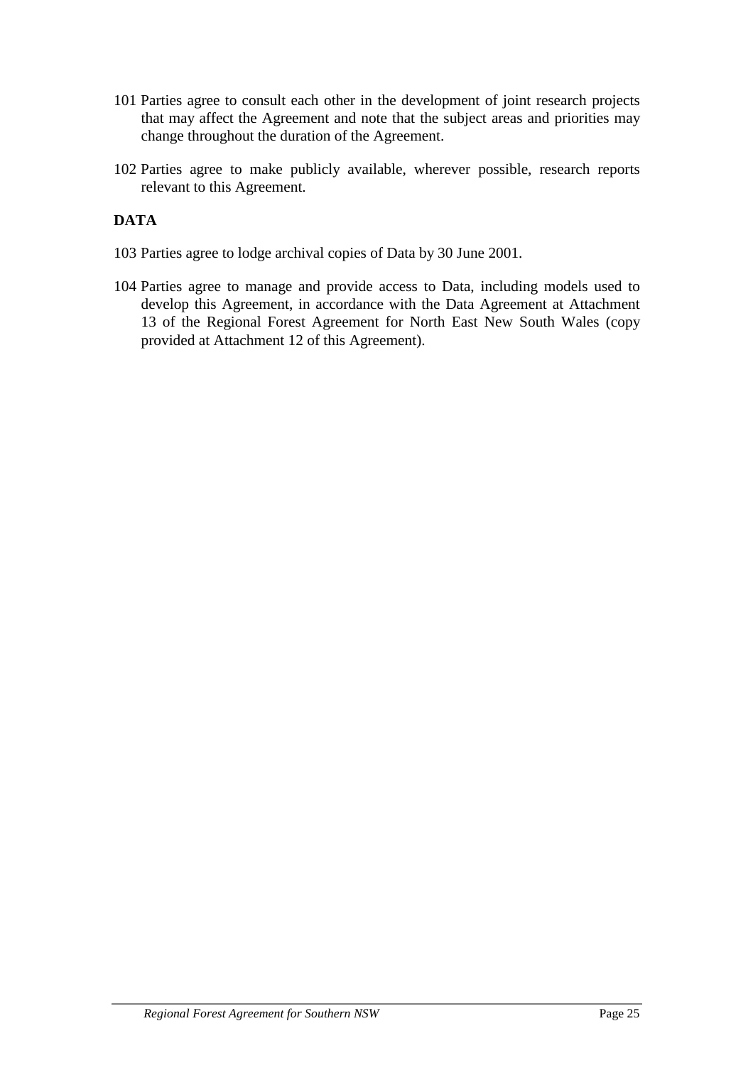101 Parties agree to consult each other in the development of joint research projects that may affect the Agreement and note that the subject areas and priorities may change throughout the duration of the Agreement.

102 Parties agree to make publicly available, wherever possible, research reports relevant to this Agreement.

## DATA

103 Parties agree to lodge archival copies of Data by 30 June 2001.

104 Parties agree to manage and provide access to Data, including models used to develop this Agreement, in accordance with the Data Agreement at Attachment 13 of the Regional Forest Agreement for North East New South Wales (copy provided at Attachment 12 of this Agreement).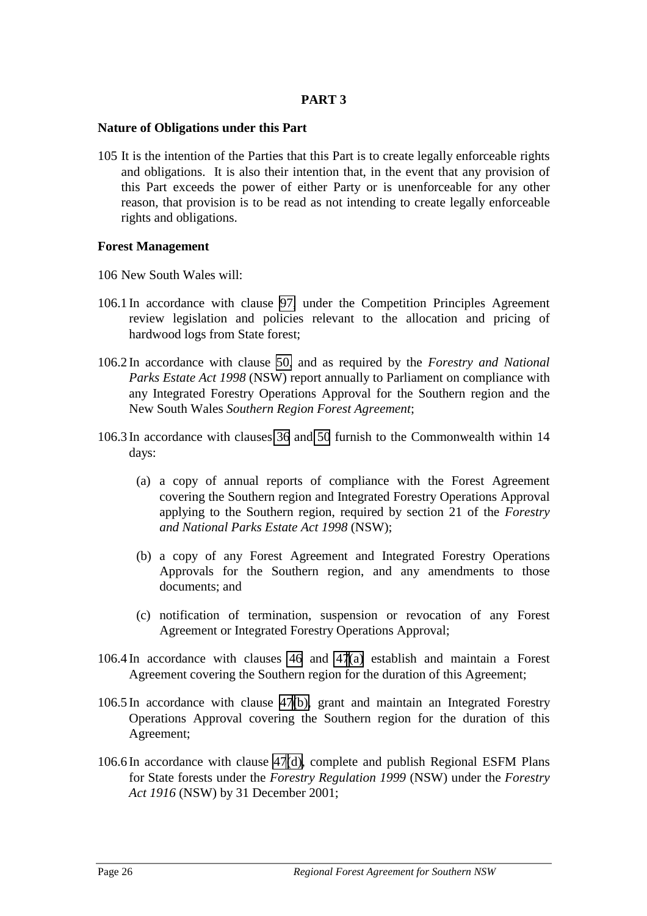# PART 3

## Nature of Obligations under this Part

105 It is the intention of the Parties that this Part is to create legally enforceable rights and obligations. It is also their intention that, in the event that any provision of this Part exceeds the power of either Party or is unenforceable for any other reason, that provision is to be read as not intending to create legally enforceable rights and obligations.

## Forest Management

106 New South Wales will:

106.1 In accordance with clause 97 under the Competition Principles Agreement review legislation and policies relevant to the allocation and pricing of hardwood logs from State forest;

106.2 In accordance with clause 50, and as required by the *Forestry and National Parks Estate Act 1998* (NSW) report annually to Parliament on compliance with any Integrated Forestry Operations Approval for the Southern region and the New South Wales *Southern Region Forest Agreement*;

106.3 In accordance with clauses 36 and 50 furnish to the Commonwealth within 14 days:

(a) a copy of annual reports of compliance with the Forest Agreement covering the Southern region and Integrated Forestry Operations Approval applying to the Southern region, required by section 21 of the *Forestry and National Parks Estate Act 1998* (NSW);

(b) a copy of any Forest Agreement and Integrated Forestry Operations Approvals for the Southern region, and any amendments to those documents; and

(c) notification of termination, suspension or revocation of any Forest Agreement or Integrated Forestry Operations Approval;

106.4 In accordance with clauses 46 and 47(a) establish and maintain a Forest Agreement covering the Southern region for the duration of this Agreement;

106.5 In accordance with clause 47(b), grant and maintain an Integrated Forestry Operations Approval covering the Southern region for the duration of this Agreement;

106.6 In accordance with clause 47(d), complete and publish Regional ESFM Plans for State forests under the *Forestry Regulation 1999* (NSW) under the *Forestry Act 1916* (NSW) by 31 December 2001;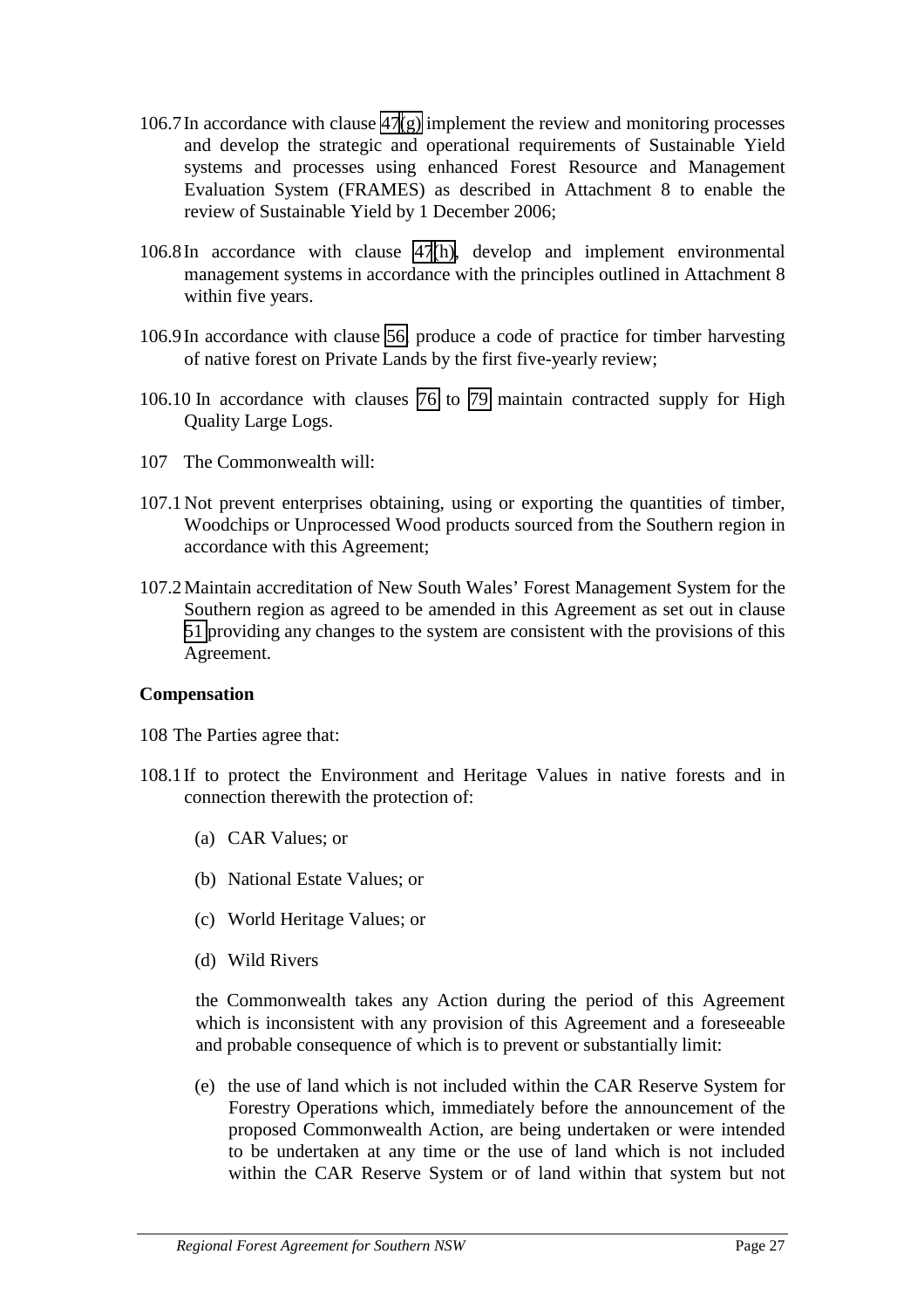106.7 In accordance with clause 47(g) implement the review and monitoring processes and develop the strategic and operational requirements of Sustainable Yield systems and processes using enhanced Forest Resource and Management Evaluation System (FRAMES) as described in Attachment 8 to enable the review of Sustainable Yield by 1 December 2006;

106.8 In accordance with clause 47(h), develop and implement environmental management systems in accordance with the principles outlined in Attachment 8 within five years.

106.9 In accordance with clause 56 produce a code of practice for timber harvesting of native forest on Private Lands by the first five-yearly review;

106.10 In accordance with clauses 76 to 79 maintain contracted supply for High Quality Large Logs.

107 The Commonwealth will:

107.1 Not prevent enterprises obtaining, using or exporting the quantities of timber, Woodchips or Unprocessed Wood products sourced from the Southern region in accordance with this Agreement;

107.2 Maintain accreditation of New South Wales' Forest Management System for the Southern region as agreed to be amended in this Agreement as set out in clause 51 providing any changes to the system are consistent with the provisions of this Agreement.

**Compensation**

108 The Parties agree that:

108.1 If to protect the Environment and Heritage Values in native forests and in connection therewith the protection of:

(a) CAR Values; or

(b) National Estate Values; or

(c) World Heritage Values; or

(d) Wild Rivers

the Commonwealth takes any Action during the period of this Agreement which is inconsistent with any provision of this Agreement and a foreseeable and probable consequence of which is to prevent or substantially limit:

(e) the use of land which is not included within the CAR Reserve System for Forestry Operations which, immediately before the announcement of the proposed Commonwealth Action, are being undertaken or were intended to be undertaken at any time or the use of land which is not included within the CAR Reserve System or of land within that system but not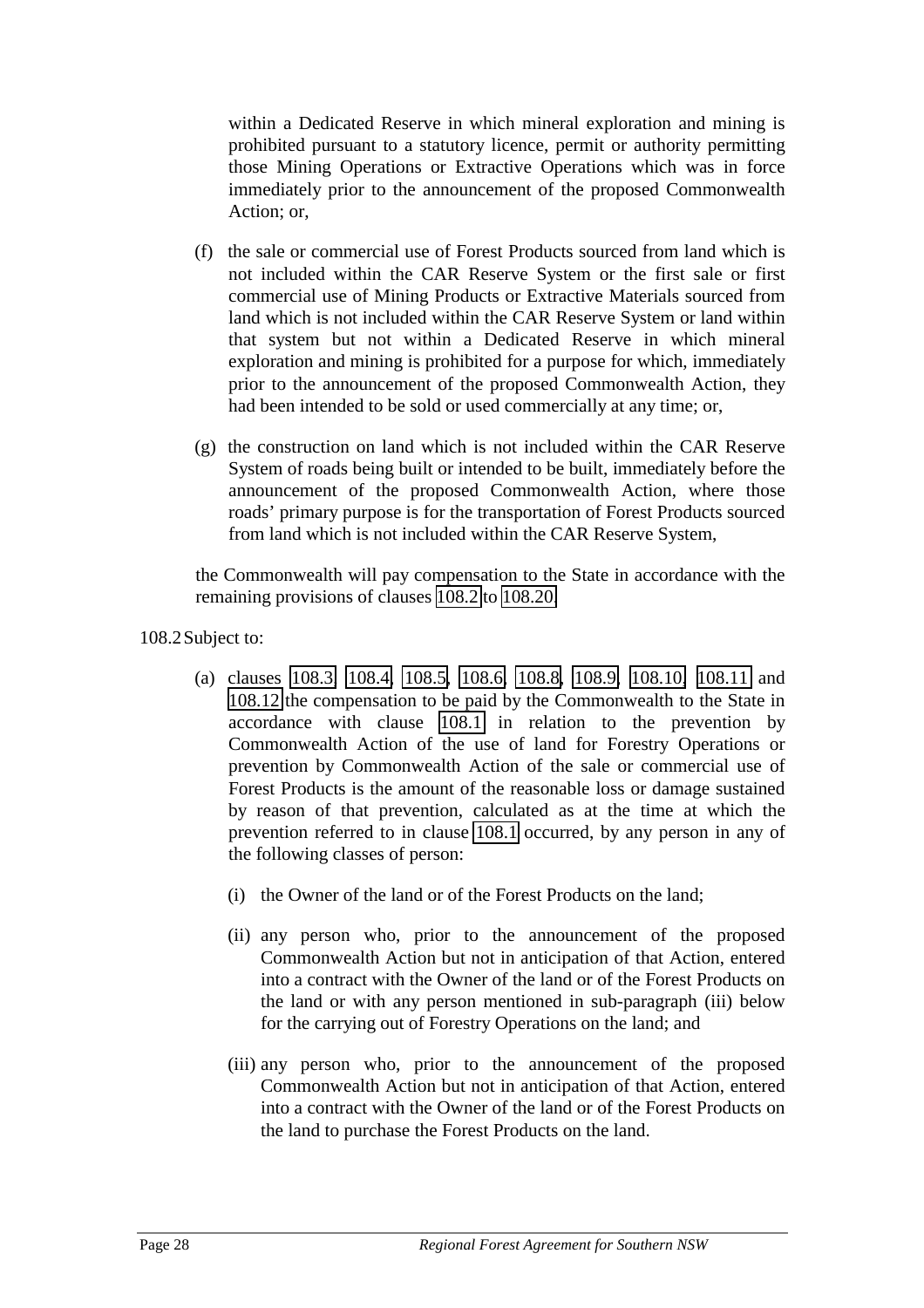within a Dedicated Reserve in which mineral exploration and mining is prohibited pursuant to a statutory licence, permit or authority permitting those Mining Operations or Extractive Operations which was in force immediately prior to the announcement of the proposed Commonwealth Action; or,

(f) the sale or commercial use of Forest Products sourced from land which is not included within the CAR Reserve System or the first sale or first commercial use of Mining Products or Extractive Materials sourced from land which is not included within the CAR Reserve System or land within that system but not within a Dedicated Reserve in which mineral exploration and mining is prohibited for a purpose for which, immediately prior to the announcement of the proposed Commonwealth Action, they had been intended to be sold or used commercially at any time; or,

(g) the construction on land which is not included within the CAR Reserve System of roads being built or intended to be built, immediately before the announcement of the proposed Commonwealth Action, where those roads' primary purpose is for the transportation of Forest Products sourced from land which is not included within the CAR Reserve System,

the Commonwealth will pay compensation to the State in accordance with the remaining provisions of clauses 108.2 to 108.20.

108.2 Subject to:

(a) clauses 108.3, 108.4, 108.5, 108.6, 108.8, 108.9, 108.10, 108.11 and 108.12 the compensation to be paid by the Commonwealth to the State in accordance with clause 108.1 in relation to the prevention by Commonwealth Action of the use of land for Forestry Operations or prevention by Commonwealth Action of the sale or commercial use of Forest Products is the amount of the reasonable loss or damage sustained by reason of that prevention, calculated as at the time at which the prevention referred to in clause 108.1 occurred, by any person in any of the following classes of person:

   (i) the Owner of the land or of the Forest Products on the land;

   (ii) any person who, prior to the announcement of the proposed Commonwealth Action but not in anticipation of that Action, entered into a contract with the Owner of the land or of the Forest Products on the land or with any person mentioned in sub-paragraph (iii) below for the carrying out of Forestry Operations on the land; and

   (iii) any person who, prior to the announcement of the proposed Commonwealth Action but not in anticipation of that Action, entered into a contract with the Owner of the land or of the Forest Products on the land to purchase the Forest Products on the land.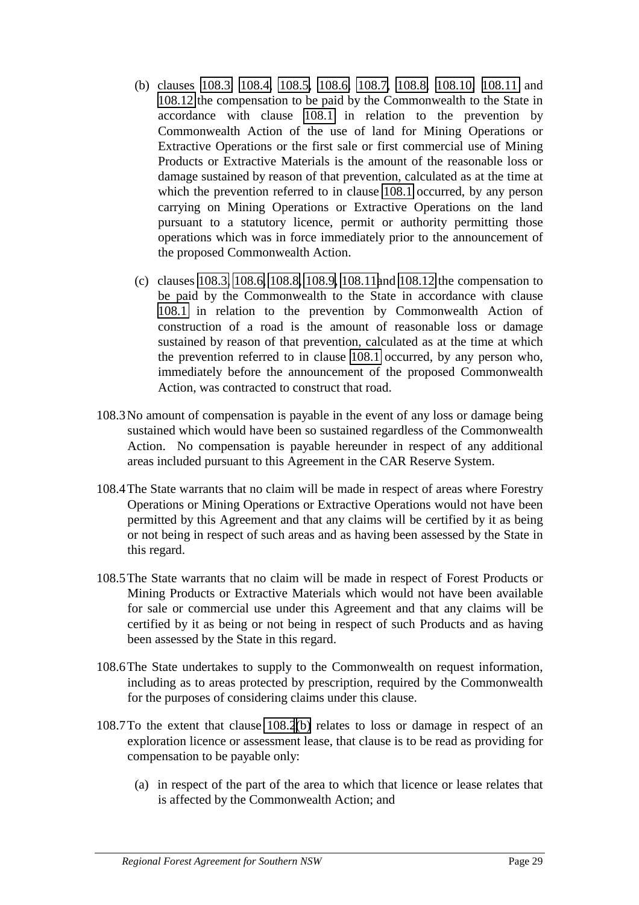(b) clauses 108.3, 108.4, 108.5, 108.6, 108.7, 108.8, 108.10, 108.11 and 108.12 the compensation to be paid by the Commonwealth to the State in accordance with clause 108.1 in relation to the prevention by Commonwealth Action of the use of land for Mining Operations or Extractive Operations or the first sale or first commercial use of Mining Products or Extractive Materials is the amount of the reasonable loss or damage sustained by reason of that prevention, calculated as at the time at which the prevention referred to in clause 108.1 occurred, by any person carrying on Mining Operations or Extractive Operations on the land pursuant to a statutory licence, permit or authority permitting those operations which was in force immediately prior to the announcement of the proposed Commonwealth Action.

(c) clauses 108.3, 108.6, 108.8, 108.9, 108.11 and 108.12 the compensation to be paid by the Commonwealth to the State in accordance with clause 108.1 in relation to the prevention by Commonwealth Action of construction of a road is the amount of reasonable loss or damage sustained by reason of that prevention, calculated as at the time at which the prevention referred to in clause 108.1 occurred, by any person who, immediately before the announcement of the proposed Commonwealth Action, was contracted to construct that road.

108.3 No amount of compensation is payable in the event of any loss or damage being sustained which would have been so sustained regardless of the Commonwealth Action. No compensation is payable hereunder in respect of any additional areas included pursuant to this Agreement in the CAR Reserve System.

108.4 The State warrants that no claim will be made in respect of areas where Forestry Operations or Mining Operations or Extractive Operations would not have been permitted by this Agreement and that any claims will be certified by it as being or not being in respect of such areas and as having been assessed by the State in this regard.

108.5 The State warrants that no claim will be made in respect of Forest Products or Mining Products or Extractive Materials which would not have been available for sale or commercial use under this Agreement and that any claims will be certified by it as being or not being in respect of such Products and as having been assessed by the State in this regard.

108.6 The State undertakes to supply to the Commonwealth on request information, including as to areas protected by prescription, required by the Commonwealth for the purposes of considering claims under this clause.

108.7 To the extent that clause 108.2(b) relates to loss or damage in respect of an exploration licence or assessment lease, that clause is to be read as providing for compensation to be payable only:

(a) in respect of the part of the area to which that licence or lease relates that is affected by the Commonwealth Action; and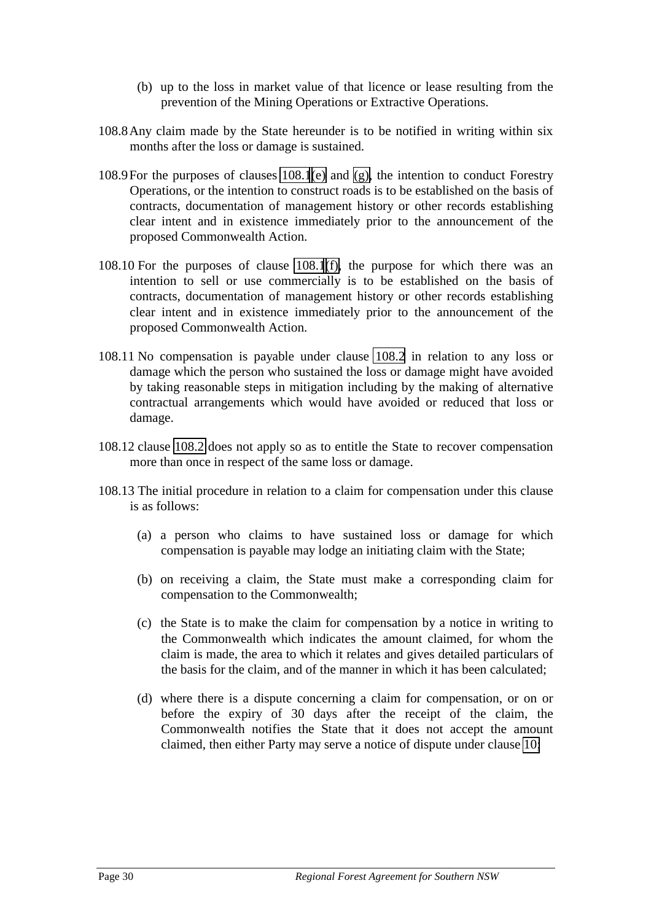(b) up to the loss in market value of that licence or lease resulting from the prevention of the Mining Operations or Extractive Operations.

108.8 Any claim made by the State hereunder is to be notified in writing within six months after the loss or damage is sustained.

108.9 For the purposes of clauses 108.1(e) and (g), the intention to conduct Forestry Operations, or the intention to construct roads is to be established on the basis of contracts, documentation of management history or other records establishing clear intent and in existence immediately prior to the announcement of the proposed Commonwealth Action.

108.10 For the purposes of clause 108.1(f), the purpose for which there was an intention to sell or use commercially is to be established on the basis of contracts, documentation of management history or other records establishing clear intent and in existence immediately prior to the announcement of the proposed Commonwealth Action.

108.11 No compensation is payable under clause 108.2 in relation to any loss or damage which the person who sustained the loss or damage might have avoided by taking reasonable steps in mitigation including by the making of alternative contractual arrangements which would have avoided or reduced that loss or damage.

108.12 clause 108.2 does not apply so as to entitle the State to recover compensation more than once in respect of the same loss or damage.

108.13 The initial procedure in relation to a claim for compensation under this clause is as follows:

(a) a person who claims to have sustained loss or damage for which compensation is payable may lodge an initiating claim with the State;

(b) on receiving a claim, the State must make a corresponding claim for compensation to the Commonwealth;

(c) the State is to make the claim for compensation by a notice in writing to the Commonwealth which indicates the amount claimed, for whom the claim is made, the area to which it relates and gives detailed particulars of the basis for the claim, and of the manner in which it has been calculated;

(d) where there is a dispute concerning a claim for compensation, or on or before the expiry of 30 days after the receipt of the claim, the Commonwealth notifies the State that it does not accept the amount claimed, then either Party may serve a notice of dispute under clause 10;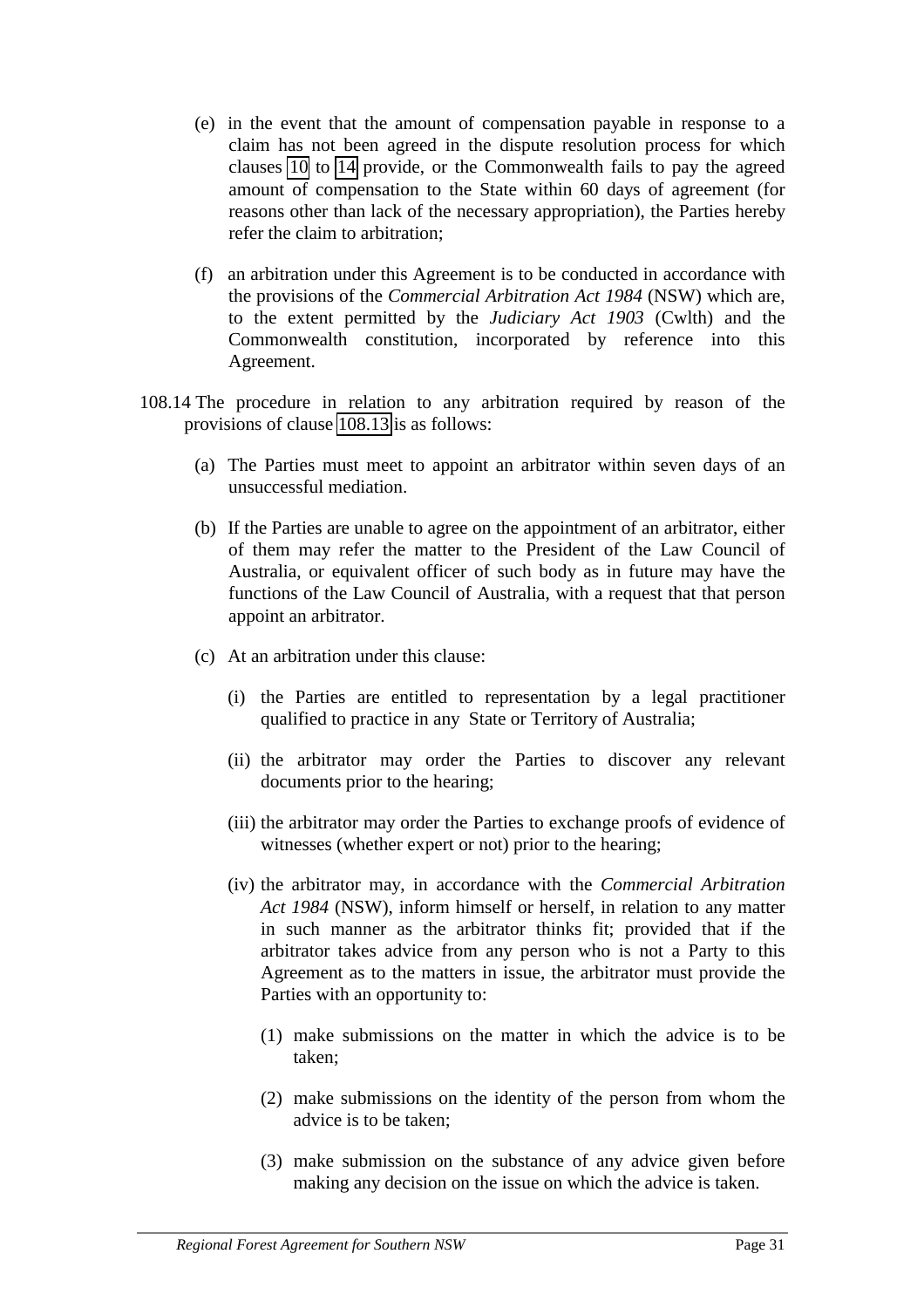(e) in the event that the amount of compensation payable in response to a claim has not been agreed in the dispute resolution process for which clauses 10 to 14 provide, or the Commonwealth fails to pay the agreed amount of compensation to the State within 60 days of agreement (for reasons other than lack of the necessary appropriation), the Parties hereby refer the claim to arbitration;

(f) an arbitration under this Agreement is to be conducted in accordance with the provisions of the *Commercial Arbitration Act 1984* (NSW) which are, to the extent permitted by the *Judiciary Act 1903* (Cwlth) and the Commonwealth constitution, incorporated by reference into this Agreement.

108.14 The procedure in relation to any arbitration required by reason of the provisions of clause 108.13 is as follows:

(a) The Parties must meet to appoint an arbitrator within seven days of an unsuccessful mediation.

(b) If the Parties are unable to agree on the appointment of an arbitrator, either of them may refer the matter to the President of the Law Council of Australia, or equivalent officer of such body as in future may have the functions of the Law Council of Australia, with a request that that person appoint an arbitrator.

(c) At an arbitration under this clause:

(i) the Parties are entitled to representation by a legal practitioner qualified to practice in any State or Territory of Australia;

(ii) the arbitrator may order the Parties to discover any relevant documents prior to the hearing;

(iii) the arbitrator may order the Parties to exchange proofs of evidence of witnesses (whether expert or not) prior to the hearing;

(iv) the arbitrator may, in accordance with the *Commercial Arbitration Act 1984* (NSW), inform himself or herself, in relation to any matter in such manner as the arbitrator thinks fit; provided that if the arbitrator takes advice from any person who is not a Party to this Agreement as to the matters in issue, the arbitrator must provide the Parties with an opportunity to:

(1) make submissions on the matter in which the advice is to be taken;

(2) make submissions on the identity of the person from whom the advice is to be taken;

(3) make submission on the substance of any advice given before making any decision on the issue on which the advice is taken.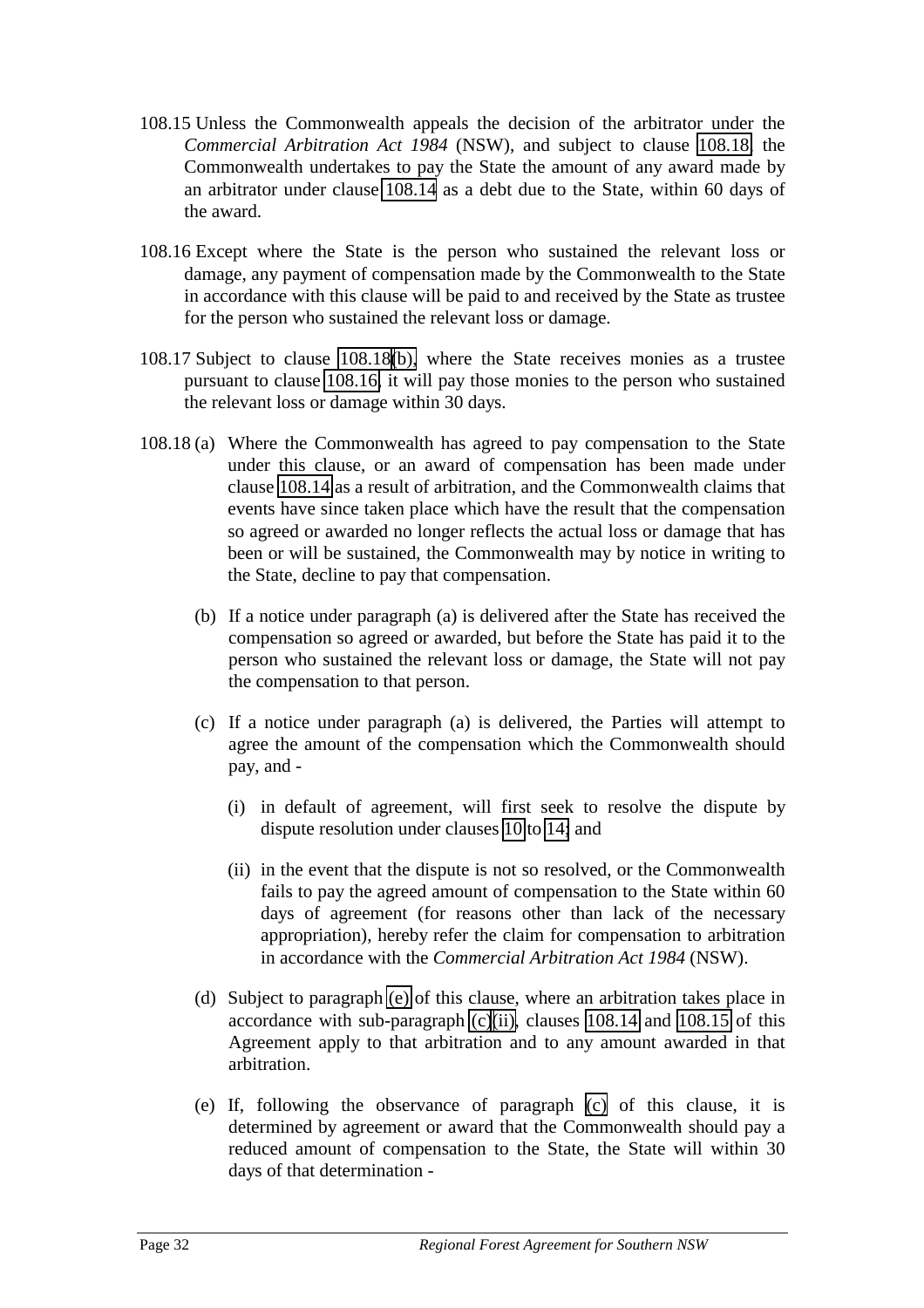108.15 Unless the Commonwealth appeals the decision of the arbitrator under the *Commercial Arbitration Act 1984* (NSW), and subject to clause 108.18, the Commonwealth undertakes to pay the State the amount of any award made by an arbitrator under clause 108.14 as a debt due to the State, within 60 days of the award.

108.16 Except where the State is the person who sustained the relevant loss or damage, any payment of compensation made by the Commonwealth to the State in accordance with this clause will be paid to and received by the State as trustee for the person who sustained the relevant loss or damage.

108.17 Subject to clause 108.18(b), where the State receives monies as a trustee pursuant to clause 108.16, it will pay those monies to the person who sustained the relevant loss or damage within 30 days.

108.18 (a) Where the Commonwealth has agreed to pay compensation to the State under this clause, or an award of compensation has been made under clause 108.14 as a result of arbitration, and the Commonwealth claims that events have since taken place which have the result that the compensation so agreed or awarded no longer reflects the actual loss or damage that has been or will be sustained, the Commonwealth may by notice in writing to the State, decline to pay that compensation.

(b) If a notice under paragraph (a) is delivered after the State has received the compensation so agreed or awarded, but before the State has paid it to the person who sustained the relevant loss or damage, the State will not pay the compensation to that person.

(c) If a notice under paragraph (a) is delivered, the Parties will attempt to agree the amount of the compensation which the Commonwealth should pay, and -

(i) in default of agreement, will first seek to resolve the dispute by dispute resolution under clauses 10 to 14; and

(ii) in the event that the dispute is not so resolved, or the Commonwealth fails to pay the agreed amount of compensation to the State within 60 days of agreement (for reasons other than lack of the necessary appropriation), hereby refer the claim for compensation to arbitration in accordance with the *Commercial Arbitration Act 1984* (NSW).

(d) Subject to paragraph (e) of this clause, where an arbitration takes place in accordance with sub-paragraph (c)(ii), clauses 108.14 and 108.15 of this Agreement apply to that arbitration and to any amount awarded in that arbitration.

(e) If, following the observance of paragraph (c) of this clause, it is determined by agreement or award that the Commonwealth should pay a reduced amount of compensation to the State, the State will within 30 days of that determination -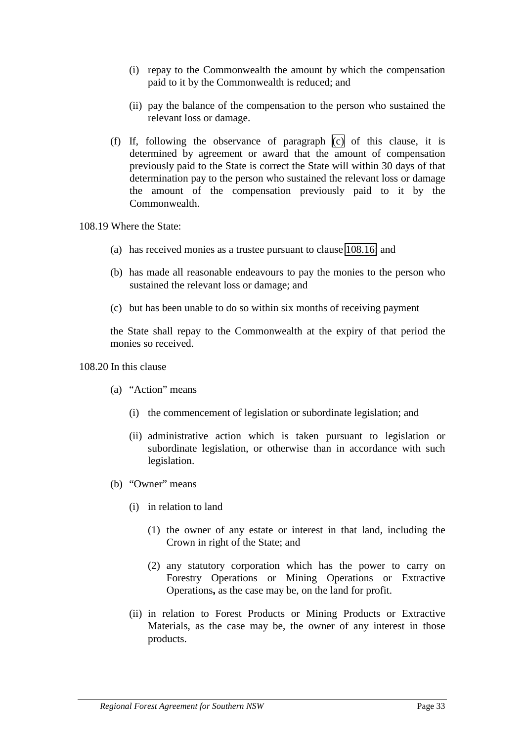(i) repay to the Commonwealth the amount by which the compensation paid to it by the Commonwealth is reduced; and

(ii) pay the balance of the compensation to the person who sustained the relevant loss or damage.

(f) If, following the observance of paragraph (c) of this clause, it is determined by agreement or award that the amount of compensation previously paid to the State is correct the State will within 30 days of that determination pay to the person who sustained the relevant loss or damage the amount of the compensation previously paid to it by the Commonwealth.

108.19 Where the State:

(a) has received monies as a trustee pursuant to clause 108.16 and

(b) has made all reasonable endeavours to pay the monies to the person who sustained the relevant loss or damage; and

(c) but has been unable to do so within six months of receiving payment

the State shall repay to the Commonwealth at the expiry of that period the monies so received.

108.20 In this clause

(a) "Action" means

(i) the commencement of legislation or subordinate legislation; and

(ii) administrative action which is taken pursuant to legislation or subordinate legislation, or otherwise than in accordance with such legislation.

(b) "Owner" means

(i) in relation to land

(1) the owner of any estate or interest in that land, including the Crown in right of the State; and

(2) any statutory corporation which has the power to carry on Forestry Operations or Mining Operations or Extractive Operations**,** as the case may be, on the land for profit.

(ii) in relation to Forest Products or Mining Products or Extractive Materials, as the case may be, the owner of any interest in those products.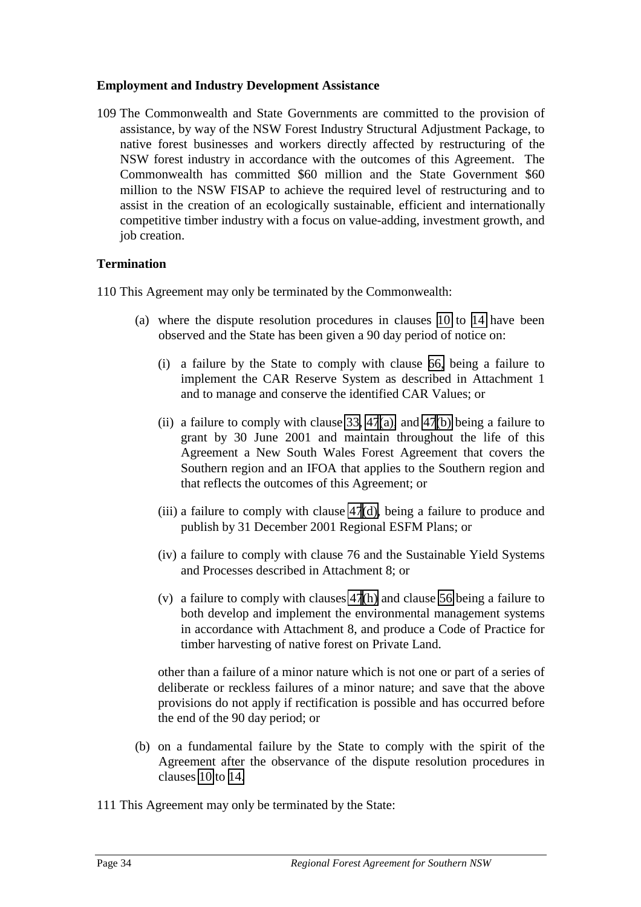**Employment and Industry Development Assistance**

109 The Commonwealth and State Governments are committed to the provision of assistance, by way of the NSW Forest Industry Structural Adjustment Package, to native forest businesses and workers directly affected by restructuring of the NSW forest industry in accordance with the outcomes of this Agreement. The Commonwealth has committed $60 million and the State Government $60 million to the NSW FISAP to achieve the required level of restructuring and to assist in the creation of an ecologically sustainable, efficient and internationally competitive timber industry with a focus on value-adding, investment growth, and job creation.

**Termination**

110 This Agreement may only be terminated by the Commonwealth:

(a) where the dispute resolution procedures in clauses 10 to 14 have been observed and the State has been given a 90 day period of notice on:

(i) a failure by the State to comply with clause 66, being a failure to implement the CAR Reserve System as described in Attachment 1 and to manage and conserve the identified CAR Values; or

(ii) a failure to comply with clause 33, 47(a) and 47(b) being a failure to grant by 30 June 2001 and maintain throughout the life of this Agreement a New South Wales Forest Agreement that covers the Southern region and an IFOA that applies to the Southern region and that reflects the outcomes of this Agreement; or

(iii) a failure to comply with clause 47(d), being a failure to produce and publish by 31 December 2001 Regional ESFM Plans; or

(iv) a failure to comply with clause 76 and the Sustainable Yield Systems and Processes described in Attachment 8; or

(v) a failure to comply with clauses 47(h) and clause 56 being a failure to both develop and implement the environmental management systems in accordance with Attachment 8, and produce a Code of Practice for timber harvesting of native forest on Private Land.

other than a failure of a minor nature which is not one or part of a series of deliberate or reckless failures of a minor nature; and save that the above provisions do not apply if rectification is possible and has occurred before the end of the 90 day period; or

(b) on a fundamental failure by the State to comply with the spirit of the Agreement after the observance of the dispute resolution procedures in clauses 10 to 14.

111 This Agreement may only be terminated by the State: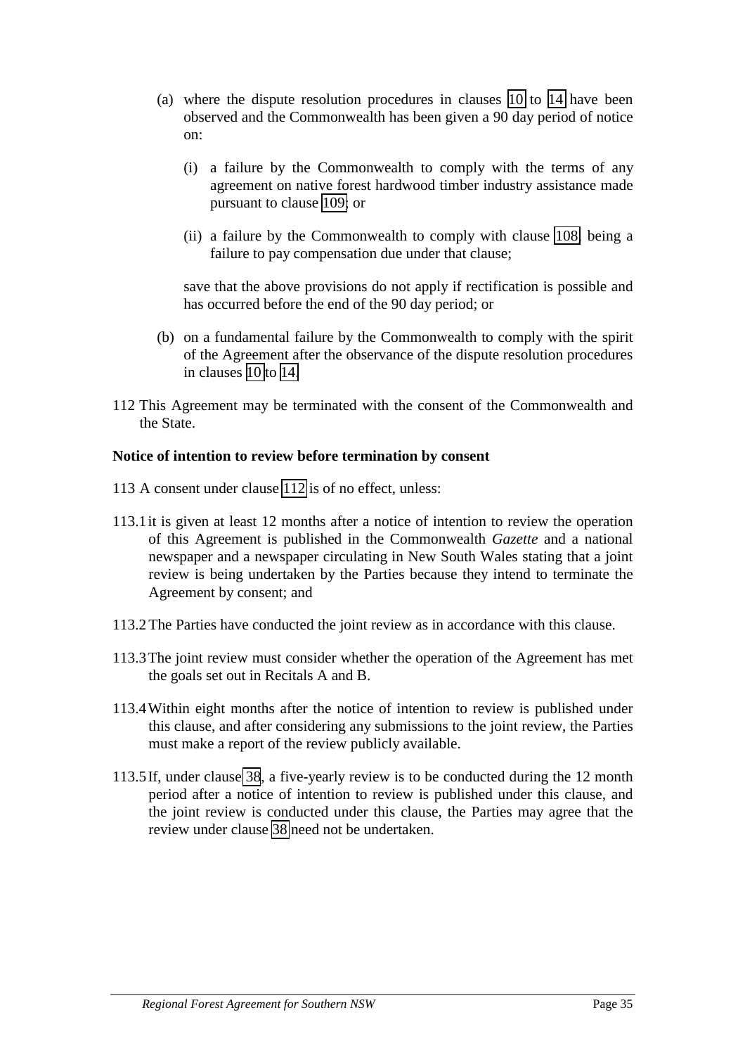(a) where the dispute resolution procedures in clauses 10 to 14 have been observed and the Commonwealth has been given a 90 day period of notice on:

   (i) a failure by the Commonwealth to comply with the terms of any agreement on native forest hardwood timber industry assistance made pursuant to clause 109; or

   (ii) a failure by the Commonwealth to comply with clause 108, being a failure to pay compensation due under that clause;

   save that the above provisions do not apply if rectification is possible and has occurred before the end of the 90 day period; or

(b) on a fundamental failure by the Commonwealth to comply with the spirit of the Agreement after the observance of the dispute resolution procedures in clauses 10 to 14.

112 This Agreement may be terminated with the consent of the Commonwealth and the State.

**Notice of intention to review before termination by consent**

113 A consent under clause 112 is of no effect, unless:

113.1 it is given at least 12 months after a notice of intention to review the operation of this Agreement is published in the Commonwealth *Gazette* and a national newspaper and a newspaper circulating in New South Wales stating that a joint review is being undertaken by the Parties because they intend to terminate the Agreement by consent; and

113.2 The Parties have conducted the joint review as in accordance with this clause.

113.3 The joint review must consider whether the operation of the Agreement has met the goals set out in Recitals A and B.

113.4 Within eight months after the notice of intention to review is published under this clause, and after considering any submissions to the joint review, the Parties must make a report of the review publicly available.

113.5 If, under clause 38, a five-yearly review is to be conducted during the 12 month period after a notice of intention to review is published under this clause, and the joint review is conducted under this clause, the Parties may agree that the review under clause 38 need not be undertaken.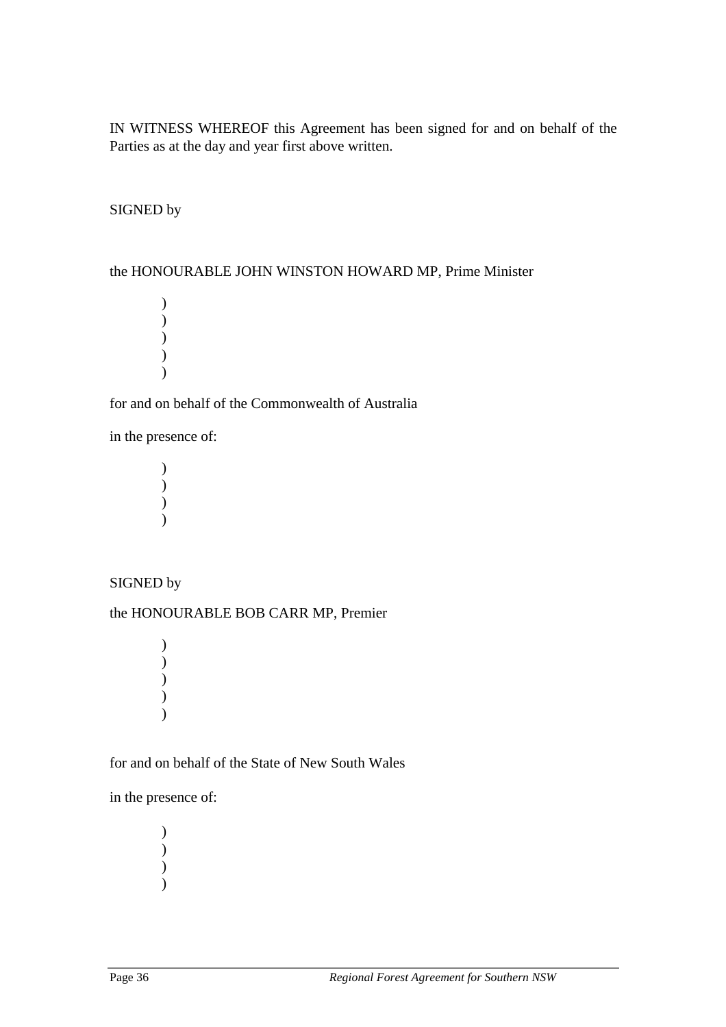IN WITNESS WHEREOF this Agreement has been signed for and on behalf of the Parties as at the day and year first above written.

SIGNED by

the HONOURABLE JOHN WINSTON HOWARD MP, Prime Minister

)
)
)
)
)

for and on behalf of the Commonwealth of Australia

in the presence of:

)
)
)
)

SIGNED by

the HONOURABLE BOB CARR MP, Premier

)
)
)
)
)

for and on behalf of the State of New South Wales

in the presence of:

)
)
)
)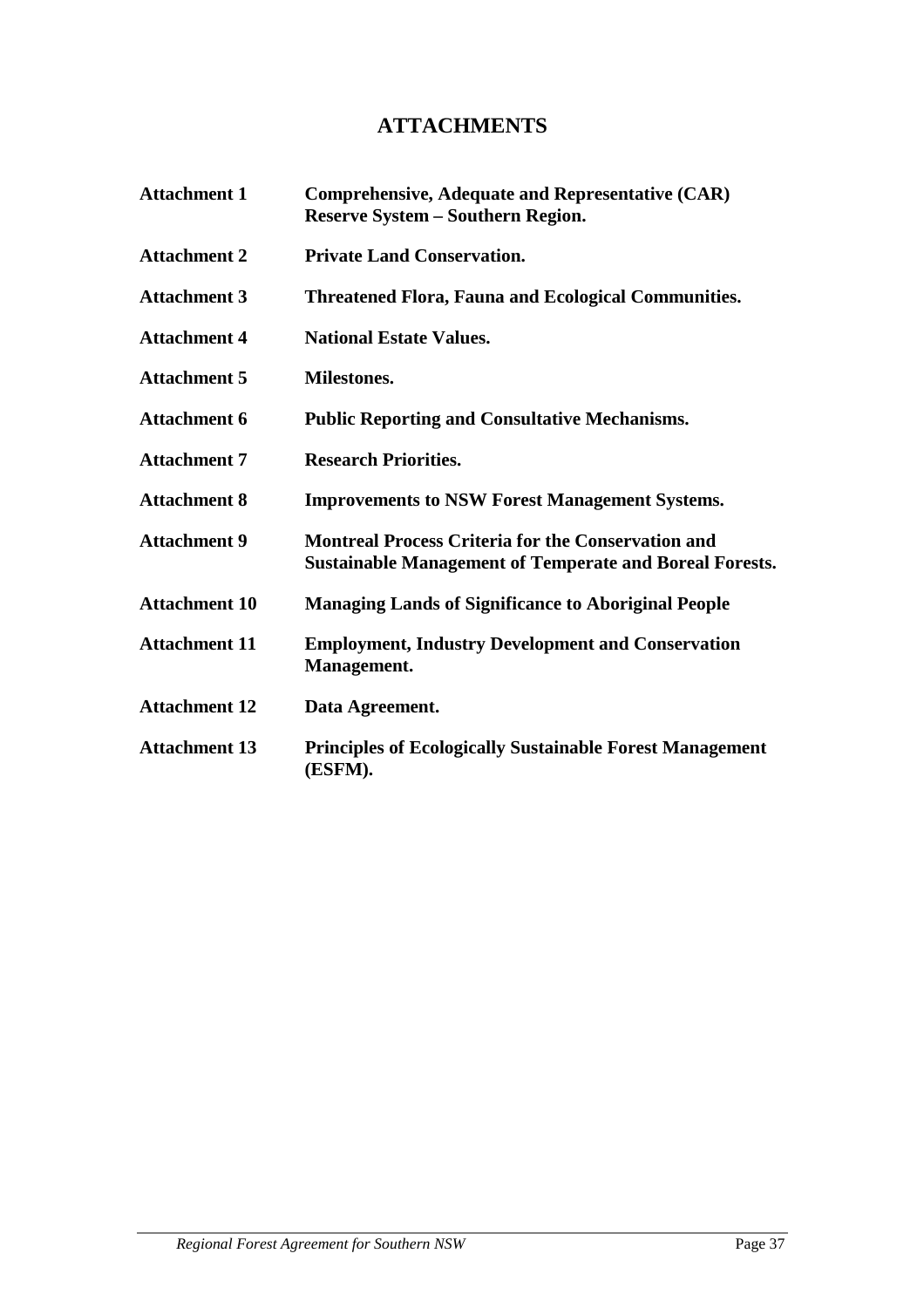# ATTACHMENTS

| | |
|---|---|
| **Attachment 1** | **Comprehensive, Adequate and Representative (CAR) Reserve System – Southern Region.** |
| **Attachment 2** | **Private Land Conservation.** |
| **Attachment 3** | **Threatened Flora, Fauna and Ecological Communities.** |
| **Attachment 4** | **National Estate Values.** |
| **Attachment 5** | **Milestones.** |
| **Attachment 6** | **Public Reporting and Consultative Mechanisms.** |
| **Attachment 7** | **Research Priorities.** |
| **Attachment 8** | **Improvements to NSW Forest Management Systems.** |
| **Attachment 9** | **Montreal Process Criteria for the Conservation and Sustainable Management of Temperate and Boreal Forests.** |
| **Attachment 10** | **Managing Lands of Significance to Aboriginal People** |
| **Attachment 11** | **Employment, Industry Development and Conservation Management.** |
| **Attachment 12** | **Data Agreement.** |
| **Attachment 13** | **Principles of Ecologically Sustainable Forest Management (ESFM).** |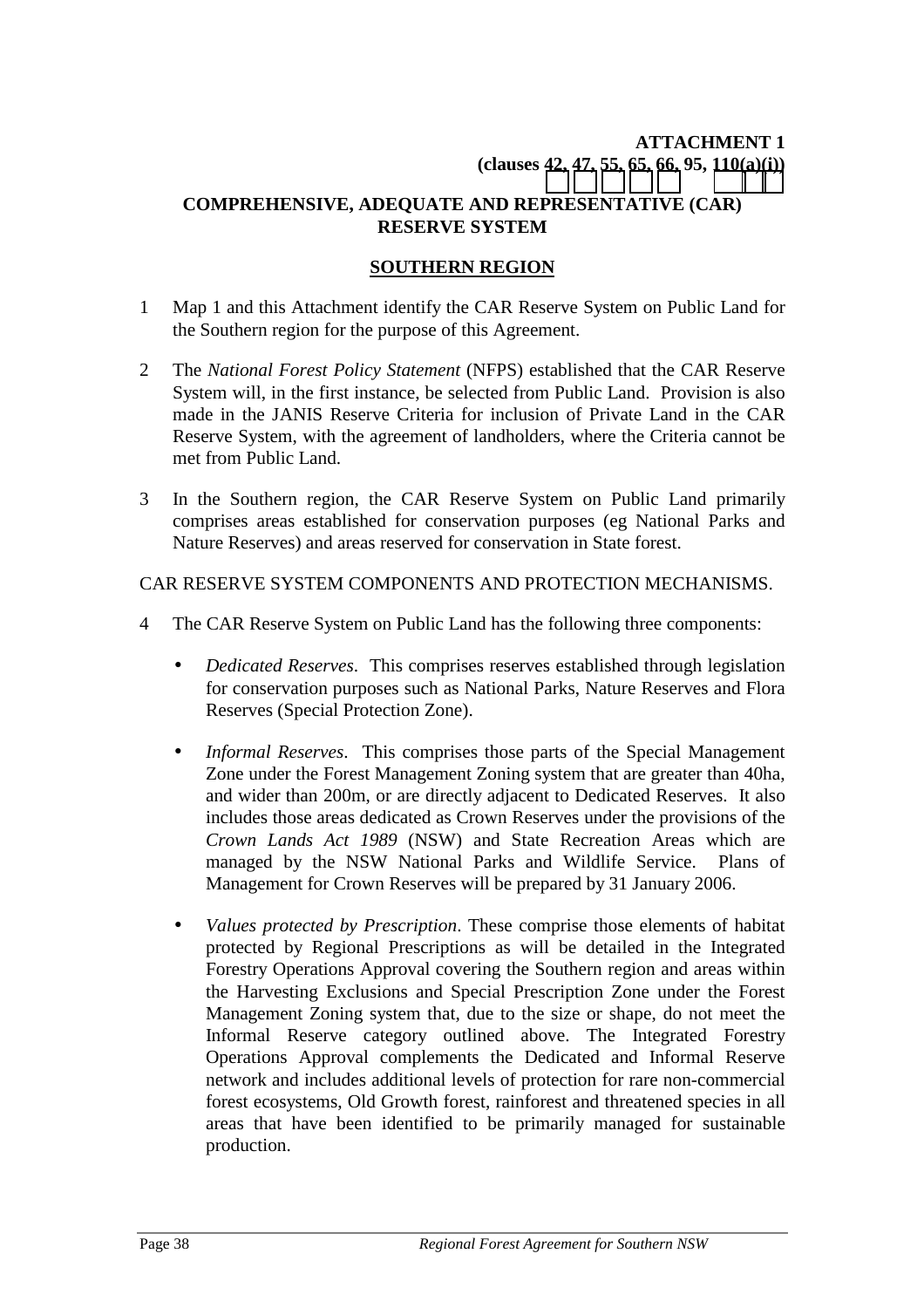**ATTACHMENT 1**
**(clauses 42, 47, 55, 65, 66, 95, 110(a)(i))**

## COMPREHENSIVE, ADEQUATE AND REPRESENTATIVE (CAR) RESERVE SYSTEM

## SOUTHERN REGION

1 Map 1 and this Attachment identify the CAR Reserve System on Public Land for the Southern region for the purpose of this Agreement.

2 The *National Forest Policy Statement* (NFPS) established that the CAR Reserve System will, in the first instance, be selected from Public Land. Provision is also made in the JANIS Reserve Criteria for inclusion of Private Land in the CAR Reserve System, with the agreement of landholders, where the Criteria cannot be met from Public Land.

3 In the Southern region, the CAR Reserve System on Public Land primarily comprises areas established for conservation purposes (eg National Parks and Nature Reserves) and areas reserved for conservation in State forest.

CAR RESERVE SYSTEM COMPONENTS AND PROTECTION MECHANISMS.

4 The CAR Reserve System on Public Land has the following three components:

- *Dedicated Reserves*. This comprises reserves established through legislation for conservation purposes such as National Parks, Nature Reserves and Flora Reserves (Special Protection Zone).

- *Informal Reserves*. This comprises those parts of the Special Management Zone under the Forest Management Zoning system that are greater than 40ha, and wider than 200m, or are directly adjacent to Dedicated Reserves. It also includes those areas dedicated as Crown Reserves under the provisions of the *Crown Lands Act 1989* (NSW) and State Recreation Areas which are managed by the NSW National Parks and Wildlife Service. Plans of Management for Crown Reserves will be prepared by 31 January 2006.

- *Values protected by Prescription*. These comprise those elements of habitat protected by Regional Prescriptions as will be detailed in the Integrated Forestry Operations Approval covering the Southern region and areas within the Harvesting Exclusions and Special Prescription Zone under the Forest Management Zoning system that, due to the size or shape, do not meet the Informal Reserve category outlined above. The Integrated Forestry Operations Approval complements the Dedicated and Informal Reserve network and includes additional levels of protection for rare non-commercial forest ecosystems, Old Growth forest, rainforest and threatened species in all areas that have been identified to be primarily managed for sustainable production.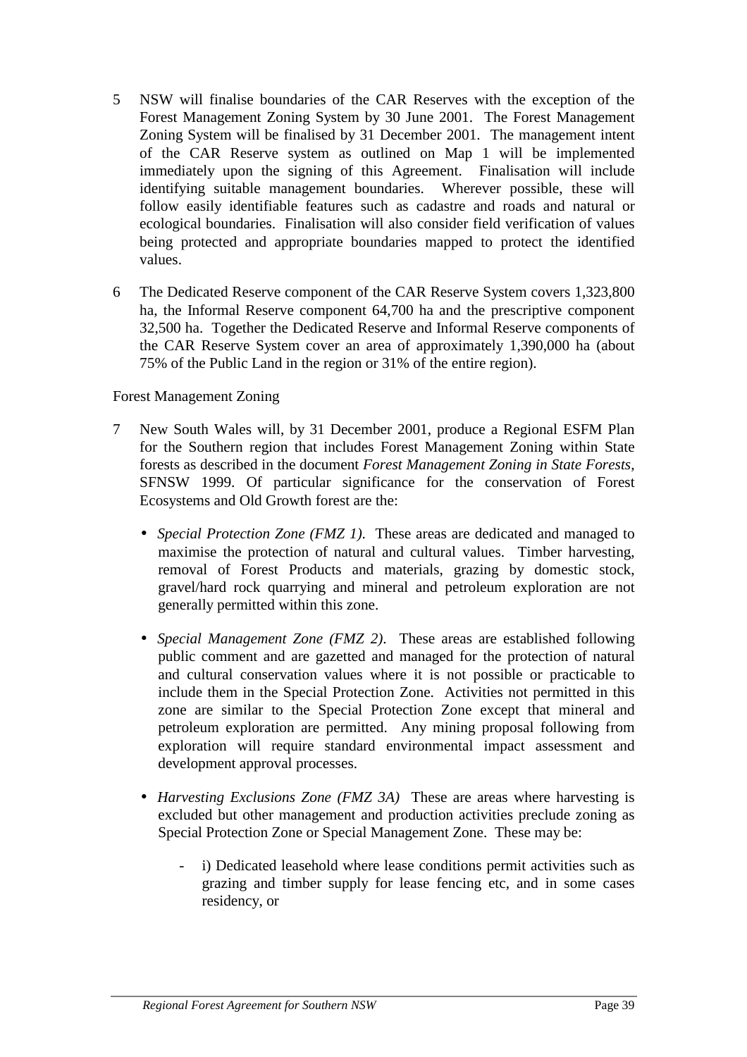5 NSW will finalise boundaries of the CAR Reserves with the exception of the Forest Management Zoning System by 30 June 2001. The Forest Management Zoning System will be finalised by 31 December 2001. The management intent of the CAR Reserve system as outlined on Map 1 will be implemented immediately upon the signing of this Agreement. Finalisation will include identifying suitable management boundaries. Wherever possible, these will follow easily identifiable features such as cadastre and roads and natural or ecological boundaries. Finalisation will also consider field verification of values being protected and appropriate boundaries mapped to protect the identified values.

6 The Dedicated Reserve component of the CAR Reserve System covers 1,323,800 ha, the Informal Reserve component 64,700 ha and the prescriptive component 32,500 ha. Together the Dedicated Reserve and Informal Reserve components of the CAR Reserve System cover an area of approximately 1,390,000 ha (about 75% of the Public Land in the region or 31% of the entire region).

Forest Management Zoning

7 New South Wales will, by 31 December 2001, produce a Regional ESFM Plan for the Southern region that includes Forest Management Zoning within State forests as described in the document *Forest Management Zoning in State Forests*, SFNSW 1999. Of particular significance for the conservation of Forest Ecosystems and Old Growth forest are the:

- *Special Protection Zone (FMZ 1)*. These areas are dedicated and managed to maximise the protection of natural and cultural values. Timber harvesting, removal of Forest Products and materials, grazing by domestic stock, gravel/hard rock quarrying and mineral and petroleum exploration are not generally permitted within this zone.

- *Special Management Zone (FMZ 2)*. These areas are established following public comment and are gazetted and managed for the protection of natural and cultural conservation values where it is not possible or practicable to include them in the Special Protection Zone. Activities not permitted in this zone are similar to the Special Protection Zone except that mineral and petroleum exploration are permitted. Any mining proposal following from exploration will require standard environmental impact assessment and development approval processes.

- *Harvesting Exclusions Zone (FMZ 3A)* These are areas where harvesting is excluded but other management and production activities preclude zoning as Special Protection Zone or Special Management Zone. These may be:

    - i) Dedicated leasehold where lease conditions permit activities such as grazing and timber supply for lease fencing etc, and in some cases residency, or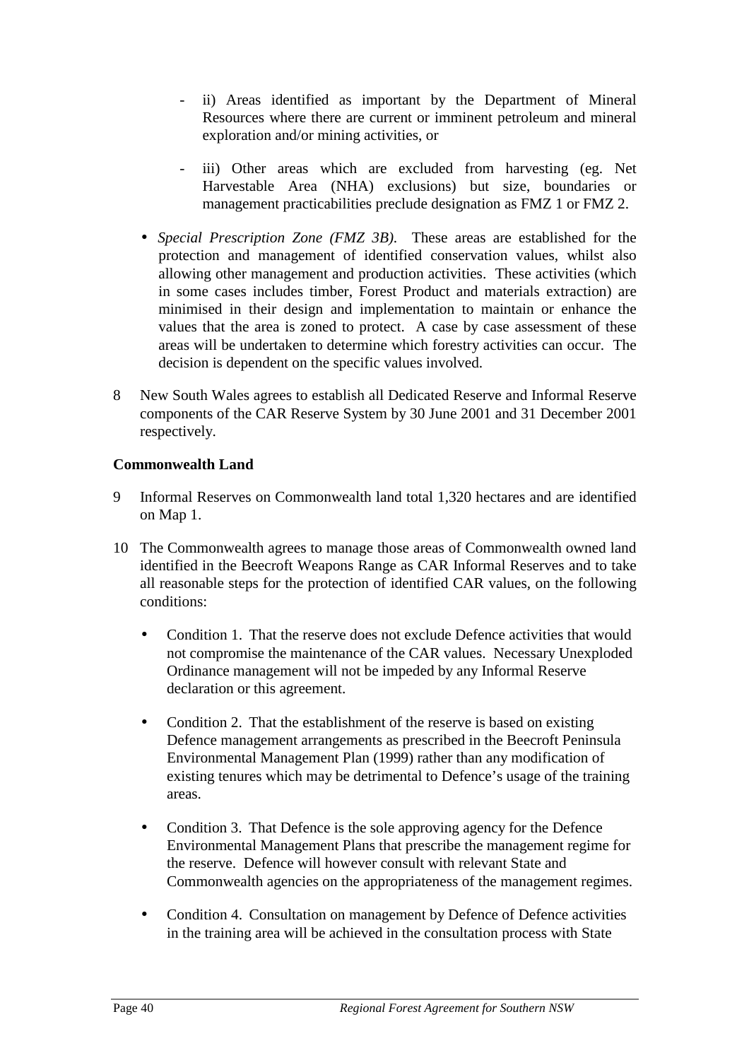- ii) Areas identified as important by the Department of Mineral Resources where there are current or imminent petroleum and mineral exploration and/or mining activities, or

- iii) Other areas which are excluded from harvesting (eg. Net Harvestable Area (NHA) exclusions) but size, boundaries or management practicabilities preclude designation as FMZ 1 or FMZ 2.

- *Special Prescription Zone (FMZ 3B).* These areas are established for the protection and management of identified conservation values, whilst also allowing other management and production activities. These activities (which in some cases includes timber, Forest Product and materials extraction) are minimised in their design and implementation to maintain or enhance the values that the area is zoned to protect. A case by case assessment of these areas will be undertaken to determine which forestry activities can occur. The decision is dependent on the specific values involved.

8 New South Wales agrees to establish all Dedicated Reserve and Informal Reserve components of the CAR Reserve System by 30 June 2001 and 31 December 2001 respectively.

**Commonwealth Land**

9 Informal Reserves on Commonwealth land total 1,320 hectares and are identified on Map 1.

10 The Commonwealth agrees to manage those areas of Commonwealth owned land identified in the Beecroft Weapons Range as CAR Informal Reserves and to take all reasonable steps for the protection of identified CAR values, on the following conditions:

- Condition 1. That the reserve does not exclude Defence activities that would not compromise the maintenance of the CAR values. Necessary Unexploded Ordinance management will not be impeded by any Informal Reserve declaration or this agreement.

- Condition 2. That the establishment of the reserve is based on existing Defence management arrangements as prescribed in the Beecroft Peninsula Environmental Management Plan (1999) rather than any modification of existing tenures which may be detrimental to Defence's usage of the training areas.

- Condition 3. That Defence is the sole approving agency for the Defence Environmental Management Plans that prescribe the management regime for the reserve. Defence will however consult with relevant State and Commonwealth agencies on the appropriateness of the management regimes.

- Condition 4. Consultation on management by Defence of Defence activities in the training area will be achieved in the consultation process with State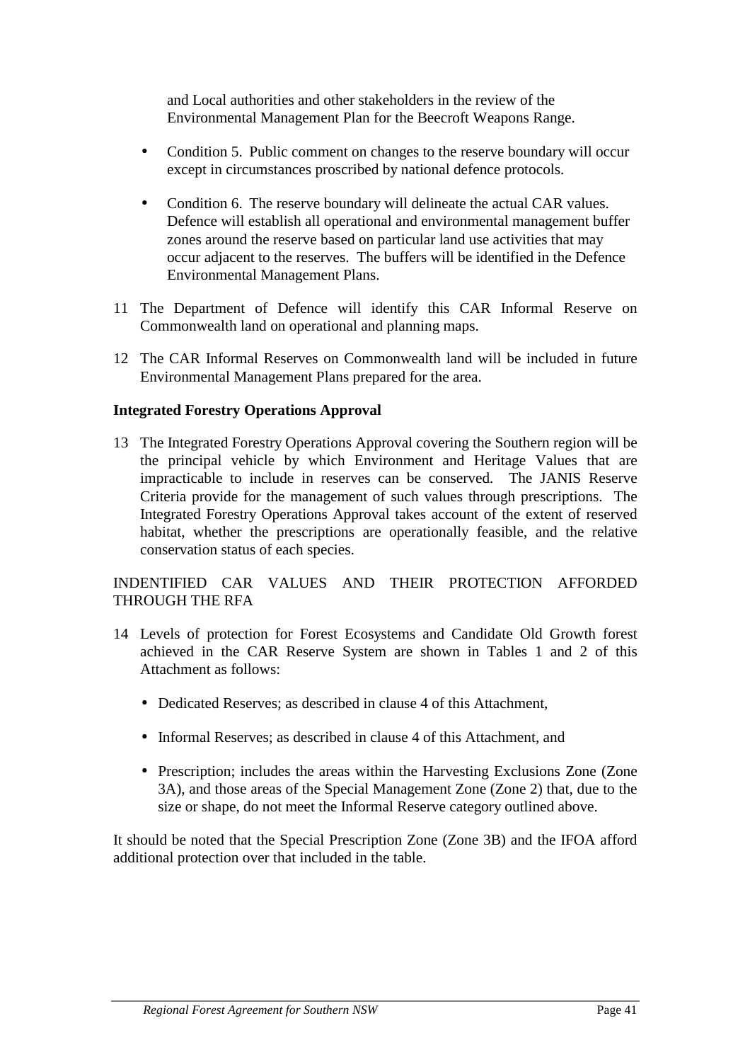and Local authorities and other stakeholders in the review of the Environmental Management Plan for the Beecroft Weapons Range.

- Condition 5. Public comment on changes to the reserve boundary will occur except in circumstances proscribed by national defence protocols.

- Condition 6. The reserve boundary will delineate the actual CAR values. Defence will establish all operational and environmental management buffer zones around the reserve based on particular land use activities that may occur adjacent to the reserves. The buffers will be identified in the Defence Environmental Management Plans.

11 The Department of Defence will identify this CAR Informal Reserve on Commonwealth land on operational and planning maps.

12 The CAR Informal Reserves on Commonwealth land will be included in future Environmental Management Plans prepared for the area.

**Integrated Forestry Operations Approval**

13 The Integrated Forestry Operations Approval covering the Southern region will be the principal vehicle by which Environment and Heritage Values that are impracticable to include in reserves can be conserved. The JANIS Reserve Criteria provide for the management of such values through prescriptions. The Integrated Forestry Operations Approval takes account of the extent of reserved habitat, whether the prescriptions are operationally feasible, and the relative conservation status of each species.

INDENTIFIED CAR VALUES AND THEIR PROTECTION AFFORDED THROUGH THE RFA

14 Levels of protection for Forest Ecosystems and Candidate Old Growth forest achieved in the CAR Reserve System are shown in Tables 1 and 2 of this Attachment as follows:

- Dedicated Reserves; as described in clause 4 of this Attachment,

- Informal Reserves; as described in clause 4 of this Attachment, and

- Prescription; includes the areas within the Harvesting Exclusions Zone (Zone 3A), and those areas of the Special Management Zone (Zone 2) that, due to the size or shape, do not meet the Informal Reserve category outlined above.

It should be noted that the Special Prescription Zone (Zone 3B) and the IFOA afford additional protection over that included in the table.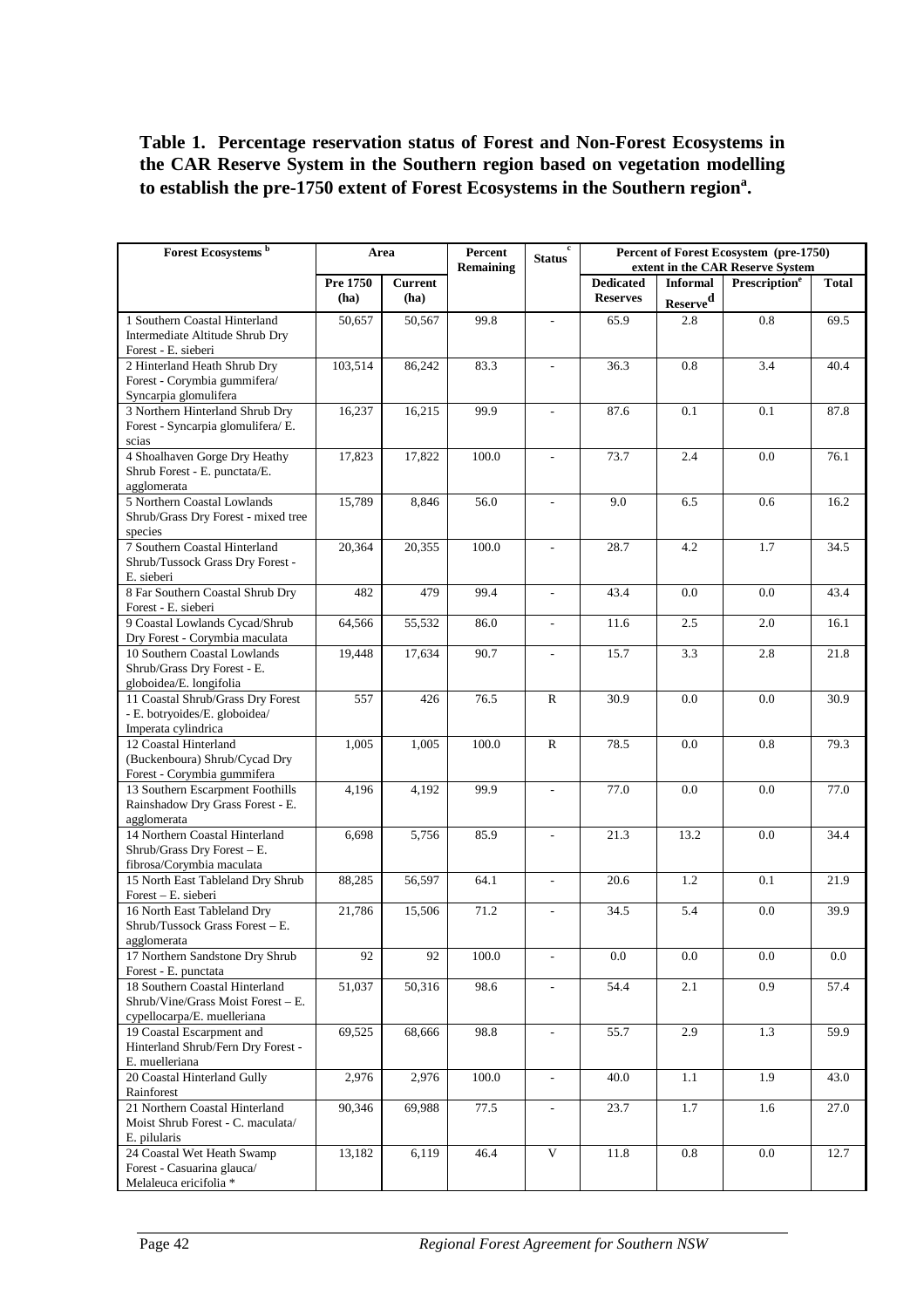**Table 1. Percentage reservation status of Forest and Non-Forest Ecosystems in the CAR Reserve System in the Southern region based on vegetation modelling to establish the pre-1750 extent of Forest Ecosystems in the Southern region[a].**

| Forest Ecosystems [b] | Area | | Percent Remaining | Status [c] | Percent of Forest Ecosystem (pre-1750) extent in the CAR Reserve System | | | |
|---|---|---|---|---|---|---|---|---|
| | Pre 1750 (ha) | Current (ha) | | | Dedicated Reserves | Informal Reserve[d] | Prescription[e] | Total |
| 1 Southern Coastal Hinterland Intermediate Altitude Shrub Dry Forest - E. sieberi | 50,657 | 50,567 | 99.8 | - | 65.9 | 2.8 | 0.8 | 69.5 |
| 2 Hinterland Heath Shrub Dry Forest - Corymbia gummifera/ Syncarpia glomulifera | 103,514 | 86,242 | 83.3 | - | 36.3 | 0.8 | 3.4 | 40.4 |
| 3 Northern Hinterland Shrub Dry Forest - Syncarpia glomulifera/ E. scias | 16,237 | 16,215 | 99.9 | - | 87.6 | 0.1 | 0.1 | 87.8 |
| 4 Shoalhaven Gorge Dry Heathy Shrub Forest - E. punctata/E. agglomerata | 17,823 | 17,822 | 100.0 | - | 73.7 | 2.4 | 0.0 | 76.1 |
| 5 Northern Coastal Lowlands Shrub/Grass Dry Forest - mixed tree species | 15,789 | 8,846 | 56.0 | - | 9.0 | 6.5 | 0.6 | 16.2 |
| 7 Southern Coastal Hinterland Shrub/Tussock Grass Dry Forest - E. sieberi | 20,364 | 20,355 | 100.0 | - | 28.7 | 4.2 | 1.7 | 34.5 |
| 8 Far Southern Coastal Shrub Dry Forest - E. sieberi | 482 | 479 | 99.4 | - | 43.4 | 0.0 | 0.0 | 43.4 |
| 9 Coastal Lowlands Cycad/Shrub Dry Forest - Corymbia maculata | 64,566 | 55,532 | 86.0 | - | 11.6 | 2.5 | 2.0 | 16.1 |
| 10 Southern Coastal Lowlands Shrub/Grass Dry Forest - E. globoidea/E. longifolia | 19,448 | 17,634 | 90.7 | - | 15.7 | 3.3 | 2.8 | 21.8 |
| 11 Coastal Shrub/Grass Dry Forest - E. botryoides/E. globoidea/ Imperata cylindrica | 557 | 426 | 76.5 | R | 30.9 | 0.0 | 0.0 | 30.9 |
| 12 Coastal Hinterland (Buckenboura) Shrub/Cycad Dry Forest - Corymbia gummifera | 1,005 | 1,005 | 100.0 | R | 78.5 | 0.0 | 0.8 | 79.3 |
| 13 Southern Escarpment Foothills Rainshadow Dry Grass Forest - E. agglomerata | 4,196 | 4,192 | 99.9 | - | 77.0 | 0.0 | 0.0 | 77.0 |
| 14 Northern Coastal Hinterland Shrub/Grass Dry Forest – E. fibrosa/Corymbia maculata | 6,698 | 5,756 | 85.9 | - | 21.3 | 13.2 | 0.0 | 34.4 |
| 15 North East Tableland Dry Shrub Forest – E. sieberi | 88,285 | 56,597 | 64.1 | - | 20.6 | 1.2 | 0.1 | 21.9 |
| 16 North East Tableland Dry Shrub/Tussock Grass Forest – E. agglomerata | 21,786 | 15,506 | 71.2 | - | 34.5 | 5.4 | 0.0 | 39.9 |
| 17 Northern Sandstone Dry Shrub Forest - E. punctata | 92 | 92 | 100.0 | - | 0.0 | 0.0 | 0.0 | 0.0 |
| 18 Southern Coastal Hinterland Shrub/Vine/Grass Moist Forest – E. cypellocarpa/E. muelleriana | 51,037 | 50,316 | 98.6 | - | 54.4 | 2.1 | 0.9 | 57.4 |
| 19 Coastal Escarpment and Hinterland Shrub/Fern Dry Forest - E. muelleriana | 69,525 | 68,666 | 98.8 | - | 55.7 | 2.9 | 1.3 | 59.9 |
| 20 Coastal Hinterland Gully Rainforest | 2,976 | 2,976 | 100.0 | - | 40.0 | 1.1 | 1.9 | 43.0 |
| 21 Northern Coastal Hinterland Moist Shrub Forest - C. maculata/ E. pilularis | 90,346 | 69,988 | 77.5 | - | 23.7 | 1.7 | 1.6 | 27.0 |
| 24 Coastal Wet Heath Swamp Forest - Casuarina glauca/ Melaleuca ericifolia * | 13,182 | 6,119 | 46.4 | V | 11.8 | 0.8 | 0.0 | 12.7 |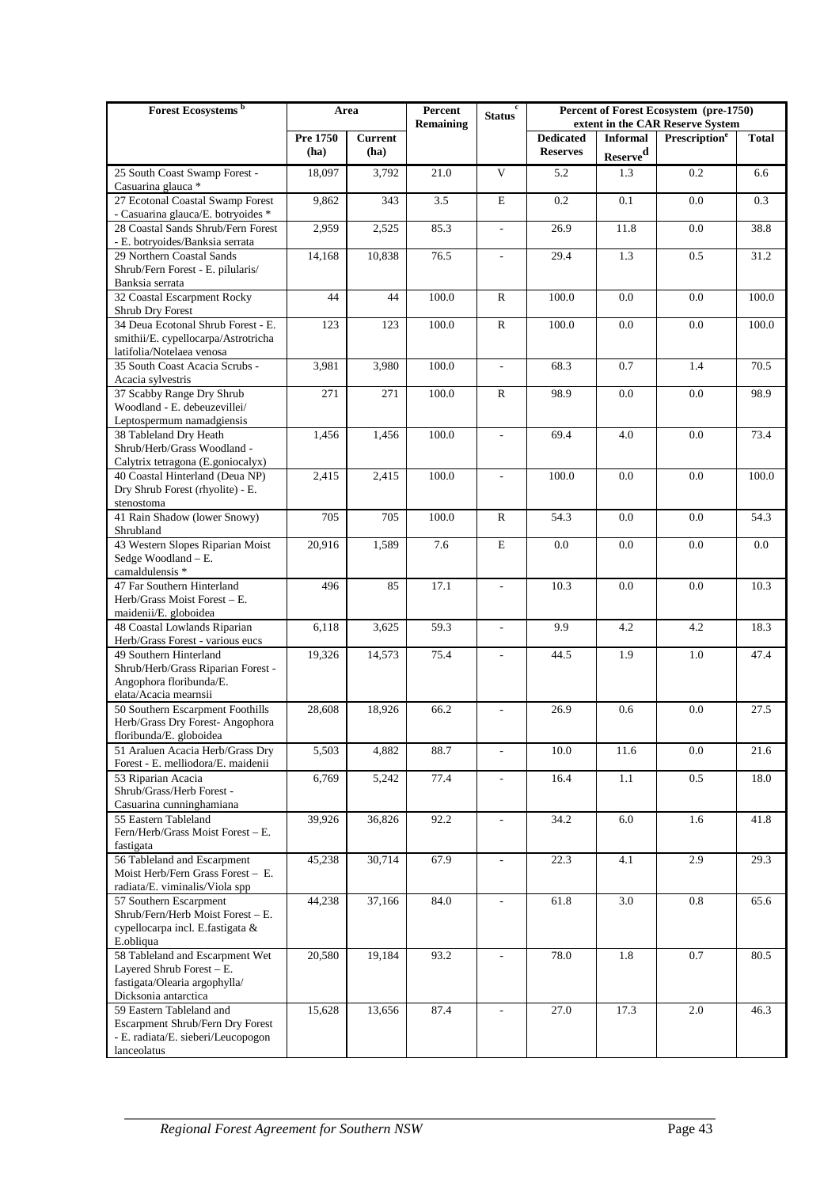| Forest Ecosystems [b] | Area | | Percent Remaining | Status [c] | Percent of Forest Ecosystem (pre-1750) extent in the CAR Reserve System | | | |
|---|---|---|---|---|---|---|---|---|
| | Pre 1750 (ha) | Current (ha) | | | Dedicated Reserves | Informal Reserve [d] | Prescription [e] | Total |
| 25 South Coast Swamp Forest - Casuarina glauca * | 18,097 | 3,792 | 21.0 | V | 5.2 | 1.3 | 0.2 | 6.6 |
| 27 Ecotonal Coastal Swamp Forest - Casuarina glauca/E. botryoides * | 9,862 | 343 | 3.5 | E | 0.2 | 0.1 | 0.0 | 0.3 |
| 28 Coastal Sands Shrub/Fern Forest - E. botryoides/Banksia serrata | 2,959 | 2,525 | 85.3 | - | 26.9 | 11.8 | 0.0 | 38.8 |
| 29 Northern Coastal Sands Shrub/Fern Forest - E. pilularis/ Banksia serrata | 14,168 | 10,838 | 76.5 | - | 29.4 | 1.3 | 0.5 | 31.2 |
| 32 Coastal Escarpment Rocky Shrub Dry Forest | 44 | 44 | 100.0 | R | 100.0 | 0.0 | 0.0 | 100.0 |
| 34 Deua Ecotonal Shrub Forest - E. smithii/E. cypellocarpa/Astrotricha latifolia/Notelaea venosa | 123 | 123 | 100.0 | R | 100.0 | 0.0 | 0.0 | 100.0 |
| 35 South Coast Acacia Scrubs - Acacia sylvestris | 3,981 | 3,980 | 100.0 | - | 68.3 | 0.7 | 1.4 | 70.5 |
| 37 Scabby Range Dry Shrub Woodland - E. debeuzevillei/ Leptospermum namadgiensis | 271 | 271 | 100.0 | R | 98.9 | 0.0 | 0.0 | 98.9 |
| 38 Tableland Dry Heath Shrub/Herb/Grass Woodland - Calytrix tetragona (E.goniocalyx) | 1,456 | 1,456 | 100.0 | - | 69.4 | 4.0 | 0.0 | 73.4 |
| 40 Coastal Hinterland (Deua NP) Dry Shrub Forest (rhyolite) - E. stenostoma | 2,415 | 2,415 | 100.0 | - | 100.0 | 0.0 | 0.0 | 100.0 |
| 41 Rain Shadow (lower Snowy) Shrubland | 705 | 705 | 100.0 | R | 54.3 | 0.0 | 0.0 | 54.3 |
| 43 Western Slopes Riparian Moist Sedge Woodland – E. camaldulensis * | 20,916 | 1,589 | 7.6 | E | 0.0 | 0.0 | 0.0 | 0.0 |
| 47 Far Southern Hinterland Herb/Grass Moist Forest – E. maidenii/E. globoidea | 496 | 85 | 17.1 | - | 10.3 | 0.0 | 0.0 | 10.3 |
| 48 Coastal Lowlands Riparian Herb/Grass Forest - various eucs | 6,118 | 3,625 | 59.3 | - | 9.9 | 4.2 | 4.2 | 18.3 |
| 49 Southern Hinterland Shrub/Herb/Grass Riparian Forest - Angophora floribunda/E. elata/Acacia mearnsii | 19,326 | 14,573 | 75.4 | - | 44.5 | 1.9 | 1.0 | 47.4 |
| 50 Southern Escarpment Foothills Herb/Grass Dry Forest- Angophora floribunda/E. globoidea | 28,608 | 18,926 | 66.2 | - | 26.9 | 0.6 | 0.0 | 27.5 |
| 51 Araluen Acacia Herb/Grass Dry Forest - E. melliodora/E. maidenii | 5,503 | 4,882 | 88.7 | - | 10.0 | 11.6 | 0.0 | 21.6 |
| 53 Riparian Acacia Shrub/Grass/Herb Forest - Casuarina cunninghamiana | 6,769 | 5,242 | 77.4 | - | 16.4 | 1.1 | 0.5 | 18.0 |
| 55 Eastern Tableland Fern/Herb/Grass Moist Forest – E. fastigata | 39,926 | 36,826 | 92.2 | - | 34.2 | 6.0 | 1.6 | 41.8 |
| 56 Tableland and Escarpment Moist Herb/Fern Grass Forest – E. radiata/E. viminalis/Viola spp | 45,238 | 30,714 | 67.9 | - | 22.3 | 4.1 | 2.9 | 29.3 |
| 57 Southern Escarpment Shrub/Fern/Herb Moist Forest – E. cypellocarpa incl. E.fastigata & E.obliqua | 44,238 | 37,166 | 84.0 | - | 61.8 | 3.0 | 0.8 | 65.6 |
| 58 Tableland and Escarpment Wet Layered Shrub Forest – E. fastigata/Olearia argophylla/ Dicksonia antarctica | 20,580 | 19,184 | 93.2 | - | 78.0 | 1.8 | 0.7 | 80.5 |
| 59 Eastern Tableland and Escarpment Shrub/Fern Dry Forest - E. radiata/E. sieberi/Leucopogon lanceolatus | 15,628 | 13,656 | 87.4 | - | 27.0 | 17.3 | 2.0 | 46.3 |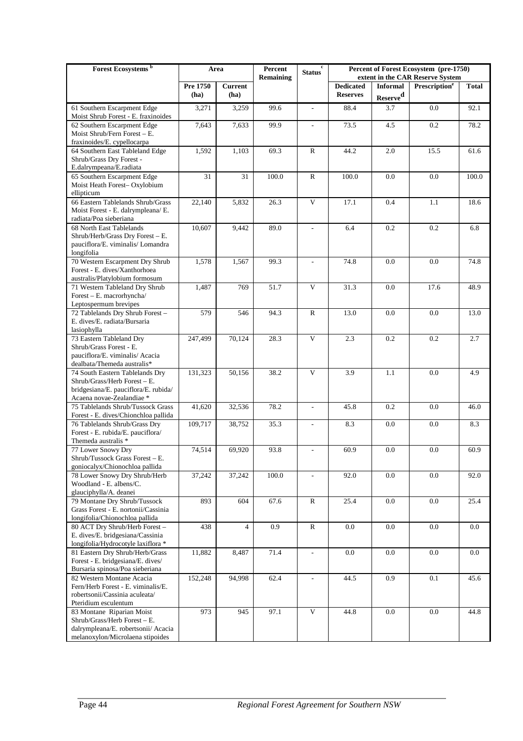| Forest Ecosystems [b] | Area | | Percent Remaining | Status [c] | Percent of Forest Ecosystem (pre-1750) extent in the CAR Reserve System | | | |
|---|---|---|---|---|---|---|---|---|
| | Pre 1750 (ha) | Current (ha) | | | Dedicated Reserves | Informal Reserve [d] | Prescription [e] | Total |
| 61 Southern Escarpment Edge Moist Shrub Forest - E. fraxinoides | 3,271 | 3,259 | 99.6 | - | 88.4 | 3.7 | 0.0 | 92.1 |
| 62 Southern Escarpment Edge Moist Shrub/Fern Forest – E. fraxinoides/E. cypellocarpa | 7,643 | 7,633 | 99.9 | - | 73.5 | 4.5 | 0.2 | 78.2 |
| 64 Southern East Tableland Edge Shrub/Grass Dry Forest - E.dalrympeana/E.radiata | 1,592 | 1,103 | 69.3 | R | 44.2 | 2.0 | 15.5 | 61.6 |
| 65 Southern Escarpment Edge Moist Heath Forest– Oxylobium ellipticum | 31 | 31 | 100.0 | R | 100.0 | 0.0 | 0.0 | 100.0 |
| 66 Eastern Tablelands Shrub/Grass Moist Forest - E. dalrympleana/ E. radiata/Poa sieberiana | 22,140 | 5,832 | 26.3 | V | 17.1 | 0.4 | 1.1 | 18.6 |
| 68 North East Tablelands Shrub/Herb/Grass Dry Forest – E. pauciflora/E. viminalis/ Lomandra longifolia | 10,607 | 9,442 | 89.0 | - | 6.4 | 0.2 | 0.2 | 6.8 |
| 70 Western Escarpment Dry Shrub Forest - E. dives/Xanthorhoea australis/Platylobium formosum | 1,578 | 1,567 | 99.3 | - | 74.8 | 0.0 | 0.0 | 74.8 |
| 71 Western Tableland Dry Shrub Forest – E. macrorhyncha/ Leptospermum brevipes | 1,487 | 769 | 51.7 | V | 31.3 | 0.0 | 17.6 | 48.9 |
| 72 Tablelands Dry Shrub Forest – E. dives/E. radiata/Bursaria lasiophylla | 579 | 546 | 94.3 | R | 13.0 | 0.0 | 0.0 | 13.0 |
| 73 Eastern Tableland Dry Shrub/Grass Forest - E. pauciflora/E. viminalis/ Acacia dealbata/Themeda australis* | 247,499 | 70,124 | 28.3 | V | 2.3 | 0.2 | 0.2 | 2.7 |
| 74 South Eastern Tablelands Dry Shrub/Grass/Herb Forest – E. bridgesiana/E. pauciflora/E. rubida/ Acaena novae-Zealandiae * | 131,323 | 50,156 | 38.2 | V | 3.9 | 1.1 | 0.0 | 4.9 |
| 75 Tablelands Shrub/Tussock Grass Forest - E. dives/Chionchloa pallida | 41,620 | 32,536 | 78.2 | - | 45.8 | 0.2 | 0.0 | 46.0 |
| 76 Tablelands Shrub/Grass Dry Forest - E. rubida/E. pauciflora/ Themeda australis * | 109,717 | 38,752 | 35.3 | - | 8.3 | 0.0 | 0.0 | 8.3 |
| 77 Lower Snowy Dry Shrub/Tussock Grass Forest – E. goniocalyx/Chionochloa pallida | 74,514 | 69,920 | 93.8 | - | 60.9 | 0.0 | 0.0 | 60.9 |
| 78 Lower Snowy Dry Shrub/Herb Woodland - E. albens/C. glauciphylla/A. deanei | 37,242 | 37,242 | 100.0 | - | 92.0 | 0.0 | 0.0 | 92.0 |
| 79 Montane Dry Shrub/Tussock Grass Forest - E. nortonii/Cassinia longifolia/Chionochloa pallida | 893 | 604 | 67.6 | R | 25.4 | 0.0 | 0.0 | 25.4 |
| 80 ACT Dry Shrub/Herb Forest – E. dives/E. bridgesiana/Cassinia longifolia/Hydrocotyle laxiflora * | 438 | 4 | 0.9 | R | 0.0 | 0.0 | 0.0 | 0.0 |
| 81 Eastern Dry Shrub/Herb/Grass Forest - E. bridgesiana/E. dives/ Bursaria spinosa/Poa sieberiana | 11,882 | 8,487 | 71.4 | - | 0.0 | 0.0 | 0.0 | 0.0 |
| 82 Western Montane Acacia Fern/Herb Forest - E. viminalis/E. robertsonii/Cassinia aculeata/ Pteridium esculentum | 152,248 | 94,998 | 62.4 | - | 44.5 | 0.9 | 0.1 | 45.6 |
| 83 Montane Riparian Moist Shrub/Grass/Herb Forest – E. dalrympleana/E. robertsonii/ Acacia melanoxylon/Microlaena stipoides | 973 | 945 | 97.1 | V | 44.8 | 0.0 | 0.0 | 44.8 |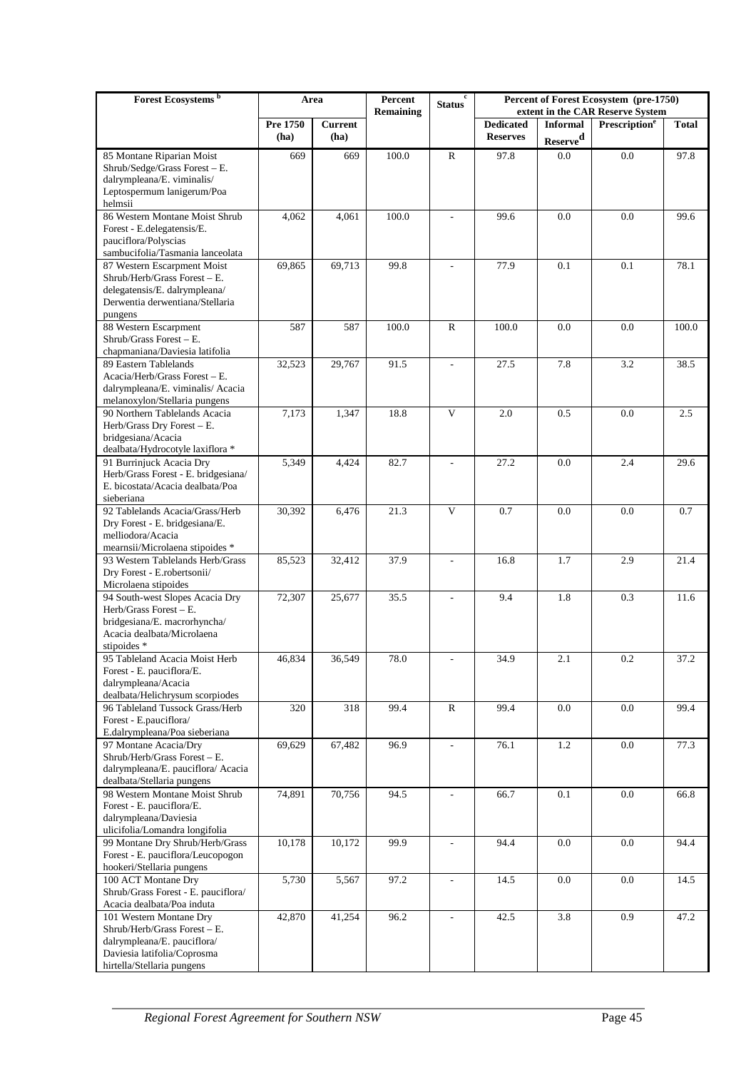| Forest Ecosystems [b] | Area | | Percent Remaining | Status [c] | Percent of Forest Ecosystem (pre-1750) extent in the CAR Reserve System | | | |
|---|---|---|---|---|---|---|---|---|
| | Pre 1750 (ha) | Current (ha) | | | Dedicated Reserves | Informal Reserve [d] | Prescription [e] | Total |
| 85 Montane Riparian Moist Shrub/Sedge/Grass Forest – E. dalrympleana/E. viminalis/ Leptospermum lanigerum/Poa helmsii | 669 | 669 | 100.0 | R | 97.8 | 0.0 | 0.0 | 97.8 |
| 86 Western Montane Moist Shrub Forest - E.delegatensis/E. pauciflora/Polyscias sambucifolia/Tasmania lanceolata | 4,062 | 4,061 | 100.0 | - | 99.6 | 0.0 | 0.0 | 99.6 |
| 87 Western Escarpment Moist Shrub/Herb/Grass Forest – E. delegatensis/E. dalrympleana/ Derwentia derwentiana/Stellaria pungens | 69,865 | 69,713 | 99.8 | - | 77.9 | 0.1 | 0.1 | 78.1 |
| 88 Western Escarpment Shrub/Grass Forest – E. chapmaniana/Daviesia latifolia | 587 | 587 | 100.0 | R | 100.0 | 0.0 | 0.0 | 100.0 |
| 89 Eastern Tablelands Acacia/Herb/Grass Forest – E. dalrympleana/E. viminalis/ Acacia melanoxylon/Stellaria pungens | 32,523 | 29,767 | 91.5 | - | 27.5 | 7.8 | 3.2 | 38.5 |
| 90 Northern Tablelands Acacia Herb/Grass Dry Forest – E. bridgesiana/Acacia dealbata/Hydrocotyle laxiflora * | 7,173 | 1,347 | 18.8 | V | 2.0 | 0.5 | 0.0 | 2.5 |
| 91 Burrinjuck Acacia Dry Herb/Grass Forest - E. bridgesiana/ E. bicostata/Acacia dealbata/Poa sieberiana | 5,349 | 4,424 | 82.7 | - | 27.2 | 0.0 | 2.4 | 29.6 |
| 92 Tablelands Acacia/Grass/Herb Dry Forest - E. bridgesiana/E. melliodora/Acacia mearnsii/Microlaena stipoides * | 30,392 | 6,476 | 21.3 | V | 0.7 | 0.0 | 0.0 | 0.7 |
| 93 Western Tablelands Herb/Grass Dry Forest - E.robertsonii/ Microlaena stipoides | 85,523 | 32,412 | 37.9 | - | 16.8 | 1.7 | 2.9 | 21.4 |
| 94 South-west Slopes Acacia Dry Herb/Grass Forest – E. bridgesiana/E. macrorhyncha/ Acacia dealbata/Microlaena stipoides * | 72,307 | 25,677 | 35.5 | - | 9.4 | 1.8 | 0.3 | 11.6 |
| 95 Tableland Acacia Moist Herb Forest - E. pauciflora/E. dalrympleana/Acacia dealbata/Helichrysum scorpiodes | 46,834 | 36,549 | 78.0 | - | 34.9 | 2.1 | 0.2 | 37.2 |
| 96 Tableland Tussock Grass/Herb Forest - E.pauciflora/ E.dalrympleana/Poa sieberiana | 320 | 318 | 99.4 | R | 99.4 | 0.0 | 0.0 | 99.4 |
| 97 Montane Acacia/Dry Shrub/Herb/Grass Forest – E. dalrympleana/E. pauciflora/ Acacia dealbata/Stellaria pungens | 69,629 | 67,482 | 96.9 | - | 76.1 | 1.2 | 0.0 | 77.3 |
| 98 Western Montane Moist Shrub Forest - E. pauciflora/E. dalrympleana/Daviesia ulicifolia/Lomandra longifolia | 74,891 | 70,756 | 94.5 | - | 66.7 | 0.1 | 0.0 | 66.8 |
| 99 Montane Dry Shrub/Herb/Grass Forest - E. pauciflora/Leucopogon hookeri/Stellaria pungens | 10,178 | 10,172 | 99.9 | - | 94.4 | 0.0 | 0.0 | 94.4 |
| 100 ACT Montane Dry Shrub/Grass Forest - E. pauciflora/ Acacia dealbata/Poa induta | 5,730 | 5,567 | 97.2 | - | 14.5 | 0.0 | 0.0 | 14.5 |
| 101 Western Montane Dry Shrub/Herb/Grass Forest – E. dalrympleana/E. pauciflora/ Daviesia latifolia/Coprosma hirtella/Stellaria pungens | 42,870 | 41,254 | 96.2 | - | 42.5 | 3.8 | 0.9 | 47.2 |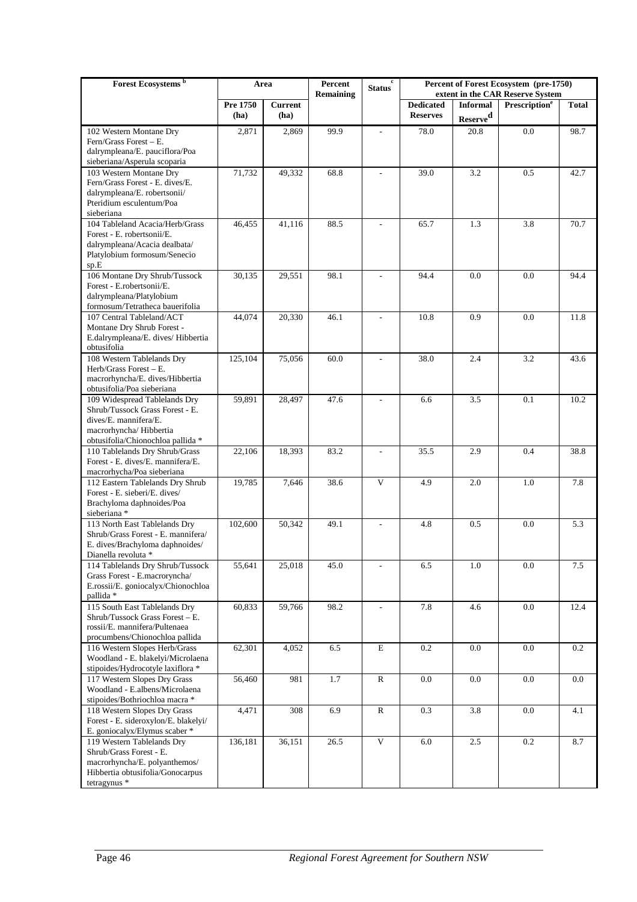| Forest Ecosystems [b] | Area | | Percent Remaining | Status [c] | Percent of Forest Ecosystem (pre-1750) extent in the CAR Reserve System | | | |
|---|---|---|---|---|---|---|---|---|
| | Pre 1750 (ha) | Current (ha) | | | Dedicated Reserves | Informal Reserve[d] | Prescription[e] | Total |
| 102 Western Montane Dry Fern/Grass Forest – E. dalrympleana/E. pauciflora/Poa sieberiana/Asperula scoparia | 2,871 | 2,869 | 99.9 | - | 78.0 | 20.8 | 0.0 | 98.7 |
| 103 Western Montane Dry Fern/Grass Forest - E. dives/E. dalrympleana/E. robertsonii/ Pteridium esculentum/Poa sieberiana | 71,732 | 49,332 | 68.8 | - | 39.0 | 3.2 | 0.5 | 42.7 |
| 104 Tableland Acacia/Herb/Grass Forest - E. robertsonii/E. dalrympleana/Acacia dealbata/ Platylobium formosum/Senecio sp.E | 46,455 | 41,116 | 88.5 | - | 65.7 | 1.3 | 3.8 | 70.7 |
| 106 Montane Dry Shrub/Tussock Forest - E.robertsonii/E. dalrympleana/Platylobium formosum/Tetratheca bauerifolia | 30,135 | 29,551 | 98.1 | - | 94.4 | 0.0 | 0.0 | 94.4 |
| 107 Central Tableland/ACT Montane Dry Shrub Forest - E.dalrympleana/E. dives/ Hibbertia obtusifolia | 44,074 | 20,330 | 46.1 | - | 10.8 | 0.9 | 0.0 | 11.8 |
| 108 Western Tablelands Dry Herb/Grass Forest – E. macrorhyncha/E. dives/Hibbertia obtusifolia/Poa sieberiana | 125,104 | 75,056 | 60.0 | - | 38.0 | 2.4 | 3.2 | 43.6 |
| 109 Widespread Tablelands Dry Shrub/Tussock Grass Forest - E. dives/E. mannifera/E. macrorhyncha/ Hibbertia obtusifolia/Chionochloa pallida * | 59,891 | 28,497 | 47.6 | - | 6.6 | 3.5 | 0.1 | 10.2 |
| 110 Tablelands Dry Shrub/Grass Forest - E. dives/E. mannifera/E. macrorhycha/Poa sieberiana | 22,106 | 18,393 | 83.2 | - | 35.5 | 2.9 | 0.4 | 38.8 |
| 112 Eastern Tablelands Dry Shrub Forest - E. sieberi/E. dives/ Brachyloma daphnoides/Poa sieberiana * | 19,785 | 7,646 | 38.6 | V | 4.9 | 2.0 | 1.0 | 7.8 |
| 113 North East Tablelands Dry Shrub/Grass Forest - E. mannifera/ E. dives/Brachyloma daphnoides/ Dianella revoluta * | 102,600 | 50,342 | 49.1 | - | 4.8 | 0.5 | 0.0 | 5.3 |
| 114 Tablelands Dry Shrub/Tussock Grass Forest - E.macroryncha/ E.rossii/E. goniocalyx/Chionochloa pallida * | 55,641 | 25,018 | 45.0 | - | 6.5 | 1.0 | 0.0 | 7.5 |
| 115 South East Tablelands Dry Shrub/Tussock Grass Forest – E. rossii/E. mannifera/Pultenaea procumbens/Chionochloa pallida | 60,833 | 59,766 | 98.2 | - | 7.8 | 4.6 | 0.0 | 12.4 |
| 116 Western Slopes Herb/Grass Woodland - E. blakelyi/Microlaena stipoides/Hydrocotyle laxiflora * | 62,301 | 4,052 | 6.5 | E | 0.2 | 0.0 | 0.0 | 0.2 |
| 117 Western Slopes Dry Grass Woodland - E.albens/Microlaena stipoides/Bothriochloa macra * | 56,460 | 981 | 1.7 | R | 0.0 | 0.0 | 0.0 | 0.0 |
| 118 Western Slopes Dry Grass Forest - E. sideroxylon/E. blakelyi/ E. goniocalyx/Elymus scaber * | 4,471 | 308 | 6.9 | R | 0.3 | 3.8 | 0.0 | 4.1 |
| 119 Western Tablelands Dry Shrub/Grass Forest - E. macrorhyncha/E. polyanthemos/ Hibbertia obtusifolia/Gonocarpus tetragynus * | 136,181 | 36,151 | 26.5 | V | 6.0 | 2.5 | 0.2 | 8.7 |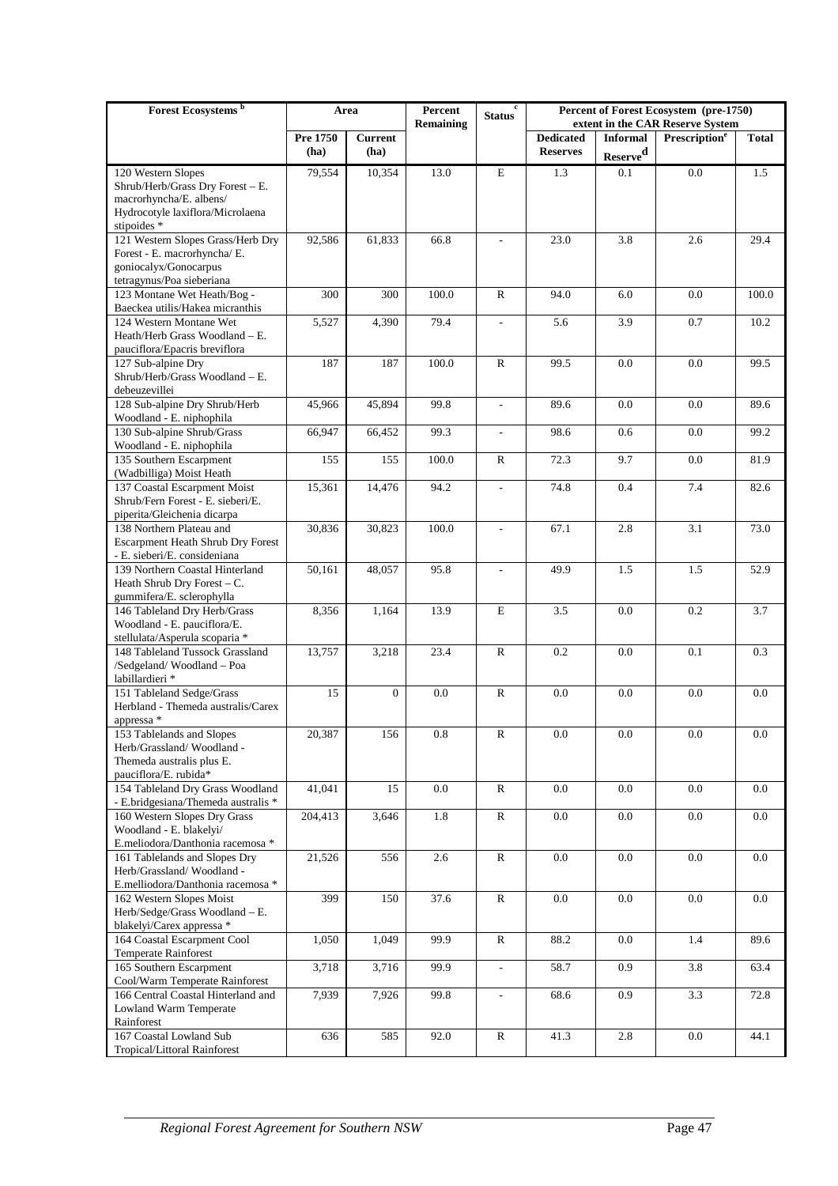| Forest Ecosystems [b] | Area | | Percent Remaining | Status [c] | Percent of Forest Ecosystem (pre-1750) extent in the CAR Reserve System | | | |
|---|---|---|---|---|---|---|---|---|
| | Pre 1750 (ha) | Current (ha) | | | Dedicated Reserves | Informal Reserve [d] | Prescription [e] | Total |
| 120 Western Slopes Shrub/Herb/Grass Dry Forest – E. macrorhyncha/E. albens/ Hydrocotyle laxiflora/Microlaena stipoides * | 79,554 | 10,354 | 13.0 | E | 1.3 | 0.1 | 0.0 | 1.5 |
| 121 Western Slopes Grass/Herb Dry Forest - E. macrorhyncha/ E. goniocalyx/Gonocarpus tetragynus/Poa sieberiana | 92,586 | 61,833 | 66.8 | - | 23.0 | 3.8 | 2.6 | 29.4 |
| 123 Montane Wet Heath/Bog - Baeckea utilis/Hakea micranthis | 300 | 300 | 100.0 | R | 94.0 | 6.0 | 0.0 | 100.0 |
| 124 Western Montane Wet Heath/Herb Grass Woodland – E. pauciflora/Epacris breviflora | 5,527 | 4,390 | 79.4 | - | 5.6 | 3.9 | 0.7 | 10.2 |
| 127 Sub-alpine Dry Shrub/Herb/Grass Woodland – E. debeuzevillei | 187 | 187 | 100.0 | R | 99.5 | 0.0 | 0.0 | 99.5 |
| 128 Sub-alpine Dry Shrub/Herb Woodland - E. niphophila | 45,966 | 45,894 | 99.8 | - | 89.6 | 0.0 | 0.0 | 89.6 |
| 130 Sub-alpine Shrub/Grass Woodland - E. niphophila | 66,947 | 66,452 | 99.3 | - | 98.6 | 0.6 | 0.0 | 99.2 |
| 135 Southern Escarpment (Wadbilliga) Moist Heath | 155 | 155 | 100.0 | R | 72.3 | 9.7 | 0.0 | 81.9 |
| 137 Coastal Escarpment Moist Shrub/Fern Forest - E. sieberi/E. piperita/Gleichenia dicarpa | 15,361 | 14,476 | 94.2 | - | 74.8 | 0.4 | 7.4 | 82.6 |
| 138 Northern Plateau and Escarpment Heath Shrub Dry Forest - E. sieberi/E. consideniana | 30,836 | 30,823 | 100.0 | - | 67.1 | 2.8 | 3.1 | 73.0 |
| 139 Northern Coastal Hinterland Heath Shrub Dry Forest – C. gummifera/E. sclerophylla | 50,161 | 48,057 | 95.8 | - | 49.9 | 1.5 | 1.5 | 52.9 |
| 146 Tableland Dry Herb/Grass Woodland - E. pauciflora/E. stellulata/Asperula scoparia * | 8,356 | 1,164 | 13.9 | E | 3.5 | 0.0 | 0.2 | 3.7 |
| 148 Tableland Tussock Grassland /Sedgeland/ Woodland – Poa labillardieri * | 13,757 | 3,218 | 23.4 | R | 0.2 | 0.0 | 0.1 | 0.3 |
| 151 Tableland Sedge/Grass Herbland - Themeda australis/Carex appressa * | 15 | 0 | 0.0 | R | 0.0 | 0.0 | 0.0 | 0.0 |
| 153 Tablelands and Slopes Herb/Grassland/ Woodland - Themeda australis plus E. pauciflora/E. rubida* | 20,387 | 156 | 0.8 | R | 0.0 | 0.0 | 0.0 | 0.0 |
| 154 Tableland Dry Grass Woodland - E.bridgesiana/Themeda australis * | 41,041 | 15 | 0.0 | R | 0.0 | 0.0 | 0.0 | 0.0 |
| 160 Western Slopes Dry Grass Woodland - E. blakelyi/ E.meliodora/Danthonia racemosa * | 204,413 | 3,646 | 1.8 | R | 0.0 | 0.0 | 0.0 | 0.0 |
| 161 Tablelands and Slopes Dry Herb/Grassland/ Woodland - E.melliodora/Danthonia racemosa * | 21,526 | 556 | 2.6 | R | 0.0 | 0.0 | 0.0 | 0.0 |
| 162 Western Slopes Moist Herb/Sedge/Grass Woodland – E. blakelyi/Carex appressa * | 399 | 150 | 37.6 | R | 0.0 | 0.0 | 0.0 | 0.0 |
| 164 Coastal Escarpment Cool Temperate Rainforest | 1,050 | 1,049 | 99.9 | R | 88.2 | 0.0 | 1.4 | 89.6 |
| 165 Southern Escarpment Cool/Warm Temperate Rainforest | 3,718 | 3,716 | 99.9 | - | 58.7 | 0.9 | 3.8 | 63.4 |
| 166 Central Coastal Hinterland and Lowland Warm Temperate Rainforest | 7,939 | 7,926 | 99.8 | - | 68.6 | 0.9 | 3.3 | 72.8 |
| 167 Coastal Lowland Sub Tropical/Littoral Rainforest | 636 | 585 | 92.0 | R | 41.3 | 2.8 | 0.0 | 44.1 |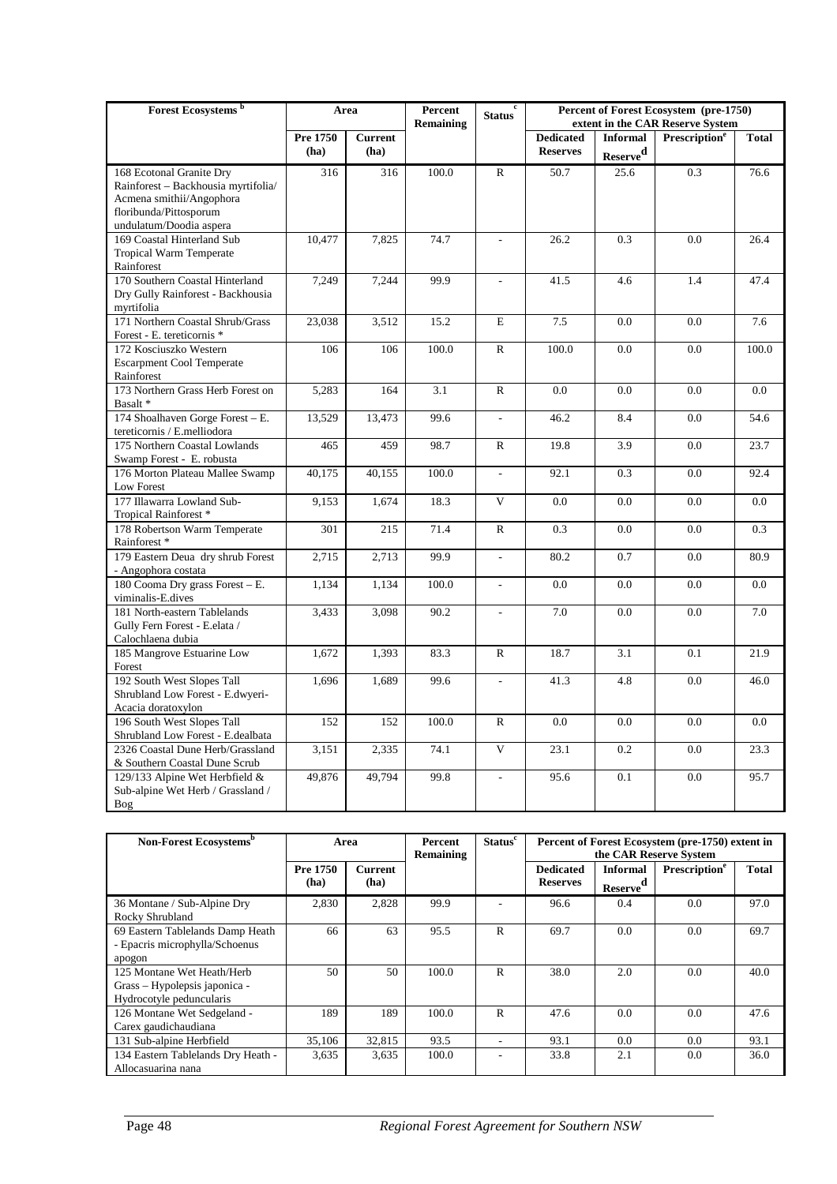| Forest Ecosystems [b] | Area | | Percent Remaining | Status [c] | Percent of Forest Ecosystem (pre-1750) extent in the CAR Reserve System | | | |
|---|---|---|---|---|---|---|---|---|
| | Pre 1750 (ha) | Current (ha) | | | Dedicated Reserves | Informal Reserve[d] | Prescription[e] | Total |
| 168 Ecotonal Granite Dry Rainforest – Backhousia myrtifolia/ Acmena smithii/Angophora floribunda/Pittosporum undulatum/Doodia aspera | 316 | 316 | 100.0 | R | 50.7 | 25.6 | 0.3 | 76.6 |
| 169 Coastal Hinterland Sub Tropical Warm Temperate Rainforest | 10,477 | 7,825 | 74.7 | - | 26.2 | 0.3 | 0.0 | 26.4 |
| 170 Southern Coastal Hinterland Dry Gully Rainforest - Backhousia myrtifolia | 7,249 | 7,244 | 99.9 | - | 41.5 | 4.6 | 1.4 | 47.4 |
| 171 Northern Coastal Shrub/Grass Forest - E. tereticornis * | 23,038 | 3,512 | 15.2 | E | 7.5 | 0.0 | 0.0 | 7.6 |
| 172 Kosciuszko Western Escarpment Cool Temperate Rainforest | 106 | 106 | 100.0 | R | 100.0 | 0.0 | 0.0 | 100.0 |
| 173 Northern Grass Herb Forest on Basalt * | 5,283 | 164 | 3.1 | R | 0.0 | 0.0 | 0.0 | 0.0 |
| 174 Shoalhaven Gorge Forest – E. tereticornis / E.melliodora | 13,529 | 13,473 | 99.6 | - | 46.2 | 8.4 | 0.0 | 54.6 |
| 175 Northern Coastal Lowlands Swamp Forest - E. robusta | 465 | 459 | 98.7 | R | 19.8 | 3.9 | 0.0 | 23.7 |
| 176 Morton Plateau Mallee Swamp Low Forest | 40,175 | 40,155 | 100.0 | - | 92.1 | 0.3 | 0.0 | 92.4 |
| 177 Illawarra Lowland Sub-Tropical Rainforest * | 9,153 | 1,674 | 18.3 | V | 0.0 | 0.0 | 0.0 | 0.0 |
| 178 Robertson Warm Temperate Rainforest * | 301 | 215 | 71.4 | R | 0.3 | 0.0 | 0.0 | 0.3 |
| 179 Eastern Deua dry shrub Forest - Angophora costata | 2,715 | 2,713 | 99.9 | - | 80.2 | 0.7 | 0.0 | 80.9 |
| 180 Cooma Dry grass Forest – E. viminalis-E.dives | 1,134 | 1,134 | 100.0 | - | 0.0 | 0.0 | 0.0 | 0.0 |
| 181 North-eastern Tablelands Gully Fern Forest - E.elata / Calochlaena dubia | 3,433 | 3,098 | 90.2 | - | 7.0 | 0.0 | 0.0 | 7.0 |
| 185 Mangrove Estuarine Low Forest | 1,672 | 1,393 | 83.3 | R | 18.7 | 3.1 | 0.1 | 21.9 |
| 192 South West Slopes Tall Shrubland Low Forest - E.dwyeri-Acacia doratoxylon | 1,696 | 1,689 | 99.6 | - | 41.3 | 4.8 | 0.0 | 46.0 |
| 196 South West Slopes Tall Shrubland Low Forest - E.dealbata | 152 | 152 | 100.0 | R | 0.0 | 0.0 | 0.0 | 0.0 |
| 2326 Coastal Dune Herb/Grassland & Southern Coastal Dune Scrub | 3,151 | 2,335 | 74.1 | V | 23.1 | 0.2 | 0.0 | 23.3 |
| 129/133 Alpine Wet Herbfield & Sub-alpine Wet Herb / Grassland / Bog | 49,876 | 49,794 | 99.8 | - | 95.6 | 0.1 | 0.0 | 95.7 |

| Non-Forest Ecosystems[b] | Area | | Percent Remaining | Status[c] | Percent of Forest Ecosystem (pre-1750) extent in the CAR Reserve System | | | |
|---|---|---|---|---|---|---|---|---|
| | Pre 1750 (ha) | Current (ha) | | | Dedicated Reserves | Informal Reserve[d] | Prescription[e] | Total |
| 36 Montane / Sub-Alpine Dry Rocky Shrubland | 2,830 | 2,828 | 99.9 | - | 96.6 | 0.4 | 0.0 | 97.0 |
| 69 Eastern Tablelands Damp Heath - Epacris microphylla/Schoenus apogon | 66 | 63 | 95.5 | R | 69.7 | 0.0 | 0.0 | 69.7 |
| 125 Montane Wet Heath/Herb Grass – Hypolepsis japonica - Hydrocotyle peduncularis | 50 | 50 | 100.0 | R | 38.0 | 2.0 | 0.0 | 40.0 |
| 126 Montane Wet Sedgeland - Carex gaudichaudiana | 189 | 189 | 100.0 | R | 47.6 | 0.0 | 0.0 | 47.6 |
| 131 Sub-alpine Herbfield | 35,106 | 32,815 | 93.5 | - | 93.1 | 0.0 | 0.0 | 93.1 |
| 134 Eastern Tablelands Dry Heath - Allocasuarina nana | 3,635 | 3,635 | 100.0 | - | 33.8 | 2.1 | 0.0 | 36.0 |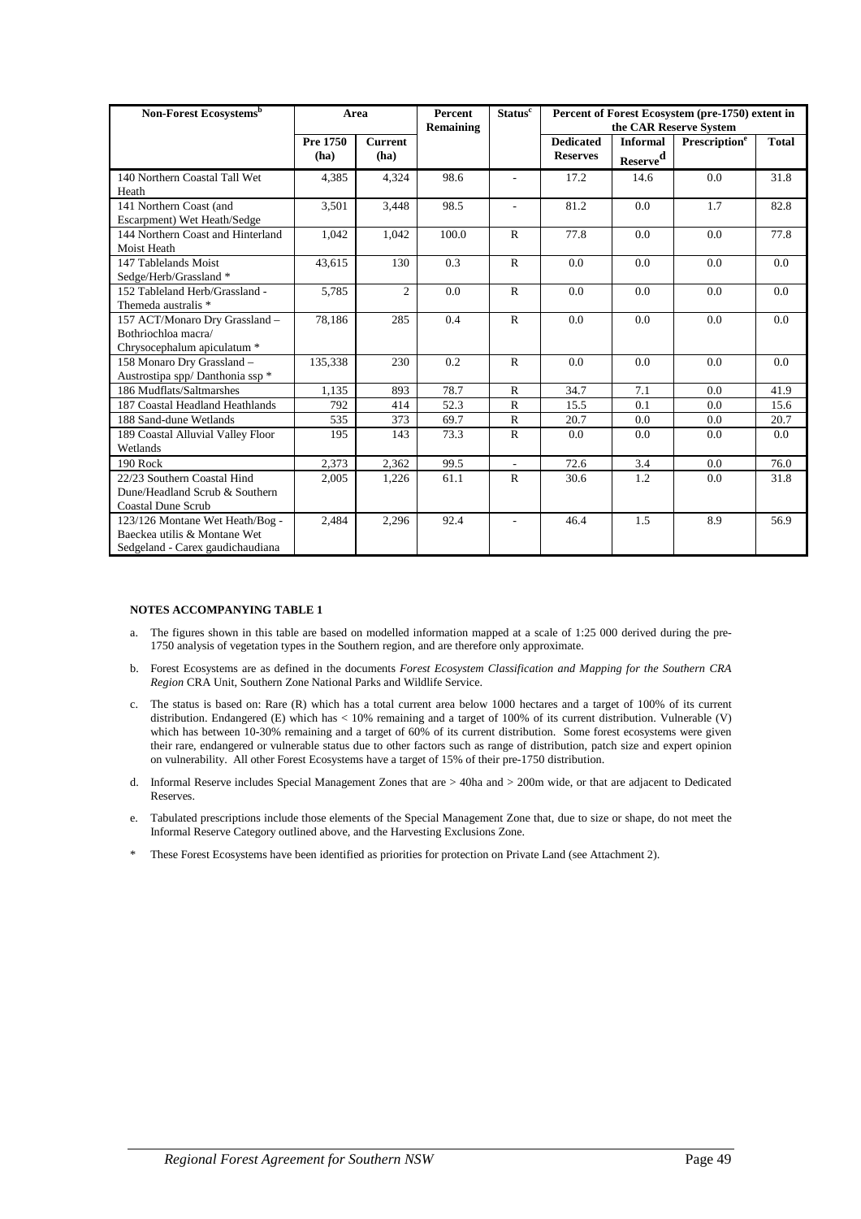| Non-Forest Ecosystems[b] | Area | | Percent Remaining | Status[c] | Percent of Forest Ecosystem (pre-1750) extent in the CAR Reserve System | | | |
|---|---|---|---|---|---|---|---|---|
| | Pre 1750 (ha) | Current (ha) | | | Dedicated Reserves | Informal Reserve[d] | Prescription[e] | Total |
| 140 Northern Coastal Tall Wet Heath | 4,385 | 4,324 | 98.6 | - | 17.2 | 14.6 | 0.0 | 31.8 |
| 141 Northern Coast (and Escarpment) Wet Heath/Sedge | 3,501 | 3,448 | 98.5 | - | 81.2 | 0.0 | 1.7 | 82.8 |
| 144 Northern Coast and Hinterland Moist Heath | 1,042 | 1,042 | 100.0 | R | 77.8 | 0.0 | 0.0 | 77.8 |
| 147 Tablelands Moist Sedge/Herb/Grassland * | 43,615 | 130 | 0.3 | R | 0.0 | 0.0 | 0.0 | 0.0 |
| 152 Tableland Herb/Grassland - Themeda australis * | 5,785 | 2 | 0.0 | R | 0.0 | 0.0 | 0.0 | 0.0 |
| 157 ACT/Monaro Dry Grassland – Bothriochloa macra/ Chrysocephalum apiculatum * | 78,186 | 285 | 0.4 | R | 0.0 | 0.0 | 0.0 | 0.0 |
| 158 Monaro Dry Grassland – Austrostipa spp/ Danthonia ssp * | 135,338 | 230 | 0.2 | R | 0.0 | 0.0 | 0.0 | 0.0 |
| 186 Mudflats/Saltmarshes | 1,135 | 893 | 78.7 | R | 34.7 | 7.1 | 0.0 | 41.9 |
| 187 Coastal Headland Heathlands | 792 | 414 | 52.3 | R | 15.5 | 0.1 | 0.0 | 15.6 |
| 188 Sand-dune Wetlands | 535 | 373 | 69.7 | R | 20.7 | 0.0 | 0.0 | 20.7 |
| 189 Coastal Alluvial Valley Floor Wetlands | 195 | 143 | 73.3 | R | 0.0 | 0.0 | 0.0 | 0.0 |
| 190 Rock | 2,373 | 2,362 | 99.5 | - | 72.6 | 3.4 | 0.0 | 76.0 |
| 22/23 Southern Coastal Hind Dune/Headland Scrub & Southern Coastal Dune Scrub | 2,005 | 1,226 | 61.1 | R | 30.6 | 1.2 | 0.0 | 31.8 |
| 123/126 Montane Wet Heath/Bog - Baeckea utilis & Montane Wet Sedgeland - Carex gaudichaudiana | 2,484 | 2,296 | 92.4 | - | 46.4 | 1.5 | 8.9 | 56.9 |

**NOTES ACCOMPANYING TABLE 1**

a. The figures shown in this table are based on modelled information mapped at a scale of 1:25 000 derived during the pre-1750 analysis of vegetation types in the Southern region, and are therefore only approximate.

b. Forest Ecosystems are as defined in the documents *Forest Ecosystem Classification and Mapping for the Southern CRA Region* CRA Unit, Southern Zone National Parks and Wildlife Service.

c. The status is based on: Rare (R) which has a total current area below 1000 hectares and a target of 100% of its current distribution. Endangered (E) which has < 10% remaining and a target of 100% of its current distribution. Vulnerable (V) which has between 10-30% remaining and a target of 60% of its current distribution. Some forest ecosystems were given their rare, endangered or vulnerable status due to other factors such as range of distribution, patch size and expert opinion on vulnerability. All other Forest Ecosystems have a target of 15% of their pre-1750 distribution.

d. Informal Reserve includes Special Management Zones that are > 40ha and > 200m wide, or that are adjacent to Dedicated Reserves.

e. Tabulated prescriptions include those elements of the Special Management Zone that, due to size or shape, do not meet the Informal Reserve Category outlined above, and the Harvesting Exclusions Zone.

\* These Forest Ecosystems have been identified as priorities for protection on Private Land (see Attachment 2).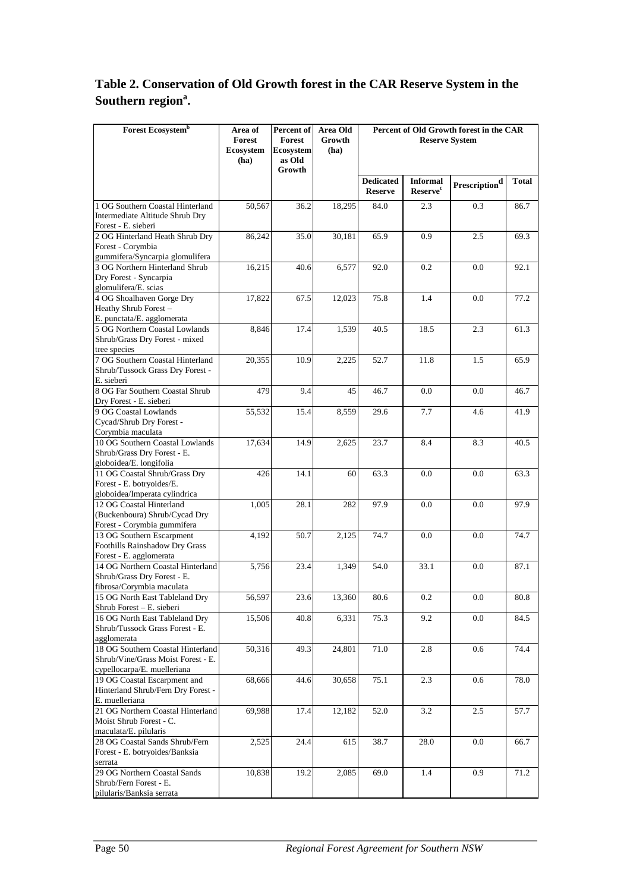# Table 2. Conservation of Old Growth forest in the CAR Reserve System in the Southern region[a].

| Forest Ecosystem[b] | Area of Forest Ecosystem (ha) | Percent of Forest Ecosystem as Old Growth | Area Old Growth (ha) | Percent of Old Growth forest in the CAR Reserve System | | | |
|---|---|---|---|---|---|---|---|
| | | | | Dedicated Reserve | Informal Reserve[c] | Prescription[d] | Total |
| 1 OG Southern Coastal Hinterland Intermediate Altitude Shrub Dry Forest - E. sieberi | 50,567 | 36.2 | 18,295 | 84.0 | 2.3 | 0.3 | 86.7 |
| 2 OG Hinterland Heath Shrub Dry Forest - Corymbia gummifera/Syncarpia glomulifera | 86,242 | 35.0 | 30,181 | 65.9 | 0.9 | 2.5 | 69.3 |
| 3 OG Northern Hinterland Shrub Dry Forest - Syncarpia glomulifera/E. scias | 16,215 | 40.6 | 6,577 | 92.0 | 0.2 | 0.0 | 92.1 |
| 4 OG Shoalhaven Gorge Dry Heathy Shrub Forest – E. punctata/E. agglomerata | 17,822 | 67.5 | 12,023 | 75.8 | 1.4 | 0.0 | 77.2 |
| 5 OG Northern Coastal Lowlands Shrub/Grass Dry Forest - mixed tree species | 8,846 | 17.4 | 1,539 | 40.5 | 18.5 | 2.3 | 61.3 |
| 7 OG Southern Coastal Hinterland Shrub/Tussock Grass Dry Forest - E. sieberi | 20,355 | 10.9 | 2,225 | 52.7 | 11.8 | 1.5 | 65.9 |
| 8 OG Far Southern Coastal Shrub Dry Forest - E. sieberi | 479 | 9.4 | 45 | 46.7 | 0.0 | 0.0 | 46.7 |
| 9 OG Coastal Lowlands Cycad/Shrub Dry Forest - Corymbia maculata | 55,532 | 15.4 | 8,559 | 29.6 | 7.7 | 4.6 | 41.9 |
| 10 OG Southern Coastal Lowlands Shrub/Grass Dry Forest - E. globoidea/E. longifolia | 17,634 | 14.9 | 2,625 | 23.7 | 8.4 | 8.3 | 40.5 |
| 11 OG Coastal Shrub/Grass Dry Forest - E. botryoides/E. globoidea/Imperata cylindrica | 426 | 14.1 | 60 | 63.3 | 0.0 | 0.0 | 63.3 |
| 12 OG Coastal Hinterland (Buckenboura) Shrub/Cycad Dry Forest - Corymbia gummifera | 1,005 | 28.1 | 282 | 97.9 | 0.0 | 0.0 | 97.9 |
| 13 OG Southern Escarpment Foothills Rainshadow Dry Grass Forest - E. agglomerata | 4,192 | 50.7 | 2,125 | 74.7 | 0.0 | 0.0 | 74.7 |
| 14 OG Northern Coastal Hinterland Shrub/Grass Dry Forest - E. fibrosa/Corymbia maculata | 5,756 | 23.4 | 1,349 | 54.0 | 33.1 | 0.0 | 87.1 |
| 15 OG North East Tableland Dry Shrub Forest – E. sieberi | 56,597 | 23.6 | 13,360 | 80.6 | 0.2 | 0.0 | 80.8 |
| 16 OG North East Tableland Dry Shrub/Tussock Grass Forest - E. agglomerata | 15,506 | 40.8 | 6,331 | 75.3 | 9.2 | 0.0 | 84.5 |
| 18 OG Southern Coastal Hinterland Shrub/Vine/Grass Moist Forest - E. cypellocarpa/E. muelleriana | 50,316 | 49.3 | 24,801 | 71.0 | 2.8 | 0.6 | 74.4 |
| 19 OG Coastal Escarpment and Hinterland Shrub/Fern Dry Forest - E. muelleriana | 68,666 | 44.6 | 30,658 | 75.1 | 2.3 | 0.6 | 78.0 |
| 21 OG Northern Coastal Hinterland Moist Shrub Forest - C. maculata/E. pilularis | 69,988 | 17.4 | 12,182 | 52.0 | 3.2 | 2.5 | 57.7 |
| 28 OG Coastal Sands Shrub/Fern Forest - E. botryoides/Banksia serrata | 2,525 | 24.4 | 615 | 38.7 | 28.0 | 0.0 | 66.7 |
| 29 OG Northern Coastal Sands Shrub/Fern Forest - E. pilularis/Banksia serrata | 10,838 | 19.2 | 2,085 | 69.0 | 1.4 | 0.9 | 71.2 |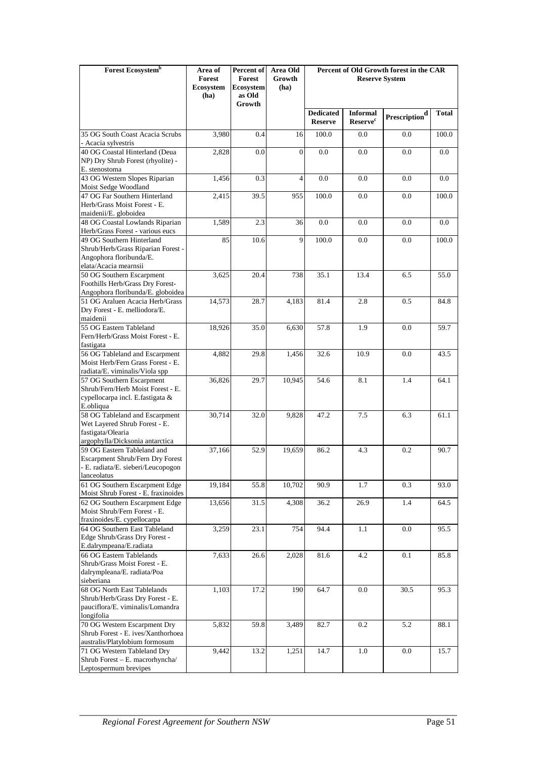| Forest Ecosystem[b] | Area of Forest Ecosystem (ha) | Percent of Forest Ecosystem as Old Growth | Area Old Growth (ha) | Percent of Old Growth forest in the CAR Reserve System | | | |
|---|---|---|---|---|---|---|---|
| | | | | Dedicated Reserve | Informal Reserve[c] | Prescription[d] | Total |
| 35 OG South Coast Acacia Scrubs - Acacia sylvestris | 3,980 | 0.4 | 16 | 100.0 | 0.0 | 0.0 | 100.0 |
| 40 OG Coastal Hinterland (Deua NP) Dry Shrub Forest (rhyolite) - E. stenostoma | 2,828 | 0.0 | 0 | 0.0 | 0.0 | 0.0 | 0.0 |
| 43 OG Western Slopes Riparian Moist Sedge Woodland | 1,456 | 0.3 | 4 | 0.0 | 0.0 | 0.0 | 0.0 |
| 47 OG Far Southern Hinterland Herb/Grass Moist Forest - E. maidenii/E. globoidea | 2,415 | 39.5 | 955 | 100.0 | 0.0 | 0.0 | 100.0 |
| 48 OG Coastal Lowlands Riparian Herb/Grass Forest - various eucs | 1,589 | 2.3 | 36 | 0.0 | 0.0 | 0.0 | 0.0 |
| 49 OG Southern Hinterland Shrub/Herb/Grass Riparian Forest - Angophora floribunda/E. elata/Acacia mearnsii | 85 | 10.6 | 9 | 100.0 | 0.0 | 0.0 | 100.0 |
| 50 OG Southern Escarpment Foothills Herb/Grass Dry Forest- Angophora floribunda/E. globoidea | 3,625 | 20.4 | 738 | 35.1 | 13.4 | 6.5 | 55.0 |
| 51 OG Araluen Acacia Herb/Grass Dry Forest - E. melliodora/E. maidenii | 14,573 | 28.7 | 4,183 | 81.4 | 2.8 | 0.5 | 84.8 |
| 55 OG Eastern Tableland Fern/Herb/Grass Moist Forest - E. fastigata | 18,926 | 35.0 | 6,630 | 57.8 | 1.9 | 0.0 | 59.7 |
| 56 OG Tableland and Escarpment Moist Herb/Fern Grass Forest - E. radiata/E. viminalis/Viola spp | 4,882 | 29.8 | 1,456 | 32.6 | 10.9 | 0.0 | 43.5 |
| 57 OG Southern Escarpment Shrub/Fern/Herb Moist Forest - E. cypellocarpa incl. E.fastigata & E.obliqua | 36,826 | 29.7 | 10,945 | 54.6 | 8.1 | 1.4 | 64.1 |
| 58 OG Tableland and Escarpment Wet Layered Shrub Forest - E. fastigata/Olearia argophylla/Dicksonia antarctica | 30,714 | 32.0 | 9,828 | 47.2 | 7.5 | 6.3 | 61.1 |
| 59 OG Eastern Tableland and Escarpment Shrub/Fern Dry Forest - E. radiata/E. sieberi/Leucopogon lanceolatus | 37,166 | 52.9 | 19,659 | 86.2 | 4.3 | 0.2 | 90.7 |
| 61 OG Southern Escarpment Edge Moist Shrub Forest - E. fraxinoides | 19,184 | 55.8 | 10,702 | 90.9 | 1.7 | 0.3 | 93.0 |
| 62 OG Southern Escarpment Edge Moist Shrub/Fern Forest - E. fraxinoides/E. cypellocarpa | 13,656 | 31.5 | 4,308 | 36.2 | 26.9 | 1.4 | 64.5 |
| 64 OG Southern East Tableland Edge Shrub/Grass Dry Forest - E.dalrympeana/E.radiata | 3,259 | 23.1 | 754 | 94.4 | 1.1 | 0.0 | 95.5 |
| 66 OG Eastern Tablelands Shrub/Grass Moist Forest - E. dalrympleana/E. radiata/Poa sieberiana | 7,633 | 26.6 | 2,028 | 81.6 | 4.2 | 0.1 | 85.8 |
| 68 OG North East Tablelands Shrub/Herb/Grass Dry Forest - E. pauciflora/E. viminalis/Lomandra longifolia | 1,103 | 17.2 | 190 | 64.7 | 0.0 | 30.5 | 95.3 |
| 70 OG Western Escarpment Dry Shrub Forest - E. ives/Xanthorhoea australis/Platylobium formosum | 5,832 | 59.8 | 3,489 | 82.7 | 0.2 | 5.2 | 88.1 |
| 71 OG Western Tableland Dry Shrub Forest – E. macrorhyncha/ Leptospermum brevipes | 9,442 | 13.2 | 1,251 | 14.7 | 1.0 | 0.0 | 15.7 |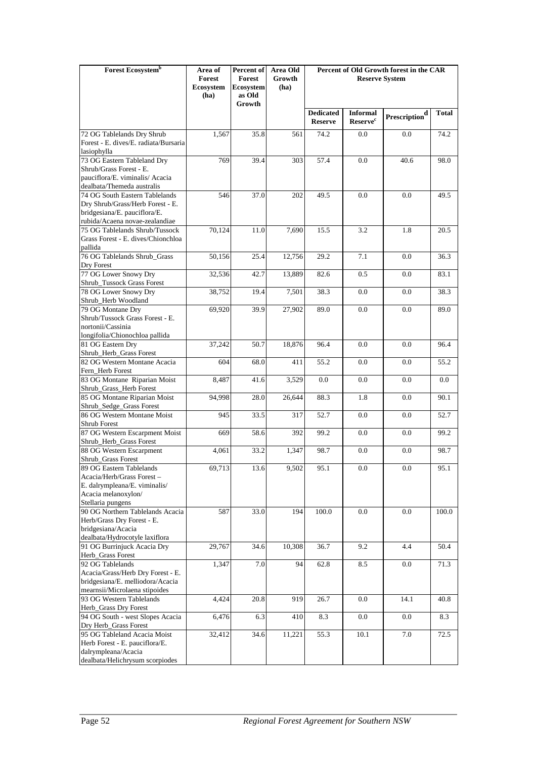| Forest Ecosystem[b] | Area of Forest Ecosystem (ha) | Percent of Forest Ecosystem as Old Growth | Area Old Growth (ha) | Percent of Old Growth forest in the CAR Reserve System | | | |
|---|---|---|---|---|---|---|---|
| | | | | Dedicated Reserve | Informal Reserve[c] | Prescription[d] | Total |
| 72 OG Tablelands Dry Shrub Forest - E. dives/E. radiata/Bursaria lasiophylla | 1,567 | 35.8 | 561 | 74.2 | 0.0 | 0.0 | 74.2 |
| 73 OG Eastern Tableland Dry Shrub/Grass Forest - E. pauciflora/E. viminalis/ Acacia dealbata/Themeda australis | 769 | 39.4 | 303 | 57.4 | 0.0 | 40.6 | 98.0 |
| 74 OG South Eastern Tablelands Dry Shrub/Grass/Herb Forest - E. bridgesiana/E. pauciflora/E. rubida/Acaena novae-zealandiae | 546 | 37.0 | 202 | 49.5 | 0.0 | 0.0 | 49.5 |
| 75 OG Tablelands Shrub/Tussock Grass Forest - E. dives/Chionchloa pallida | 70,124 | 11.0 | 7,690 | 15.5 | 3.2 | 1.8 | 20.5 |
| 76 OG Tablelands Shrub_Grass Dry Forest | 50,156 | 25.4 | 12,756 | 29.2 | 7.1 | 0.0 | 36.3 |
| 77 OG Lower Snowy Dry Shrub_Tussock Grass Forest | 32,536 | 42.7 | 13,889 | 82.6 | 0.5 | 0.0 | 83.1 |
| 78 OG Lower Snowy Dry Shrub_Herb Woodland | 38,752 | 19.4 | 7,501 | 38.3 | 0.0 | 0.0 | 38.3 |
| 79 OG Montane Dry Shrub/Tussock Grass Forest - E. nortonii/Cassinia longifolia/Chionochloa pallida | 69,920 | 39.9 | 27,902 | 89.0 | 0.0 | 0.0 | 89.0 |
| 81 OG Eastern Dry Shrub_Herb_Grass Forest | 37,242 | 50.7 | 18,876 | 96.4 | 0.0 | 0.0 | 96.4 |
| 82 OG Western Montane Acacia Fern_Herb Forest | 604 | 68.0 | 411 | 55.2 | 0.0 | 0.0 | 55.2 |
| 83 OG Montane Riparian Moist Shrub_Grass_Herb Forest | 8,487 | 41.6 | 3,529 | 0.0 | 0.0 | 0.0 | 0.0 |
| 85 OG Montane Riparian Moist Shrub_Sedge_Grass Forest | 94,998 | 28.0 | 26,644 | 88.3 | 1.8 | 0.0 | 90.1 |
| 86 OG Western Montane Moist Shrub Forest | 945 | 33.5 | 317 | 52.7 | 0.0 | 0.0 | 52.7 |
| 87 OG Western Escarpment Moist Shrub_Herb_Grass Forest | 669 | 58.6 | 392 | 99.2 | 0.0 | 0.0 | 99.2 |
| 88 OG Western Escarpment Shrub_Grass Forest | 4,061 | 33.2 | 1,347 | 98.7 | 0.0 | 0.0 | 98.7 |
| 89 OG Eastern Tablelands Acacia/Herb/Grass Forest – E. dalrympleana/E. viminalis/ Acacia melanoxylon/ Stellaria pungens | 69,713 | 13.6 | 9,502 | 95.1 | 0.0 | 0.0 | 95.1 |
| 90 OG Northern Tablelands Acacia Herb/Grass Dry Forest - E. bridgesiana/Acacia dealbata/Hydrocotyle laxiflora | 587 | 33.0 | 194 | 100.0 | 0.0 | 0.0 | 100.0 |
| 91 OG Burrinjuck Acacia Dry Herb_Grass Forest | 29,767 | 34.6 | 10,308 | 36.7 | 9.2 | 4.4 | 50.4 |
| 92 OG Tablelands Acacia/Grass/Herb Dry Forest - E. bridgesiana/E. melliodora/Acacia mearnsii/Microlaena stipoides | 1,347 | 7.0 | 94 | 62.8 | 8.5 | 0.0 | 71.3 |
| 93 OG Western Tablelands Herb_Grass Dry Forest | 4,424 | 20.8 | 919 | 26.7 | 0.0 | 14.1 | 40.8 |
| 94 OG South - west Slopes Acacia Dry Herb_Grass Forest | 6,476 | 6.3 | 410 | 8.3 | 0.0 | 0.0 | 8.3 |
| 95 OG Tableland Acacia Moist Herb Forest - E. pauciflora/E. dalrympleana/Acacia dealbata/Helichrysum scorpiodes | 32,412 | 34.6 | 11,221 | 55.3 | 10.1 | 7.0 | 72.5 |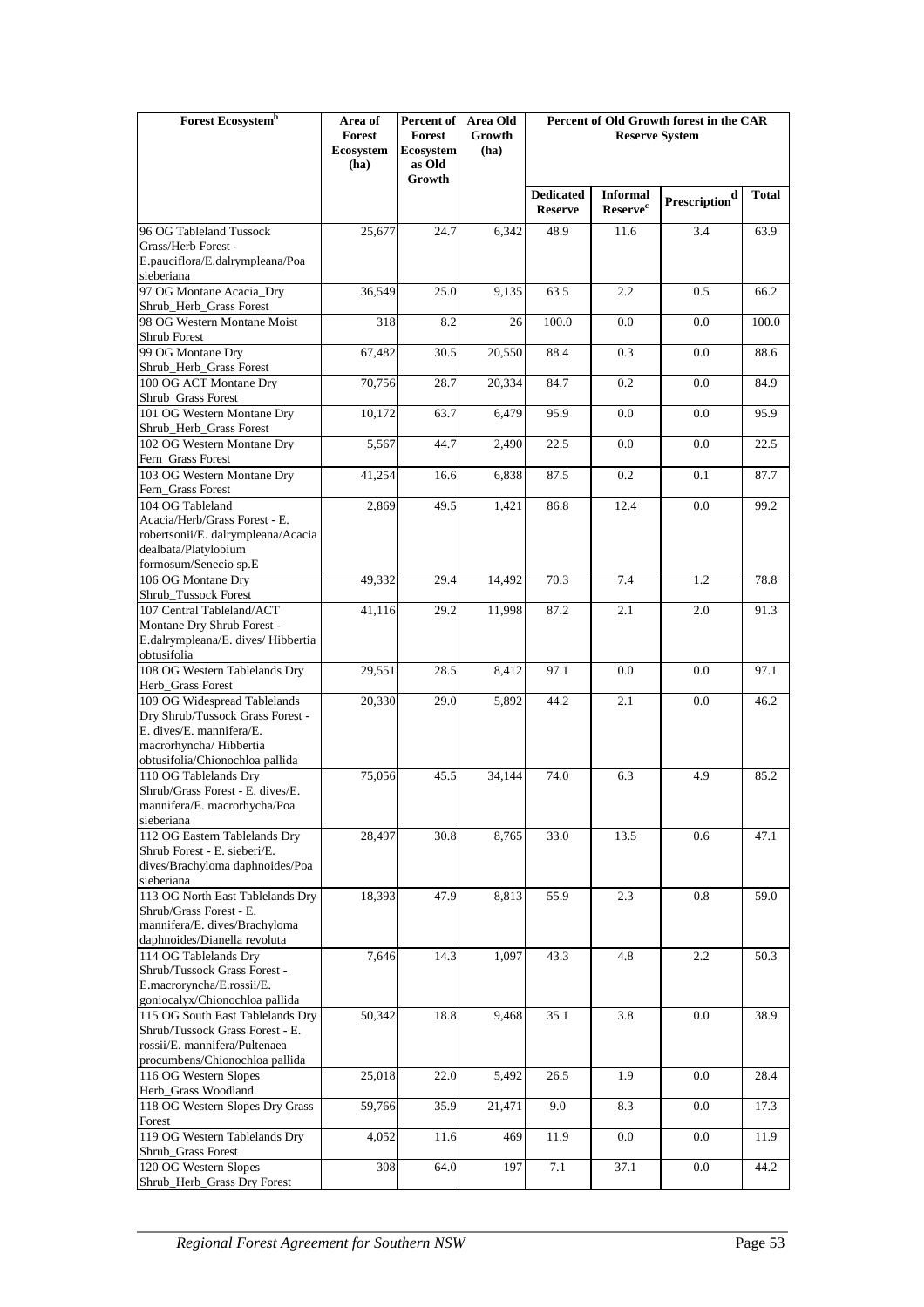| Forest Ecosystem[b] | Area of Forest Ecosystem (ha) | Percent of Forest Ecosystem as Old Growth | Area Old Growth (ha) | Percent of Old Growth forest in the CAR Reserve System | | | |
|---|---|---|---|---|---|---|---|
| | | | | Dedicated Reserve | Informal Reserve[c] | Prescription[d] | Total |
| 96 OG Tableland Tussock Grass/Herb Forest - E.pauciflora/E.dalrympleana/Poa sieberiana | 25,677 | 24.7 | 6,342 | 48.9 | 11.6 | 3.4 | 63.9 |
| 97 OG Montane Acacia_Dry Shrub_Herb_Grass Forest | 36,549 | 25.0 | 9,135 | 63.5 | 2.2 | 0.5 | 66.2 |
| 98 OG Western Montane Moist Shrub Forest | 318 | 8.2 | 26 | 100.0 | 0.0 | 0.0 | 100.0 |
| 99 OG Montane Dry Shrub_Herb_Grass Forest | 67,482 | 30.5 | 20,550 | 88.4 | 0.3 | 0.0 | 88.6 |
| 100 OG ACT Montane Dry Shrub_Grass Forest | 70,756 | 28.7 | 20,334 | 84.7 | 0.2 | 0.0 | 84.9 |
| 101 OG Western Montane Dry Shrub_Herb_Grass Forest | 10,172 | 63.7 | 6,479 | 95.9 | 0.0 | 0.0 | 95.9 |
| 102 OG Western Montane Dry Fern_Grass Forest | 5,567 | 44.7 | 2,490 | 22.5 | 0.0 | 0.0 | 22.5 |
| 103 OG Western Montane Dry Fern_Grass Forest | 41,254 | 16.6 | 6,838 | 87.5 | 0.2 | 0.1 | 87.7 |
| 104 OG Tableland Acacia/Herb/Grass Forest - E. robertsonii/E. dalrympleana/Acacia dealbata/Platylobium formosum/Senecio sp.E | 2,869 | 49.5 | 1,421 | 86.8 | 12.4 | 0.0 | 99.2 |
| 106 OG Montane Dry Shrub_Tussock Forest | 49,332 | 29.4 | 14,492 | 70.3 | 7.4 | 1.2 | 78.8 |
| 107 Central Tableland/ACT Montane Dry Shrub Forest - E.dalrympleana/E. dives/ Hibbertia obtusifolia | 41,116 | 29.2 | 11,998 | 87.2 | 2.1 | 2.0 | 91.3 |
| 108 OG Western Tablelands Dry Herb_Grass Forest | 29,551 | 28.5 | 8,412 | 97.1 | 0.0 | 0.0 | 97.1 |
| 109 OG Widespread Tablelands Dry Shrub/Tussock Grass Forest - E. dives/E. mannifera/E. macrorhyncha/ Hibbertia obtusifolia/Chionochloa pallida | 20,330 | 29.0 | 5,892 | 44.2 | 2.1 | 0.0 | 46.2 |
| 110 OG Tablelands Dry Shrub/Grass Forest - E. dives/E. mannifera/E. macrorhycha/Poa sieberiana | 75,056 | 45.5 | 34,144 | 74.0 | 6.3 | 4.9 | 85.2 |
| 112 OG Eastern Tablelands Dry Shrub Forest - E. sieberi/E. dives/Brachyloma daphnoides/Poa sieberiana | 28,497 | 30.8 | 8,765 | 33.0 | 13.5 | 0.6 | 47.1 |
| 113 OG North East Tablelands Dry Shrub/Grass Forest - E. mannifera/E. dives/Brachyloma daphnoides/Dianella revoluta | 18,393 | 47.9 | 8,813 | 55.9 | 2.3 | 0.8 | 59.0 |
| 114 OG Tablelands Dry Shrub/Tussock Grass Forest - E.macroryncha/E.rossii/E. goniocalyx/Chionochloa pallida | 7,646 | 14.3 | 1,097 | 43.3 | 4.8 | 2.2 | 50.3 |
| 115 OG South East Tablelands Dry Shrub/Tussock Grass Forest - E. rossii/E. mannifera/Pultenaea procumbens/Chionochloa pallida | 50,342 | 18.8 | 9,468 | 35.1 | 3.8 | 0.0 | 38.9 |
| 116 OG Western Slopes Herb_Grass Woodland | 25,018 | 22.0 | 5,492 | 26.5 | 1.9 | 0.0 | 28.4 |
| 118 OG Western Slopes Dry Grass Forest | 59,766 | 35.9 | 21,471 | 9.0 | 8.3 | 0.0 | 17.3 |
| 119 OG Western Tablelands Dry Shrub_Grass Forest | 4,052 | 11.6 | 469 | 11.9 | 0.0 | 0.0 | 11.9 |
| 120 OG Western Slopes Shrub_Herb_Grass Dry Forest | 308 | 64.0 | 197 | 7.1 | 37.1 | 0.0 | 44.2 |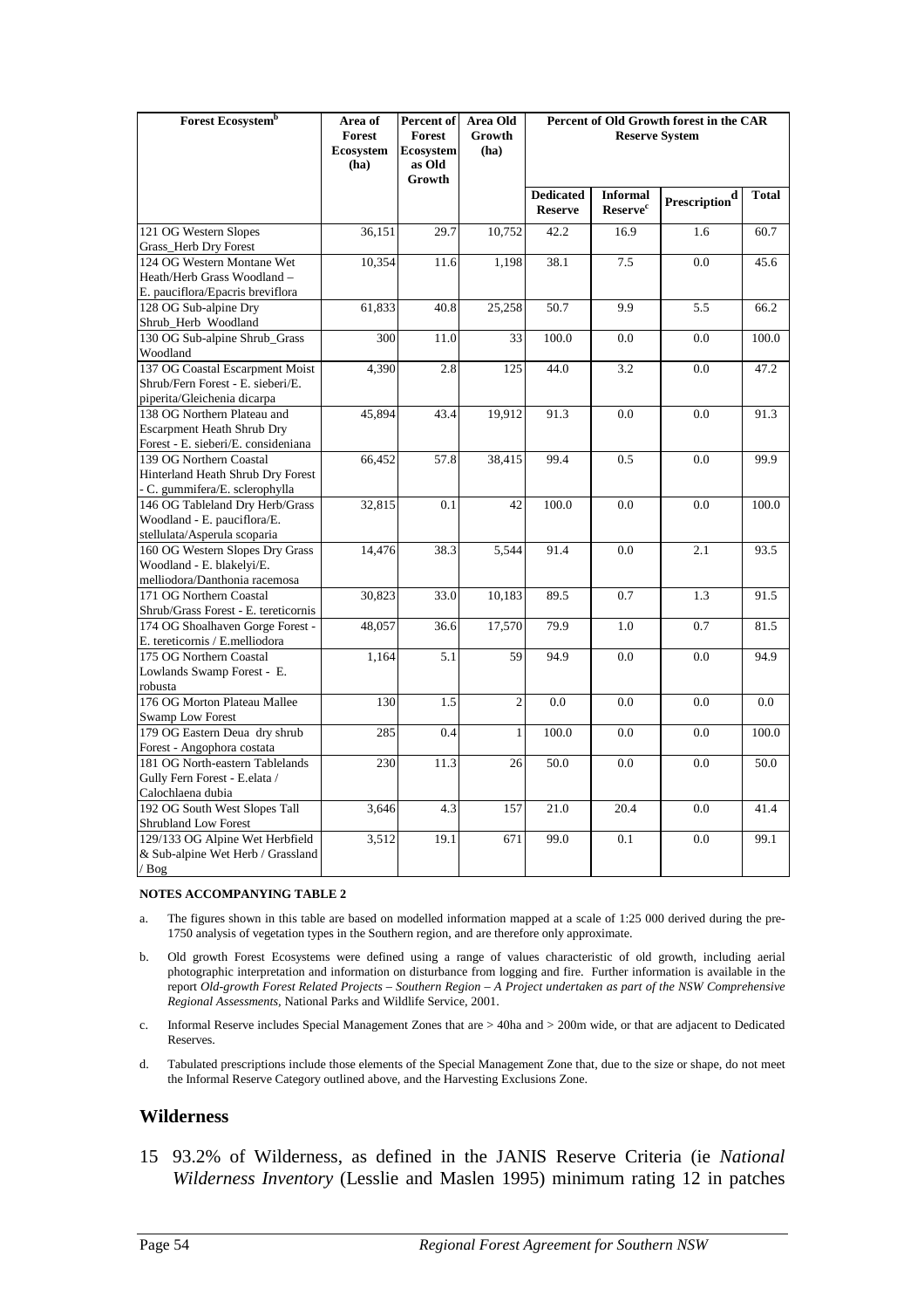| Forest Ecosystem[b] | Area of Forest Ecosystem (ha) | Percent of Forest Ecosystem as Old Growth | Area Old Growth (ha) | Percent of Old Growth forest in the CAR Reserve System | | | |
|---|---|---|---|---|---|---|---|
| | | | | Dedicated Reserve | Informal Reserve[c] | Prescription[d] | Total |
| 121 OG Western Slopes Grass_Herb Dry Forest | 36,151 | 29.7 | 10,752 | 42.2 | 16.9 | 1.6 | 60.7 |
| 124 OG Western Montane Wet Heath/Herb Grass Woodland – E. pauciflora/Epacris breviflora | 10,354 | 11.6 | 1,198 | 38.1 | 7.5 | 0.0 | 45.6 |
| 128 OG Sub-alpine Dry Shrub_Herb Woodland | 61,833 | 40.8 | 25,258 | 50.7 | 9.9 | 5.5 | 66.2 |
| 130 OG Sub-alpine Shrub_Grass Woodland | 300 | 11.0 | 33 | 100.0 | 0.0 | 0.0 | 100.0 |
| 137 OG Coastal Escarpment Moist Shrub/Fern Forest - E. sieberi/E. piperita/Gleichenia dicarpa | 4,390 | 2.8 | 125 | 44.0 | 3.2 | 0.0 | 47.2 |
| 138 OG Northern Plateau and Escarpment Heath Shrub Dry Forest - E. sieberi/E. consideniana | 45,894 | 43.4 | 19,912 | 91.3 | 0.0 | 0.0 | 91.3 |
| 139 OG Northern Coastal Hinterland Heath Shrub Dry Forest - C. gummifera/E. sclerophylla | 66,452 | 57.8 | 38,415 | 99.4 | 0.5 | 0.0 | 99.9 |
| 146 OG Tableland Dry Herb/Grass Woodland - E. pauciflora/E. stellulata/Asperula scoparia | 32,815 | 0.1 | 42 | 100.0 | 0.0 | 0.0 | 100.0 |
| 160 OG Western Slopes Dry Grass Woodland - E. blakelyi/E. melliodora/Danthonia racemosa | 14,476 | 38.3 | 5,544 | 91.4 | 0.0 | 2.1 | 93.5 |
| 171 OG Northern Coastal Shrub/Grass Forest - E. tereticornis | 30,823 | 33.0 | 10,183 | 89.5 | 0.7 | 1.3 | 91.5 |
| 174 OG Shoalhaven Gorge Forest - E. tereticornis / E.melliodora | 48,057 | 36.6 | 17,570 | 79.9 | 1.0 | 0.7 | 81.5 |
| 175 OG Northern Coastal Lowlands Swamp Forest - E. robusta | 1,164 | 5.1 | 59 | 94.9 | 0.0 | 0.0 | 94.9 |
| 176 OG Morton Plateau Mallee Swamp Low Forest | 130 | 1.5 | 2 | 0.0 | 0.0 | 0.0 | 0.0 |
| 179 OG Eastern Deua dry shrub Forest - Angophora costata | 285 | 0.4 | 1 | 100.0 | 0.0 | 0.0 | 100.0 |
| 181 OG North-eastern Tablelands Gully Fern Forest - E.elata / Calochlaena dubia | 230 | 11.3 | 26 | 50.0 | 0.0 | 0.0 | 50.0 |
| 192 OG South West Slopes Tall Shrubland Low Forest | 3,646 | 4.3 | 157 | 21.0 | 20.4 | 0.0 | 41.4 |
| 129/133 OG Alpine Wet Herbfield & Sub-alpine Wet Herb / Grassland / Bog | 3,512 | 19.1 | 671 | 99.0 | 0.1 | 0.0 | 99.1 |

**NOTES ACCOMPANYING TABLE 2**

a. The figures shown in this table are based on modelled information mapped at a scale of 1:25 000 derived during the pre-1750 analysis of vegetation types in the Southern region, and are therefore only approximate.

b. Old growth Forest Ecosystems were defined using a range of values characteristic of old growth, including aerial photographic interpretation and information on disturbance from logging and fire. Further information is available in the report *Old-growth Forest Related Projects – Southern Region – A Project undertaken as part of the NSW Comprehensive Regional Assessments*, National Parks and Wildlife Service, 2001.

c. Informal Reserve includes Special Management Zones that are > 40ha and > 200m wide, or that are adjacent to Dedicated Reserves.

d. Tabulated prescriptions include those elements of the Special Management Zone that, due to the size or shape, do not meet the Informal Reserve Category outlined above, and the Harvesting Exclusions Zone.

## Wilderness

15 93.2% of Wilderness, as defined in the JANIS Reserve Criteria (ie *National Wilderness Inventory* (Lesslie and Maslen 1995) minimum rating 12 in patches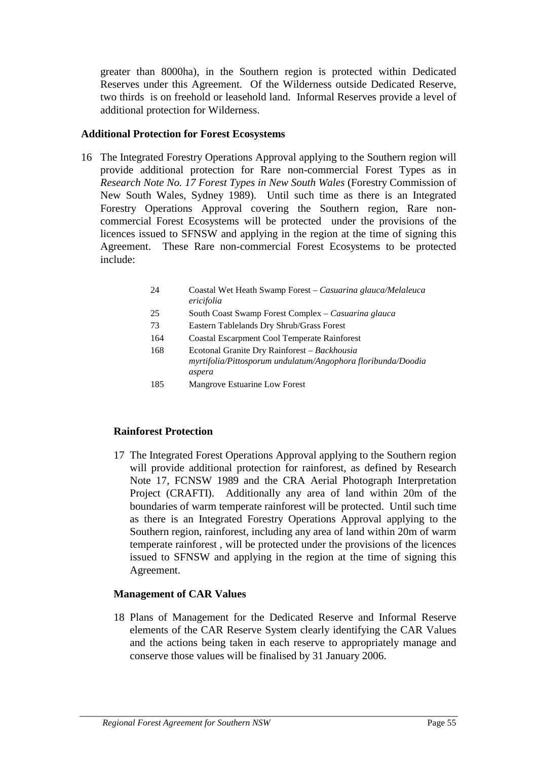greater than 8000ha), in the Southern region is protected within Dedicated Reserves under this Agreement. Of the Wilderness outside Dedicated Reserve, two thirds is on freehold or leasehold land. Informal Reserves provide a level of additional protection for Wilderness.

**Additional Protection for Forest Ecosystems**

16 The Integrated Forestry Operations Approval applying to the Southern region will provide additional protection for Rare non-commercial Forest Types as in *Research Note No. 17 Forest Types in New South Wales* (Forestry Commission of New South Wales, Sydney 1989). Until such time as there is an Integrated Forestry Operations Approval covering the Southern region, Rare non-commercial Forest Ecosystems will be protected under the provisions of the licences issued to SFNSW and applying in the region at the time of signing this Agreement. These Rare non-commercial Forest Ecosystems to be protected include:

| | |
|---|---|
| 24 | Coastal Wet Heath Swamp Forest – *Casuarina glauca/Melaleuca ericifolia* |
| 25 | South Coast Swamp Forest Complex – *Casuarina glauca* |
| 73 | Eastern Tablelands Dry Shrub/Grass Forest |
| 164 | Coastal Escarpment Cool Temperate Rainforest |
| 168 | Ecotonal Granite Dry Rainforest – *Backhousia myrtifolia/Pittosporum undulatum/Angophora floribunda/Doodia aspera* |
| 185 | Mangrove Estuarine Low Forest |

**Rainforest Protection**

17 The Integrated Forest Operations Approval applying to the Southern region will provide additional protection for rainforest, as defined by Research Note 17, FCNSW 1989 and the CRA Aerial Photograph Interpretation Project (CRAFTI). Additionally any area of land within 20m of the boundaries of warm temperate rainforest will be protected. Until such time as there is an Integrated Forestry Operations Approval applying to the Southern region, rainforest, including any area of land within 20m of warm temperate rainforest , will be protected under the provisions of the licences issued to SFNSW and applying in the region at the time of signing this Agreement.

**Management of CAR Values**

18 Plans of Management for the Dedicated Reserve and Informal Reserve elements of the CAR Reserve System clearly identifying the CAR Values and the actions being taken in each reserve to appropriately manage and conserve those values will be finalised by 31 January 2006.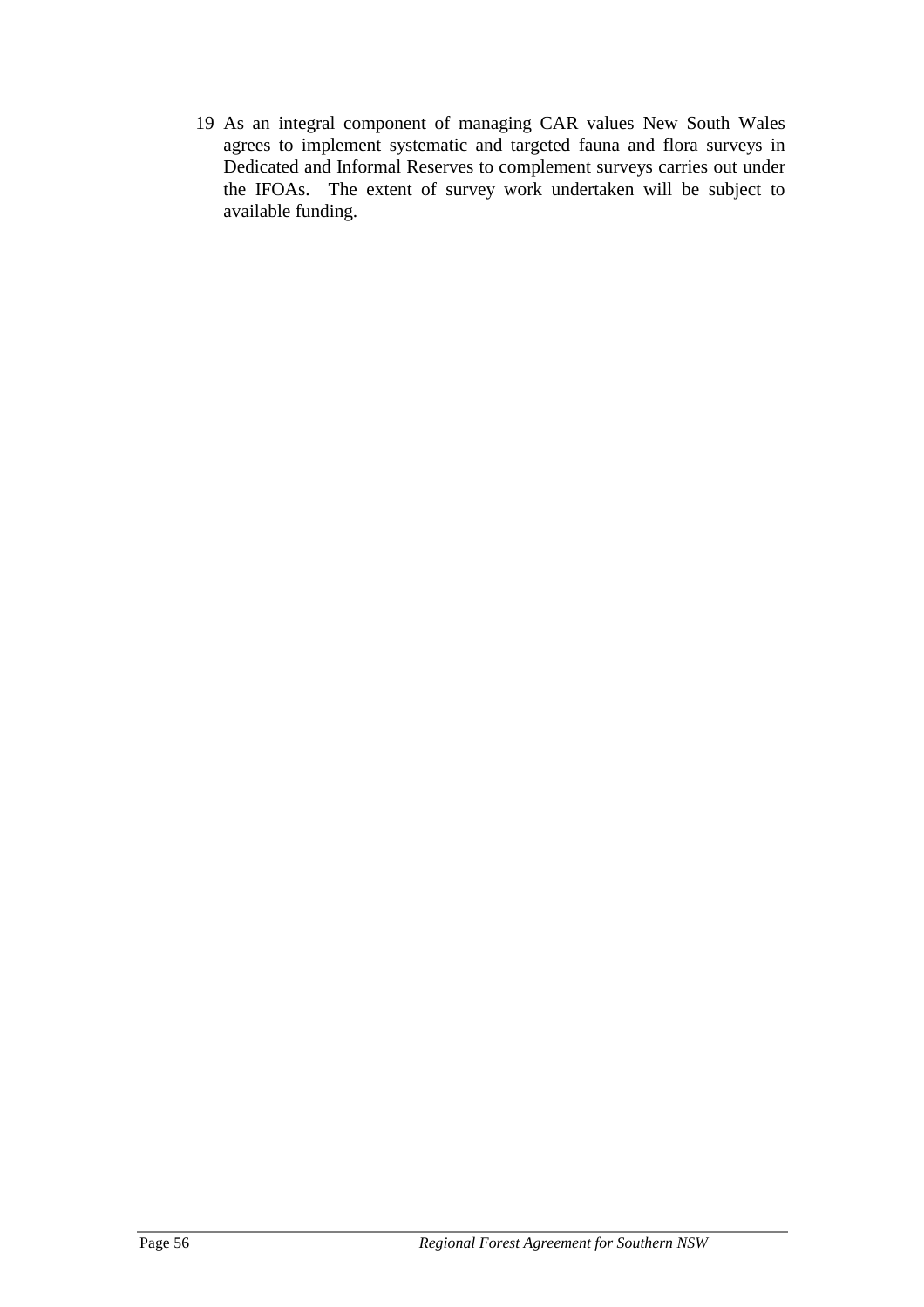19 As an integral component of managing CAR values New South Wales agrees to implement systematic and targeted fauna and flora surveys in Dedicated and Informal Reserves to complement surveys carries out under the IFOAs. The extent of survey work undertaken will be subject to available funding.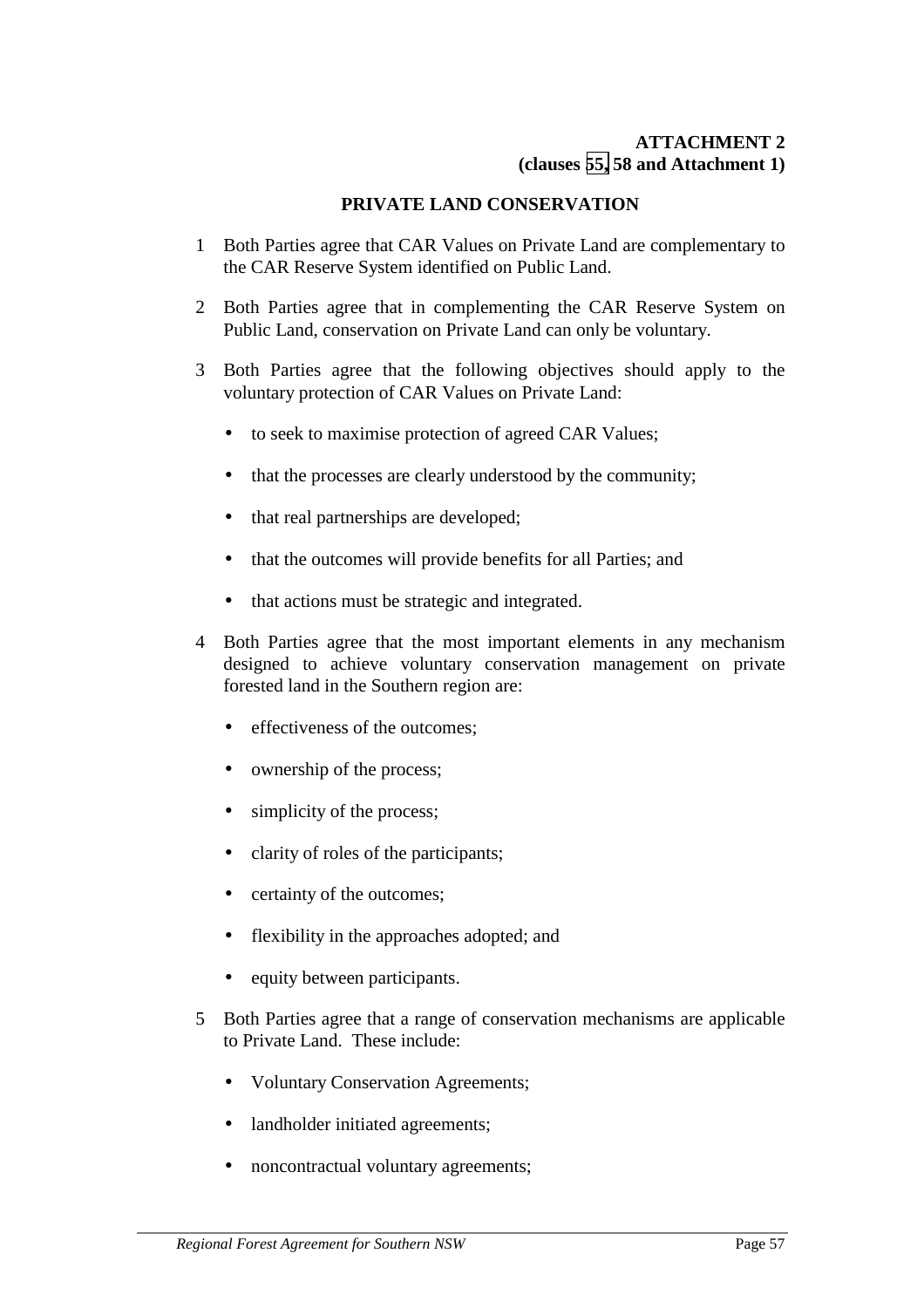**ATTACHMENT 2**
**(clauses 55, 58 and Attachment 1)**

## PRIVATE LAND CONSERVATION

1 Both Parties agree that CAR Values on Private Land are complementary to the CAR Reserve System identified on Public Land.

2 Both Parties agree that in complementing the CAR Reserve System on Public Land, conservation on Private Land can only be voluntary.

3 Both Parties agree that the following objectives should apply to the voluntary protection of CAR Values on Private Land:

- to seek to maximise protection of agreed CAR Values;
- that the processes are clearly understood by the community;
- that real partnerships are developed;
- that the outcomes will provide benefits for all Parties; and
- that actions must be strategic and integrated.

4 Both Parties agree that the most important elements in any mechanism designed to achieve voluntary conservation management on private forested land in the Southern region are:

- effectiveness of the outcomes;
- ownership of the process;
- simplicity of the process;
- clarity of roles of the participants;
- certainty of the outcomes;
- flexibility in the approaches adopted; and
- equity between participants.

5 Both Parties agree that a range of conservation mechanisms are applicable to Private Land. These include:

- Voluntary Conservation Agreements;
- landholder initiated agreements;
- noncontractual voluntary agreements;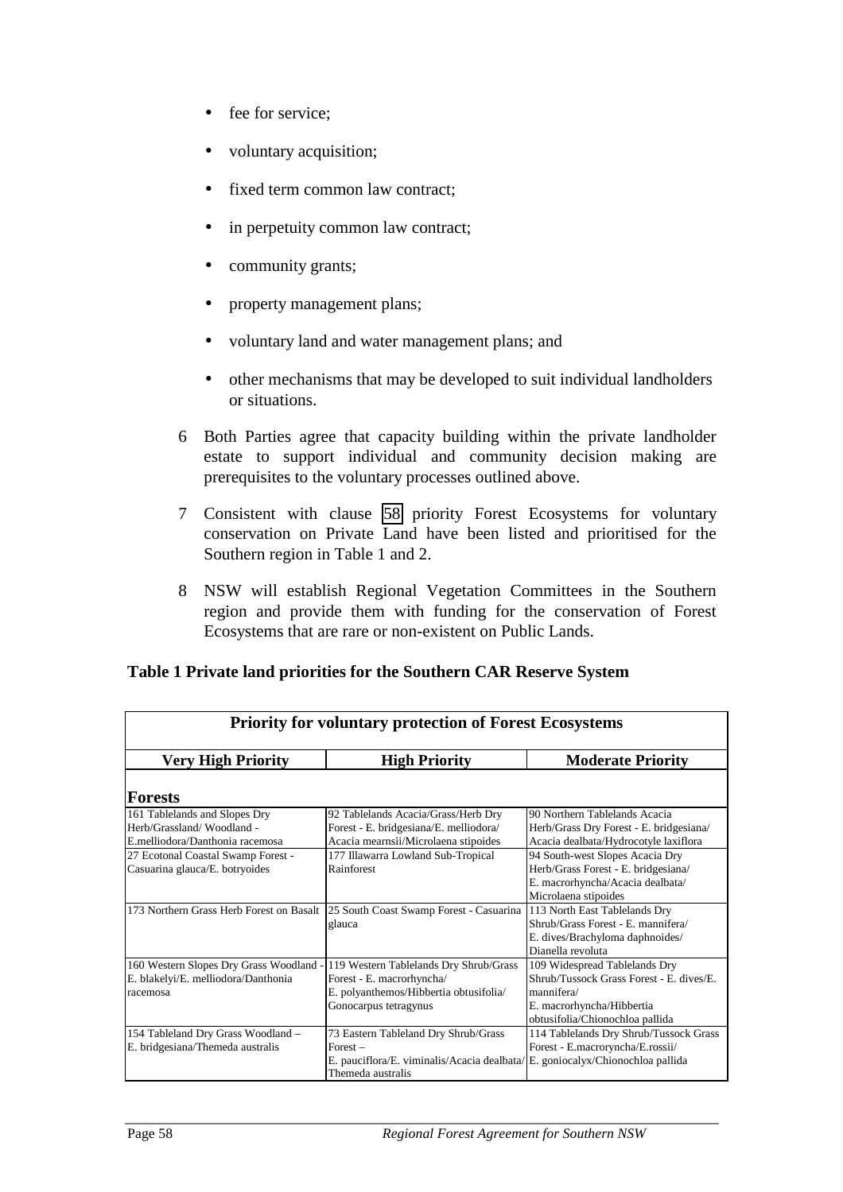- fee for service;
- voluntary acquisition;
- fixed term common law contract;
- in perpetuity common law contract;
- community grants;
- property management plans;
- voluntary land and water management plans; and
- other mechanisms that may be developed to suit individual landholders or situations.

6 Both Parties agree that capacity building within the private landholder estate to support individual and community decision making are prerequisites to the voluntary processes outlined above.

7 Consistent with clause 58 priority Forest Ecosystems for voluntary conservation on Private Land have been listed and prioritised for the Southern region in Table 1 and 2.

8 NSW will establish Regional Vegetation Committees in the Southern region and provide them with funding for the conservation of Forest Ecosystems that are rare or non-existent on Public Lands.

**Table 1 Private land priorities for the Southern CAR Reserve System**

| Priority for voluntary protection of Forest Ecosystems | | |
|---|---|---|
| **Very High Priority** | **High Priority** | **Moderate Priority** |
| **Forests** | | |
| 161 Tablelands and Slopes Dry Herb/Grassland/ Woodland - E.melliodora/Danthonia racemosa | 92 Tablelands Acacia/Grass/Herb Dry Forest - E. bridgesiana/E. melliodora/ Acacia mearnsii/Microlaena stipoides | 90 Northern Tablelands Acacia Herb/Grass Dry Forest - E. bridgesiana/ Acacia dealbata/Hydrocotyle laxiflora |
| 27 Ecotonal Coastal Swamp Forest - Casuarina glauca/E. botryoides | 177 Illawarra Lowland Sub-Tropical Rainforest | 94 South-west Slopes Acacia Dry Herb/Grass Forest - E. bridgesiana/ E. macrorhyncha/Acacia dealbata/ Microlaena stipoides |
| 173 Northern Grass Herb Forest on Basalt | 25 South Coast Swamp Forest - Casuarina glauca | 113 North East Tablelands Dry Shrub/Grass Forest - E. mannifera/ E. dives/Brachyloma daphnoides/ Dianella revoluta |
| 160 Western Slopes Dry Grass Woodland - E. blakelyi/E. melliodora/Danthonia racemosa | 119 Western Tablelands Dry Shrub/Grass Forest - E. macrorhyncha/ E. polyanthemos/Hibbertia obtusifolia/ Gonocarpus tetragynus | 109 Widespread Tablelands Dry Shrub/Tussock Grass Forest - E. dives/E. mannifera/ E. macrorhyncha/Hibbertia obtusifolia/Chionochloa pallida |
| 154 Tableland Dry Grass Woodland – E. bridgesiana/Themeda australis | 73 Eastern Tableland Dry Shrub/Grass Forest – E. pauciflora/E. viminalis/Acacia dealbata/ Themeda australis | 114 Tablelands Dry Shrub/Tussock Grass Forest - E.macroryncha/E.rossii/ E. goniocalyx/Chionochloa pallida |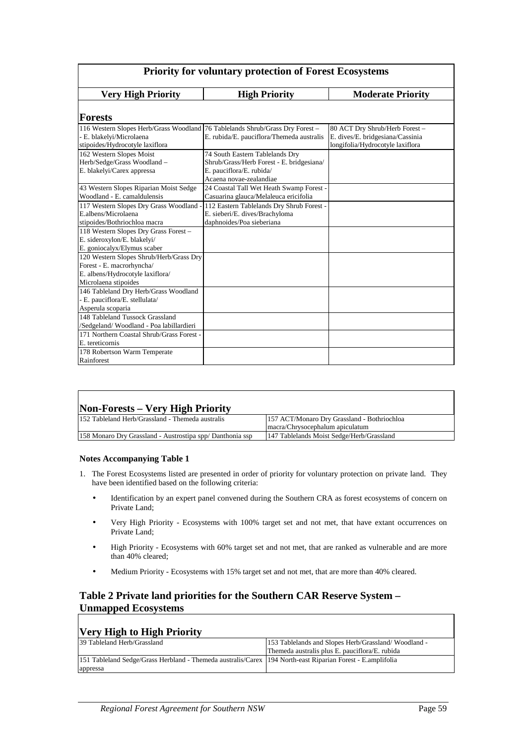| Priority for voluntary protection of Forest Ecosystems | | |
|---|---|---|
| **Very High Priority** | **High Priority** | **Moderate Priority** |
| **Forests** | | |
| 116 Western Slopes Herb/Grass Woodland - E. blakelyi/Microlaena stipoides/Hydrocotyle laxiflora | 76 Tablelands Shrub/Grass Dry Forest – E. rubida/E. pauciflora/Themeda australis | 80 ACT Dry Shrub/Herb Forest – E. dives/E. bridgesiana/Cassinia longifolia/Hydrocotyle laxiflora |
| 162 Western Slopes Moist Herb/Sedge/Grass Woodland – E. blakelyi/Carex appressa | 74 South Eastern Tablelands Dry Shrub/Grass/Herb Forest - E. bridgesiana/ E. pauciflora/E. rubida/ Acaena novae-zealandiae | |
| 43 Western Slopes Riparian Moist Sedge Woodland - E. camaldulensis | 24 Coastal Tall Wet Heath Swamp Forest - Casuarina glauca/Melaleuca ericifolia | |
| 117 Western Slopes Dry Grass Woodland - E.albens/Microlaena stipoides/Bothriochloa macra | 112 Eastern Tablelands Dry Shrub Forest - E. sieberi/E. dives/Brachyloma daphnoides/Poa sieberiana | |
| 118 Western Slopes Dry Grass Forest – E. sideroxylon/E. blakelyi/ E. goniocalyx/Elymus scaber | | |
| 120 Western Slopes Shrub/Herb/Grass Dry Forest - E. macrorhyncha/ E. albens/Hydrocotyle laxiflora/ Microlaena stipoides | | |
| 146 Tableland Dry Herb/Grass Woodland - E. pauciflora/E. stellulata/ Asperula scoparia | | |
| 148 Tableland Tussock Grassland /Sedgeland/ Woodland - Poa labillardieri | | |
| 171 Northern Coastal Shrub/Grass Forest - E. tereticornis | | |
| 178 Robertson Warm Temperate Rainforest | | |

| Non-Forests – Very High Priority | |
|---|---|
| 152 Tableland Herb/Grassland - Themeda australis | 157 ACT/Monaro Dry Grassland - Bothriochloa macra/Chrysocephalum apiculatum |
| 158 Monaro Dry Grassland - Austrostipa spp/ Danthonia ssp | 147 Tablelands Moist Sedge/Herb/Grassland |

**Notes Accompanying Table 1**

1. The Forest Ecosystems listed are presented in order of priority for voluntary protection on private land. They have been identified based on the following criteria:
   - Identification by an expert panel convened during the Southern CRA as forest ecosystems of concern on Private Land;
   - Very High Priority - Ecosystems with 100% target set and not met, that have extant occurrences on Private Land;
   - High Priority - Ecosystems with 60% target set and not met, that are ranked as vulnerable and are more than 40% cleared;
   - Medium Priority - Ecosystems with 15% target set and not met, that are more than 40% cleared.

## Table 2 Private land priorities for the Southern CAR Reserve System – Unmapped Ecosystems

| Very High to High Priority | |
|---|---|
| 39 Tableland Herb/Grassland | 153 Tablelands and Slopes Herb/Grassland/ Woodland - Themeda australis plus E. pauciflora/E. rubida |
| 151 Tableland Sedge/Grass Herbland - Themeda australis/Carex appressa | 194 North-east Riparian Forest - E.amplifolia |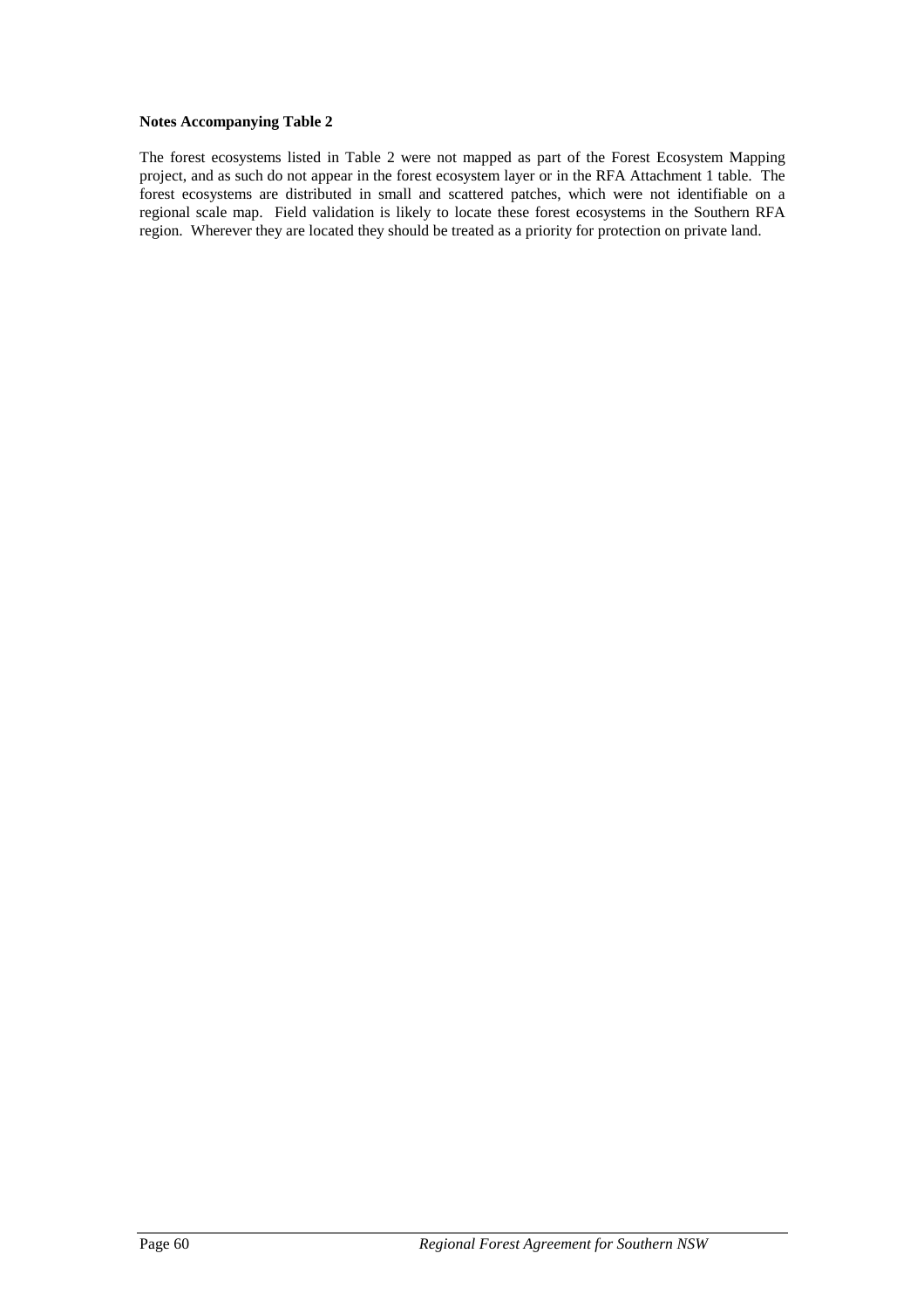**Notes Accompanying Table 2**

The forest ecosystems listed in Table 2 were not mapped as part of the Forest Ecosystem Mapping project, and as such do not appear in the forest ecosystem layer or in the RFA Attachment 1 table. The forest ecosystems are distributed in small and scattered patches, which were not identifiable on a regional scale map. Field validation is likely to locate these forest ecosystems in the Southern RFA region. Wherever they are located they should be treated as a priority for protection on private land.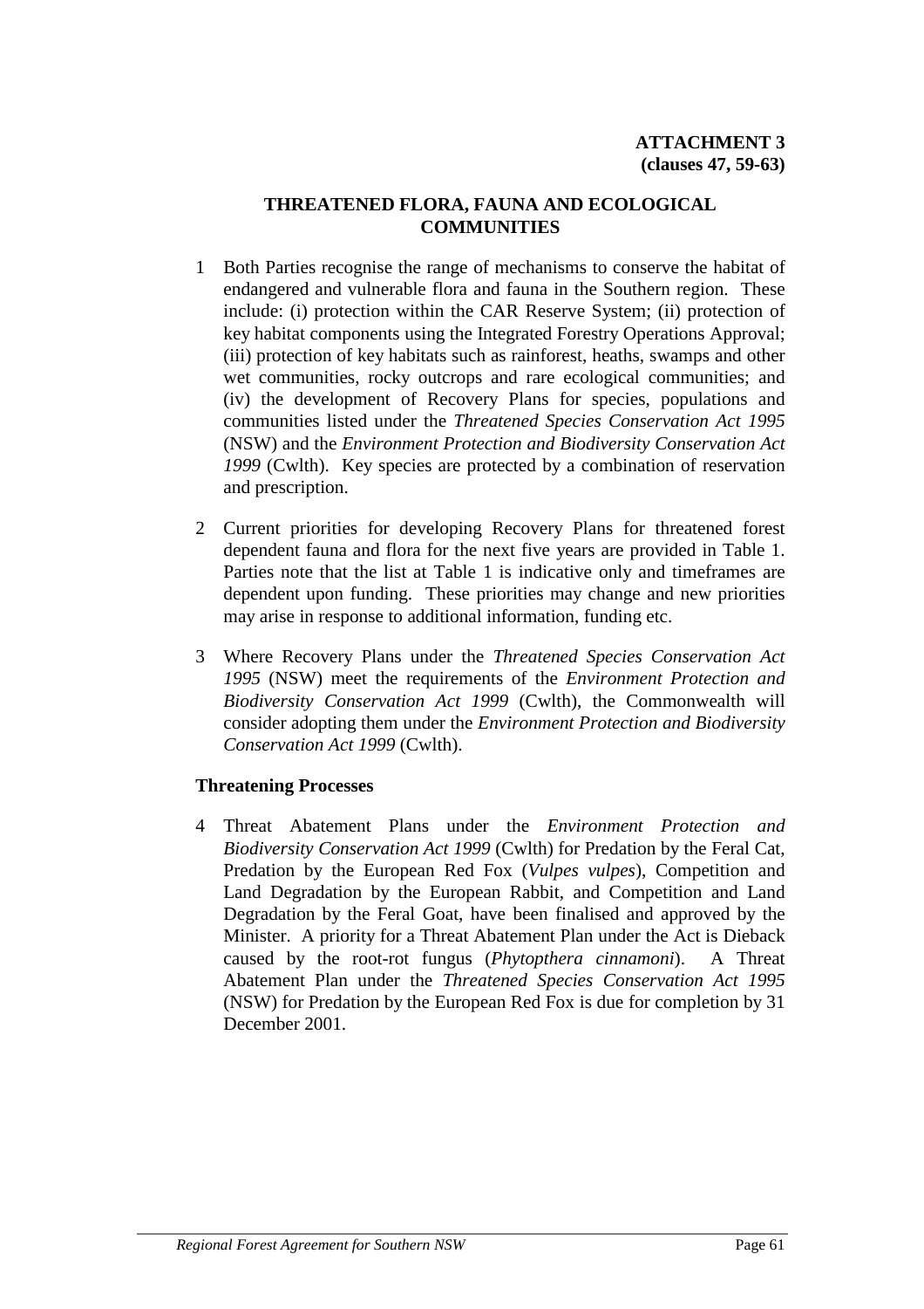**ATTACHMENT 3**
**(clauses 47, 59-63)**

## THREATENED FLORA, FAUNA AND ECOLOGICAL COMMUNITIES

1 Both Parties recognise the range of mechanisms to conserve the habitat of endangered and vulnerable flora and fauna in the Southern region. These include: (i) protection within the CAR Reserve System; (ii) protection of key habitat components using the Integrated Forestry Operations Approval; (iii) protection of key habitats such as rainforest, heaths, swamps and other wet communities, rocky outcrops and rare ecological communities; and (iv) the development of Recovery Plans for species, populations and communities listed under the *Threatened Species Conservation Act 1995* (NSW) and the *Environment Protection and Biodiversity Conservation Act 1999* (Cwlth). Key species are protected by a combination of reservation and prescription.

2 Current priorities for developing Recovery Plans for threatened forest dependent fauna and flora for the next five years are provided in Table 1. Parties note that the list at Table 1 is indicative only and timeframes are dependent upon funding. These priorities may change and new priorities may arise in response to additional information, funding etc.

3 Where Recovery Plans under the *Threatened Species Conservation Act 1995* (NSW) meet the requirements of the *Environment Protection and Biodiversity Conservation Act 1999* (Cwlth), the Commonwealth will consider adopting them under the *Environment Protection and Biodiversity Conservation Act 1999* (Cwlth).

### Threatening Processes

4 Threat Abatement Plans under the *Environment Protection and Biodiversity Conservation Act 1999* (Cwlth) for Predation by the Feral Cat, Predation by the European Red Fox (*Vulpes vulpes*), Competition and Land Degradation by the European Rabbit, and Competition and Land Degradation by the Feral Goat, have been finalised and approved by the Minister. A priority for a Threat Abatement Plan under the Act is Dieback caused by the root-rot fungus (*Phytopthera cinnamoni*). A Threat Abatement Plan under the *Threatened Species Conservation Act 1995* (NSW) for Predation by the European Red Fox is due for completion by 31 December 2001.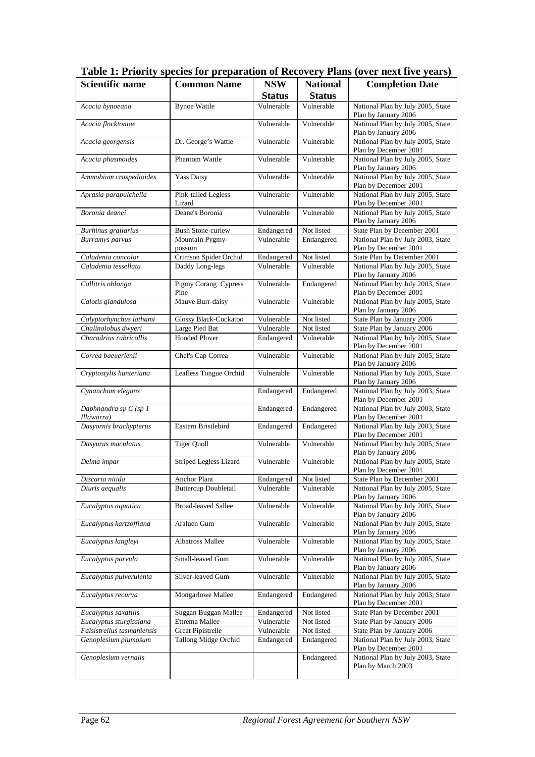**Table 1: Priority species for preparation of Recovery Plans (over next five years)**

| Scientific name | Common Name | NSW Status | National Status | Completion Date |
|---|---|---|---|---|
| *Acacia bynoeana* | Bynoe Wattle | Vulnerable | Vulnerable | National Plan by July 2005, State Plan by January 2006 |
| *Acacia flocktoniae* | | Vulnerable | Vulnerable | National Plan by July 2005, State Plan by January 2006 |
| *Acacia georgensis* | Dr. George's Wattle | Vulnerable | Vulnerable | National Plan by July 2005, State Plan by December 2001 |
| *Acacia phasmoides* | Phantom Wattle | Vulnerable | Vulnerable | National Plan by July 2005, State Plan by January 2006 |
| *Ammobium craspedioides* | Yass Daisy | Vulnerable | Vulnerable | National Plan by July 2005, State Plan by December 2001 |
| *Aprasia parapulchella* | Pink-tailed Legless Lizard | Vulnerable | Vulnerable | National Plan by July 2005, State Plan by December 2001 |
| *Boronia deanei* | Deane's Boronia | Vulnerable | Vulnerable | National Plan by July 2005, State Plan by January 2006 |
| *Burhinus grallarius* | Bush Stone-curlew | Endangered | Not listed | State Plan by December 2001 |
| *Burramys parvus* | Mountain Pygmy-possum | Vulnerable | Endangered | National Plan by July 2003, State Plan by December 2001 |
| *Caladenia concolor* | Crimson Spider Orchid | Endangered | Not listed | State Plan by December 2001 |
| *Caladenia tessellata* | Daddy Long-legs | Vulnerable | Vulnerable | National Plan by July 2005, State Plan by January 2006 |
| *Callitris oblonga* | Pigmy Corang Cypress Pine | Vulnerable | Endangered | National Plan by July 2003, State Plan by December 2001 |
| *Calotis glandulosa* | Mauve Burr-daisy | Vulnerable | Vulnerable | National Plan by July 2005, State Plan by January 2006 |
| *Calyptorhynchus lathami* | Glossy Black-Cockatoo | Vulnerable | Not listed | State Plan by January 2006 |
| *Chalinolobus dwyeri* | Large Pied Bat | Vulnerable | Not listed | State Plan by January 2006 |
| *Charadrius rubricollis* | Hooded Plover | Endangered | Vulnerable | National Plan by July 2005, State Plan by December 2001 |
| *Correa baeuerlenii* | Chef's Cap Correa | Vulnerable | Vulnerable | National Plan by July 2005, State Plan by January 2006 |
| *Cryptostylis hunteriana* | Leafless Tongue Orchid | Vulnerable | Vulnerable | National Plan by July 2005, State Plan by January 2006 |
| *Cynanchum elegans* | | Endangered | Endangered | National Plan by July 2003, State Plan by December 2001 |
| *Daphnandra sp C (sp 1 Illawarra)* | | Endangered | Endangered | National Plan by July 2003, State Plan by December 2001 |
| *Dasyornis brachypterus* | Eastern Bristlebird | Endangered | Endangered | National Plan by July 2003, State Plan by December 2001 |
| *Dasyurus maculatus* | Tiger Quoll | Vulnerable | Vulnerable | National Plan by July 2005, State Plan by January 2006 |
| *Delma impar* | Striped Legless Lizard | Vulnerable | Vulnerable | National Plan by July 2005, State Plan by December 2001 |
| *Discaria nitida* | Anchor Plant | Endangered | Not listed | State Plan by December 2001 |
| *Diuris aequalis* | Buttercup Doubletail | Vulnerable | Vulnerable | National Plan by July 2005, State Plan by January 2006 |
| *Eucalyptus aquatica* | Broad-leaved Sallee | Vulnerable | Vulnerable | National Plan by July 2005, State Plan by January 2006 |
| *Eucalyptus kartzoffiana* | Araluen Gum | Vulnerable | Vulnerable | National Plan by July 2005, State Plan by January 2006 |
| *Eucalyptus langleyi* | Albatross Mallee | Vulnerable | Vulnerable | National Plan by July 2005, State Plan by January 2006 |
| *Eucalyptus parvula* | Small-leaved Gum | Vulnerable | Vulnerable | National Plan by July 2005, State Plan by January 2006 |
| *Eucalyptus pulverulenta* | Silver-leaved Gum | Vulnerable | Vulnerable | National Plan by July 2005, State Plan by January 2006 |
| *Eucalyptus recurva* | Mongarlowe Mallee | Endangered | Endangered | National Plan by July 2003, State Plan by December 2001 |
| *Eucalyptus saxatilis* | Suggan Buggan Mallee | Endangered | Not listed | State Plan by December 2001 |
| *Eucalyptus sturgissiana* | Ettrema Mallee | Vulnerable | Not listed | State Plan by January 2006 |
| *Falsistrellus tasmaniensis* | Great Pipistrelle | Vulnerable | Not listed | State Plan by January 2006 |
| *Genoplesium plumosum* | Tallong Midge Orchid | Endangered | Endangered | National Plan by July 2003, State Plan by December 2001 |
| *Genoplesium vernalis* | | | Endangered | National Plan by July 2003, State Plan by March 2003 |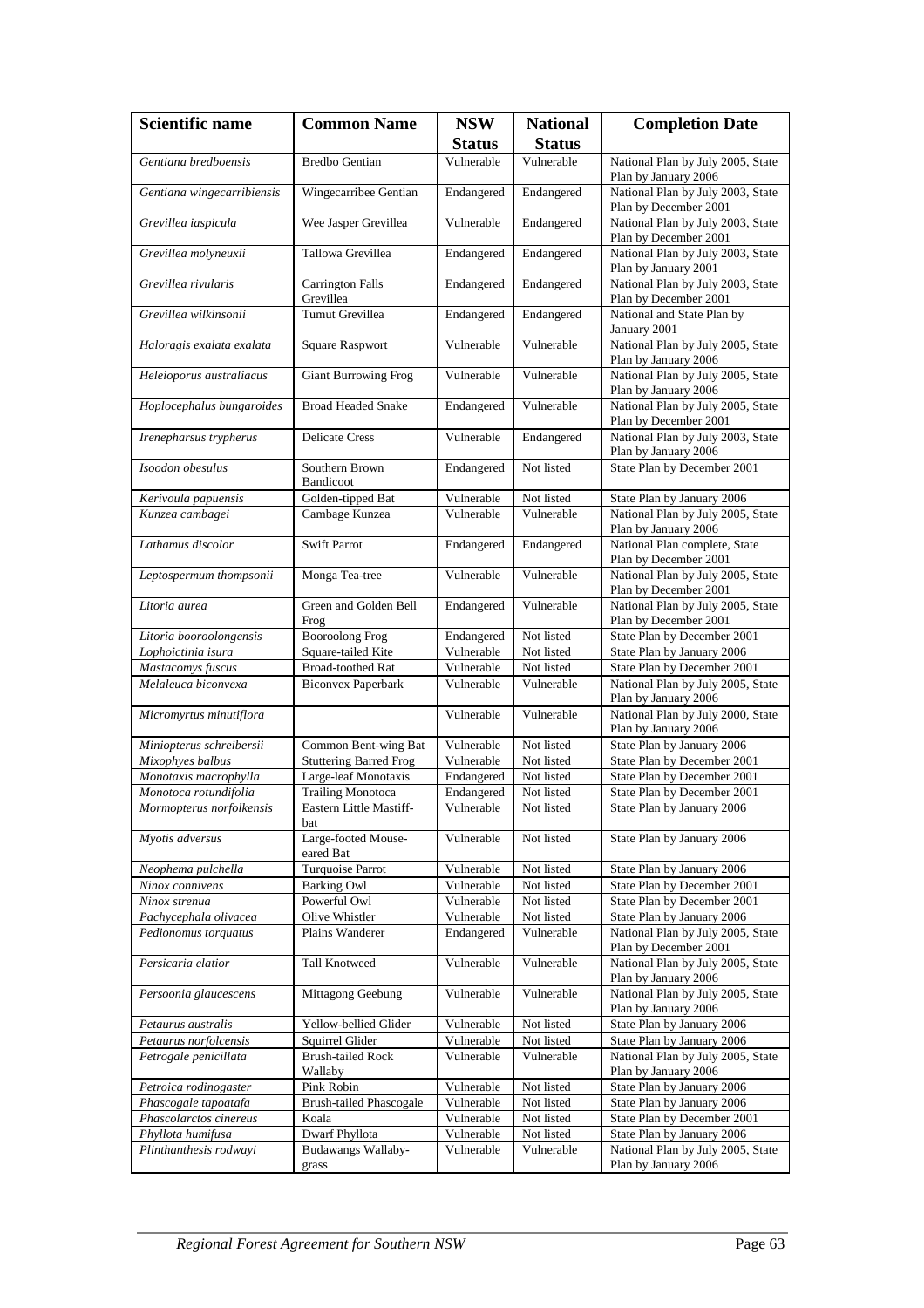| Scientific name | Common Name | NSW Status | National Status | Completion Date |
|---|---|---|---|---|
| *Gentiana bredboensis* | Bredbo Gentian | Vulnerable | Vulnerable | National Plan by July 2005, State Plan by January 2006 |
| *Gentiana wingecarribiensis* | Wingecarribee Gentian | Endangered | Endangered | National Plan by July 2003, State Plan by December 2001 |
| *Grevillea iaspicula* | Wee Jasper Grevillea | Vulnerable | Endangered | National Plan by July 2003, State Plan by December 2001 |
| *Grevillea molyneuxii* | Tallowa Grevillea | Endangered | Endangered | National Plan by July 2003, State Plan by January 2001 |
| *Grevillea rivularis* | Carrington Falls Grevillea | Endangered | Endangered | National Plan by July 2003, State Plan by December 2001 |
| *Grevillea wilkinsonii* | Tumut Grevillea | Endangered | Endangered | National and State Plan by January 2001 |
| *Haloragis exalata exalata* | Square Raspwort | Vulnerable | Vulnerable | National Plan by July 2005, State Plan by January 2006 |
| *Heleioporus australiacus* | Giant Burrowing Frog | Vulnerable | Vulnerable | National Plan by July 2005, State Plan by January 2006 |
| *Hoplocephalus bungaroides* | Broad Headed Snake | Endangered | Vulnerable | National Plan by July 2005, State Plan by December 2001 |
| *Irenepharsus trypherus* | Delicate Cress | Vulnerable | Endangered | National Plan by July 2003, State Plan by January 2006 |
| *Isoodon obesulus* | Southern Brown Bandicoot | Endangered | Not listed | State Plan by December 2001 |
| *Kerivoula papuensis* | Golden-tipped Bat | Vulnerable | Not listed | State Plan by January 2006 |
| *Kunzea cambagei* | Cambage Kunzea | Vulnerable | Vulnerable | National Plan by July 2005, State Plan by January 2006 |
| *Lathamus discolor* | Swift Parrot | Endangered | Endangered | National Plan complete, State Plan by December 2001 |
| *Leptospermum thompsonii* | Monga Tea-tree | Vulnerable | Vulnerable | National Plan by July 2005, State Plan by December 2001 |
| *Litoria aurea* | Green and Golden Bell Frog | Endangered | Vulnerable | National Plan by July 2005, State Plan by December 2001 |
| *Litoria booroolongensis* | Booroolong Frog | Endangered | Not listed | State Plan by December 2001 |
| *Lophoictinia isura* | Square-tailed Kite | Vulnerable | Not listed | State Plan by January 2006 |
| *Mastacomys fuscus* | Broad-toothed Rat | Vulnerable | Not listed | State Plan by December 2001 |
| *Melaleuca biconvexa* | Biconvex Paperbark | Vulnerable | Vulnerable | National Plan by July 2005, State Plan by January 2006 |
| *Micromyrtus minutiflora* | | Vulnerable | Vulnerable | National Plan by July 2000, State Plan by January 2006 |
| *Miniopterus schreibersii* | Common Bent-wing Bat | Vulnerable | Not listed | State Plan by January 2006 |
| *Mixophyes balbus* | Stuttering Barred Frog | Vulnerable | Not listed | State Plan by December 2001 |
| *Monotaxis macrophylla* | Large-leaf Monotaxis | Endangered | Not listed | State Plan by December 2001 |
| *Monotoca rotundifolia* | Trailing Monotoca | Endangered | Not listed | State Plan by December 2001 |
| *Mormopterus norfolkensis* | Eastern Little Mastiff-bat | Vulnerable | Not listed | State Plan by January 2006 |
| *Myotis adversus* | Large-footed Mouse-eared Bat | Vulnerable | Not listed | State Plan by January 2006 |
| *Neophema pulchella* | Turquoise Parrot | Vulnerable | Not listed | State Plan by January 2006 |
| *Ninox connivens* | Barking Owl | Vulnerable | Not listed | State Plan by December 2001 |
| *Ninox strenua* | Powerful Owl | Vulnerable | Not listed | State Plan by December 2001 |
| *Pachycephala olivacea* | Olive Whistler | Vulnerable | Not listed | State Plan by January 2006 |
| *Pedionomus torquatus* | Plains Wanderer | Endangered | Vulnerable | National Plan by July 2005, State Plan by December 2001 |
| *Persicaria elatior* | Tall Knotweed | Vulnerable | Vulnerable | National Plan by July 2005, State Plan by January 2006 |
| *Persoonia glaucescens* | Mittagong Geebung | Vulnerable | Vulnerable | National Plan by July 2005, State Plan by January 2006 |
| *Petaurus australis* | Yellow-bellied Glider | Vulnerable | Not listed | State Plan by January 2006 |
| *Petaurus norfolcensis* | Squirrel Glider | Vulnerable | Not listed | State Plan by January 2006 |
| *Petrogale penicillata* | Brush-tailed Rock Wallaby | Vulnerable | Vulnerable | National Plan by July 2005, State Plan by January 2006 |
| *Petroica rodinogaster* | Pink Robin | Vulnerable | Not listed | State Plan by January 2006 |
| *Phascogale tapoatafa* | Brush-tailed Phascogale | Vulnerable | Not listed | State Plan by January 2006 |
| *Phascolarctos cinereus* | Koala | Vulnerable | Not listed | State Plan by December 2001 |
| *Phyllota humifusa* | Dwarf Phyllota | Vulnerable | Not listed | State Plan by January 2006 |
| *Plinthanthesis rodwayi* | Budawangs Wallaby-grass | Vulnerable | Vulnerable | National Plan by July 2005, State Plan by January 2006 |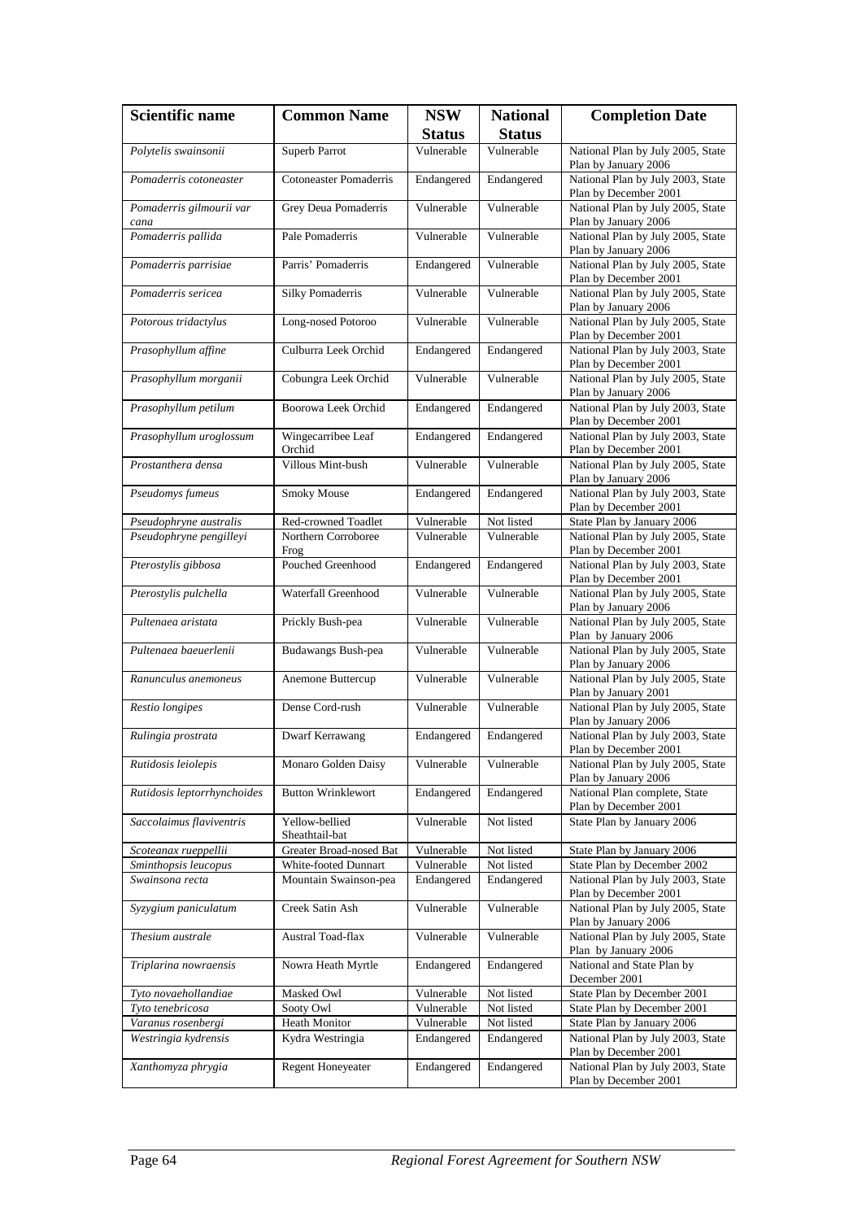| Scientific name | Common Name | NSW Status | National Status | Completion Date |
|---|---|---|---|---|
| *Polytelis swainsonii* | Superb Parrot | Vulnerable | Vulnerable | National Plan by July 2005, State Plan by January 2006 |
| *Pomaderris cotoneaster* | Cotoneaster Pomaderris | Endangered | Endangered | National Plan by July 2003, State Plan by December 2001 |
| *Pomaderris gilmourii var cana* | Grey Deua Pomaderris | Vulnerable | Vulnerable | National Plan by July 2005, State Plan by January 2006 |
| *Pomaderris pallida* | Pale Pomaderris | Vulnerable | Vulnerable | National Plan by July 2005, State Plan by January 2006 |
| *Pomaderris parrisiae* | Parris' Pomaderris | Endangered | Vulnerable | National Plan by July 2005, State Plan by December 2001 |
| *Pomaderris sericea* | Silky Pomaderris | Vulnerable | Vulnerable | National Plan by July 2005, State Plan by January 2006 |
| *Potorous tridactylus* | Long-nosed Potoroo | Vulnerable | Vulnerable | National Plan by July 2005, State Plan by December 2001 |
| *Prasophyllum affine* | Culburra Leek Orchid | Endangered | Endangered | National Plan by July 2003, State Plan by December 2001 |
| *Prasophyllum morganii* | Cobungra Leek Orchid | Vulnerable | Vulnerable | National Plan by July 2005, State Plan by January 2006 |
| *Prasophyllum petilum* | Boorowa Leek Orchid | Endangered | Endangered | National Plan by July 2003, State Plan by December 2001 |
| *Prasophyllum uroglossum* | Wingecarribee Leaf Orchid | Endangered | Endangered | National Plan by July 2003, State Plan by December 2001 |
| *Prostanthera densa* | Villous Mint-bush | Vulnerable | Vulnerable | National Plan by July 2005, State Plan by January 2006 |
| *Pseudomys fumeus* | Smoky Mouse | Endangered | Endangered | National Plan by July 2003, State Plan by December 2001 |
| *Pseudophryne australis* | Red-crowned Toadlet | Vulnerable | Not listed | State Plan by January 2006 |
| *Pseudophryne pengilleyi* | Northern Corroboree Frog | Vulnerable | Vulnerable | National Plan by July 2005, State Plan by December 2001 |
| *Pterostylis gibbosa* | Pouched Greenhood | Endangered | Endangered | National Plan by July 2003, State Plan by December 2001 |
| *Pterostylis pulchella* | Waterfall Greenhood | Vulnerable | Vulnerable | National Plan by July 2005, State Plan by January 2006 |
| *Pultenaea aristata* | Prickly Bush-pea | Vulnerable | Vulnerable | National Plan by July 2005, State Plan by January 2006 |
| *Pultenaea baeuerlenii* | Budawangs Bush-pea | Vulnerable | Vulnerable | National Plan by July 2005, State Plan by January 2006 |
| *Ranunculus anemoneus* | Anemone Buttercup | Vulnerable | Vulnerable | National Plan by July 2005, State Plan by January 2001 |
| *Restio longipes* | Dense Cord-rush | Vulnerable | Vulnerable | National Plan by July 2005, State Plan by January 2006 |
| *Rulingia prostrata* | Dwarf Kerrawang | Endangered | Endangered | National Plan by July 2003, State Plan by December 2001 |
| *Rutidosis leiolepis* | Monaro Golden Daisy | Vulnerable | Vulnerable | National Plan by July 2005, State Plan by January 2006 |
| *Rutidosis leptorrhynchoides* | Button Wrinklewort | Endangered | Endangered | National Plan complete, State Plan by December 2001 |
| *Saccolaimus flaviventris* | Yellow-bellied Sheathtail-bat | Vulnerable | Not listed | State Plan by January 2006 |
| *Scoteanax rueppellii* | Greater Broad-nosed Bat | Vulnerable | Not listed | State Plan by January 2006 |
| *Sminthopsis leucopus* | White-footed Dunnart | Vulnerable | Not listed | State Plan by December 2002 |
| *Swainsona recta* | Mountain Swainson-pea | Endangered | Endangered | National Plan by July 2003, State Plan by December 2001 |
| *Syzygium paniculatum* | Creek Satin Ash | Vulnerable | Vulnerable | National Plan by July 2005, State Plan by January 2006 |
| *Thesium australe* | Austral Toad-flax | Vulnerable | Vulnerable | National Plan by July 2005, State Plan by January 2006 |
| *Triplarina nowraensis* | Nowra Heath Myrtle | Endangered | Endangered | National and State Plan by December 2001 |
| *Tyto novaehollandiae* | Masked Owl | Vulnerable | Not listed | State Plan by December 2001 |
| *Tyto tenebricosa* | Sooty Owl | Vulnerable | Not listed | State Plan by December 2001 |
| *Varanus rosenbergi* | Heath Monitor | Vulnerable | Not listed | State Plan by January 2006 |
| *Westringia kydrensis* | Kydra Westringia | Endangered | Endangered | National Plan by July 2003, State Plan by December 2001 |
| *Xanthomyza phrygia* | Regent Honeyeater | Endangered | Endangered | National Plan by July 2003, State Plan by December 2001 |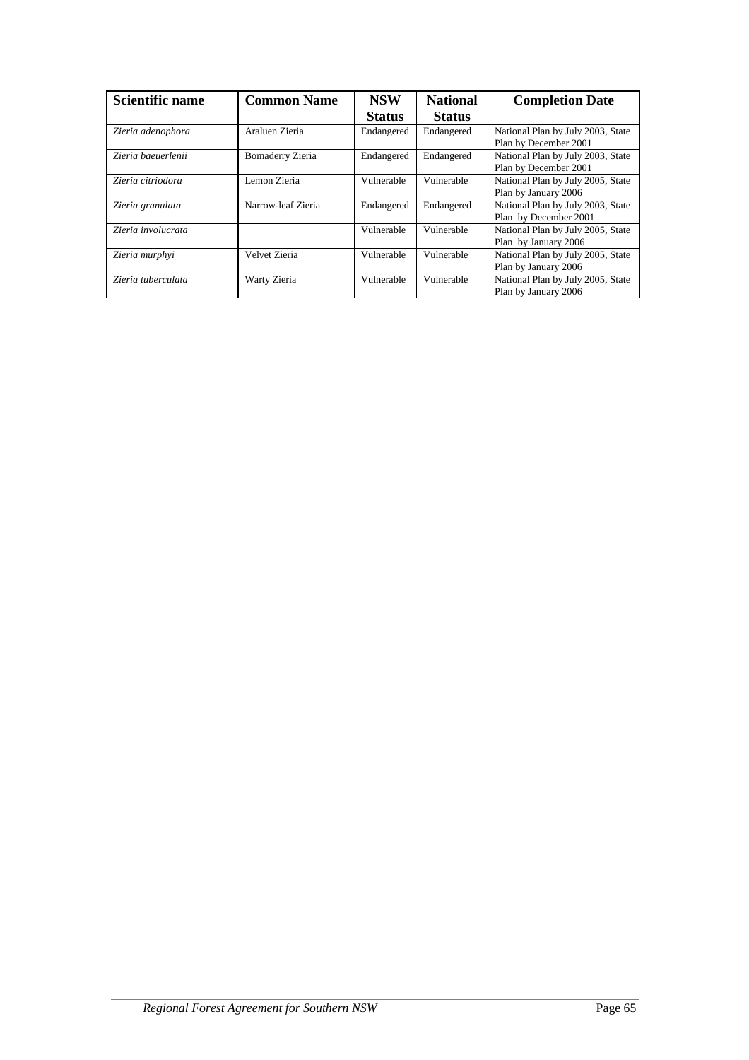| Scientific name | Common Name | NSW Status | National Status | Completion Date |
|---|---|---|---|---|
| *Zieria adenophora* | Araluen Zieria | Endangered | Endangered | National Plan by July 2003, State Plan by December 2001 |
| *Zieria baeuerlenii* | Bomaderry Zieria | Endangered | Endangered | National Plan by July 2003, State Plan by December 2001 |
| *Zieria citriodora* | Lemon Zieria | Vulnerable | Vulnerable | National Plan by July 2005, State Plan by January 2006 |
| *Zieria granulata* | Narrow-leaf Zieria | Endangered | Endangered | National Plan by July 2003, State Plan by December 2001 |
| *Zieria involucrata* | | Vulnerable | Vulnerable | National Plan by July 2005, State Plan by January 2006 |
| *Zieria murphyi* | Velvet Zieria | Vulnerable | Vulnerable | National Plan by July 2005, State Plan by January 2006 |
| *Zieria tuberculata* | Warty Zieria | Vulnerable | Vulnerable | National Plan by July 2005, State Plan by January 2006 |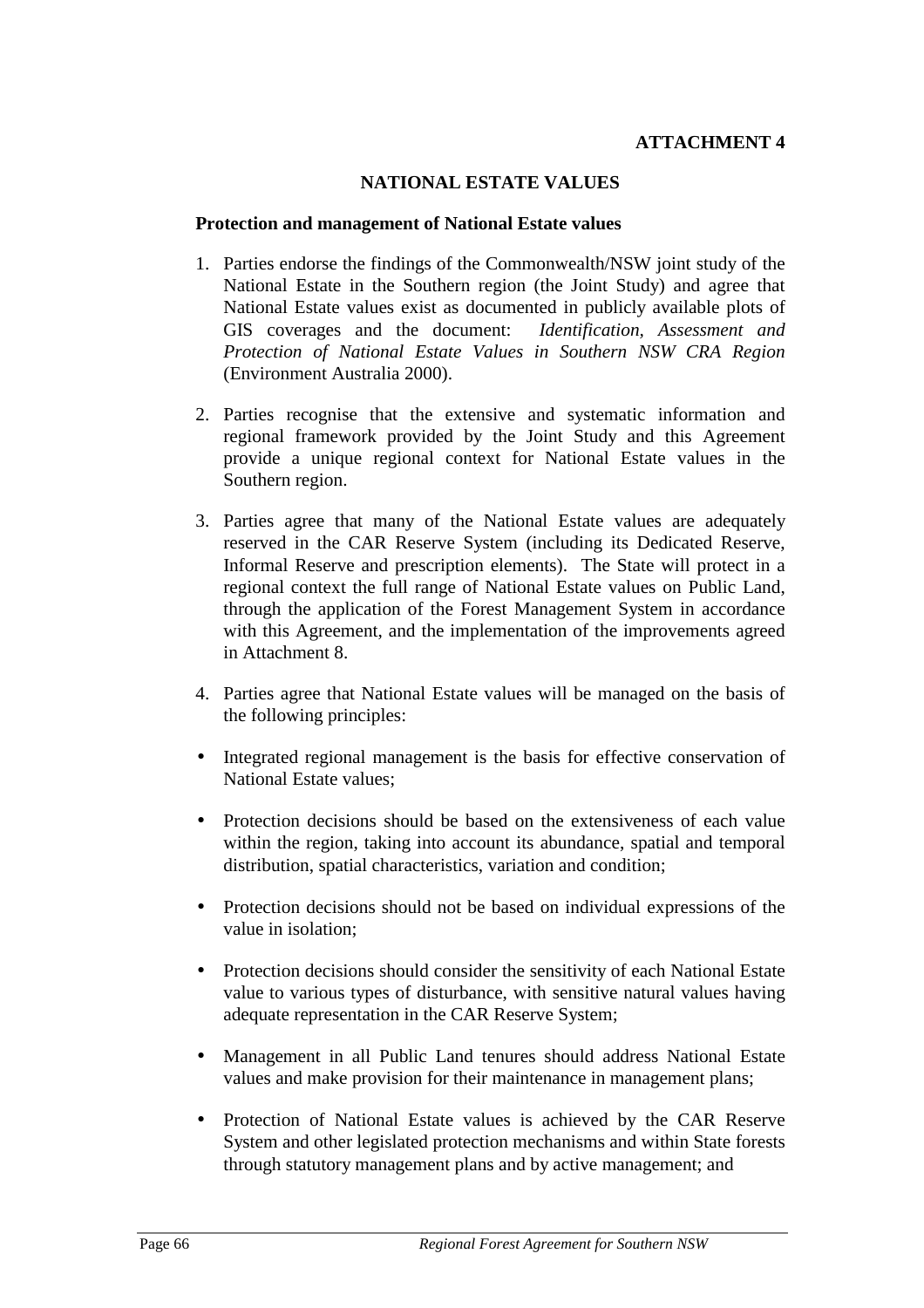**ATTACHMENT 4**

# NATIONAL ESTATE VALUES

**Protection and management of National Estate values**

1. Parties endorse the findings of the Commonwealth/NSW joint study of the National Estate in the Southern region (the Joint Study) and agree that National Estate values exist as documented in publicly available plots of GIS coverages and the document: *Identification, Assessment and Protection of National Estate Values in Southern NSW CRA Region* (Environment Australia 2000).

2. Parties recognise that the extensive and systematic information and regional framework provided by the Joint Study and this Agreement provide a unique regional context for National Estate values in the Southern region.

3. Parties agree that many of the National Estate values are adequately reserved in the CAR Reserve System (including its Dedicated Reserve, Informal Reserve and prescription elements). The State will protect in a regional context the full range of National Estate values on Public Land, through the application of the Forest Management System in accordance with this Agreement, and the implementation of the improvements agreed in Attachment 8.

4. Parties agree that National Estate values will be managed on the basis of the following principles:

- Integrated regional management is the basis for effective conservation of National Estate values;

- Protection decisions should be based on the extensiveness of each value within the region, taking into account its abundance, spatial and temporal distribution, spatial characteristics, variation and condition;

- Protection decisions should not be based on individual expressions of the value in isolation;

- Protection decisions should consider the sensitivity of each National Estate value to various types of disturbance, with sensitive natural values having adequate representation in the CAR Reserve System;

- Management in all Public Land tenures should address National Estate values and make provision for their maintenance in management plans;

- Protection of National Estate values is achieved by the CAR Reserve System and other legislated protection mechanisms and within State forests through statutory management plans and by active management; and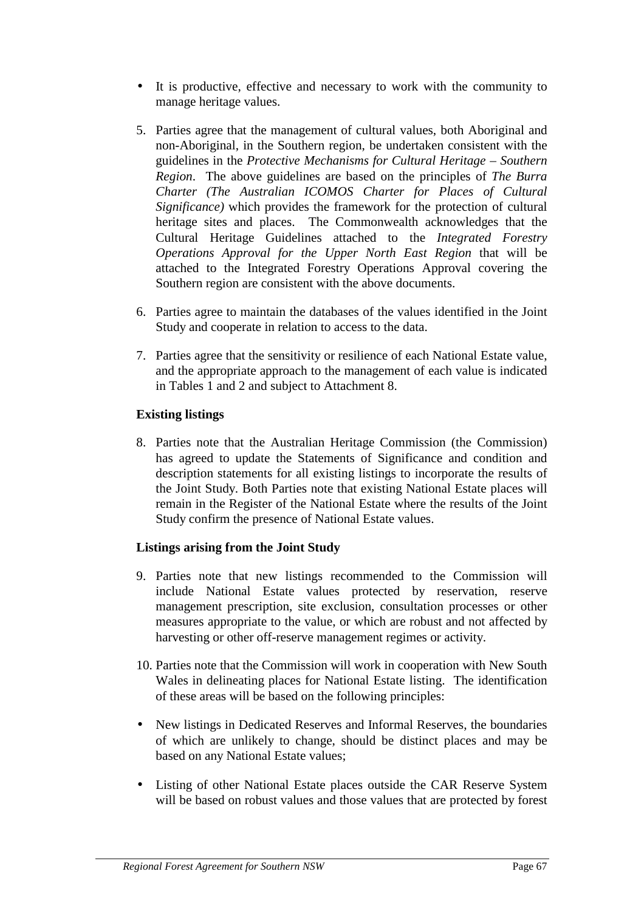- It is productive, effective and necessary to work with the community to manage heritage values.

5. Parties agree that the management of cultural values, both Aboriginal and non-Aboriginal, in the Southern region, be undertaken consistent with the guidelines in the *Protective Mechanisms for Cultural Heritage – Southern Region*. The above guidelines are based on the principles of *The Burra Charter (The Australian ICOMOS Charter for Places of Cultural Significance)* which provides the framework for the protection of cultural heritage sites and places. The Commonwealth acknowledges that the Cultural Heritage Guidelines attached to the *Integrated Forestry Operations Approval for the Upper North East Region* that will be attached to the Integrated Forestry Operations Approval covering the Southern region are consistent with the above documents.

6. Parties agree to maintain the databases of the values identified in the Joint Study and cooperate in relation to access to the data.

7. Parties agree that the sensitivity or resilience of each National Estate value, and the appropriate approach to the management of each value is indicated in Tables 1 and 2 and subject to Attachment 8.

**Existing listings**

8. Parties note that the Australian Heritage Commission (the Commission) has agreed to update the Statements of Significance and condition and description statements for all existing listings to incorporate the results of the Joint Study. Both Parties note that existing National Estate places will remain in the Register of the National Estate where the results of the Joint Study confirm the presence of National Estate values.

**Listings arising from the Joint Study**

9. Parties note that new listings recommended to the Commission will include National Estate values protected by reservation, reserve management prescription, site exclusion, consultation processes or other measures appropriate to the value, or which are robust and not affected by harvesting or other off-reserve management regimes or activity.

10. Parties note that the Commission will work in cooperation with New South Wales in delineating places for National Estate listing. The identification of these areas will be based on the following principles:

- New listings in Dedicated Reserves and Informal Reserves, the boundaries of which are unlikely to change, should be distinct places and may be based on any National Estate values;

- Listing of other National Estate places outside the CAR Reserve System will be based on robust values and those values that are protected by forest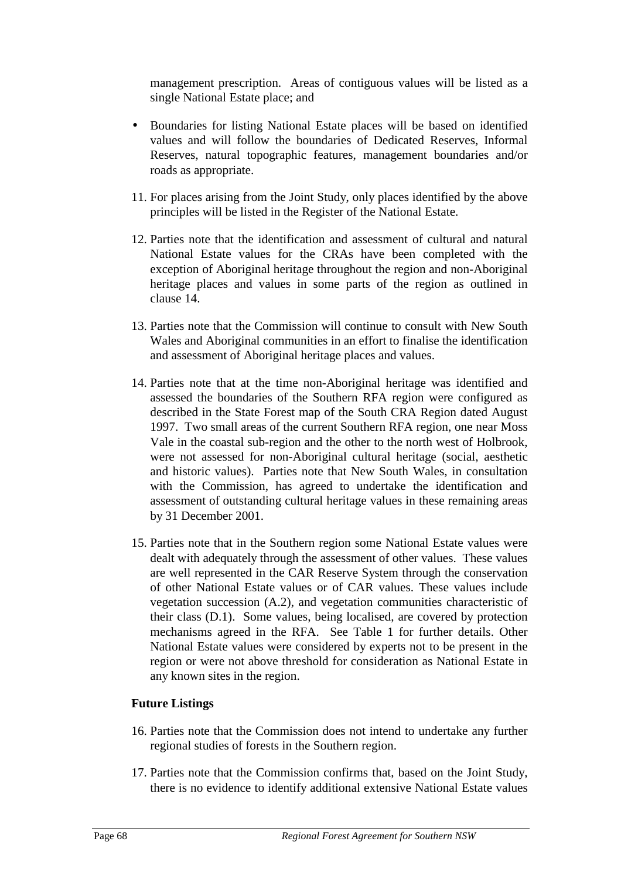management prescription. Areas of contiguous values will be listed as a single National Estate place; and

- Boundaries for listing National Estate places will be based on identified values and will follow the boundaries of Dedicated Reserves, Informal Reserves, natural topographic features, management boundaries and/or roads as appropriate.

11. For places arising from the Joint Study, only places identified by the above principles will be listed in the Register of the National Estate.

12. Parties note that the identification and assessment of cultural and natural National Estate values for the CRAs have been completed with the exception of Aboriginal heritage throughout the region and non-Aboriginal heritage places and values in some parts of the region as outlined in clause 14.

13. Parties note that the Commission will continue to consult with New South Wales and Aboriginal communities in an effort to finalise the identification and assessment of Aboriginal heritage places and values.

14. Parties note that at the time non-Aboriginal heritage was identified and assessed the boundaries of the Southern RFA region were configured as described in the State Forest map of the South CRA Region dated August 1997. Two small areas of the current Southern RFA region, one near Moss Vale in the coastal sub-region and the other to the north west of Holbrook, were not assessed for non-Aboriginal cultural heritage (social, aesthetic and historic values). Parties note that New South Wales, in consultation with the Commission, has agreed to undertake the identification and assessment of outstanding cultural heritage values in these remaining areas by 31 December 2001.

15. Parties note that in the Southern region some National Estate values were dealt with adequately through the assessment of other values. These values are well represented in the CAR Reserve System through the conservation of other National Estate values or of CAR values. These values include vegetation succession (A.2), and vegetation communities characteristic of their class (D.1). Some values, being localised, are covered by protection mechanisms agreed in the RFA. See Table 1 for further details. Other National Estate values were considered by experts not to be present in the region or were not above threshold for consideration as National Estate in any known sites in the region.

**Future Listings**

16. Parties note that the Commission does not intend to undertake any further regional studies of forests in the Southern region.

17. Parties note that the Commission confirms that, based on the Joint Study, there is no evidence to identify additional extensive National Estate values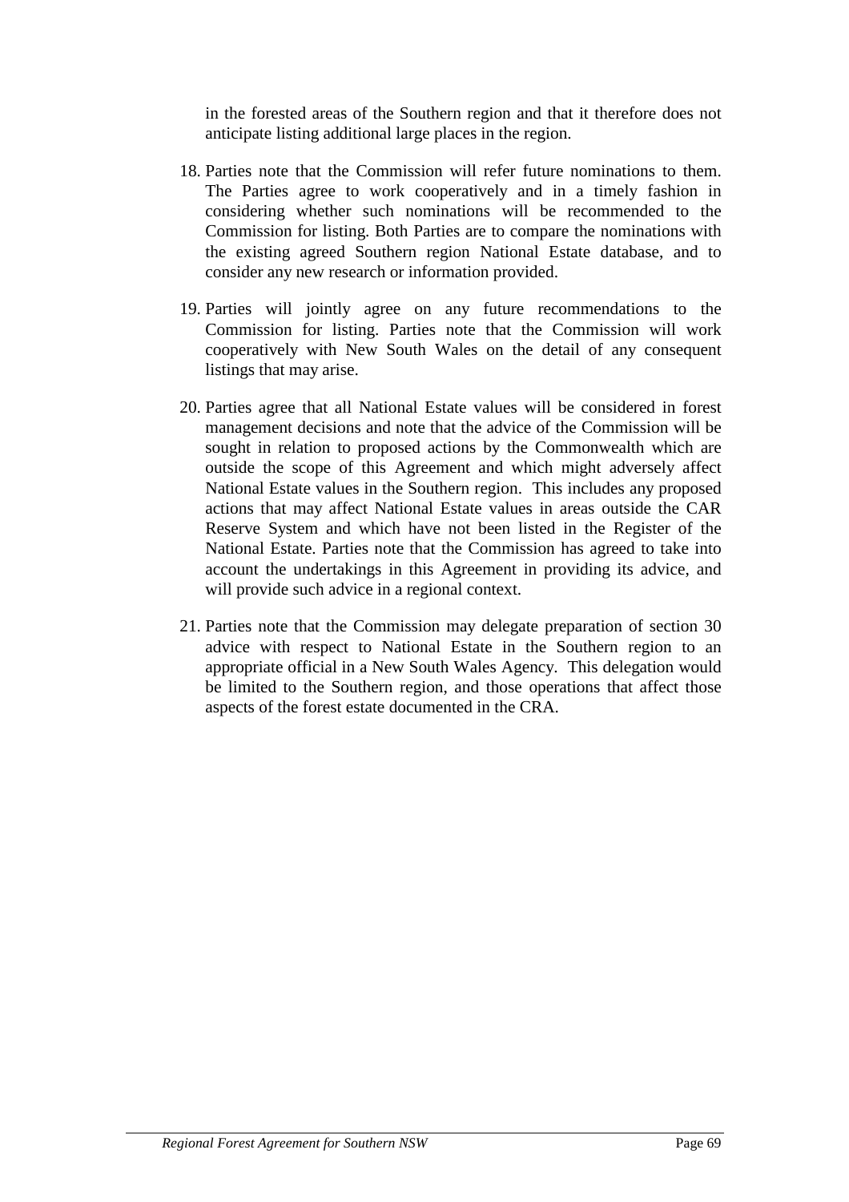in the forested areas of the Southern region and that it therefore does not anticipate listing additional large places in the region.

18. Parties note that the Commission will refer future nominations to them. The Parties agree to work cooperatively and in a timely fashion in considering whether such nominations will be recommended to the Commission for listing. Both Parties are to compare the nominations with the existing agreed Southern region National Estate database, and to consider any new research or information provided.

19. Parties will jointly agree on any future recommendations to the Commission for listing. Parties note that the Commission will work cooperatively with New South Wales on the detail of any consequent listings that may arise.

20. Parties agree that all National Estate values will be considered in forest management decisions and note that the advice of the Commission will be sought in relation to proposed actions by the Commonwealth which are outside the scope of this Agreement and which might adversely affect National Estate values in the Southern region. This includes any proposed actions that may affect National Estate values in areas outside the CAR Reserve System and which have not been listed in the Register of the National Estate. Parties note that the Commission has agreed to take into account the undertakings in this Agreement in providing its advice, and will provide such advice in a regional context.

21. Parties note that the Commission may delegate preparation of section 30 advice with respect to National Estate in the Southern region to an appropriate official in a New South Wales Agency. This delegation would be limited to the Southern region, and those operations that affect those aspects of the forest estate documented in the CRA.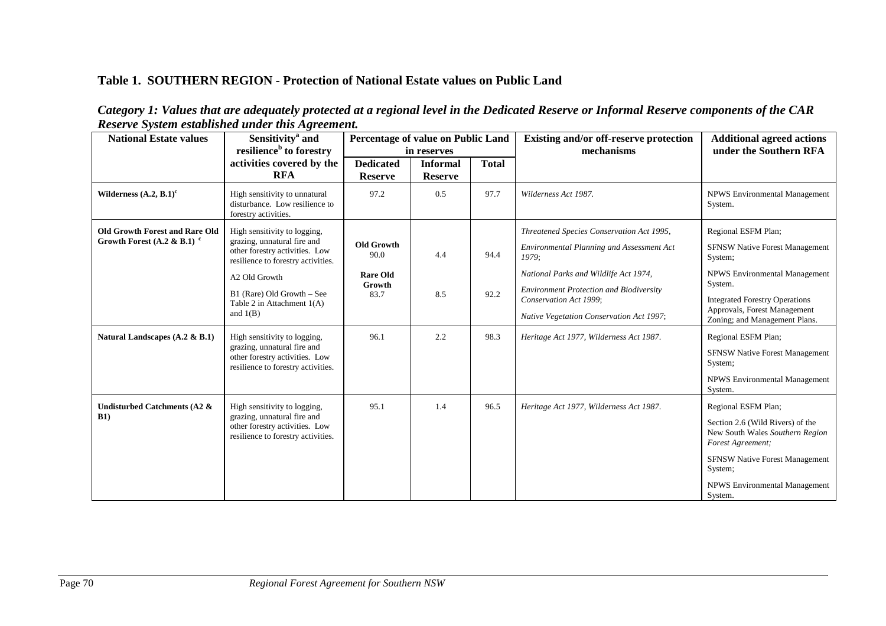### Table 1. SOUTHERN REGION - Protection of National Estate values on Public Land

*Category 1: Values that are adequately protected at a regional level in the Dedicated Reserve or Informal Reserve components of the CAR Reserve System established under this Agreement.*

| National Estate values | Sensitivity[a] and resilience[b] to forestry activities covered by the RFA | Percentage of value on Public Land in reserves | | | Existing and/or off-reserve protection mechanisms | Additional agreed actions under the Southern RFA |
|---|---|---|---|---|---|---|
| | | Dedicated Reserve | Informal Reserve | Total | | |
| **Wilderness (A.2, B.1)[c]** | High sensitivity to unnatural disturbance. Low resilience to forestry activities. | 97.2 | 0.5 | 97.7 | *Wilderness Act 1987.* | NPWS Environmental Management System. |
| **Old Growth Forest and Rare Old Growth Forest (A.2 & B.1) [c]** | High sensitivity to logging, grazing, unnatural fire and other forestry activities. Low resilience to forestry activities.<br>A2 Old Growth<br>B1 (Rare) Old Growth – See Table 2 in Attachment 1(A) and 1(B) | **Old Growth** 90.0<br>**Rare Old Growth** 83.7 | 4.4<br>8.5 | 94.4<br>92.2 | *Threatened Species Conservation Act 1995,*<br>*Environmental Planning and Assessment Act 1979*;<br>*National Parks and Wildlife Act 1974,*<br>*Environment Protection and Biodiversity Conservation Act 1999*;<br>*Native Vegetation Conservation Act 1997*; | Regional ESFM Plan;<br>SFNSW Native Forest Management System;<br>NPWS Environmental Management System.<br>Integrated Forestry Operations Approvals, Forest Management Zoning; and Management Plans. |
| **Natural Landscapes (A.2 & B.1)** | High sensitivity to logging, grazing, unnatural fire and other forestry activities. Low resilience to forestry activities. | 96.1 | 2.2 | 98.3 | *Heritage Act 1977, Wilderness Act 1987.* | Regional ESFM Plan;<br>SFNSW Native Forest Management System;<br>NPWS Environmental Management System. |
| **Undisturbed Catchments (A2 & B1)** | High sensitivity to logging, grazing, unnatural fire and other forestry activities. Low resilience to forestry activities. | 95.1 | 1.4 | 96.5 | *Heritage Act 1977, Wilderness Act 1987.* | Regional ESFM Plan;<br>Section 2.6 (Wild Rivers) of the New South Wales *Southern Region Forest Agreement;*<br>SFNSW Native Forest Management System;<br>NPWS Environmental Management System. |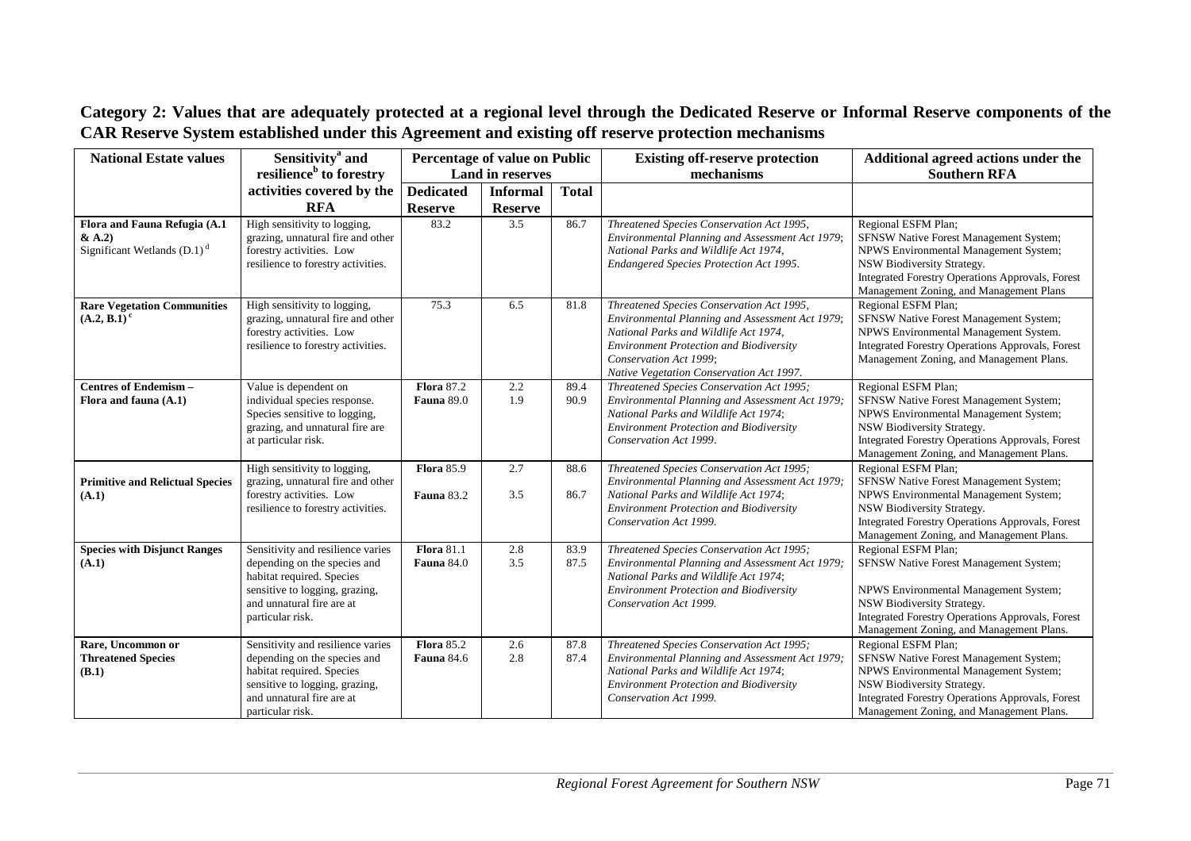**Category 2: Values that are adequately protected at a regional level through the Dedicated Reserve or Informal Reserve components of the CAR Reserve System established under this Agreement and existing off reserve protection mechanisms**

| National Estate values | Sensitivity[a] and resilience[b] to forestry activities covered by the RFA | Percentage of value on Public Land in reserves | | | Existing off-reserve protection mechanisms | Additional agreed actions under the Southern RFA |
|---|---|---|---|---|---|---|
| | | Dedicated Reserve | Informal Reserve | Total | | |
| **Flora and Fauna Refugia (A.1 & A.2)** Significant Wetlands (D.1)[d] | High sensitivity to logging, grazing, unnatural fire and other forestry activities. Low resilience to forestry activities. | 83.2 | 3.5 | 86.7 | *Threatened Species Conservation Act 1995, Environmental Planning and Assessment Act 1979; National Parks and Wildlife Act 1974, Endangered Species Protection Act 1995.* | Regional ESFM Plan; SFNSW Native Forest Management System; NPWS Environmental Management System; NSW Biodiversity Strategy. Integrated Forestry Operations Approvals, Forest Management Zoning, and Management Plans |
| **Rare Vegetation Communities (A.2, B.1)**[c] | High sensitivity to logging, grazing, unnatural fire and other forestry activities. Low resilience to forestry activities. | 75.3 | 6.5 | 81.8 | *Threatened Species Conservation Act 1995, Environmental Planning and Assessment Act 1979; National Parks and Wildlife Act 1974, Environment Protection and Biodiversity Conservation Act 1999; Native Vegetation Conservation Act 1997.* | Regional ESFM Plan; SFNSW Native Forest Management System; NPWS Environmental Management System. Integrated Forestry Operations Approvals, Forest Management Zoning, and Management Plans. |
| **Centres of Endemism – Flora and fauna (A.1)** | Value is dependent on individual species response. Species sensitive to logging, grazing, and unnatural fire are at particular risk. | **Flora** 87.2<br>**Fauna** 89.0 | 2.2<br>1.9 | 89.4<br>90.9 | *Threatened Species Conservation Act 1995; Environmental Planning and Assessment Act 1979; National Parks and Wildlife Act 1974; Environment Protection and Biodiversity Conservation Act 1999.* | Regional ESFM Plan; SFNSW Native Forest Management System; NPWS Environmental Management System; NSW Biodiversity Strategy. Integrated Forestry Operations Approvals, Forest Management Zoning, and Management Plans. |
| **Primitive and Relictual Species (A.1)** | High sensitivity to logging, grazing, unnatural fire and other forestry activities. Low resilience to forestry activities. | **Flora** 85.9<br>**Fauna** 83.2 | 2.7<br>3.5 | 88.6<br>86.7 | *Threatened Species Conservation Act 1995; Environmental Planning and Assessment Act 1979; National Parks and Wildlife Act 1974; Environment Protection and Biodiversity Conservation Act 1999.* | Regional ESFM Plan; SFNSW Native Forest Management System; NPWS Environmental Management System; NSW Biodiversity Strategy. Integrated Forestry Operations Approvals, Forest Management Zoning, and Management Plans. |
| **Species with Disjunct Ranges (A.1)** | Sensitivity and resilience varies depending on the species and habitat required. Species sensitive to logging, grazing, and unnatural fire are at particular risk. | **Flora** 81.1<br>**Fauna** 84.0 | 2.8<br>3.5 | 83.9<br>87.5 | *Threatened Species Conservation Act 1995; Environmental Planning and Assessment Act 1979; National Parks and Wildlife Act 1974; Environment Protection and Biodiversity Conservation Act 1999.* | Regional ESFM Plan; SFNSW Native Forest Management System; NPWS Environmental Management System; NSW Biodiversity Strategy. Integrated Forestry Operations Approvals, Forest Management Zoning, and Management Plans. |
| **Rare, Uncommon or Threatened Species (B.1)** | Sensitivity and resilience varies depending on the species and habitat required. Species sensitive to logging, grazing, and unnatural fire are at particular risk. | **Flora** 85.2<br>**Fauna** 84.6 | 2.6<br>2.8 | 87.8<br>87.4 | *Threatened Species Conservation Act 1995; Environmental Planning and Assessment Act 1979; National Parks and Wildlife Act 1974; Environment Protection and Biodiversity Conservation Act 1999.* | Regional ESFM Plan; SFNSW Native Forest Management System; NPWS Environmental Management System; NSW Biodiversity Strategy. Integrated Forestry Operations Approvals, Forest Management Zoning, and Management Plans. |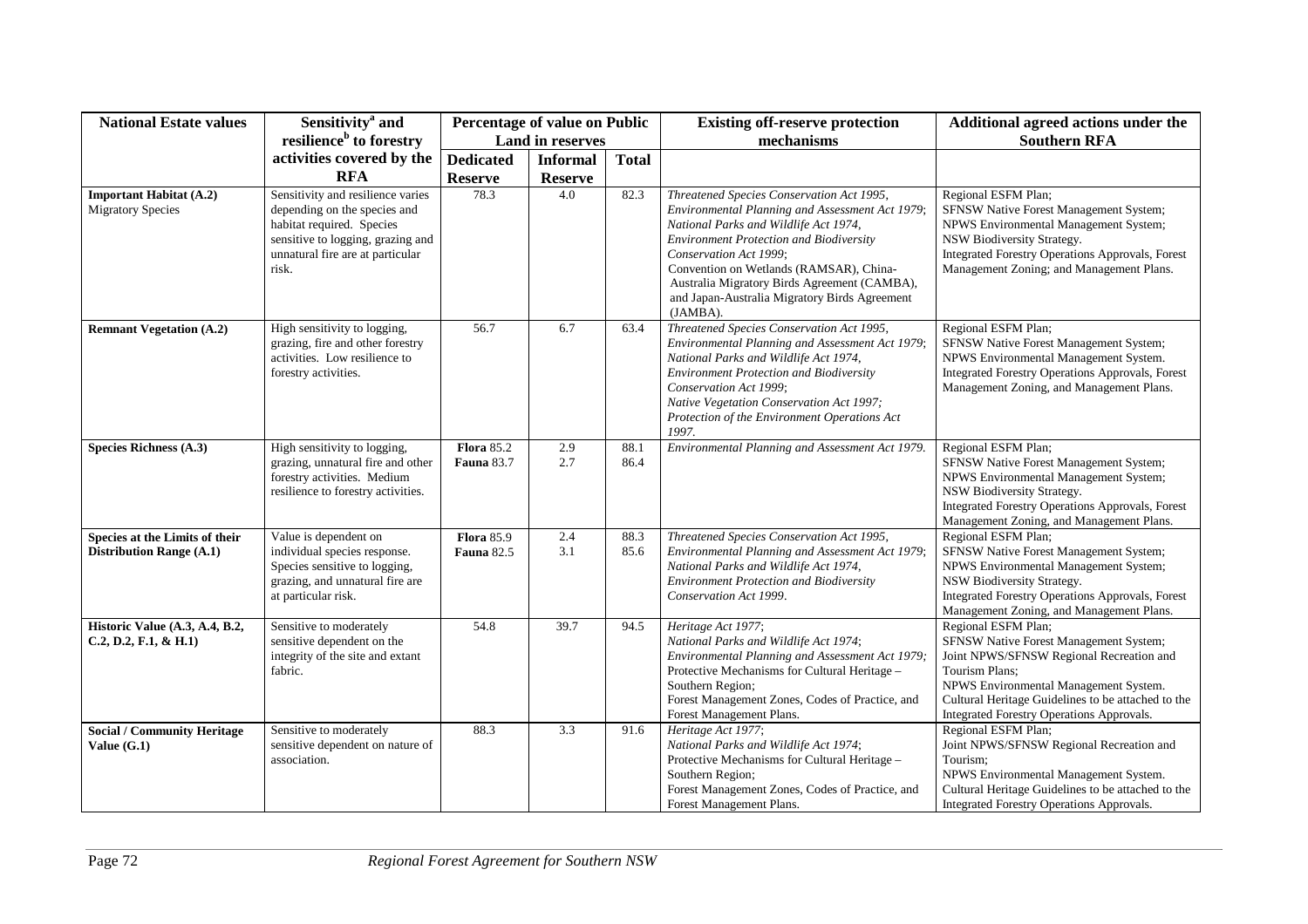| National Estate values | Sensitivity[a] and resilience[b] to forestry activities covered by the RFA | Percentage of value on Public Land in reserves | | | Existing off-reserve protection mechanisms | Additional agreed actions under the Southern RFA |
|---|---|---|---|---|---|---|
| | | Dedicated Reserve | Informal Reserve | Total | | |
| **Important Habitat (A.2)** Migratory Species | Sensitivity and resilience varies depending on the species and habitat required. Species sensitive to logging, grazing and unnatural fire are at particular risk. | 78.3 | 4.0 | 82.3 | *Threatened Species Conservation Act 1995*, *Environmental Planning and Assessment Act 1979*; *National Parks and Wildlife Act 1974*, *Environment Protection and Biodiversity Conservation Act 1999*; Convention on Wetlands (RAMSAR), China-Australia Migratory Birds Agreement (CAMBA), and Japan-Australia Migratory Birds Agreement (JAMBA). | Regional ESFM Plan; SFNSW Native Forest Management System; NPWS Environmental Management System; NSW Biodiversity Strategy. Integrated Forestry Operations Approvals, Forest Management Zoning; and Management Plans. |
| **Remnant Vegetation (A.2)** | High sensitivity to logging, grazing, fire and other forestry activities. Low resilience to forestry activities. | 56.7 | 6.7 | 63.4 | *Threatened Species Conservation Act 1995*, *Environmental Planning and Assessment Act 1979*; *National Parks and Wildlife Act 1974*, *Environment Protection and Biodiversity Conservation Act 1999*; *Native Vegetation Conservation Act 1997*; *Protection of the Environment Operations Act 1997*. | Regional ESFM Plan; SFNSW Native Forest Management System; NPWS Environmental Management System. Integrated Forestry Operations Approvals, Forest Management Zoning, and Management Plans. |
| **Species Richness (A.3)** | High sensitivity to logging, grazing, unnatural fire and other forestry activities. Medium resilience to forestry activities. | **Flora** 85.2 **Fauna** 83.7 | 2.9 2.7 | 88.1 86.4 | *Environmental Planning and Assessment Act 1979.* | Regional ESFM Plan; SFNSW Native Forest Management System; NPWS Environmental Management System; NSW Biodiversity Strategy. Integrated Forestry Operations Approvals, Forest Management Zoning, and Management Plans. |
| **Species at the Limits of their Distribution Range (A.1)** | Value is dependent on individual species response. Species sensitive to logging, grazing, and unnatural fire are at particular risk. | **Flora** 85.9 **Fauna** 82.5 | 2.4 3.1 | 88.3 85.6 | *Threatened Species Conservation Act 1995*, *Environmental Planning and Assessment Act 1979*; *National Parks and Wildlife Act 1974*, *Environment Protection and Biodiversity Conservation Act 1999*. | Regional ESFM Plan; SFNSW Native Forest Management System; NPWS Environmental Management System; NSW Biodiversity Strategy. Integrated Forestry Operations Approvals, Forest Management Zoning, and Management Plans. |
| **Historic Value (A.3, A.4, B.2, C.2, D.2, F.1, & H.1)** | Sensitive to moderately sensitive dependent on the integrity of the site and extant fabric. | 54.8 | 39.7 | 94.5 | *Heritage Act 1977*; *National Parks and Wildlife Act 1974*; *Environmental Planning and Assessment Act 1979;* Protective Mechanisms for Cultural Heritage – Southern Region; Forest Management Zones, Codes of Practice, and Forest Management Plans. | Regional ESFM Plan; SFNSW Native Forest Management System; Joint NPWS/SFNSW Regional Recreation and Tourism Plans; NPWS Environmental Management System. Cultural Heritage Guidelines to be attached to the Integrated Forestry Operations Approvals. |
| **Social / Community Heritage Value (G.1)** | Sensitive to moderately sensitive dependent on nature of association. | 88.3 | 3.3 | 91.6 | *Heritage Act 1977*; *National Parks and Wildlife Act 1974*; Protective Mechanisms for Cultural Heritage – Southern Region; Forest Management Zones, Codes of Practice, and Forest Management Plans. | Regional ESFM Plan; Joint NPWS/SFNSW Regional Recreation and Tourism; NPWS Environmental Management System. Cultural Heritage Guidelines to be attached to the Integrated Forestry Operations Approvals. |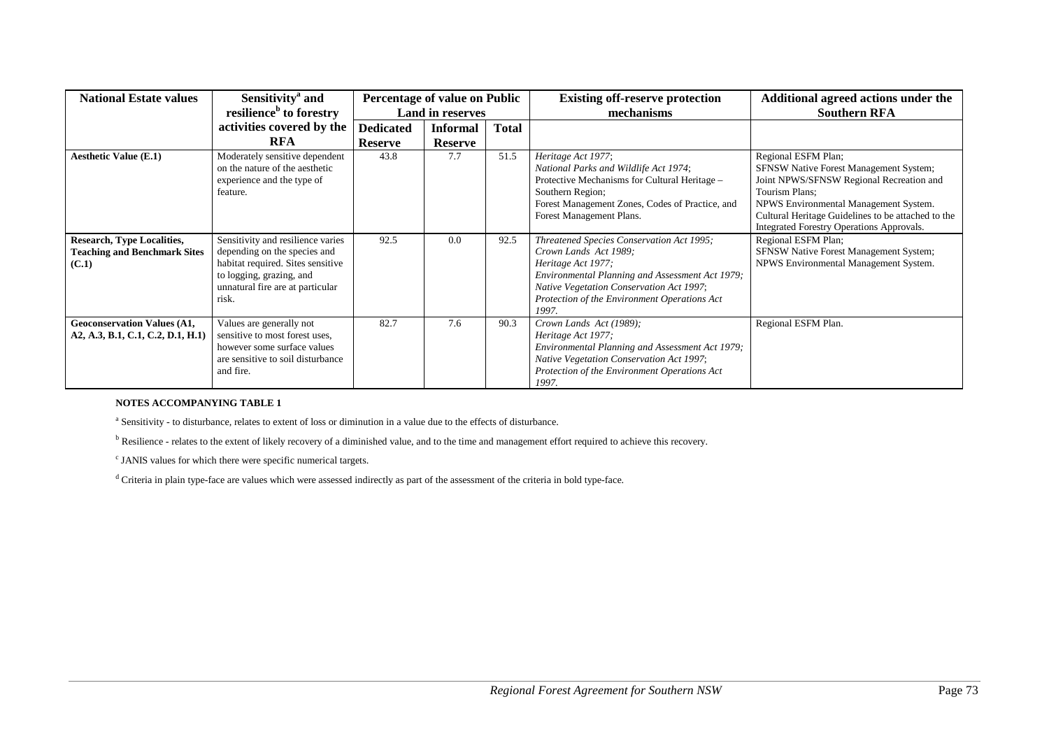| National Estate values | Sensitivity[a] and resilience[b] to forestry activities covered by the RFA | Percentage of value on Public Land in reserves | | | Existing off-reserve protection mechanisms | Additional agreed actions under the Southern RFA |
|---|---|---|---|---|---|---|
| | | Dedicated Reserve | Informal Reserve | Total | | |
| **Aesthetic Value (E.1)** | Moderately sensitive dependent on the nature of the aesthetic experience and the type of feature. | 43.8 | 7.7 | 51.5 | *Heritage Act 1977*; *National Parks and Wildlife Act 1974*; Protective Mechanisms for Cultural Heritage – Southern Region; Forest Management Zones, Codes of Practice, and Forest Management Plans. | Regional ESFM Plan; SFNSW Native Forest Management System; Joint NPWS/SFNSW Regional Recreation and Tourism Plans; NPWS Environmental Management System. Cultural Heritage Guidelines to be attached to the Integrated Forestry Operations Approvals. |
| **Research, Type Localities, Teaching and Benchmark Sites (C.1)** | Sensitivity and resilience varies depending on the species and habitat required. Sites sensitive to logging, grazing, and unnatural fire are at particular risk. | 92.5 | 0.0 | 92.5 | *Threatened Species Conservation Act 1995; Crown Lands Act 1989; Heritage Act 1977; Environmental Planning and Assessment Act 1979; Native Vegetation Conservation Act 1997*; *Protection of the Environment Operations Act 1997.* | Regional ESFM Plan; SFNSW Native Forest Management System; NPWS Environmental Management System. |
| **Geoconservation Values (A1, A2, A.3, B.1, C.1, C.2, D.1, H.1)** | Values are generally not sensitive to most forest uses, however some surface values are sensitive to soil disturbance and fire. | 82.7 | 7.6 | 90.3 | *Crown Lands Act (1989); Heritage Act 1977; Environmental Planning and Assessment Act 1979; Native Vegetation Conservation Act 1997*; *Protection of the Environment Operations Act 1997.* | Regional ESFM Plan. |

**NOTES ACCOMPANYING TABLE 1**

[a] Sensitivity - to disturbance, relates to extent of loss or diminution in a value due to the effects of disturbance.

[b] Resilience - relates to the extent of likely recovery of a diminished value, and to the time and management effort required to achieve this recovery.

[c] JANIS values for which there were specific numerical targets.

[d] Criteria in plain type-face are values which were assessed indirectly as part of the assessment of the criteria in bold type-face.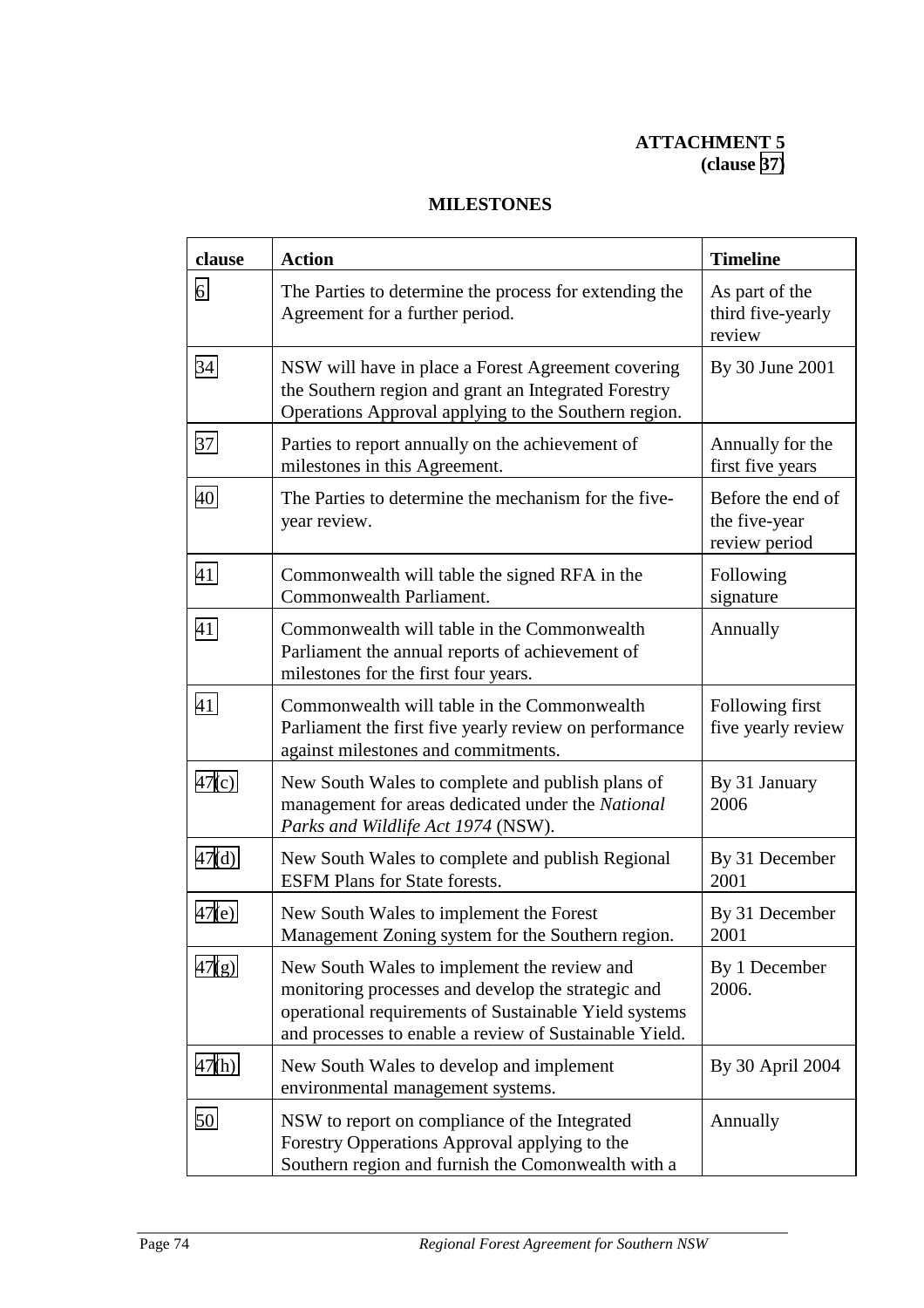**ATTACHMENT 5**
**(clause 37)**

## MILESTONES

| clause | Action | Timeline |
|---|---|---|
| 6 | The Parties to determine the process for extending the Agreement for a further period. | As part of the third five-yearly review |
| 34 | NSW will have in place a Forest Agreement covering the Southern region and grant an Integrated Forestry Operations Approval applying to the Southern region. | By 30 June 2001 |
| 37 | Parties to report annually on the achievement of milestones in this Agreement. | Annually for the first five years |
| 40 | The Parties to determine the mechanism for the five-year review. | Before the end of the five-year review period |
| 41 | Commonwealth will table the signed RFA in the Commonwealth Parliament. | Following signature |
| 41 | Commonwealth will table in the Commonwealth Parliament the annual reports of achievement of milestones for the first four years. | Annually |
| 41 | Commonwealth will table in the Commonwealth Parliament the first five yearly review on performance against milestones and commitments. | Following first five yearly review |
| 47(c) | New South Wales to complete and publish plans of management for areas dedicated under the *National Parks and Wildlife Act 1974* (NSW). | By 31 January 2006 |
| 47(d) | New South Wales to complete and publish Regional ESFM Plans for State forests. | By 31 December 2001 |
| 47(e) | New South Wales to implement the Forest Management Zoning system for the Southern region. | By 31 December 2001 |
| 47(g) | New South Wales to implement the review and monitoring processes and develop the strategic and operational requirements of Sustainable Yield systems and processes to enable a review of Sustainable Yield. | By 1 December 2006. |
| 47(h) | New South Wales to develop and implement environmental management systems. | By 30 April 2004 |
| 50 | NSW to report on compliance of the Integrated Forestry Opperations Approval applying to the Southern region and furnish the Comonwealth with a | Annually |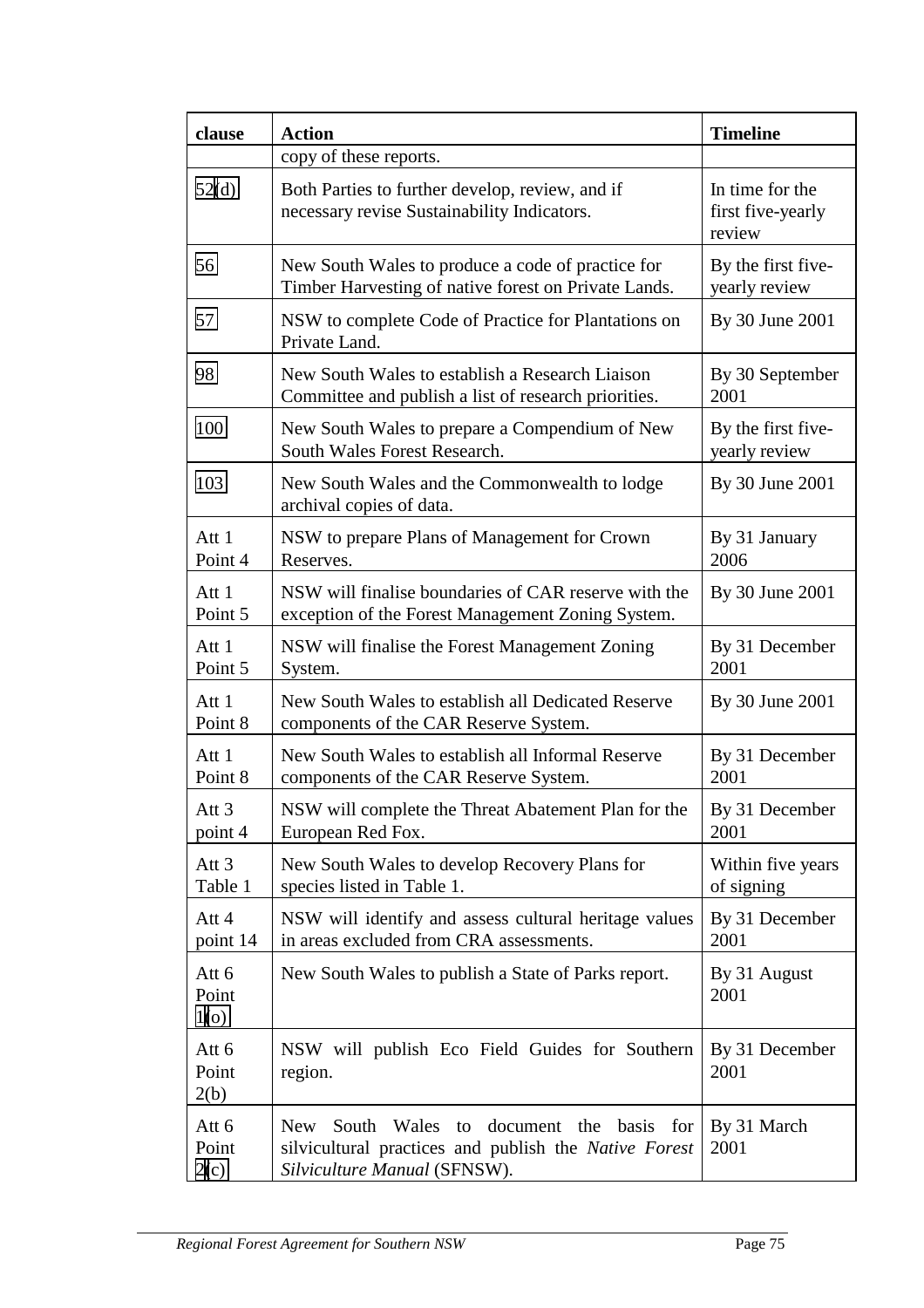| clause | Action | Timeline |
|---|---|---|
| | copy of these reports. | |
| 52(d) | Both Parties to further develop, review, and if necessary revise Sustainability Indicators. | In time for the first five-yearly review |
| 56 | New South Wales to produce a code of practice for Timber Harvesting of native forest on Private Lands. | By the first five-yearly review |
| 57 | NSW to complete Code of Practice for Plantations on Private Land. | By 30 June 2001 |
| 98 | New South Wales to establish a Research Liaison Committee and publish a list of research priorities. | By 30 September 2001 |
| 100 | New South Wales to prepare a Compendium of New South Wales Forest Research. | By the first five-yearly review |
| 103 | New South Wales and the Commonwealth to lodge archival copies of data. | By 30 June 2001 |
| Att 1 Point 4 | NSW to prepare Plans of Management for Crown Reserves. | By 31 January 2006 |
| Att 1 Point 5 | NSW will finalise boundaries of CAR reserve with the exception of the Forest Management Zoning System. | By 30 June 2001 |
| Att 1 Point 5 | NSW will finalise the Forest Management Zoning System. | By 31 December 2001 |
| Att 1 Point 8 | New South Wales to establish all Dedicated Reserve components of the CAR Reserve System. | By 30 June 2001 |
| Att 1 Point 8 | New South Wales to establish all Informal Reserve components of the CAR Reserve System. | By 31 December 2001 |
| Att 3 point 4 | NSW will complete the Threat Abatement Plan for the European Red Fox. | By 31 December 2001 |
| Att 3 Table 1 | New South Wales to develop Recovery Plans for species listed in Table 1. | Within five years of signing |
| Att 4 point 14 | NSW will identify and assess cultural heritage values in areas excluded from CRA assessments. | By 31 December 2001 |
| Att 6 Point 1(o) | New South Wales to publish a State of Parks report. | By 31 August 2001 |
| Att 6 Point 2(b) | NSW will publish Eco Field Guides for Southern region. | By 31 December 2001 |
| Att 6 Point 2(c) | New South Wales to document the basis for silvicultural practices and publish the *Native Forest Silviculture Manual* (SFNSW). | By 31 March 2001 |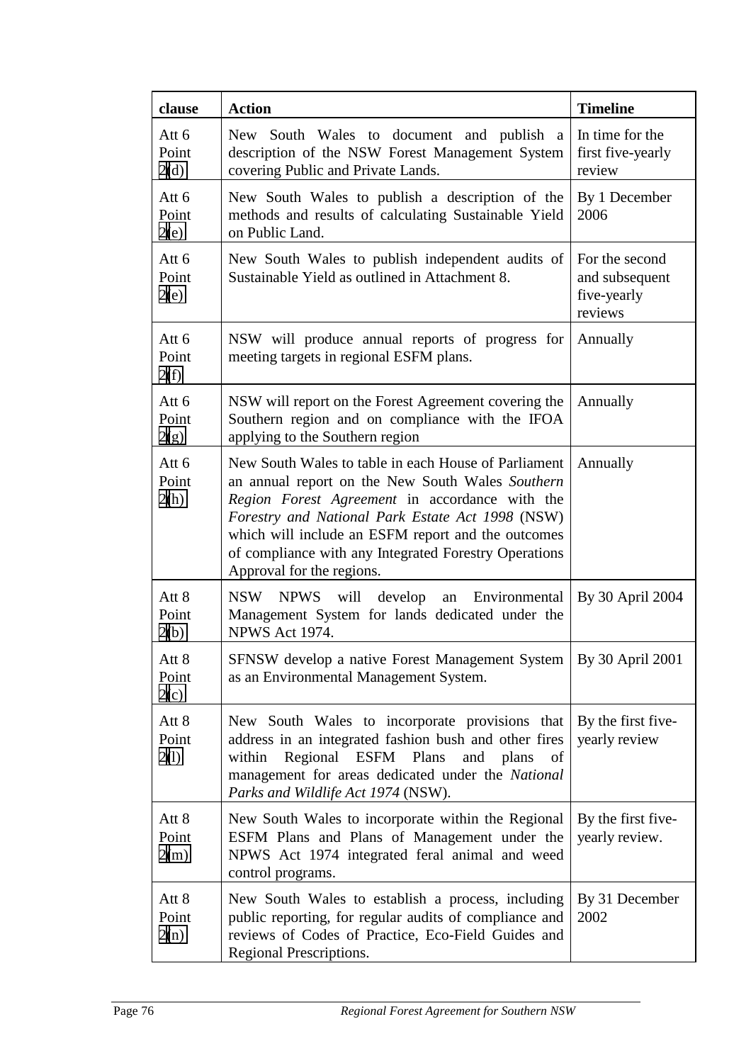| clause | Action | Timeline |
| --- | --- | --- |
| Att 6 Point 2(d) | New South Wales to document and publish a description of the NSW Forest Management System covering Public and Private Lands. | In time for the first five-yearly review |
| Att 6 Point 2(e) | New South Wales to publish a description of the methods and results of calculating Sustainable Yield on Public Land. | By 1 December 2006 |
| Att 6 Point 2(e) | New South Wales to publish independent audits of Sustainable Yield as outlined in Attachment 8. | For the second and subsequent five-yearly reviews |
| Att 6 Point 2(f) | NSW will produce annual reports of progress for meeting targets in regional ESFM plans. | Annually |
| Att 6 Point 2(g) | NSW will report on the Forest Agreement covering the Southern region and on compliance with the IFOA applying to the Southern region | Annually |
| Att 6 Point 2(h) | New South Wales to table in each House of Parliament an annual report on the New South Wales *Southern Region Forest Agreement* in accordance with the *Forestry and National Park Estate Act 1998* (NSW) which will include an ESFM report and the outcomes of compliance with any Integrated Forestry Operations Approval for the regions. | Annually |
| Att 8 Point 2(b) | NSW NPWS will develop an Environmental Management System for lands dedicated under the NPWS Act 1974. | By 30 April 2004 |
| Att 8 Point 2(c) | SFNSW develop a native Forest Management System as an Environmental Management System. | By 30 April 2001 |
| Att 8 Point 2(l) | New South Wales to incorporate provisions that address in an integrated fashion bush and other fires within Regional ESFM Plans and plans of management for areas dedicated under the *National Parks and Wildlife Act 1974* (NSW). | By the first five-yearly review |
| Att 8 Point 2(m) | New South Wales to incorporate within the Regional ESFM Plans and Plans of Management under the NPWS Act 1974 integrated feral animal and weed control programs. | By the first five-yearly review. |
| Att 8 Point 2(n) | New South Wales to establish a process, including public reporting, for regular audits of compliance and reviews of Codes of Practice, Eco-Field Guides and Regional Prescriptions. | By 31 December 2002 |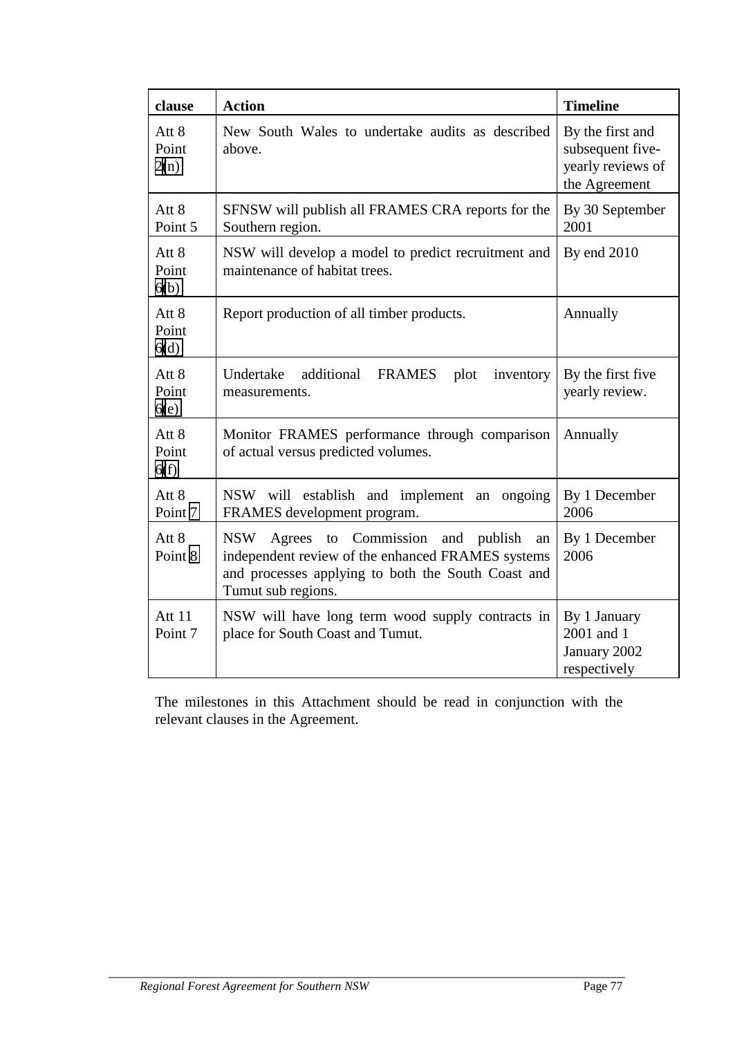| clause | Action | Timeline |
|---|---|---|
| Att 8 Point 2(n) | New South Wales to undertake audits as described above. | By the first and subsequent five-yearly reviews of the Agreement |
| Att 8 Point 5 | SFNSW will publish all FRAMES CRA reports for the Southern region. | By 30 September 2001 |
| Att 8 Point 6(b) | NSW will develop a model to predict recruitment and maintenance of habitat trees. | By end 2010 |
| Att 8 Point 6(d) | Report production of all timber products. | Annually |
| Att 8 Point 6(e) | Undertake additional FRAMES plot inventory measurements. | By the first five yearly review. |
| Att 8 Point 6(f) | Monitor FRAMES performance through comparison of actual versus predicted volumes. | Annually |
| Att 8 Point 7 | NSW will establish and implement an ongoing FRAMES development program. | By 1 December 2006 |
| Att 8 Point 8 | NSW Agrees to Commission and publish an independent review of the enhanced FRAMES systems and processes applying to both the South Coast and Tumut sub regions. | By 1 December 2006 |
| Att 11 Point 7 | NSW will have long term wood supply contracts in place for South Coast and Tumut. | By 1 January 2001 and 1 January 2002 respectively |

The milestones in this Attachment should be read in conjunction with the relevant clauses in the Agreement.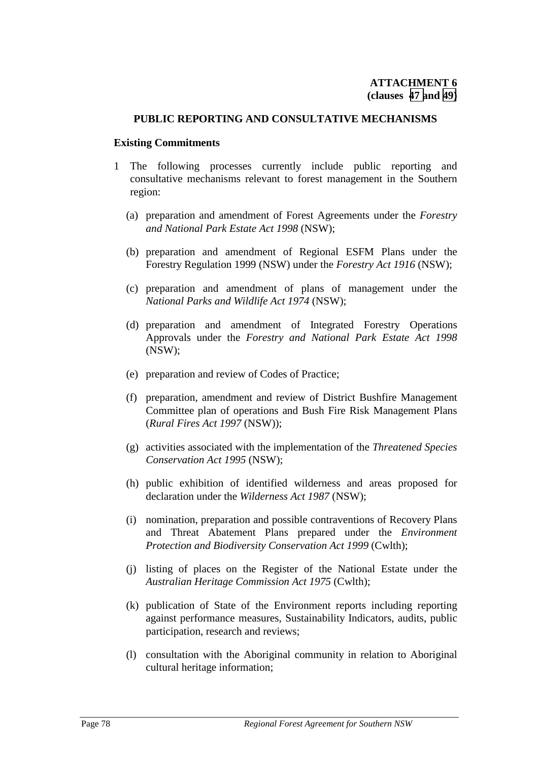**ATTACHMENT 6**
**(clauses 47 and 49)**

## PUBLIC REPORTING AND CONSULTATIVE MECHANISMS

### Existing Commitments

1 The following processes currently include public reporting and consultative mechanisms relevant to forest management in the Southern region:

   (a) preparation and amendment of Forest Agreements under the *Forestry and National Park Estate Act 1998* (NSW);

   (b) preparation and amendment of Regional ESFM Plans under the Forestry Regulation 1999 (NSW) under the *Forestry Act 1916* (NSW);

   (c) preparation and amendment of plans of management under the *National Parks and Wildlife Act 1974* (NSW);

   (d) preparation and amendment of Integrated Forestry Operations Approvals under the *Forestry and National Park Estate Act 1998* (NSW);

   (e) preparation and review of Codes of Practice;

   (f) preparation, amendment and review of District Bushfire Management Committee plan of operations and Bush Fire Risk Management Plans (*Rural Fires Act 1997* (NSW));

   (g) activities associated with the implementation of the *Threatened Species Conservation Act 1995* (NSW);

   (h) public exhibition of identified wilderness and areas proposed for declaration under the *Wilderness Act 1987* (NSW);

   (i) nomination, preparation and possible contraventions of Recovery Plans and Threat Abatement Plans prepared under the *Environment Protection and Biodiversity Conservation Act 1999* (Cwlth);

   (j) listing of places on the Register of the National Estate under the *Australian Heritage Commission Act 1975* (Cwlth);

   (k) publication of State of the Environment reports including reporting against performance measures, Sustainability Indicators, audits, public participation, research and reviews;

   (l) consultation with the Aboriginal community in relation to Aboriginal cultural heritage information;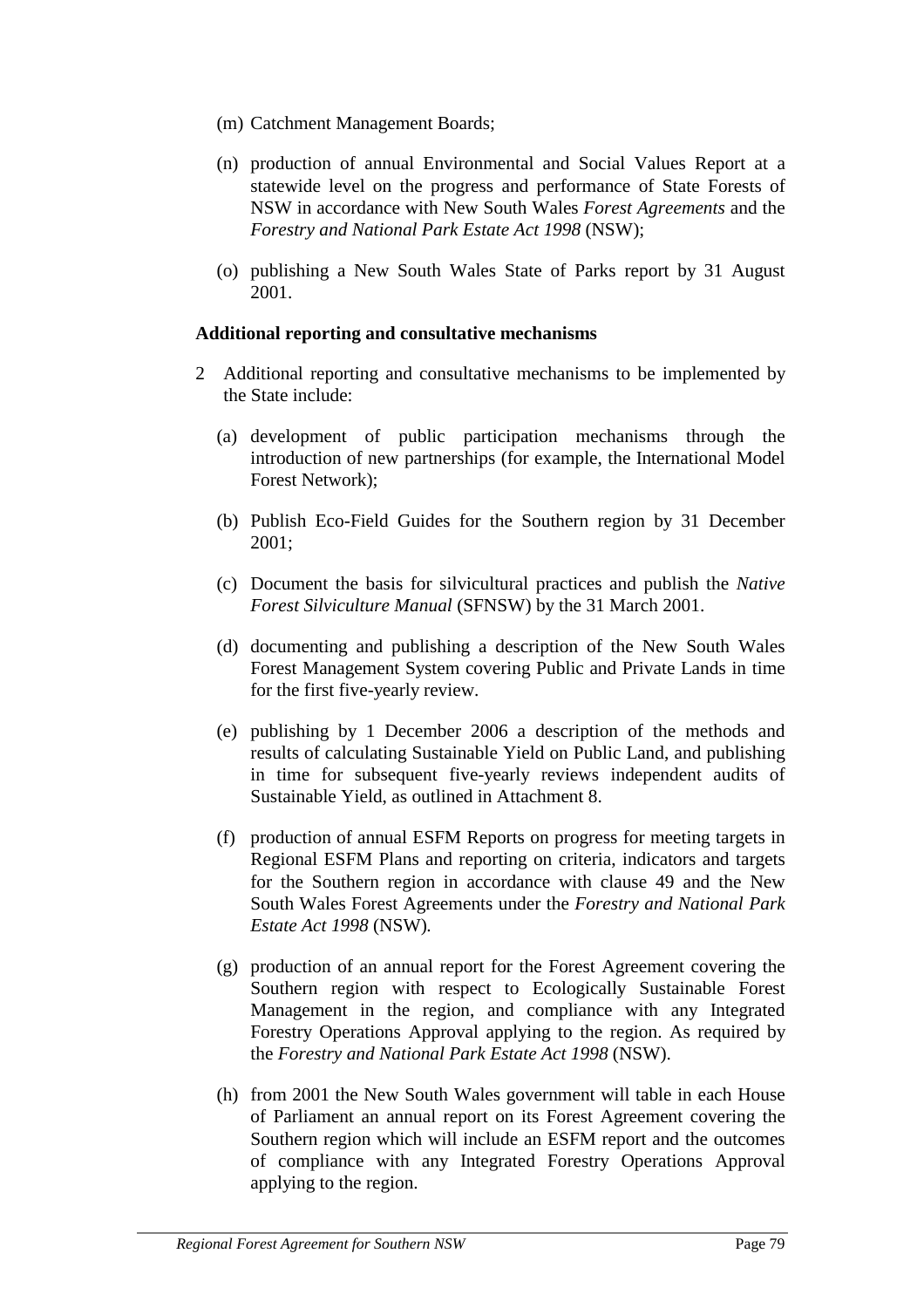(m) Catchment Management Boards;

(n) production of annual Environmental and Social Values Report at a statewide level on the progress and performance of State Forests of NSW in accordance with New South Wales *Forest Agreements* and the *Forestry and National Park Estate Act 1998* (NSW);

(o) publishing a New South Wales State of Parks report by 31 August 2001.

**Additional reporting and consultative mechanisms**

2 Additional reporting and consultative mechanisms to be implemented by the State include:

(a) development of public participation mechanisms through the introduction of new partnerships (for example, the International Model Forest Network);

(b) Publish Eco-Field Guides for the Southern region by 31 December 2001;

(c) Document the basis for silvicultural practices and publish the *Native Forest Silviculture Manual* (SFNSW) by the 31 March 2001.

(d) documenting and publishing a description of the New South Wales Forest Management System covering Public and Private Lands in time for the first five-yearly review.

(e) publishing by 1 December 2006 a description of the methods and results of calculating Sustainable Yield on Public Land, and publishing in time for subsequent five-yearly reviews independent audits of Sustainable Yield, as outlined in Attachment 8.

(f) production of annual ESFM Reports on progress for meeting targets in Regional ESFM Plans and reporting on criteria, indicators and targets for the Southern region in accordance with clause 49 and the New South Wales Forest Agreements under the *Forestry and National Park Estate Act 1998* (NSW).

(g) production of an annual report for the Forest Agreement covering the Southern region with respect to Ecologically Sustainable Forest Management in the region, and compliance with any Integrated Forestry Operations Approval applying to the region. As required by the *Forestry and National Park Estate Act 1998* (NSW).

(h) from 2001 the New South Wales government will table in each House of Parliament an annual report on its Forest Agreement covering the Southern region which will include an ESFM report and the outcomes of compliance with any Integrated Forestry Operations Approval applying to the region.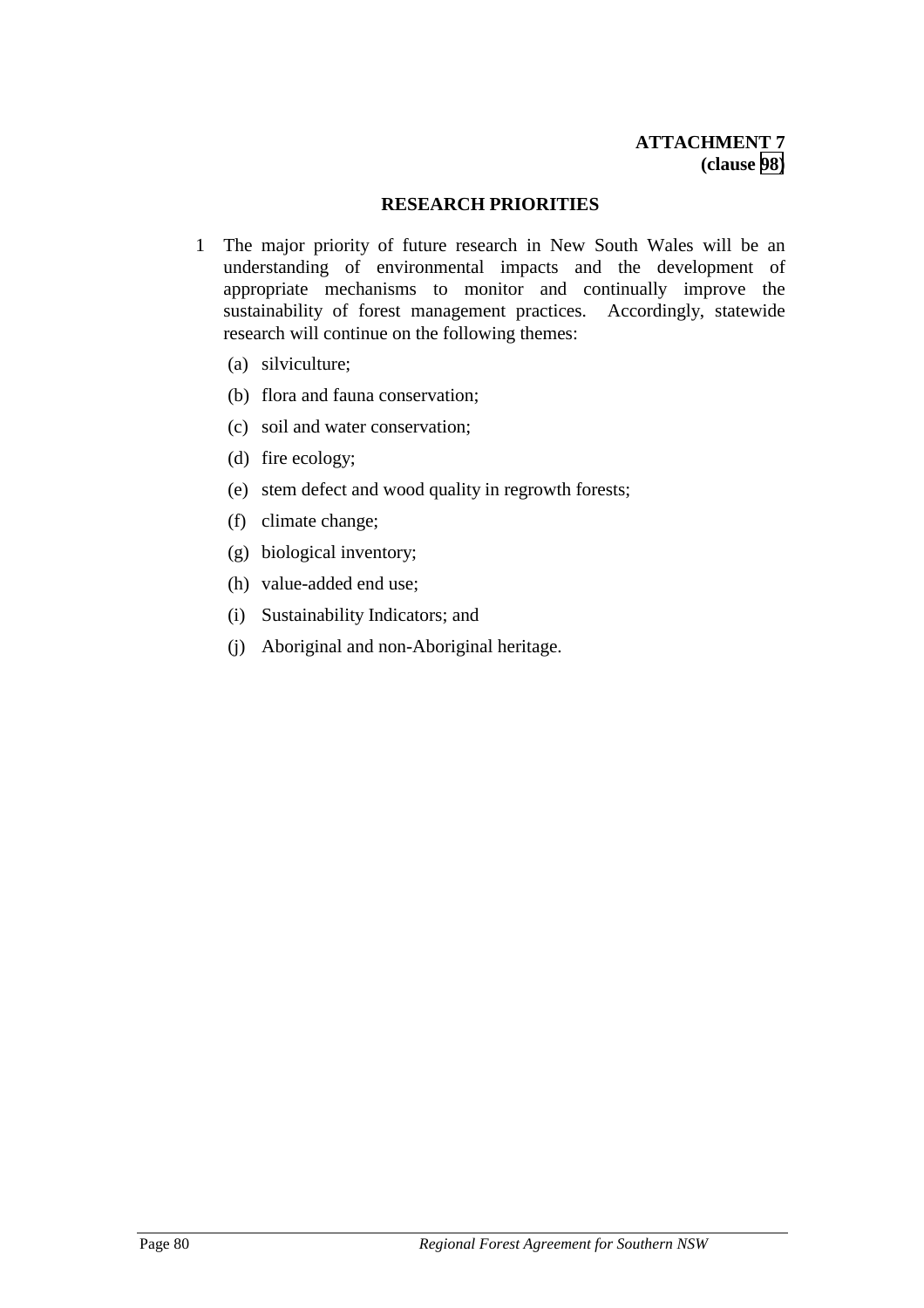**ATTACHMENT 7**
**(clause 98)**

## RESEARCH PRIORITIES

1 The major priority of future research in New South Wales will be an understanding of environmental impacts and the development of appropriate mechanisms to monitor and continually improve the sustainability of forest management practices. Accordingly, statewide research will continue on the following themes:

(a) silviculture;

(b) flora and fauna conservation;

(c) soil and water conservation;

(d) fire ecology;

(e) stem defect and wood quality in regrowth forests;

(f) climate change;

(g) biological inventory;

(h) value-added end use;

(i) Sustainability Indicators; and

(j) Aboriginal and non-Aboriginal heritage.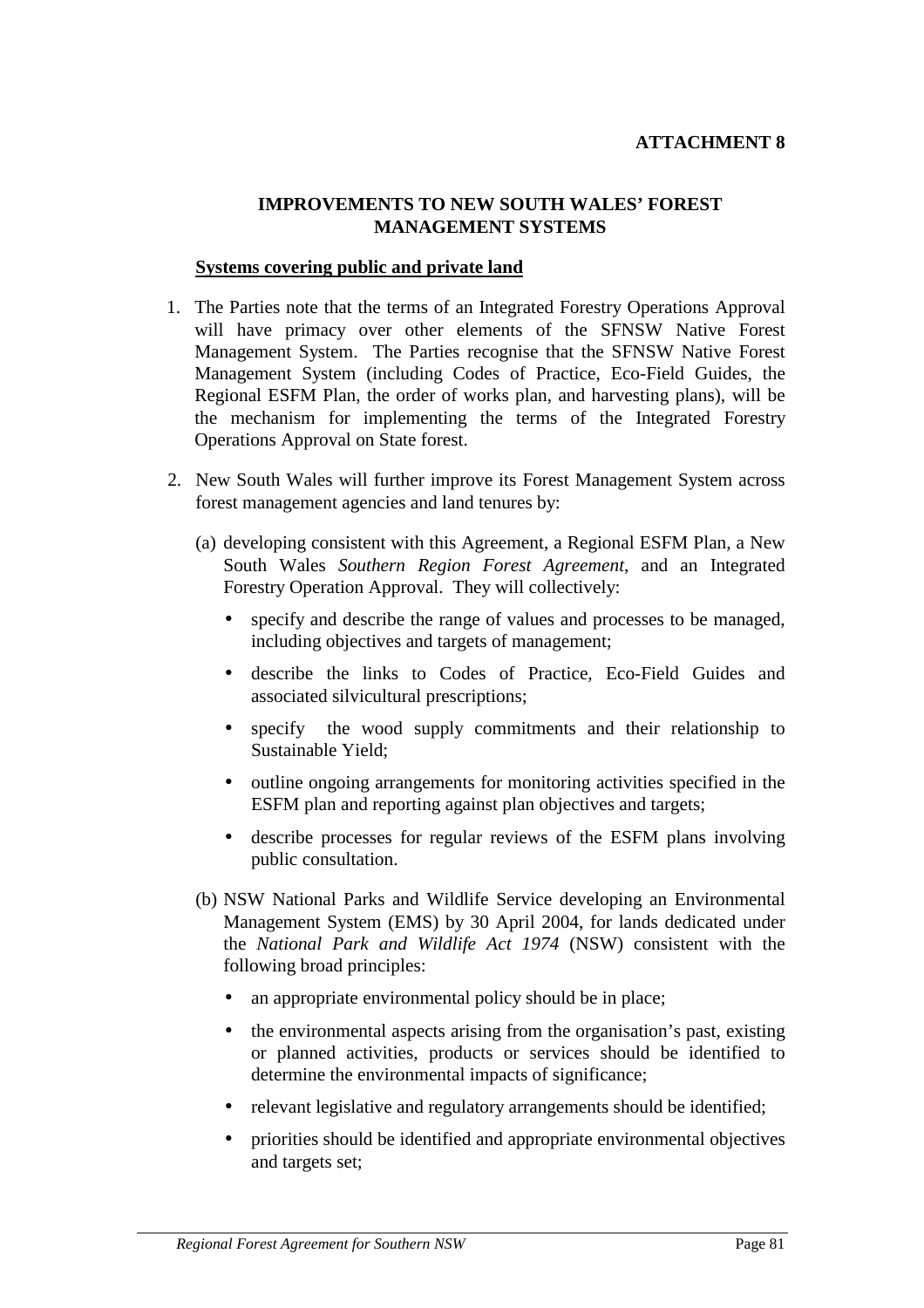**ATTACHMENT 8**

## IMPROVEMENTS TO NEW SOUTH WALES' FOREST MANAGEMENT SYSTEMS

**<u>Systems covering public and private land</u>**

1. The Parties note that the terms of an Integrated Forestry Operations Approval will have primacy over other elements of the SFNSW Native Forest Management System. The Parties recognise that the SFNSW Native Forest Management System (including Codes of Practice, Eco-Field Guides, the Regional ESFM Plan, the order of works plan, and harvesting plans), will be the mechanism for implementing the terms of the Integrated Forestry Operations Approval on State forest.

2. New South Wales will further improve its Forest Management System across forest management agencies and land tenures by:

   (a) developing consistent with this Agreement, a Regional ESFM Plan, a New South Wales *Southern Region Forest Agreement*, and an Integrated Forestry Operation Approval. They will collectively:

   - specify and describe the range of values and processes to be managed, including objectives and targets of management;
   - describe the links to Codes of Practice, Eco-Field Guides and associated silvicultural prescriptions;
   - specify the wood supply commitments and their relationship to Sustainable Yield;
   - outline ongoing arrangements for monitoring activities specified in the ESFM plan and reporting against plan objectives and targets;
   - describe processes for regular reviews of the ESFM plans involving public consultation.

   (b) NSW National Parks and Wildlife Service developing an Environmental Management System (EMS) by 30 April 2004, for lands dedicated under the *National Park and Wildlife Act 1974* (NSW) consistent with the following broad principles:

   - an appropriate environmental policy should be in place;
   - the environmental aspects arising from the organisation's past, existing or planned activities, products or services should be identified to determine the environmental impacts of significance;
   - relevant legislative and regulatory arrangements should be identified;
   - priorities should be identified and appropriate environmental objectives and targets set;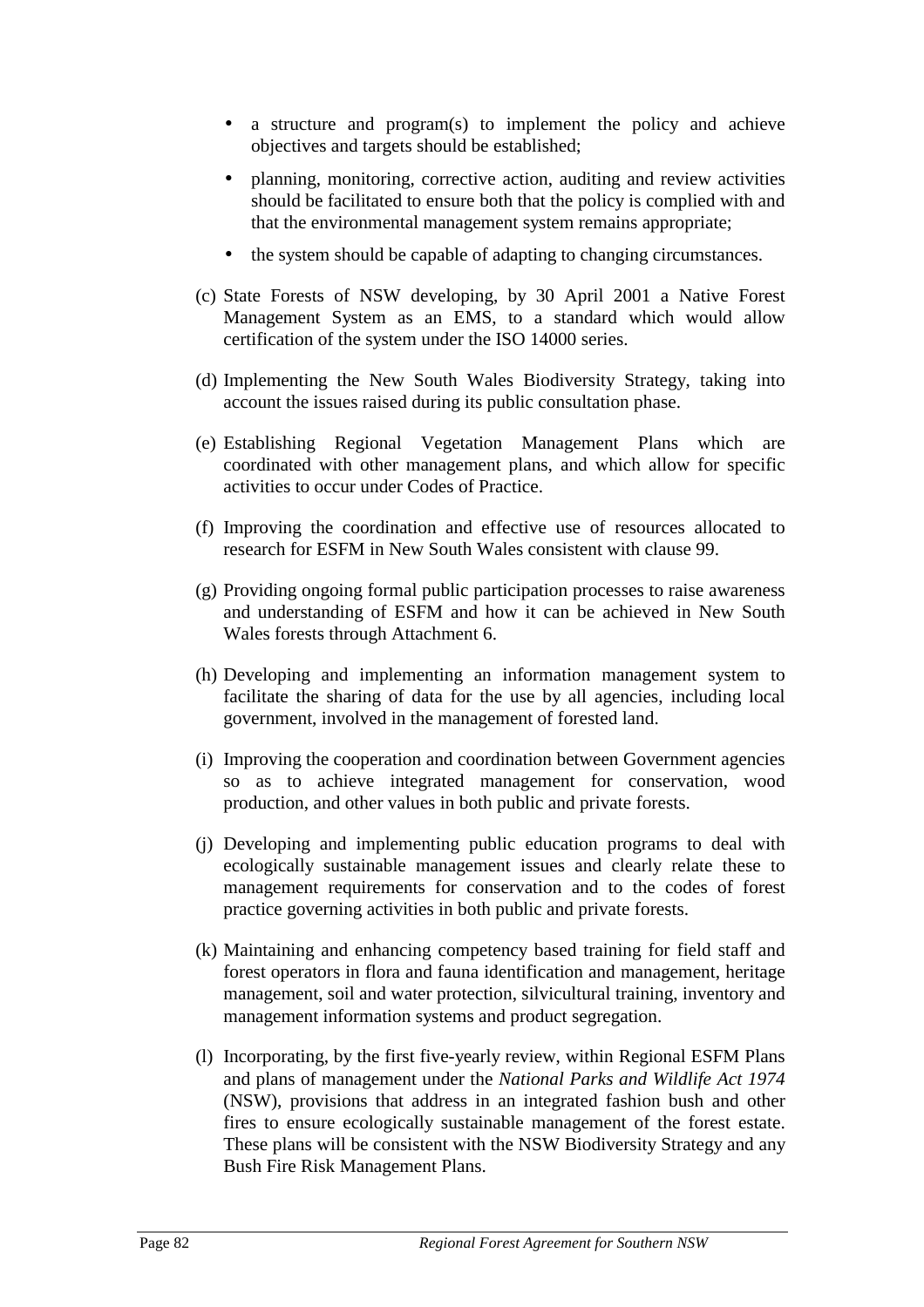- a structure and program(s) to implement the policy and achieve objectives and targets should be established;
- planning, monitoring, corrective action, auditing and review activities should be facilitated to ensure both that the policy is complied with and that the environmental management system remains appropriate;
- the system should be capable of adapting to changing circumstances.

(c) State Forests of NSW developing, by 30 April 2001 a Native Forest Management System as an EMS, to a standard which would allow certification of the system under the ISO 14000 series.

(d) Implementing the New South Wales Biodiversity Strategy, taking into account the issues raised during its public consultation phase.

(e) Establishing Regional Vegetation Management Plans which are coordinated with other management plans, and which allow for specific activities to occur under Codes of Practice.

(f) Improving the coordination and effective use of resources allocated to research for ESFM in New South Wales consistent with clause 99.

(g) Providing ongoing formal public participation processes to raise awareness and understanding of ESFM and how it can be achieved in New South Wales forests through Attachment 6.

(h) Developing and implementing an information management system to facilitate the sharing of data for the use by all agencies, including local government, involved in the management of forested land.

(i) Improving the cooperation and coordination between Government agencies so as to achieve integrated management for conservation, wood production, and other values in both public and private forests.

(j) Developing and implementing public education programs to deal with ecologically sustainable management issues and clearly relate these to management requirements for conservation and to the codes of forest practice governing activities in both public and private forests.

(k) Maintaining and enhancing competency based training for field staff and forest operators in flora and fauna identification and management, heritage management, soil and water protection, silvicultural training, inventory and management information systems and product segregation.

(l) Incorporating, by the first five-yearly review, within Regional ESFM Plans and plans of management under the *National Parks and Wildlife Act 1974* (NSW), provisions that address in an integrated fashion bush and other fires to ensure ecologically sustainable management of the forest estate. These plans will be consistent with the NSW Biodiversity Strategy and any Bush Fire Risk Management Plans.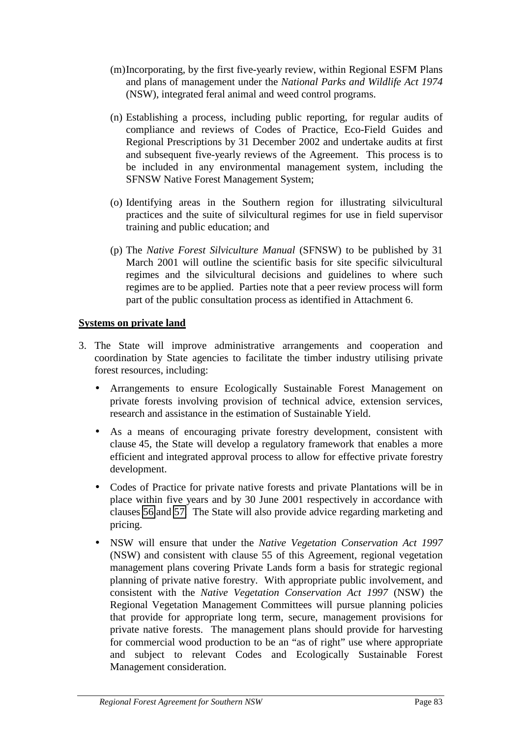(m) Incorporating, by the first five-yearly review, within Regional ESFM Plans and plans of management under the *National Parks and Wildlife Act 1974* (NSW), integrated feral animal and weed control programs.

(n) Establishing a process, including public reporting, for regular audits of compliance and reviews of Codes of Practice, Eco-Field Guides and Regional Prescriptions by 31 December 2002 and undertake audits at first and subsequent five-yearly reviews of the Agreement. This process is to be included in any environmental management system, including the SFNSW Native Forest Management System;

(o) Identifying areas in the Southern region for illustrating silvicultural practices and the suite of silvicultural regimes for use in field supervisor training and public education; and

(p) The *Native Forest Silviculture Manual* (SFNSW) to be published by 31 March 2001 will outline the scientific basis for site specific silvicultural regimes and the silvicultural decisions and guidelines to where such regimes are to be applied. Parties note that a peer review process will form part of the public consultation process as identified in Attachment 6.

**Systems on private land**

3. The State will improve administrative arrangements and cooperation and coordination by State agencies to facilitate the timber industry utilising private forest resources, including:

   - Arrangements to ensure Ecologically Sustainable Forest Management on private forests involving provision of technical advice, extension services, research and assistance in the estimation of Sustainable Yield.

   - As a means of encouraging private forestry development, consistent with clause 45, the State will develop a regulatory framework that enables a more efficient and integrated approval process to allow for effective private forestry development.

   - Codes of Practice for private native forests and private Plantations will be in place within five years and by 30 June 2001 respectively in accordance with clauses 56 and 57. The State will also provide advice regarding marketing and pricing.

   - NSW will ensure that under the *Native Vegetation Conservation Act 1997* (NSW) and consistent with clause 55 of this Agreement, regional vegetation management plans covering Private Lands form a basis for strategic regional planning of private native forestry. With appropriate public involvement, and consistent with the *Native Vegetation Conservation Act 1997* (NSW) the Regional Vegetation Management Committees will pursue planning policies that provide for appropriate long term, secure, management provisions for private native forests. The management plans should provide for harvesting for commercial wood production to be an "as of right" use where appropriate and subject to relevant Codes and Ecologically Sustainable Forest Management consideration.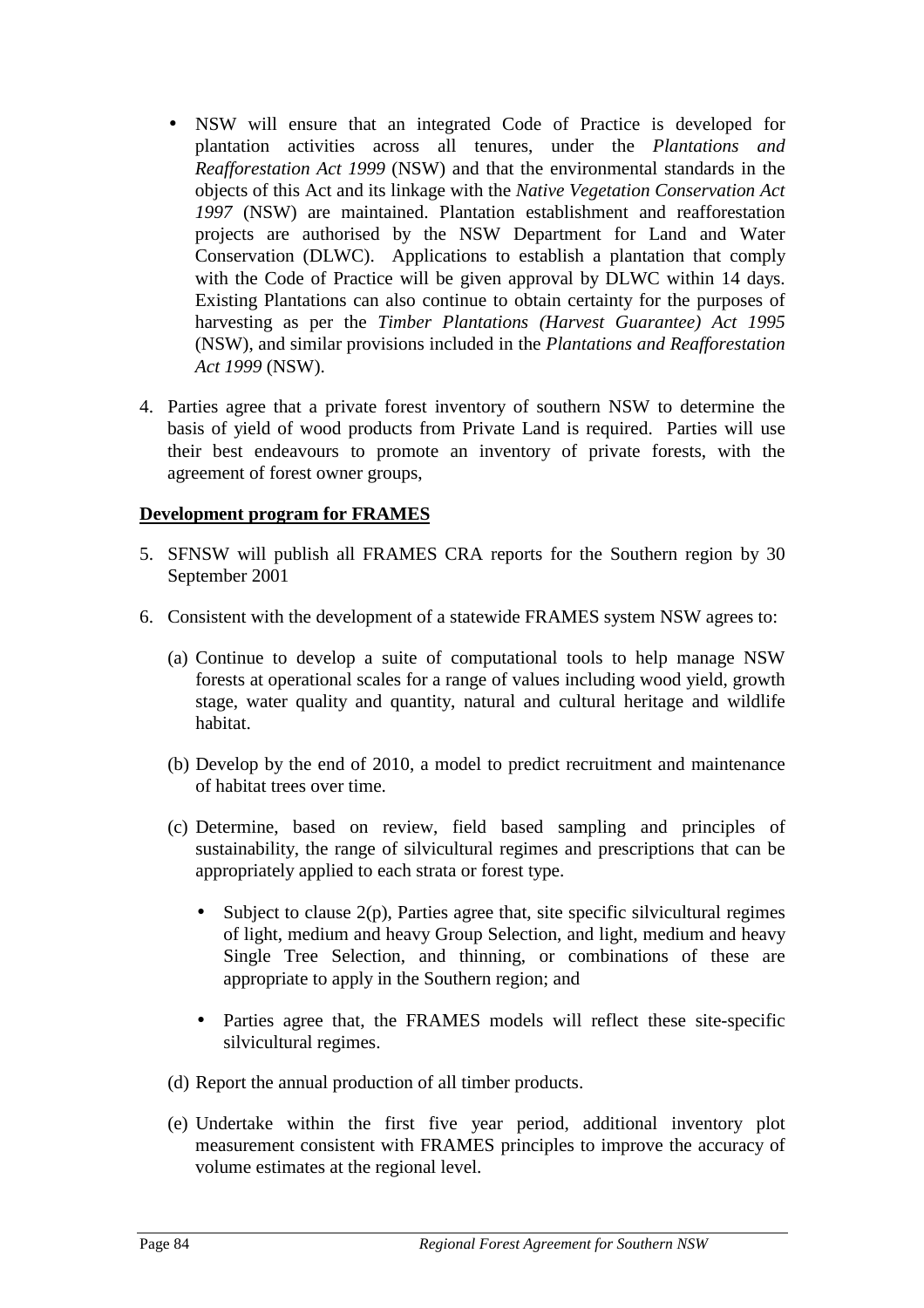- NSW will ensure that an integrated Code of Practice is developed for plantation activities across all tenures, under the *Plantations and Reafforestation Act 1999* (NSW) and that the environmental standards in the objects of this Act and its linkage with the *Native Vegetation Conservation Act 1997* (NSW) are maintained. Plantation establishment and reafforestation projects are authorised by the NSW Department for Land and Water Conservation (DLWC). Applications to establish a plantation that comply with the Code of Practice will be given approval by DLWC within 14 days. Existing Plantations can also continue to obtain certainty for the purposes of harvesting as per the *Timber Plantations (Harvest Guarantee) Act 1995* (NSW), and similar provisions included in the *Plantations and Reafforestation Act 1999* (NSW).

4. Parties agree that a private forest inventory of southern NSW to determine the basis of yield of wood products from Private Land is required. Parties will use their best endeavours to promote an inventory of private forests, with the agreement of forest owner groups,

**Development program for FRAMES**

5. SFNSW will publish all FRAMES CRA reports for the Southern region by 30 September 2001

6. Consistent with the development of a statewide FRAMES system NSW agrees to:

   (a) Continue to develop a suite of computational tools to help manage NSW forests at operational scales for a range of values including wood yield, growth stage, water quality and quantity, natural and cultural heritage and wildlife habitat.

   (b) Develop by the end of 2010, a model to predict recruitment and maintenance of habitat trees over time.

   (c) Determine, based on review, field based sampling and principles of sustainability, the range of silvicultural regimes and prescriptions that can be appropriately applied to each strata or forest type.

   - Subject to clause 2(p), Parties agree that, site specific silvicultural regimes of light, medium and heavy Group Selection, and light, medium and heavy Single Tree Selection, and thinning, or combinations of these are appropriate to apply in the Southern region; and

   - Parties agree that, the FRAMES models will reflect these site-specific silvicultural regimes.

   (d) Report the annual production of all timber products.

   (e) Undertake within the first five year period, additional inventory plot measurement consistent with FRAMES principles to improve the accuracy of volume estimates at the regional level.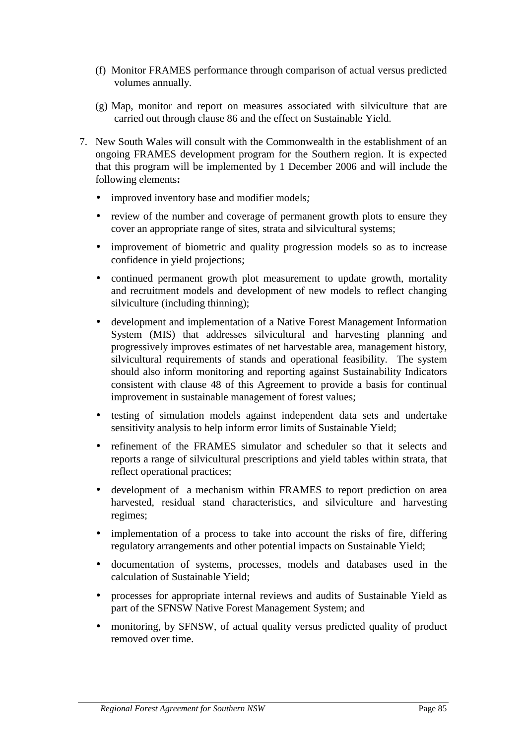(f) Monitor FRAMES performance through comparison of actual versus predicted volumes annually.

(g) Map, monitor and report on measures associated with silviculture that are carried out through clause 86 and the effect on Sustainable Yield.

7. New South Wales will consult with the Commonwealth in the establishment of an ongoing FRAMES development program for the Southern region. It is expected that this program will be implemented by 1 December 2006 and will include the following elements**:**

   - improved inventory base and modifier models*;*
   - review of the number and coverage of permanent growth plots to ensure they cover an appropriate range of sites, strata and silvicultural systems;
   - improvement of biometric and quality progression models so as to increase confidence in yield projections;
   - continued permanent growth plot measurement to update growth, mortality and recruitment models and development of new models to reflect changing silviculture (including thinning);
   - development and implementation of a Native Forest Management Information System (MIS) that addresses silvicultural and harvesting planning and progressively improves estimates of net harvestable area, management history, silvicultural requirements of stands and operational feasibility. The system should also inform monitoring and reporting against Sustainability Indicators consistent with clause 48 of this Agreement to provide a basis for continual improvement in sustainable management of forest values;
   - testing of simulation models against independent data sets and undertake sensitivity analysis to help inform error limits of Sustainable Yield;
   - refinement of the FRAMES simulator and scheduler so that it selects and reports a range of silvicultural prescriptions and yield tables within strata, that reflect operational practices;
   - development of a mechanism within FRAMES to report prediction on area harvested, residual stand characteristics, and silviculture and harvesting regimes;
   - implementation of a process to take into account the risks of fire, differing regulatory arrangements and other potential impacts on Sustainable Yield;
   - documentation of systems, processes, models and databases used in the calculation of Sustainable Yield;
   - processes for appropriate internal reviews and audits of Sustainable Yield as part of the SFNSW Native Forest Management System; and
   - monitoring, by SFNSW, of actual quality versus predicted quality of product removed over time.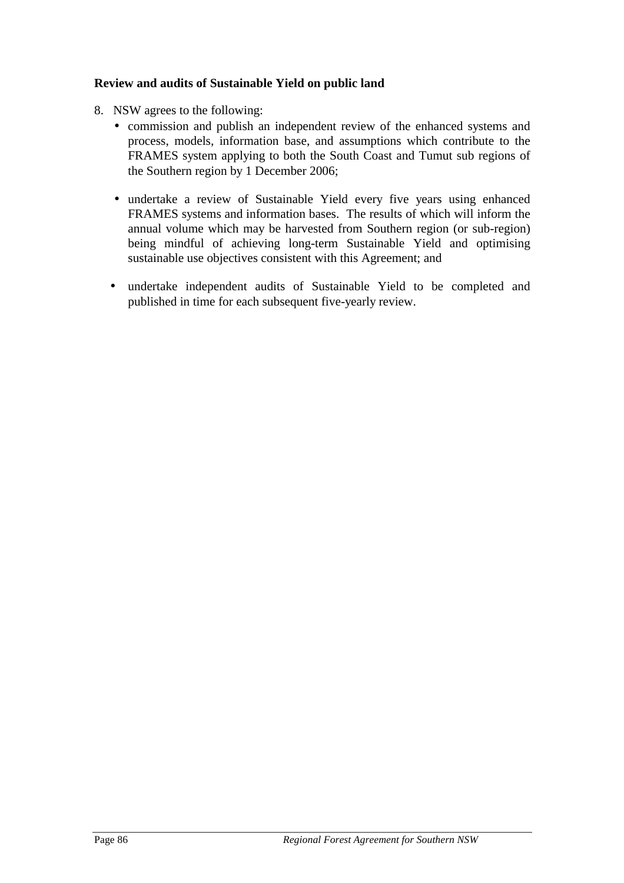**Review and audits of Sustainable Yield on public land**

8. NSW agrees to the following:
   - commission and publish an independent review of the enhanced systems and process, models, information base, and assumptions which contribute to the FRAMES system applying to both the South Coast and Tumut sub regions of the Southern region by 1 December 2006;
   - undertake a review of Sustainable Yield every five years using enhanced FRAMES systems and information bases. The results of which will inform the annual volume which may be harvested from Southern region (or sub-region) being mindful of achieving long-term Sustainable Yield and optimising sustainable use objectives consistent with this Agreement; and
   - undertake independent audits of Sustainable Yield to be completed and published in time for each subsequent five-yearly review.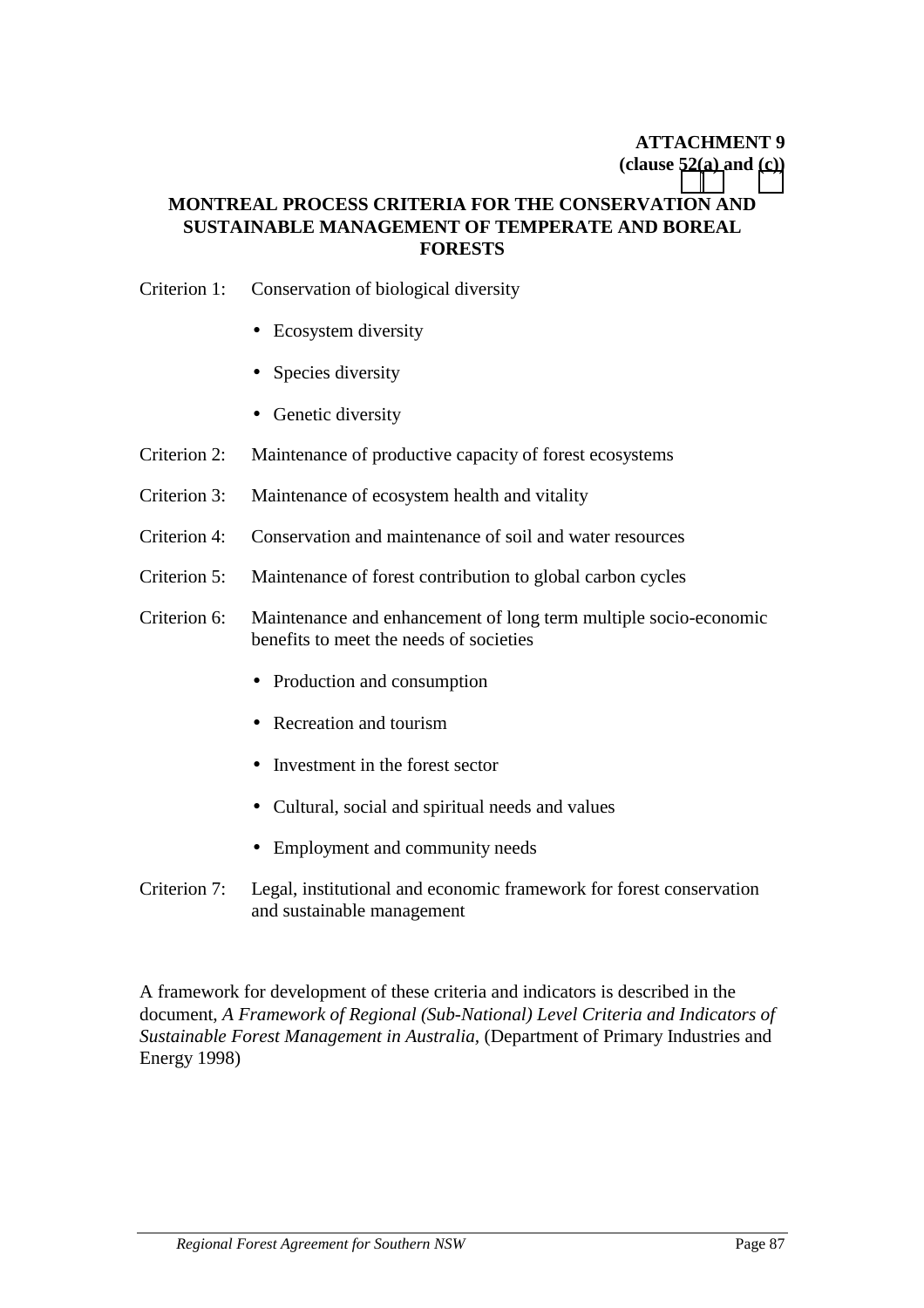**ATTACHMENT 9**
**(clause 52(a) and (c))**

## MONTREAL PROCESS CRITERIA FOR THE CONSERVATION AND SUSTAINABLE MANAGEMENT OF TEMPERATE AND BOREAL FORESTS

Criterion 1: Conservation of biological diversity

- Ecosystem diversity
- Species diversity
- Genetic diversity

Criterion 2: Maintenance of productive capacity of forest ecosystems

Criterion 3: Maintenance of ecosystem health and vitality

Criterion 4: Conservation and maintenance of soil and water resources

Criterion 5: Maintenance of forest contribution to global carbon cycles

Criterion 6: Maintenance and enhancement of long term multiple socio-economic benefits to meet the needs of societies

- Production and consumption
- Recreation and tourism
- Investment in the forest sector
- Cultural, social and spiritual needs and values
- Employment and community needs

Criterion 7: Legal, institutional and economic framework for forest conservation and sustainable management

A framework for development of these criteria and indicators is described in the document, *A Framework of Regional (Sub-National) Level Criteria and Indicators of Sustainable Forest Management in Australia,* (Department of Primary Industries and Energy 1998)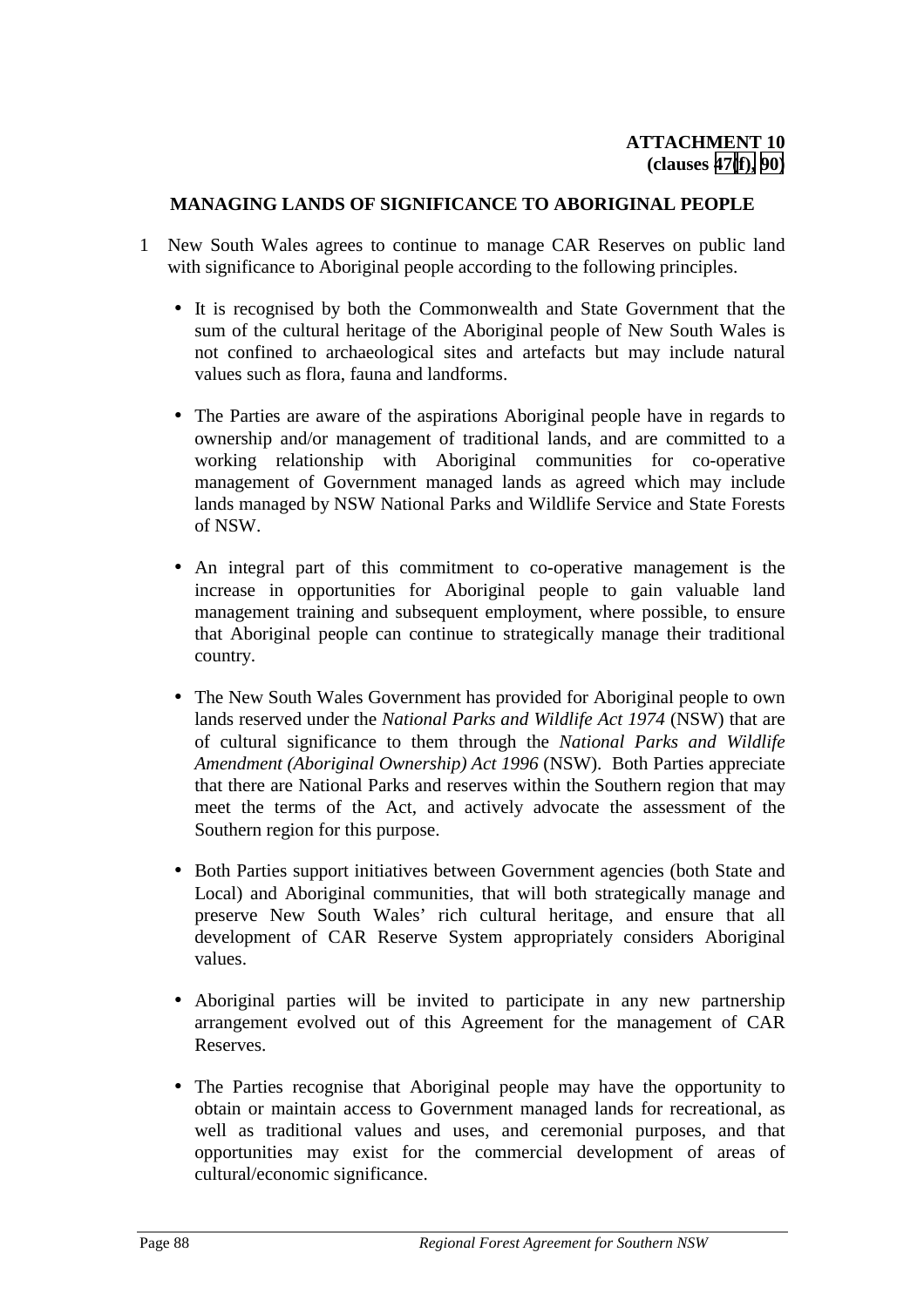**ATTACHMENT 10**
**(clauses 47(f), 90)**

## MANAGING LANDS OF SIGNIFICANCE TO ABORIGINAL PEOPLE

1 New South Wales agrees to continue to manage CAR Reserves on public land with significance to Aboriginal people according to the following principles.

- It is recognised by both the Commonwealth and State Government that the sum of the cultural heritage of the Aboriginal people of New South Wales is not confined to archaeological sites and artefacts but may include natural values such as flora, fauna and landforms.

- The Parties are aware of the aspirations Aboriginal people have in regards to ownership and/or management of traditional lands, and are committed to a working relationship with Aboriginal communities for co-operative management of Government managed lands as agreed which may include lands managed by NSW National Parks and Wildlife Service and State Forests of NSW.

- An integral part of this commitment to co-operative management is the increase in opportunities for Aboriginal people to gain valuable land management training and subsequent employment, where possible, to ensure that Aboriginal people can continue to strategically manage their traditional country.

- The New South Wales Government has provided for Aboriginal people to own lands reserved under the *National Parks and Wildlife Act 1974* (NSW) that are of cultural significance to them through the *National Parks and Wildlife Amendment (Aboriginal Ownership) Act 1996* (NSW). Both Parties appreciate that there are National Parks and reserves within the Southern region that may meet the terms of the Act, and actively advocate the assessment of the Southern region for this purpose.

- Both Parties support initiatives between Government agencies (both State and Local) and Aboriginal communities, that will both strategically manage and preserve New South Wales' rich cultural heritage, and ensure that all development of CAR Reserve System appropriately considers Aboriginal values.

- Aboriginal parties will be invited to participate in any new partnership arrangement evolved out of this Agreement for the management of CAR Reserves.

- The Parties recognise that Aboriginal people may have the opportunity to obtain or maintain access to Government managed lands for recreational, as well as traditional values and uses, and ceremonial purposes, and that opportunities may exist for the commercial development of areas of cultural/economic significance.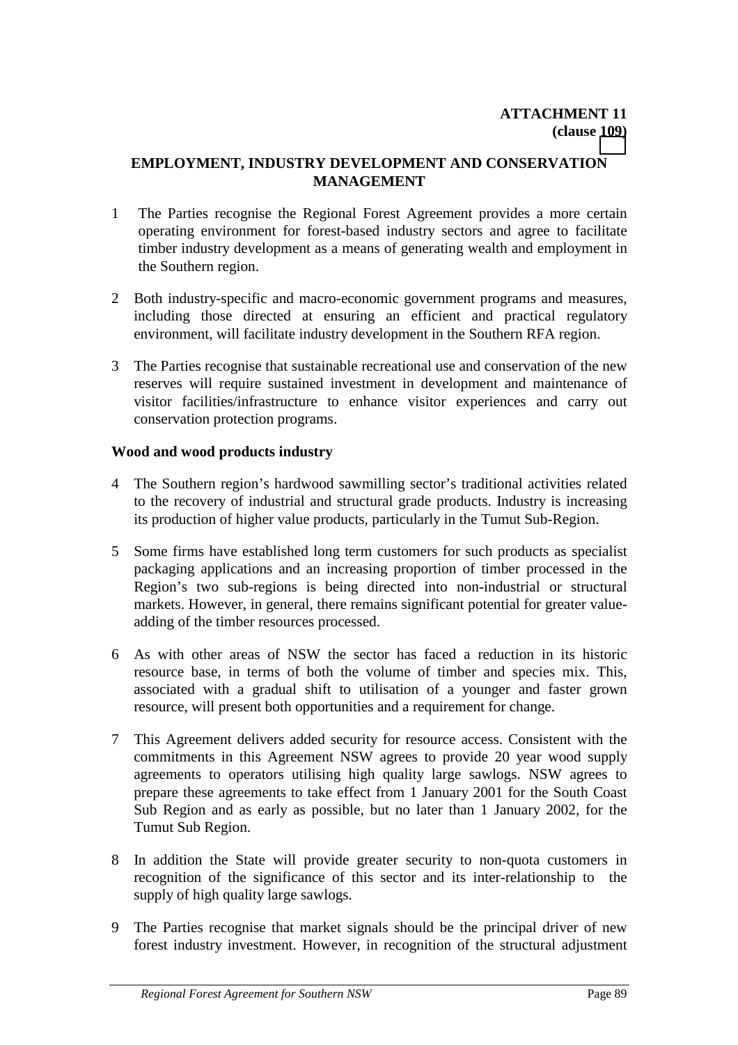**ATTACHMENT 11**
**(clause 109)**

## EMPLOYMENT, INDUSTRY DEVELOPMENT AND CONSERVATION MANAGEMENT

1 The Parties recognise the Regional Forest Agreement provides a more certain operating environment for forest-based industry sectors and agree to facilitate timber industry development as a means of generating wealth and employment in the Southern region.

2 Both industry-specific and macro-economic government programs and measures, including those directed at ensuring an efficient and practical regulatory environment, will facilitate industry development in the Southern RFA region.

3 The Parties recognise that sustainable recreational use and conservation of the new reserves will require sustained investment in development and maintenance of visitor facilities/infrastructure to enhance visitor experiences and carry out conservation protection programs.

**Wood and wood products industry**

4 The Southern region's hardwood sawmilling sector's traditional activities related to the recovery of industrial and structural grade products. Industry is increasing its production of higher value products, particularly in the Tumut Sub-Region.

5 Some firms have established long term customers for such products as specialist packaging applications and an increasing proportion of timber processed in the Region's two sub-regions is being directed into non-industrial or structural markets. However, in general, there remains significant potential for greater value-adding of the timber resources processed.

6 As with other areas of NSW the sector has faced a reduction in its historic resource base, in terms of both the volume of timber and species mix. This, associated with a gradual shift to utilisation of a younger and faster grown resource, will present both opportunities and a requirement for change.

7 This Agreement delivers added security for resource access. Consistent with the commitments in this Agreement NSW agrees to provide 20 year wood supply agreements to operators utilising high quality large sawlogs. NSW agrees to prepare these agreements to take effect from 1 January 2001 for the South Coast Sub Region and as early as possible, but no later than 1 January 2002, for the Tumut Sub Region.

8 In addition the State will provide greater security to non-quota customers in recognition of the significance of this sector and its inter-relationship to the supply of high quality large sawlogs.

9 The Parties recognise that market signals should be the principal driver of new forest industry investment. However, in recognition of the structural adjustment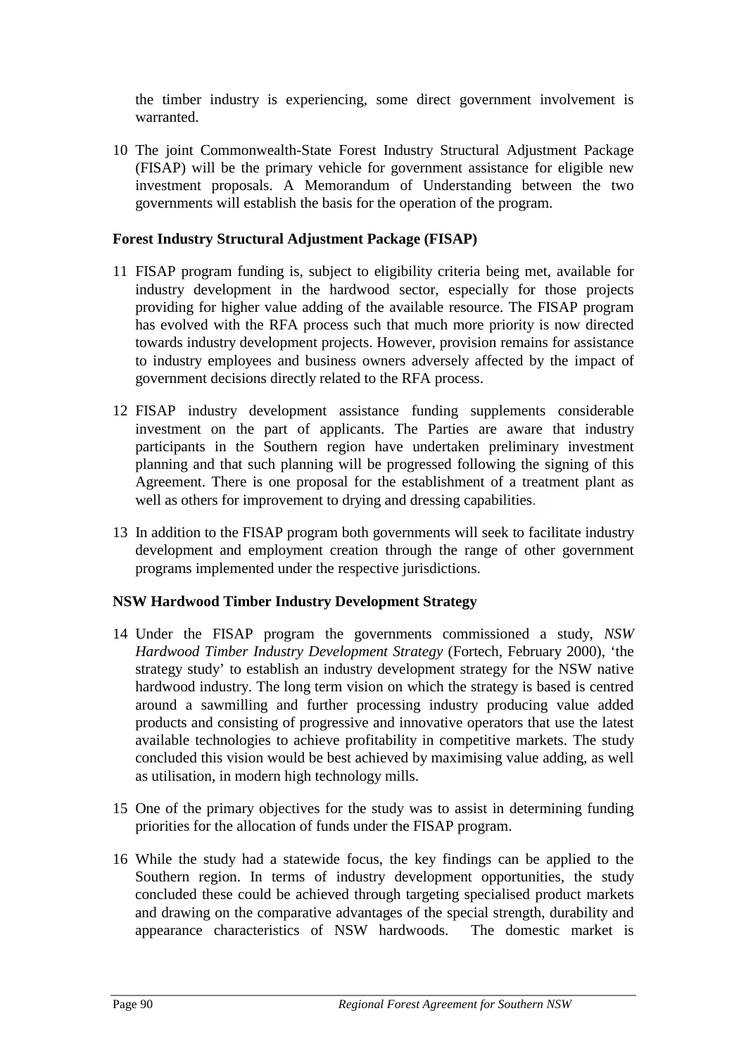the timber industry is experiencing, some direct government involvement is warranted.

10 The joint Commonwealth-State Forest Industry Structural Adjustment Package (FISAP) will be the primary vehicle for government assistance for eligible new investment proposals. A Memorandum of Understanding between the two governments will establish the basis for the operation of the program.

**Forest Industry Structural Adjustment Package (FISAP)**

11 FISAP program funding is, subject to eligibility criteria being met, available for industry development in the hardwood sector, especially for those projects providing for higher value adding of the available resource. The FISAP program has evolved with the RFA process such that much more priority is now directed towards industry development projects. However, provision remains for assistance to industry employees and business owners adversely affected by the impact of government decisions directly related to the RFA process.

12 FISAP industry development assistance funding supplements considerable investment on the part of applicants. The Parties are aware that industry participants in the Southern region have undertaken preliminary investment planning and that such planning will be progressed following the signing of this Agreement. There is one proposal for the establishment of a treatment plant as well as others for improvement to drying and dressing capabilities.

13 In addition to the FISAP program both governments will seek to facilitate industry development and employment creation through the range of other government programs implemented under the respective jurisdictions.

**NSW Hardwood Timber Industry Development Strategy**

14 Under the FISAP program the governments commissioned a study, *NSW Hardwood Timber Industry Development Strategy* (Fortech, February 2000), 'the strategy study' to establish an industry development strategy for the NSW native hardwood industry. The long term vision on which the strategy is based is centred around a sawmilling and further processing industry producing value added products and consisting of progressive and innovative operators that use the latest available technologies to achieve profitability in competitive markets. The study concluded this vision would be best achieved by maximising value adding, as well as utilisation, in modern high technology mills.

15 One of the primary objectives for the study was to assist in determining funding priorities for the allocation of funds under the FISAP program.

16 While the study had a statewide focus, the key findings can be applied to the Southern region. In terms of industry development opportunities, the study concluded these could be achieved through targeting specialised product markets and drawing on the comparative advantages of the special strength, durability and appearance characteristics of NSW hardwoods. The domestic market is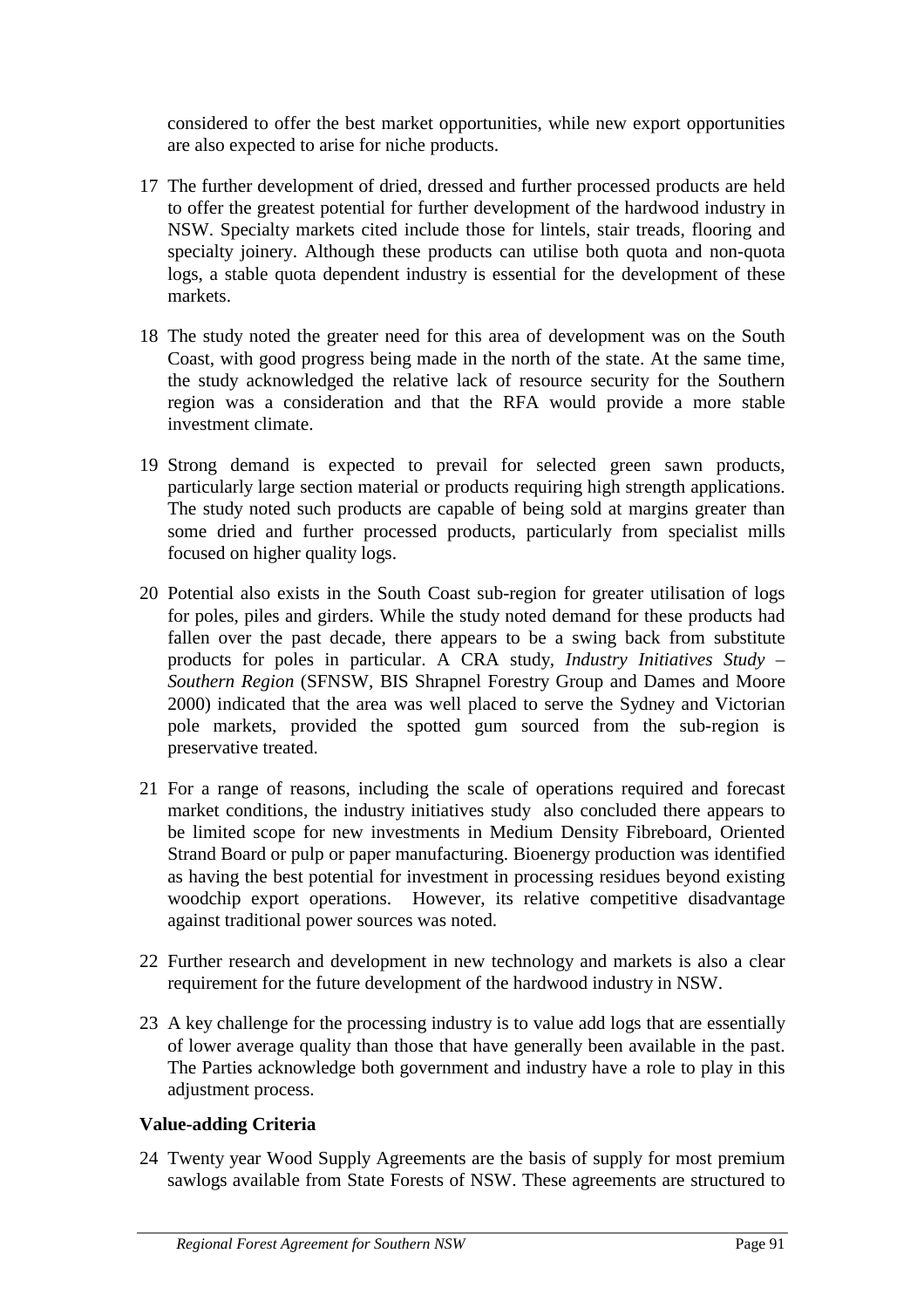considered to offer the best market opportunities, while new export opportunities are also expected to arise for niche products.

17 The further development of dried, dressed and further processed products are held to offer the greatest potential for further development of the hardwood industry in NSW. Specialty markets cited include those for lintels, stair treads, flooring and specialty joinery. Although these products can utilise both quota and non-quota logs, a stable quota dependent industry is essential for the development of these markets.

18 The study noted the greater need for this area of development was on the South Coast, with good progress being made in the north of the state. At the same time, the study acknowledged the relative lack of resource security for the Southern region was a consideration and that the RFA would provide a more stable investment climate.

19 Strong demand is expected to prevail for selected green sawn products, particularly large section material or products requiring high strength applications. The study noted such products are capable of being sold at margins greater than some dried and further processed products, particularly from specialist mills focused on higher quality logs.

20 Potential also exists in the South Coast sub-region for greater utilisation of logs for poles, piles and girders. While the study noted demand for these products had fallen over the past decade, there appears to be a swing back from substitute products for poles in particular. A CRA study, *Industry Initiatives Study – Southern Region* (SFNSW, BIS Shrapnel Forestry Group and Dames and Moore 2000) indicated that the area was well placed to serve the Sydney and Victorian pole markets, provided the spotted gum sourced from the sub-region is preservative treated.

21 For a range of reasons, including the scale of operations required and forecast market conditions, the industry initiatives study also concluded there appears to be limited scope for new investments in Medium Density Fibreboard, Oriented Strand Board or pulp or paper manufacturing. Bioenergy production was identified as having the best potential for investment in processing residues beyond existing woodchip export operations. However, its relative competitive disadvantage against traditional power sources was noted.

22 Further research and development in new technology and markets is also a clear requirement for the future development of the hardwood industry in NSW.

23 A key challenge for the processing industry is to value add logs that are essentially of lower average quality than those that have generally been available in the past. The Parties acknowledge both government and industry have a role to play in this adjustment process.

**Value-adding Criteria**

24 Twenty year Wood Supply Agreements are the basis of supply for most premium sawlogs available from State Forests of NSW. These agreements are structured to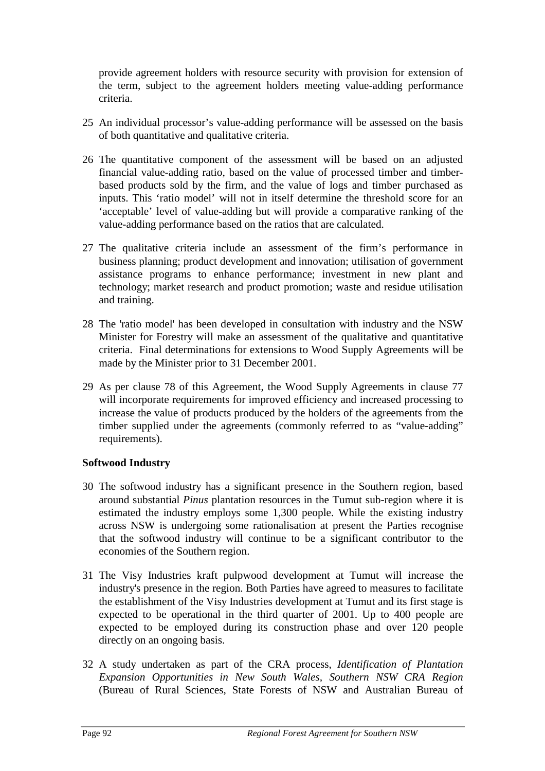provide agreement holders with resource security with provision for extension of the term, subject to the agreement holders meeting value-adding performance criteria.

25 An individual processor's value-adding performance will be assessed on the basis of both quantitative and qualitative criteria.

26 The quantitative component of the assessment will be based on an adjusted financial value-adding ratio, based on the value of processed timber and timber-based products sold by the firm, and the value of logs and timber purchased as inputs. This 'ratio model' will not in itself determine the threshold score for an 'acceptable' level of value-adding but will provide a comparative ranking of the value-adding performance based on the ratios that are calculated.

27 The qualitative criteria include an assessment of the firm's performance in business planning; product development and innovation; utilisation of government assistance programs to enhance performance; investment in new plant and technology; market research and product promotion; waste and residue utilisation and training.

28 The 'ratio model' has been developed in consultation with industry and the NSW Minister for Forestry will make an assessment of the qualitative and quantitative criteria. Final determinations for extensions to Wood Supply Agreements will be made by the Minister prior to 31 December 2001.

29 As per clause 78 of this Agreement, the Wood Supply Agreements in clause 77 will incorporate requirements for improved efficiency and increased processing to increase the value of products produced by the holders of the agreements from the timber supplied under the agreements (commonly referred to as "value-adding" requirements).

**Softwood Industry**

30 The softwood industry has a significant presence in the Southern region, based around substantial *Pinus* plantation resources in the Tumut sub-region where it is estimated the industry employs some 1,300 people. While the existing industry across NSW is undergoing some rationalisation at present the Parties recognise that the softwood industry will continue to be a significant contributor to the economies of the Southern region.

31 The Visy Industries kraft pulpwood development at Tumut will increase the industry's presence in the region. Both Parties have agreed to measures to facilitate the establishment of the Visy Industries development at Tumut and its first stage is expected to be operational in the third quarter of 2001. Up to 400 people are expected to be employed during its construction phase and over 120 people directly on an ongoing basis.

32 A study undertaken as part of the CRA process, *Identification of Plantation Expansion Opportunities in New South Wales, Southern NSW CRA Region* (Bureau of Rural Sciences, State Forests of NSW and Australian Bureau of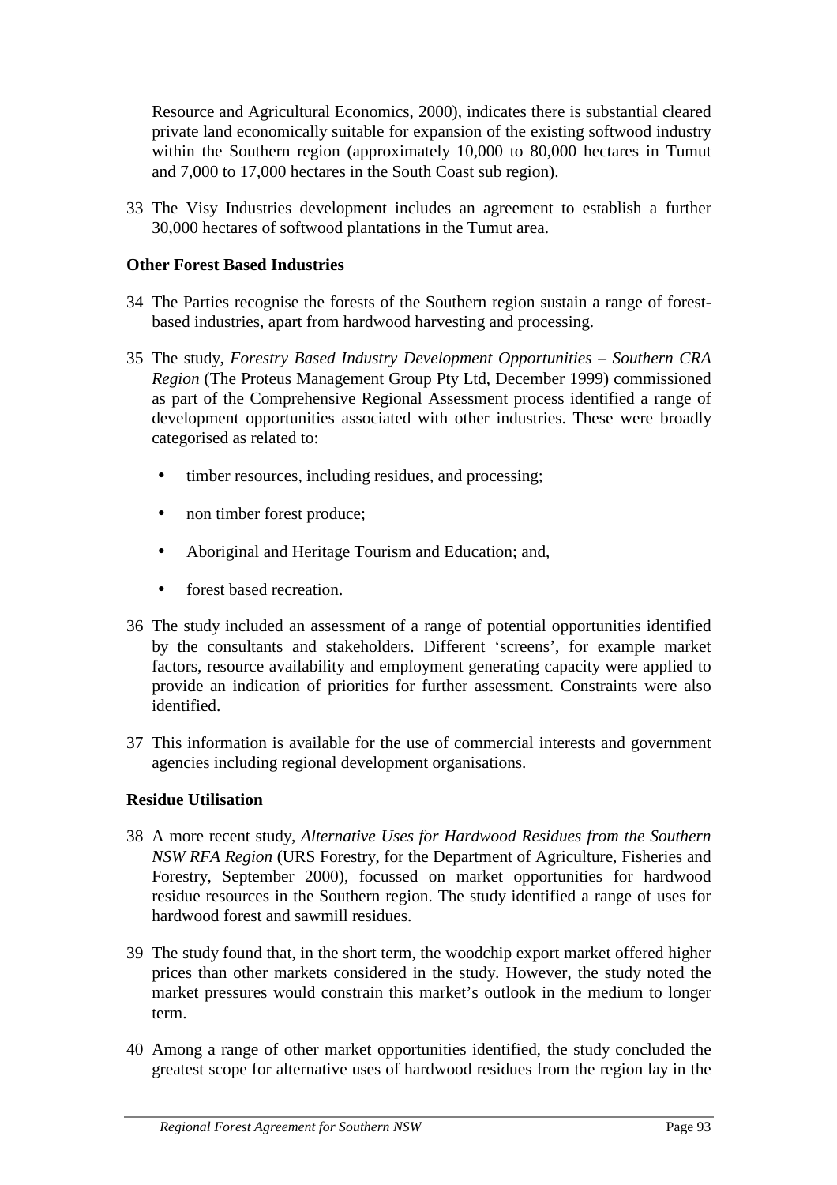Resource and Agricultural Economics, 2000), indicates there is substantial cleared private land economically suitable for expansion of the existing softwood industry within the Southern region (approximately 10,000 to 80,000 hectares in Tumut and 7,000 to 17,000 hectares in the South Coast sub region).

33 The Visy Industries development includes an agreement to establish a further 30,000 hectares of softwood plantations in the Tumut area.

**Other Forest Based Industries**

34 The Parties recognise the forests of the Southern region sustain a range of forest-based industries, apart from hardwood harvesting and processing.

35 The study, *Forestry Based Industry Development Opportunities – Southern CRA Region* (The Proteus Management Group Pty Ltd, December 1999) commissioned as part of the Comprehensive Regional Assessment process identified a range of development opportunities associated with other industries. These were broadly categorised as related to:

- timber resources, including residues, and processing;
- non timber forest produce;
- Aboriginal and Heritage Tourism and Education; and,
- forest based recreation.

36 The study included an assessment of a range of potential opportunities identified by the consultants and stakeholders. Different 'screens', for example market factors, resource availability and employment generating capacity were applied to provide an indication of priorities for further assessment. Constraints were also identified.

37 This information is available for the use of commercial interests and government agencies including regional development organisations.

**Residue Utilisation**

38 A more recent study, *Alternative Uses for Hardwood Residues from the Southern NSW RFA Region* (URS Forestry, for the Department of Agriculture, Fisheries and Forestry, September 2000), focussed on market opportunities for hardwood residue resources in the Southern region. The study identified a range of uses for hardwood forest and sawmill residues.

39 The study found that, in the short term, the woodchip export market offered higher prices than other markets considered in the study. However, the study noted the market pressures would constrain this market's outlook in the medium to longer term.

40 Among a range of other market opportunities identified, the study concluded the greatest scope for alternative uses of hardwood residues from the region lay in the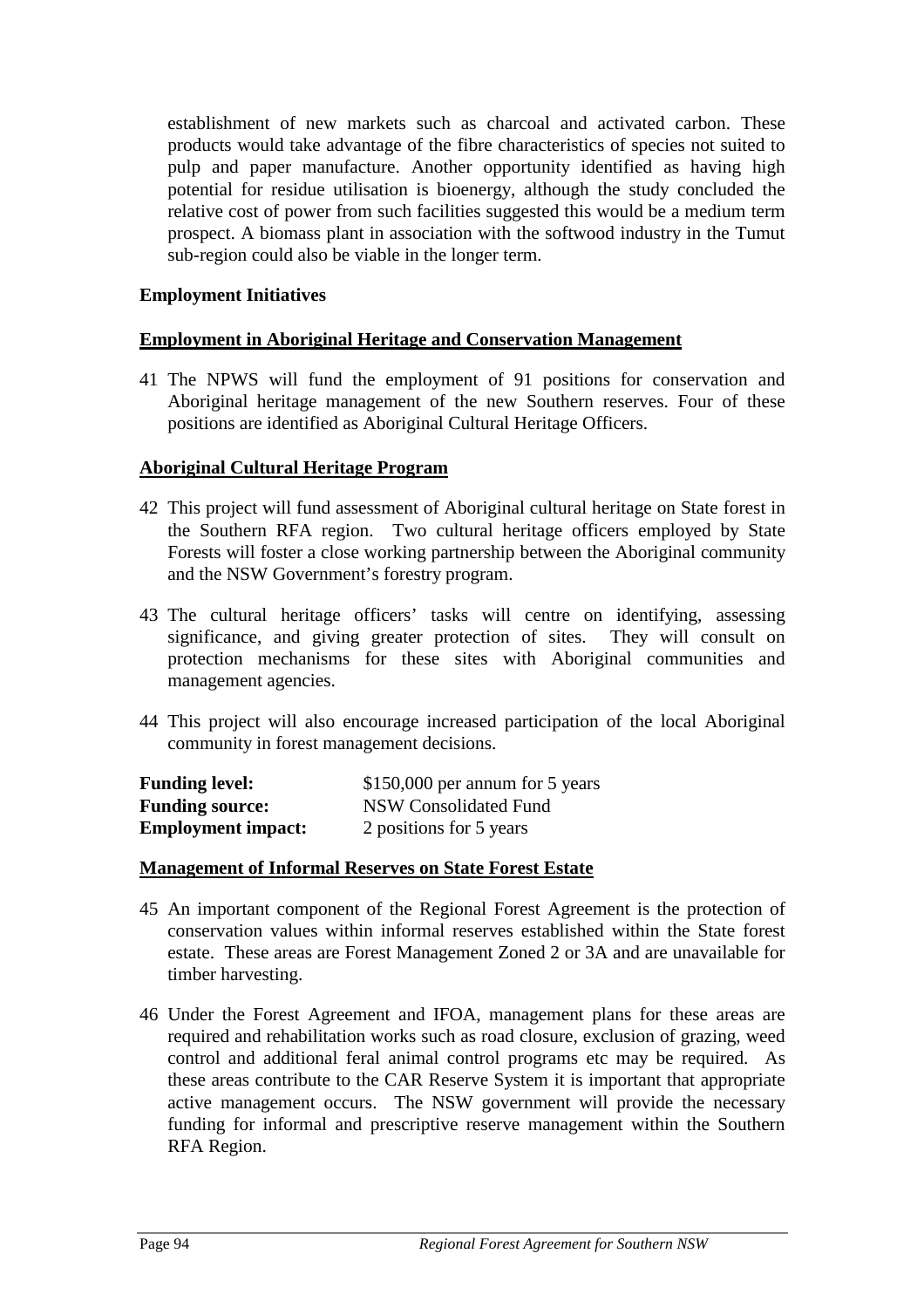establishment of new markets such as charcoal and activated carbon. These products would take advantage of the fibre characteristics of species not suited to pulp and paper manufacture. Another opportunity identified as having high potential for residue utilisation is bioenergy, although the study concluded the relative cost of power from such facilities suggested this would be a medium term prospect. A biomass plant in association with the softwood industry in the Tumut sub-region could also be viable in the longer term.

**Employment Initiatives**

**<u>Employment in Aboriginal Heritage and Conservation Management</u>**

41 The NPWS will fund the employment of 91 positions for conservation and Aboriginal heritage management of the new Southern reserves. Four of these positions are identified as Aboriginal Cultural Heritage Officers.

**<u>Aboriginal Cultural Heritage Program</u>**

42 This project will fund assessment of Aboriginal cultural heritage on State forest in the Southern RFA region. Two cultural heritage officers employed by State Forests will foster a close working partnership between the Aboriginal community and the NSW Government's forestry program.

43 The cultural heritage officers' tasks will centre on identifying, assessing significance, and giving greater protection of sites. They will consult on protection mechanisms for these sites with Aboriginal communities and management agencies.

44 This project will also encourage increased participation of the local Aboriginal community in forest management decisions.

| | |
|---|---|
| **Funding level:** | $150,000 per annum for 5 years |
| **Funding source:** | NSW Consolidated Fund |
| **Employment impact:** | 2 positions for 5 years |

**<u>Management of Informal Reserves on State Forest Estate</u>**

45 An important component of the Regional Forest Agreement is the protection of conservation values within informal reserves established within the State forest estate. These areas are Forest Management Zoned 2 or 3A and are unavailable for timber harvesting.

46 Under the Forest Agreement and IFOA, management plans for these areas are required and rehabilitation works such as road closure, exclusion of grazing, weed control and additional feral animal control programs etc may be required. As these areas contribute to the CAR Reserve System it is important that appropriate active management occurs. The NSW government will provide the necessary funding for informal and prescriptive reserve management within the Southern RFA Region.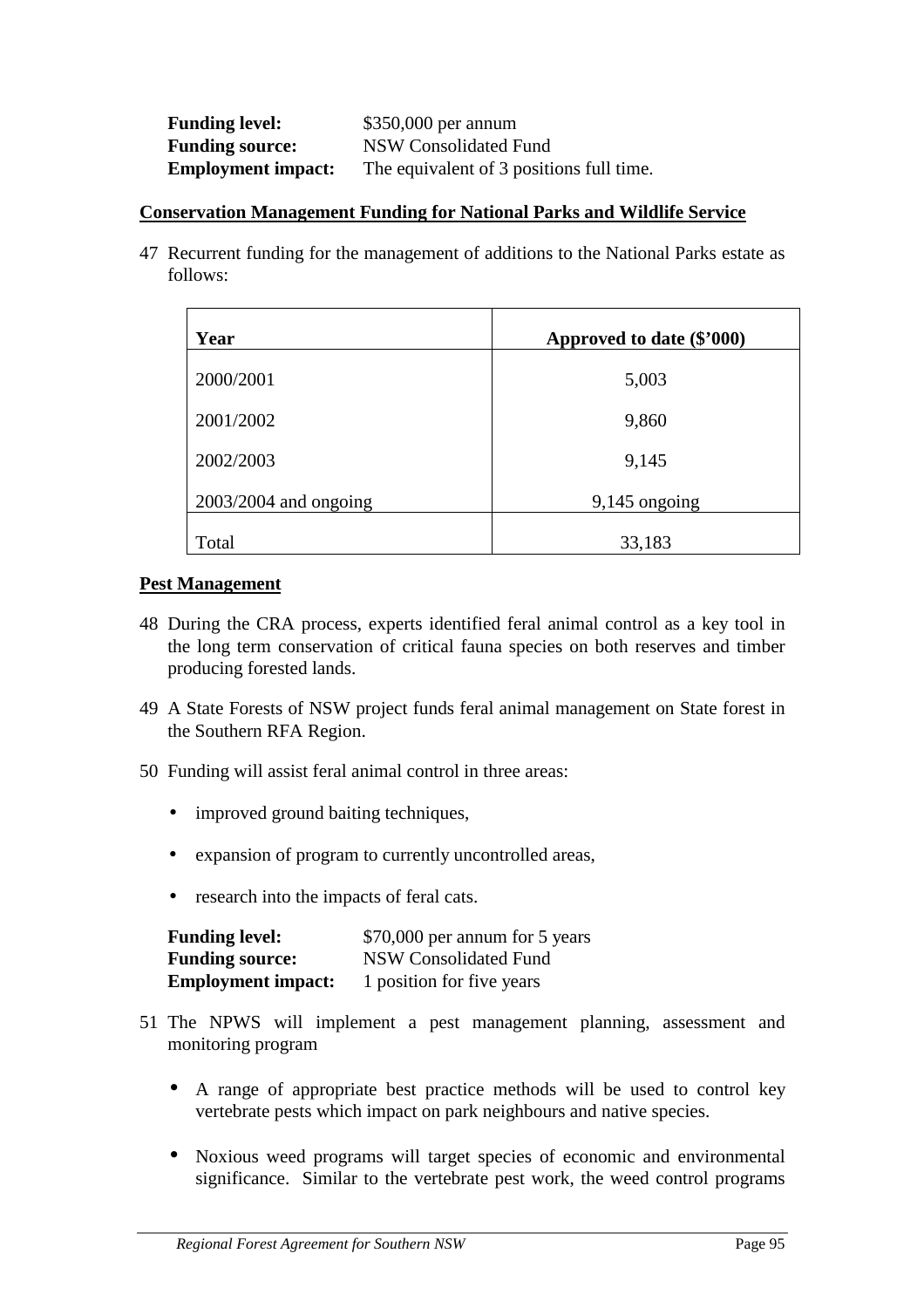**Funding level:** $350,000 per annum
**Funding source:** NSW Consolidated Fund
**Employment impact:** The equivalent of 3 positions full time.

**Conservation Management Funding for National Parks and Wildlife Service**

47 Recurrent funding for the management of additions to the National Parks estate as follows:

| Year | Approved to date ($'000) |
|---|---|
| 2000/2001 | 5,003 |
| 2001/2002 | 9,860 |
| 2002/2003 | 9,145 |
| 2003/2004 and ongoing | 9,145 ongoing |
| Total | 33,183 |

**Pest Management**

48 During the CRA process, experts identified feral animal control as a key tool in the long term conservation of critical fauna species on both reserves and timber producing forested lands.

49 A State Forests of NSW project funds feral animal management on State forest in the Southern RFA Region.

50 Funding will assist feral animal control in three areas:

- improved ground baiting techniques,
- expansion of program to currently uncontrolled areas,
- research into the impacts of feral cats.

**Funding level:** $70,000 per annum for 5 years
**Funding source:** NSW Consolidated Fund
**Employment impact:** 1 position for five years

51 The NPWS will implement a pest management planning, assessment and monitoring program

- A range of appropriate best practice methods will be used to control key vertebrate pests which impact on park neighbours and native species.
- Noxious weed programs will target species of economic and environmental significance. Similar to the vertebrate pest work, the weed control programs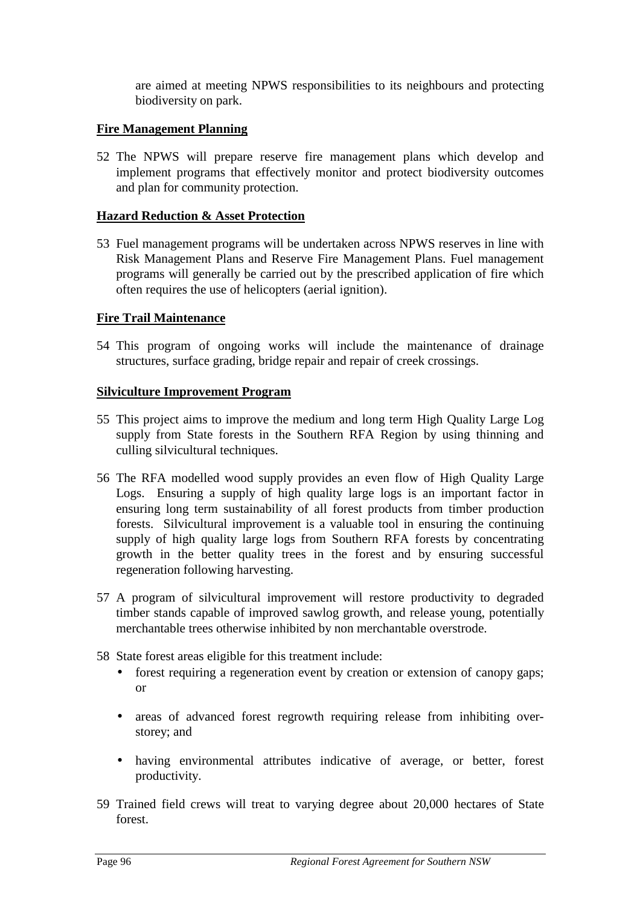are aimed at meeting NPWS responsibilities to its neighbours and protecting biodiversity on park.

**Fire Management Planning**

52 The NPWS will prepare reserve fire management plans which develop and implement programs that effectively monitor and protect biodiversity outcomes and plan for community protection.

**Hazard Reduction & Asset Protection**

53 Fuel management programs will be undertaken across NPWS reserves in line with Risk Management Plans and Reserve Fire Management Plans. Fuel management programs will generally be carried out by the prescribed application of fire which often requires the use of helicopters (aerial ignition).

**Fire Trail Maintenance**

54 This program of ongoing works will include the maintenance of drainage structures, surface grading, bridge repair and repair of creek crossings.

**Silviculture Improvement Program**

55 This project aims to improve the medium and long term High Quality Large Log supply from State forests in the Southern RFA Region by using thinning and culling silvicultural techniques.

56 The RFA modelled wood supply provides an even flow of High Quality Large Logs. Ensuring a supply of high quality large logs is an important factor in ensuring long term sustainability of all forest products from timber production forests. Silvicultural improvement is a valuable tool in ensuring the continuing supply of high quality large logs from Southern RFA forests by concentrating growth in the better quality trees in the forest and by ensuring successful regeneration following harvesting.

57 A program of silvicultural improvement will restore productivity to degraded timber stands capable of improved sawlog growth, and release young, potentially merchantable trees otherwise inhibited by non merchantable overstrode.

58 State forest areas eligible for this treatment include:

- forest requiring a regeneration event by creation or extension of canopy gaps; or
- areas of advanced forest regrowth requiring release from inhibiting over-storey; and
- having environmental attributes indicative of average, or better, forest productivity.

59 Trained field crews will treat to varying degree about 20,000 hectares of State forest.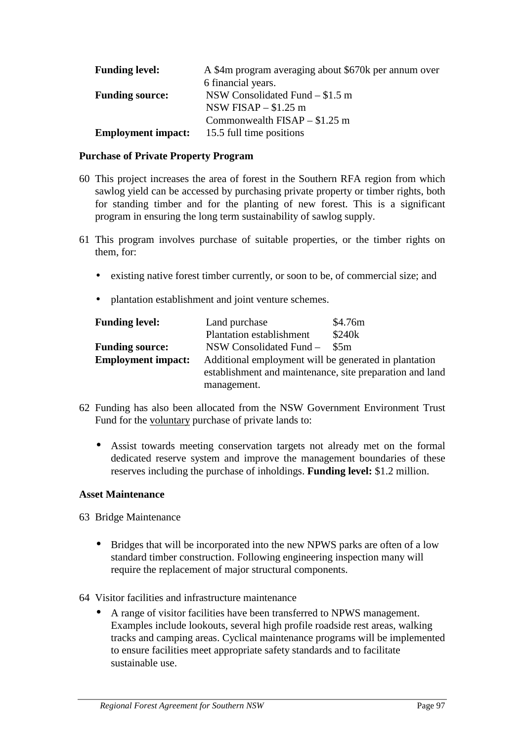| | |
|---|---|
| **Funding level:** | A $4m program averaging about $670k per annum over 6 financial years. |
| **Funding source:** | NSW Consolidated Fund – $1.5 m<br>NSW FISAP – $1.25 m<br>Commonwealth FISAP – $1.25 m |
| **Employment impact:** | 15.5 full time positions |

**Purchase of Private Property Program**

60 This project increases the area of forest in the Southern RFA region from which sawlog yield can be accessed by purchasing private property or timber rights, both for standing timber and for the planting of new forest. This is a significant program in ensuring the long term sustainability of sawlog supply.

61 This program involves purchase of suitable properties, or the timber rights on them, for:

- existing native forest timber currently, or soon to be, of commercial size; and
- plantation establishment and joint venture schemes.

| | | |
|---|---|---|
| **Funding level:** | Land purchase | $4.76m |
| | Plantation establishment | $240k |
| **Funding source:** | NSW Consolidated Fund – | $5m |
| **Employment impact:** | Additional employment will be generated in plantation establishment and maintenance, site preparation and land management. | |

62 Funding has also been allocated from the NSW Government Environment Trust Fund for the voluntary purchase of private lands to:

- Assist towards meeting conservation targets not already met on the formal dedicated reserve system and improve the management boundaries of these reserves including the purchase of inholdings. **Funding level:** $1.2 million.

**Asset Maintenance**

63 Bridge Maintenance

- Bridges that will be incorporated into the new NPWS parks are often of a low standard timber construction. Following engineering inspection many will require the replacement of major structural components.

64 Visitor facilities and infrastructure maintenance

- A range of visitor facilities have been transferred to NPWS management. Examples include lookouts, several high profile roadside rest areas, walking tracks and camping areas. Cyclical maintenance programs will be implemented to ensure facilities meet appropriate safety standards and to facilitate sustainable use.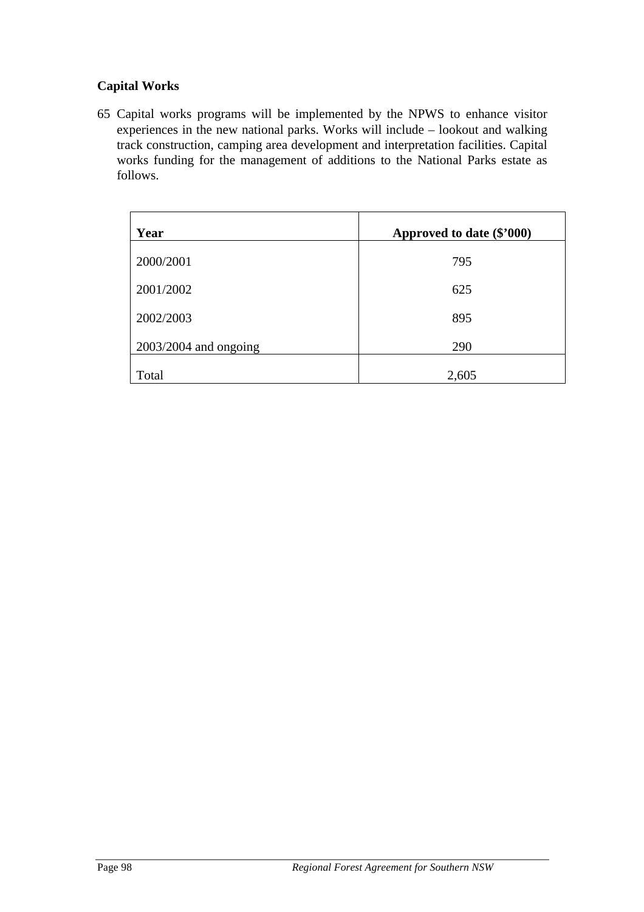### Capital Works

65 Capital works programs will be implemented by the NPWS to enhance visitor experiences in the new national parks. Works will include – lookout and walking track construction, camping area development and interpretation facilities. Capital works funding for the management of additions to the National Parks estate as follows.

| Year | Approved to date ($'000) |
|---|---|
| 2000/2001 | 795 |
| 2001/2002 | 625 |
| 2002/2003 | 895 |
| 2003/2004 and ongoing | 290 |
| Total | 2,605 |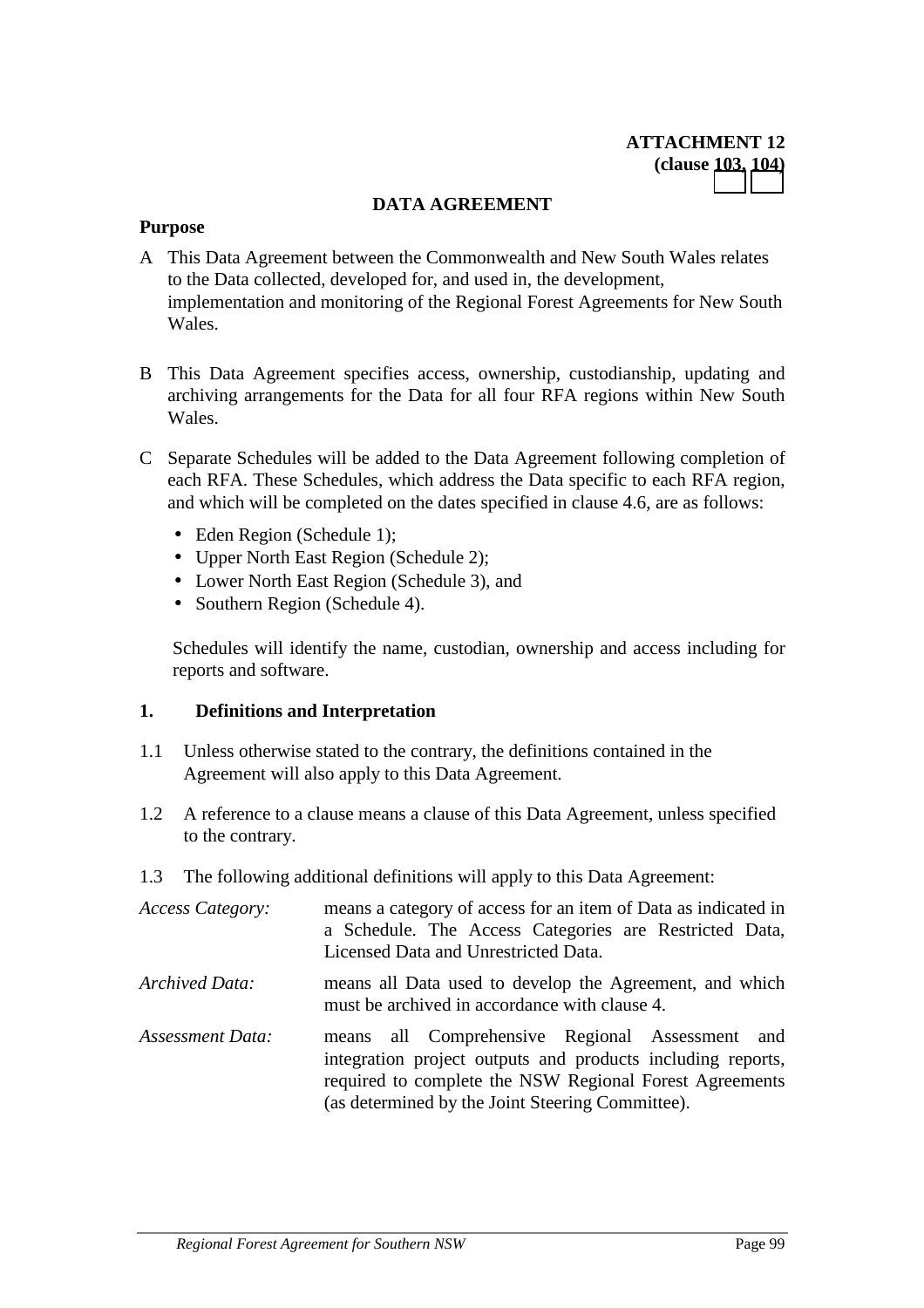**ATTACHMENT 12**
**(clause 103, 104)**

## DATA AGREEMENT

**Purpose**

A This Data Agreement between the Commonwealth and New South Wales relates to the Data collected, developed for, and used in, the development, implementation and monitoring of the Regional Forest Agreements for New South Wales.

B This Data Agreement specifies access, ownership, custodianship, updating and archiving arrangements for the Data for all four RFA regions within New South Wales.

C Separate Schedules will be added to the Data Agreement following completion of each RFA. These Schedules, which address the Data specific to each RFA region, and which will be completed on the dates specified in clause 4.6, are as follows:

- Eden Region (Schedule 1);
- Upper North East Region (Schedule 2);
- Lower North East Region (Schedule 3), and
- Southern Region (Schedule 4).

Schedules will identify the name, custodian, ownership and access including for reports and software.

### 1. Definitions and Interpretation

1.1 Unless otherwise stated to the contrary, the definitions contained in the Agreement will also apply to this Data Agreement.

1.2 A reference to a clause means a clause of this Data Agreement, unless specified to the contrary.

1.3 The following additional definitions will apply to this Data Agreement:

*Access Category:* means a category of access for an item of Data as indicated in a Schedule. The Access Categories are Restricted Data, Licensed Data and Unrestricted Data.

*Archived Data:* means all Data used to develop the Agreement, and which must be archived in accordance with clause 4.

*Assessment Data:* means all Comprehensive Regional Assessment and integration project outputs and products including reports, required to complete the NSW Regional Forest Agreements (as determined by the Joint Steering Committee).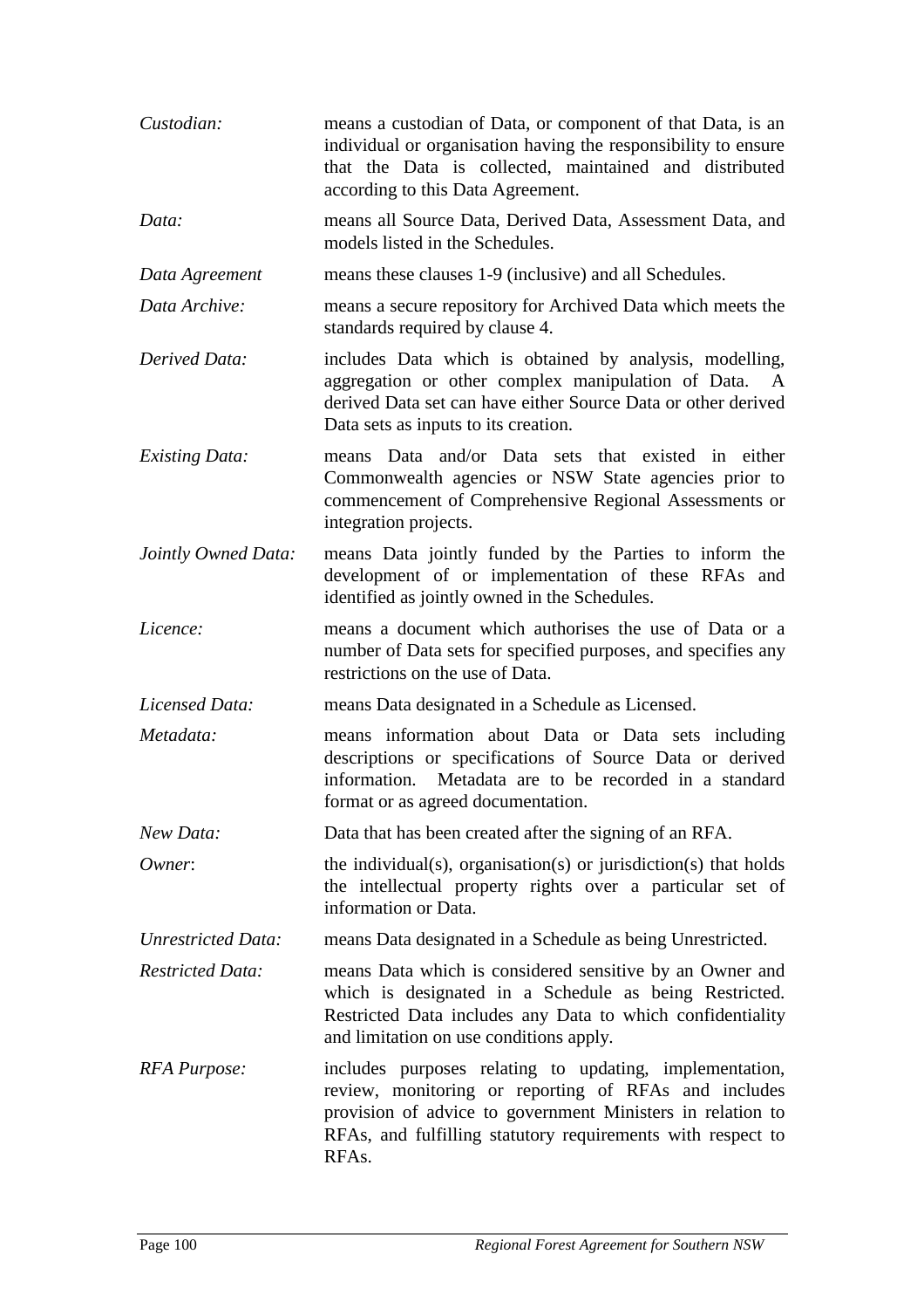| | |
|---|---|
| *Custodian:* | means a custodian of Data, or component of that Data, is an individual or organisation having the responsibility to ensure that the Data is collected, maintained and distributed according to this Data Agreement. |
| *Data:* | means all Source Data, Derived Data, Assessment Data, and models listed in the Schedules. |
| *Data Agreement* | means these clauses 1-9 (inclusive) and all Schedules. |
| *Data Archive:* | means a secure repository for Archived Data which meets the standards required by clause 4. |
| *Derived Data:* | includes Data which is obtained by analysis, modelling, aggregation or other complex manipulation of Data. A derived Data set can have either Source Data or other derived Data sets as inputs to its creation. |
| *Existing Data:* | means Data and/or Data sets that existed in either Commonwealth agencies or NSW State agencies prior to commencement of Comprehensive Regional Assessments or integration projects. |
| *Jointly Owned Data:* | means Data jointly funded by the Parties to inform the development of or implementation of these RFAs and identified as jointly owned in the Schedules. |
| *Licence:* | means a document which authorises the use of Data or a number of Data sets for specified purposes, and specifies any restrictions on the use of Data. |
| *Licensed Data:* | means Data designated in a Schedule as Licensed. |
| *Metadata:* | means information about Data or Data sets including descriptions or specifications of Source Data or derived information. Metadata are to be recorded in a standard format or as agreed documentation. |
| *New Data:* | Data that has been created after the signing of an RFA. |
| *Owner*: | the individual(s), organisation(s) or jurisdiction(s) that holds the intellectual property rights over a particular set of information or Data. |
| *Unrestricted Data:* | means Data designated in a Schedule as being Unrestricted. |
| *Restricted Data:* | means Data which is considered sensitive by an Owner and which is designated in a Schedule as being Restricted. Restricted Data includes any Data to which confidentiality and limitation on use conditions apply. |
| *RFA Purpose:* | includes purposes relating to updating, implementation, review, monitoring or reporting of RFAs and includes provision of advice to government Ministers in relation to RFAs, and fulfilling statutory requirements with respect to RFAs. |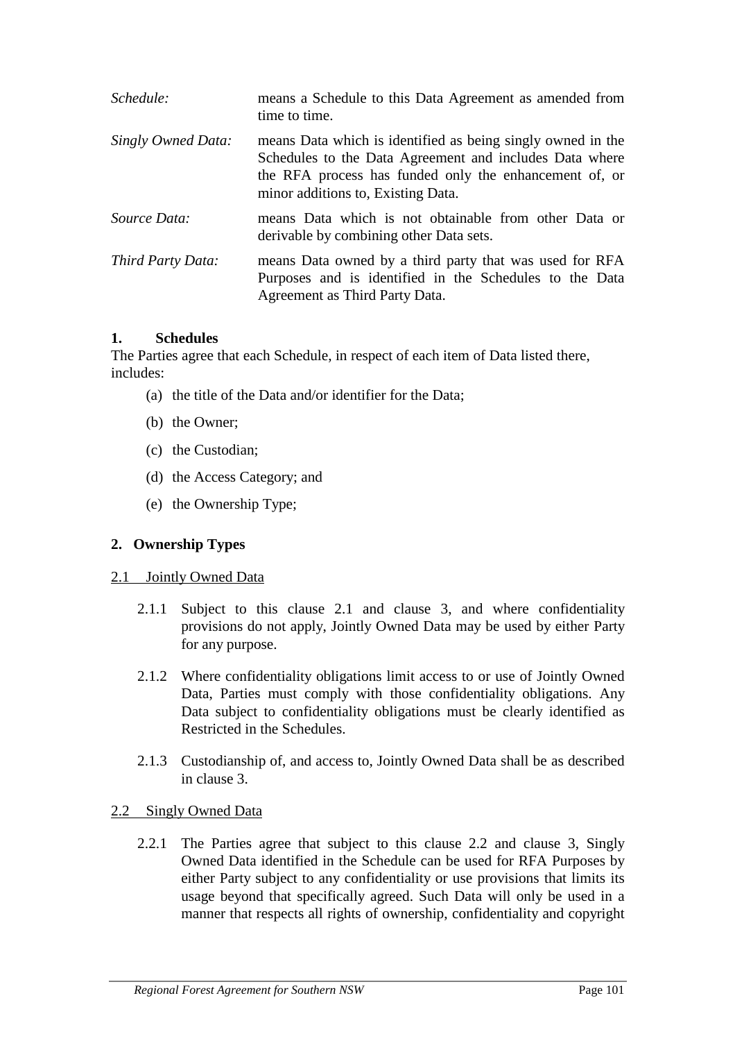*Schedule:* means a Schedule to this Data Agreement as amended from time to time.

*Singly Owned Data:* means Data which is identified as being singly owned in the Schedules to the Data Agreement and includes Data where the RFA process has funded only the enhancement of, or minor additions to, Existing Data.

*Source Data:* means Data which is not obtainable from other Data or derivable by combining other Data sets.

*Third Party Data:* means Data owned by a third party that was used for RFA Purposes and is identified in the Schedules to the Data Agreement as Third Party Data.

**1. Schedules**

The Parties agree that each Schedule, in respect of each item of Data listed there, includes:

(a) the title of the Data and/or identifier for the Data;

(b) the Owner;

(c) the Custodian;

(d) the Access Category; and

(e) the Ownership Type;

**2. Ownership Types**

2.1 Jointly Owned Data

2.1.1 Subject to this clause 2.1 and clause 3, and where confidentiality provisions do not apply, Jointly Owned Data may be used by either Party for any purpose.

2.1.2 Where confidentiality obligations limit access to or use of Jointly Owned Data, Parties must comply with those confidentiality obligations. Any Data subject to confidentiality obligations must be clearly identified as Restricted in the Schedules.

2.1.3 Custodianship of, and access to, Jointly Owned Data shall be as described in clause 3.

2.2 Singly Owned Data

2.2.1 The Parties agree that subject to this clause 2.2 and clause 3, Singly Owned Data identified in the Schedule can be used for RFA Purposes by either Party subject to any confidentiality or use provisions that limits its usage beyond that specifically agreed. Such Data will only be used in a manner that respects all rights of ownership, confidentiality and copyright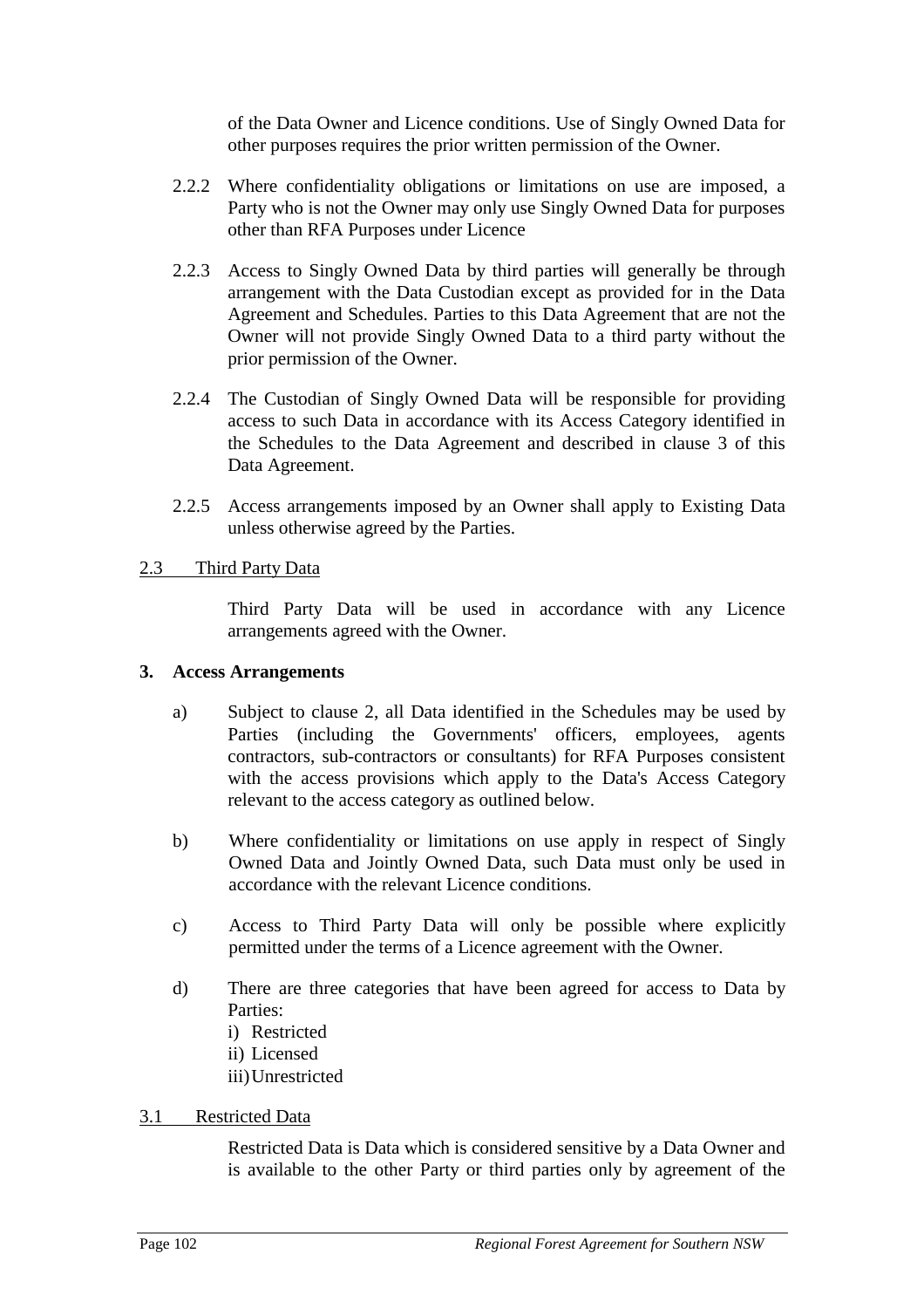of the Data Owner and Licence conditions. Use of Singly Owned Data for other purposes requires the prior written permission of the Owner.

2.2.2 Where confidentiality obligations or limitations on use are imposed, a Party who is not the Owner may only use Singly Owned Data for purposes other than RFA Purposes under Licence

2.2.3 Access to Singly Owned Data by third parties will generally be through arrangement with the Data Custodian except as provided for in the Data Agreement and Schedules. Parties to this Data Agreement that are not the Owner will not provide Singly Owned Data to a third party without the prior permission of the Owner.

2.2.4 The Custodian of Singly Owned Data will be responsible for providing access to such Data in accordance with its Access Category identified in the Schedules to the Data Agreement and described in clause 3 of this Data Agreement.

2.2.5 Access arrangements imposed by an Owner shall apply to Existing Data unless otherwise agreed by the Parties.

2.3 Third Party Data

Third Party Data will be used in accordance with any Licence arrangements agreed with the Owner.

**3. Access Arrangements**

a) Subject to clause 2, all Data identified in the Schedules may be used by Parties (including the Governments' officers, employees, agents contractors, sub-contractors or consultants) for RFA Purposes consistent with the access provisions which apply to the Data's Access Category relevant to the access category as outlined below.

b) Where confidentiality or limitations on use apply in respect of Singly Owned Data and Jointly Owned Data, such Data must only be used in accordance with the relevant Licence conditions.

c) Access to Third Party Data will only be possible where explicitly permitted under the terms of a Licence agreement with the Owner.

d) There are three categories that have been agreed for access to Data by Parties:
i) Restricted
ii) Licensed
iii) Unrestricted

3.1 Restricted Data

Restricted Data is Data which is considered sensitive by a Data Owner and is available to the other Party or third parties only by agreement of the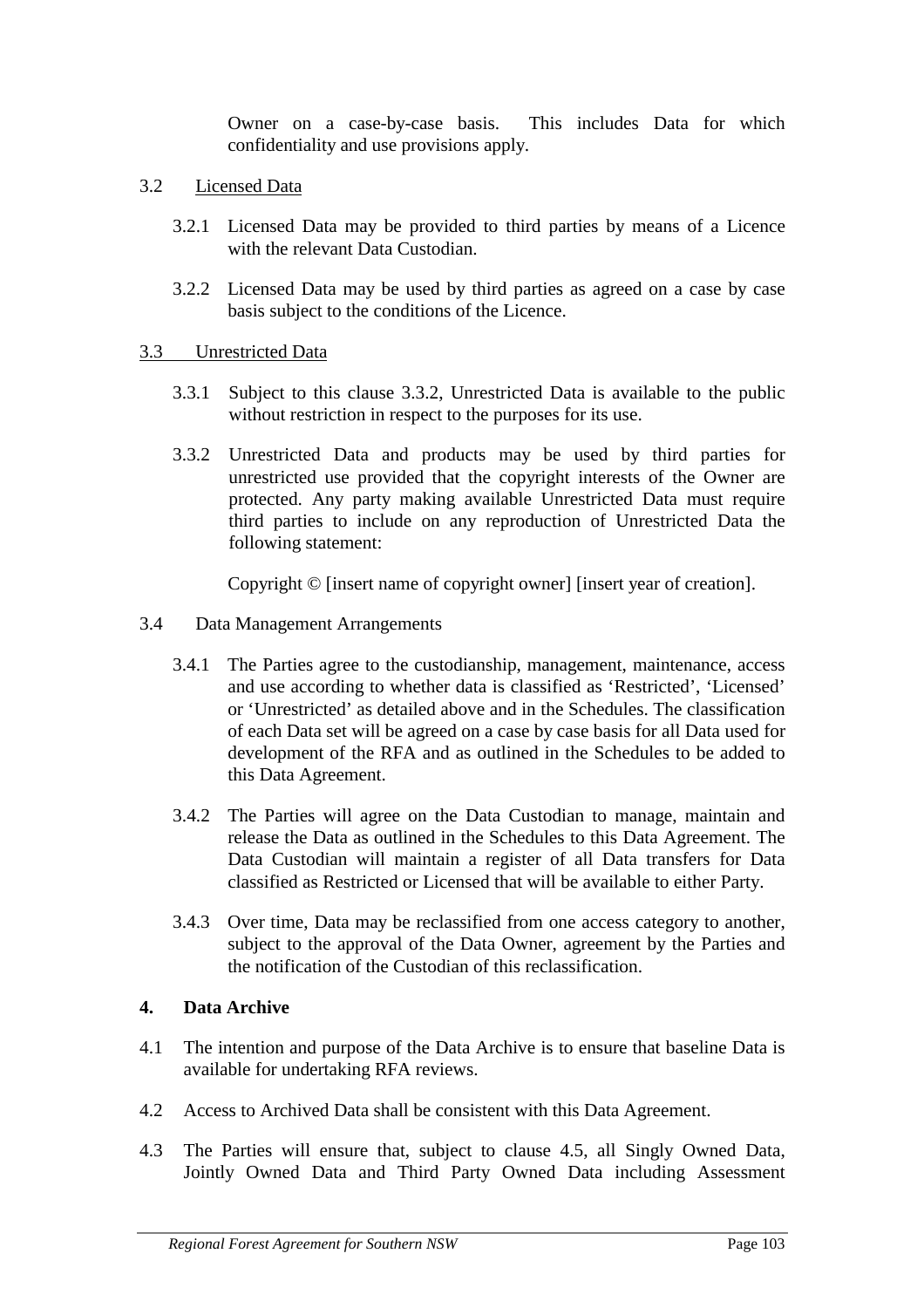Owner on a case-by-case basis. This includes Data for which confidentiality and use provisions apply.

3.2 Licensed Data

3.2.1 Licensed Data may be provided to third parties by means of a Licence with the relevant Data Custodian.

3.2.2 Licensed Data may be used by third parties as agreed on a case by case basis subject to the conditions of the Licence.

3.3 Unrestricted Data

3.3.1 Subject to this clause 3.3.2, Unrestricted Data is available to the public without restriction in respect to the purposes for its use.

3.3.2 Unrestricted Data and products may be used by third parties for unrestricted use provided that the copyright interests of the Owner are protected. Any party making available Unrestricted Data must require third parties to include on any reproduction of Unrestricted Data the following statement:

Copyright © [insert name of copyright owner] [insert year of creation].

3.4 Data Management Arrangements

3.4.1 The Parties agree to the custodianship, management, maintenance, access and use according to whether data is classified as 'Restricted', 'Licensed' or 'Unrestricted' as detailed above and in the Schedules. The classification of each Data set will be agreed on a case by case basis for all Data used for development of the RFA and as outlined in the Schedules to be added to this Data Agreement.

3.4.2 The Parties will agree on the Data Custodian to manage, maintain and release the Data as outlined in the Schedules to this Data Agreement. The Data Custodian will maintain a register of all Data transfers for Data classified as Restricted or Licensed that will be available to either Party.

3.4.3 Over time, Data may be reclassified from one access category to another, subject to the approval of the Data Owner, agreement by the Parties and the notification of the Custodian of this reclassification.

**4. Data Archive**

4.1 The intention and purpose of the Data Archive is to ensure that baseline Data is available for undertaking RFA reviews.

4.2 Access to Archived Data shall be consistent with this Data Agreement.

4.3 The Parties will ensure that, subject to clause 4.5, all Singly Owned Data, Jointly Owned Data and Third Party Owned Data including Assessment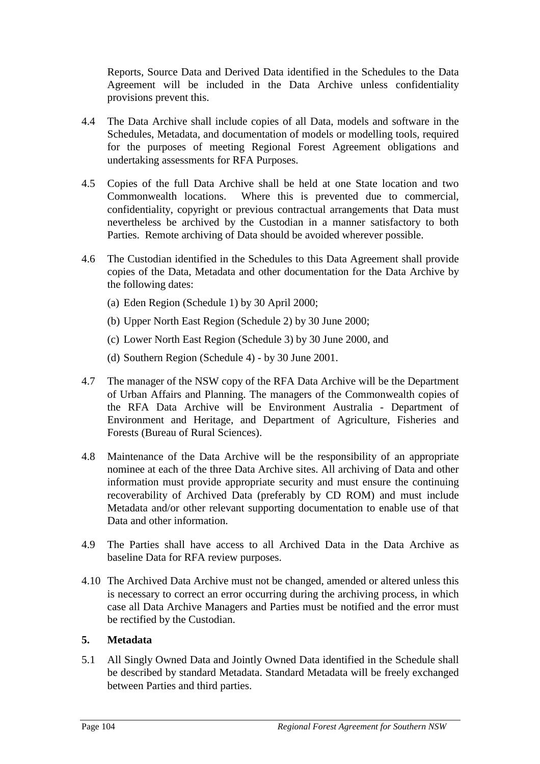Reports, Source Data and Derived Data identified in the Schedules to the Data Agreement will be included in the Data Archive unless confidentiality provisions prevent this.

4.4 The Data Archive shall include copies of all Data, models and software in the Schedules, Metadata, and documentation of models or modelling tools, required for the purposes of meeting Regional Forest Agreement obligations and undertaking assessments for RFA Purposes.

4.5 Copies of the full Data Archive shall be held at one State location and two Commonwealth locations. Where this is prevented due to commercial, confidentiality, copyright or previous contractual arrangements that Data must nevertheless be archived by the Custodian in a manner satisfactory to both Parties. Remote archiving of Data should be avoided wherever possible.

4.6 The Custodian identified in the Schedules to this Data Agreement shall provide copies of the Data, Metadata and other documentation for the Data Archive by the following dates:

(a) Eden Region (Schedule 1) by 30 April 2000;

(b) Upper North East Region (Schedule 2) by 30 June 2000;

(c) Lower North East Region (Schedule 3) by 30 June 2000, and

(d) Southern Region (Schedule 4) - by 30 June 2001.

4.7 The manager of the NSW copy of the RFA Data Archive will be the Department of Urban Affairs and Planning. The managers of the Commonwealth copies of the RFA Data Archive will be Environment Australia - Department of Environment and Heritage, and Department of Agriculture, Fisheries and Forests (Bureau of Rural Sciences).

4.8 Maintenance of the Data Archive will be the responsibility of an appropriate nominee at each of the three Data Archive sites. All archiving of Data and other information must provide appropriate security and must ensure the continuing recoverability of Archived Data (preferably by CD ROM) and must include Metadata and/or other relevant supporting documentation to enable use of that Data and other information.

4.9 The Parties shall have access to all Archived Data in the Data Archive as baseline Data for RFA review purposes.

4.10 The Archived Data Archive must not be changed, amended or altered unless this is necessary to correct an error occurring during the archiving process, in which case all Data Archive Managers and Parties must be notified and the error must be rectified by the Custodian.

**5. Metadata**

5.1 All Singly Owned Data and Jointly Owned Data identified in the Schedule shall be described by standard Metadata. Standard Metadata will be freely exchanged between Parties and third parties.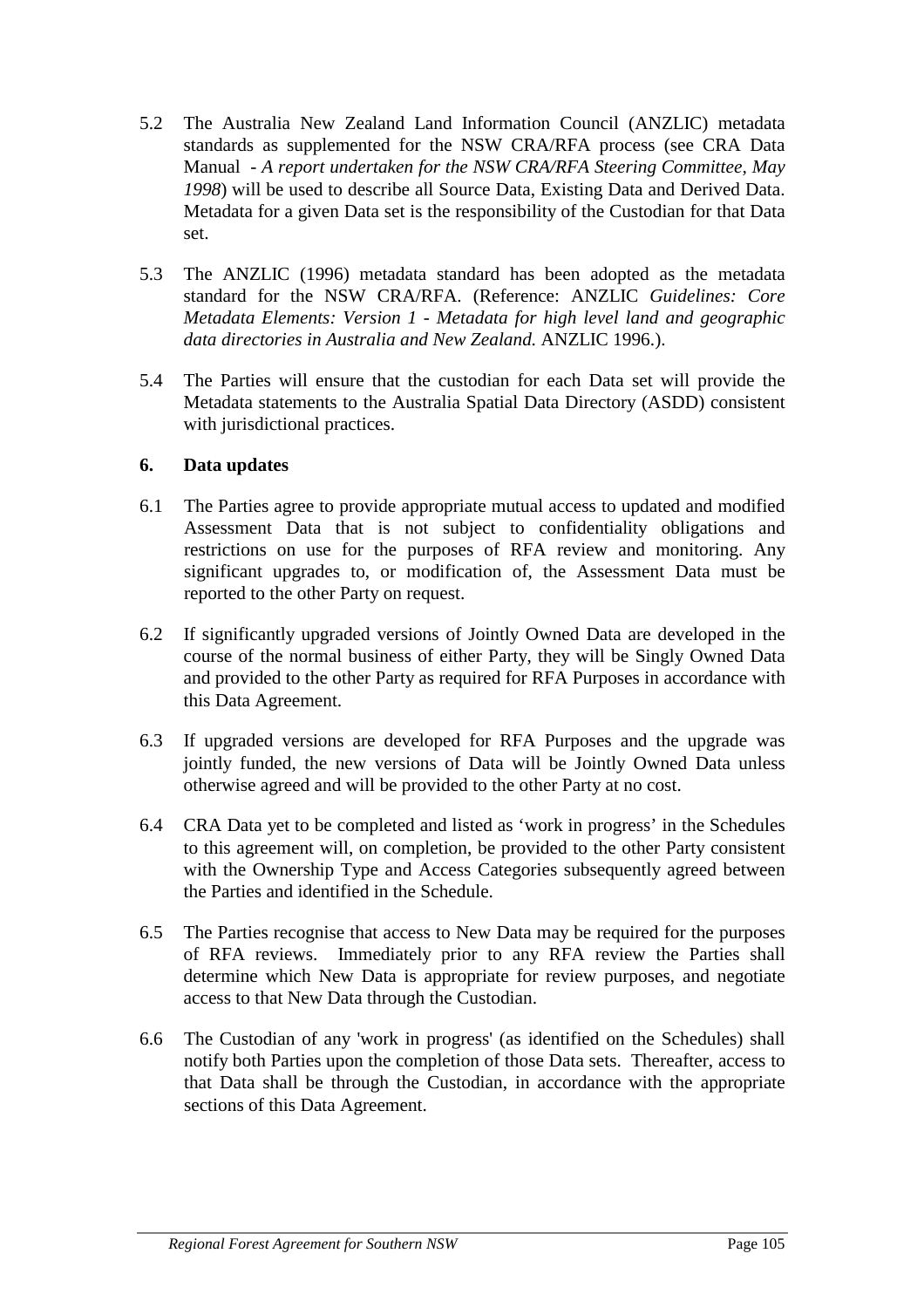5.2 The Australia New Zealand Land Information Council (ANZLIC) metadata standards as supplemented for the NSW CRA/RFA process (see CRA Data Manual - *A report undertaken for the NSW CRA/RFA Steering Committee, May 1998*) will be used to describe all Source Data, Existing Data and Derived Data. Metadata for a given Data set is the responsibility of the Custodian for that Data set.

5.3 The ANZLIC (1996) metadata standard has been adopted as the metadata standard for the NSW CRA/RFA. (Reference: ANZLIC *Guidelines: Core Metadata Elements: Version 1 - Metadata for high level land and geographic data directories in Australia and New Zealand.* ANZLIC 1996.).

5.4 The Parties will ensure that the custodian for each Data set will provide the Metadata statements to the Australia Spatial Data Directory (ASDD) consistent with jurisdictional practices.

**6. Data updates**

6.1 The Parties agree to provide appropriate mutual access to updated and modified Assessment Data that is not subject to confidentiality obligations and restrictions on use for the purposes of RFA review and monitoring. Any significant upgrades to, or modification of, the Assessment Data must be reported to the other Party on request.

6.2 If significantly upgraded versions of Jointly Owned Data are developed in the course of the normal business of either Party, they will be Singly Owned Data and provided to the other Party as required for RFA Purposes in accordance with this Data Agreement.

6.3 If upgraded versions are developed for RFA Purposes and the upgrade was jointly funded, the new versions of Data will be Jointly Owned Data unless otherwise agreed and will be provided to the other Party at no cost.

6.4 CRA Data yet to be completed and listed as 'work in progress' in the Schedules to this agreement will, on completion, be provided to the other Party consistent with the Ownership Type and Access Categories subsequently agreed between the Parties and identified in the Schedule.

6.5 The Parties recognise that access to New Data may be required for the purposes of RFA reviews. Immediately prior to any RFA review the Parties shall determine which New Data is appropriate for review purposes, and negotiate access to that New Data through the Custodian.

6.6 The Custodian of any 'work in progress' (as identified on the Schedules) shall notify both Parties upon the completion of those Data sets. Thereafter, access to that Data shall be through the Custodian, in accordance with the appropriate sections of this Data Agreement.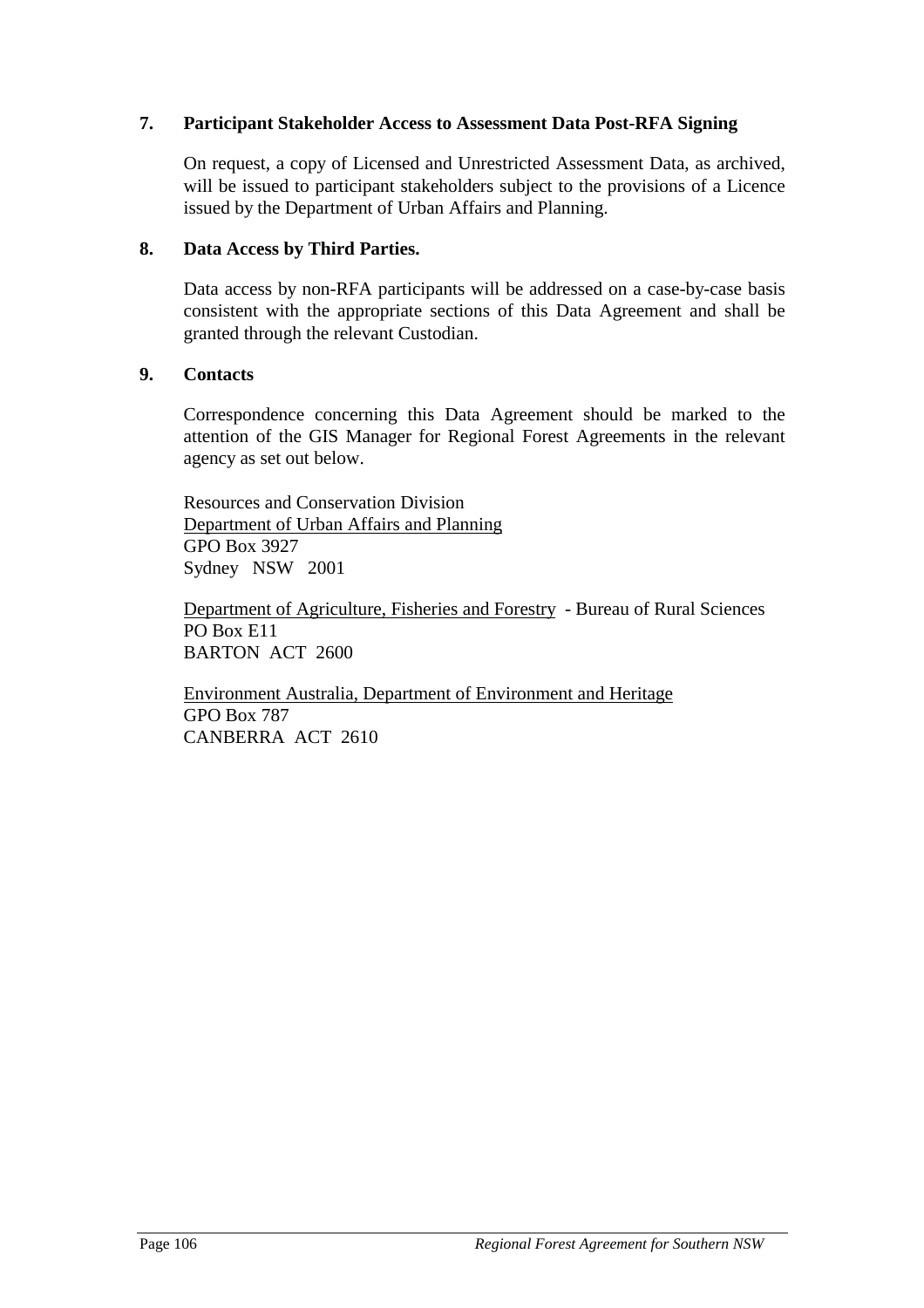## 7. Participant Stakeholder Access to Assessment Data Post-RFA Signing

On request, a copy of Licensed and Unrestricted Assessment Data, as archived, will be issued to participant stakeholders subject to the provisions of a Licence issued by the Department of Urban Affairs and Planning.

## 8. Data Access by Third Parties.

Data access by non-RFA participants will be addressed on a case-by-case basis consistent with the appropriate sections of this Data Agreement and shall be granted through the relevant Custodian.

## 9. Contacts

Correspondence concerning this Data Agreement should be marked to the attention of the GIS Manager for Regional Forest Agreements in the relevant agency as set out below.

Resources and Conservation Division  
<u>Department of Urban Affairs and Planning</u>  
GPO Box 3927  
Sydney NSW 2001

<u>Department of Agriculture, Fisheries and Forestry</u> - Bureau of Rural Sciences  
PO Box E11  
BARTON ACT 2600

<u>Environment Australia, Department of Environment and Heritage</u>  
GPO Box 787  
CANBERRA ACT 2610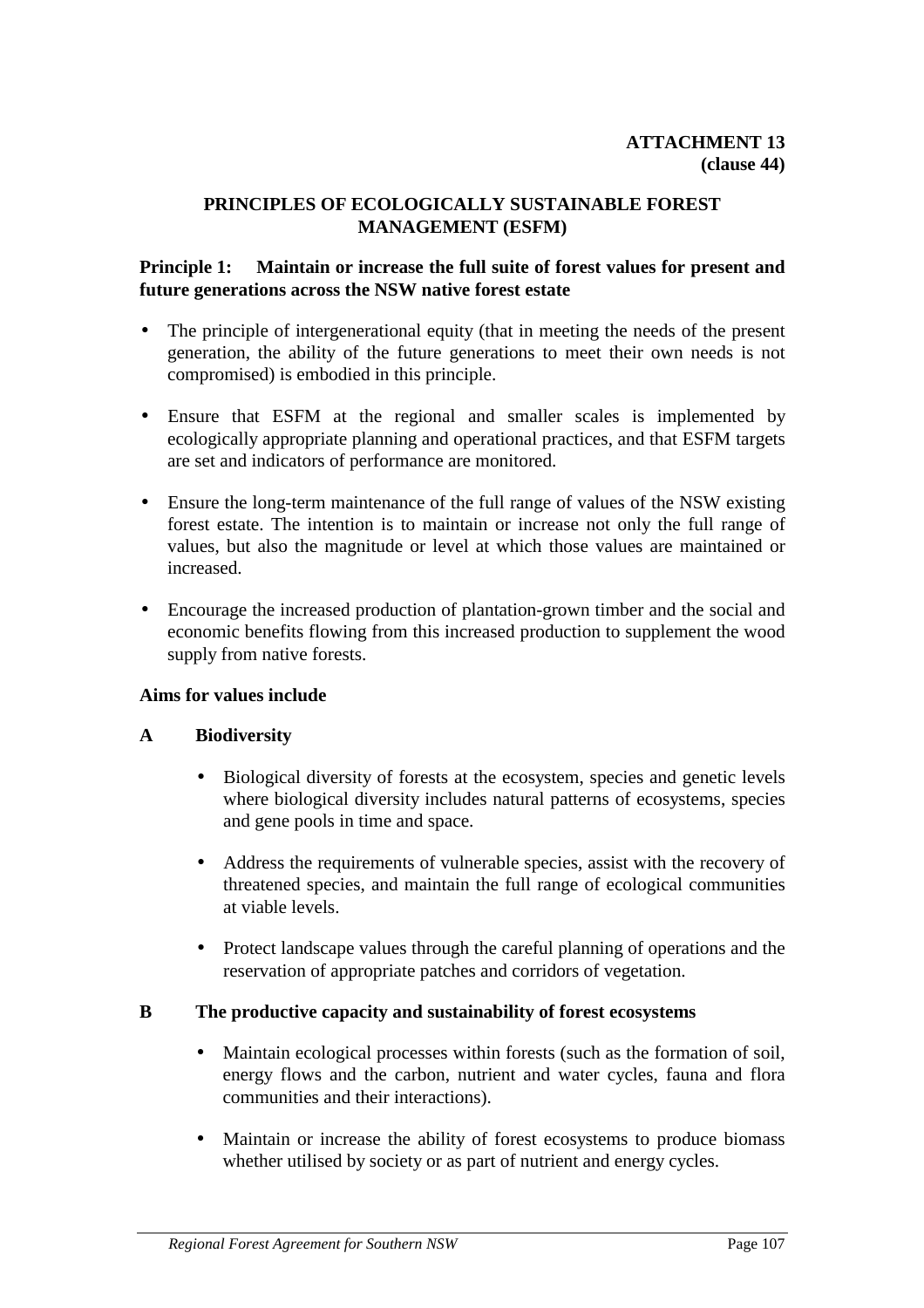**ATTACHMENT 13**
**(clause 44)**

## PRINCIPLES OF ECOLOGICALLY SUSTAINABLE FOREST MANAGEMENT (ESFM)

### Principle 1: Maintain or increase the full suite of forest values for present and future generations across the NSW native forest estate

- The principle of intergenerational equity (that in meeting the needs of the present generation, the ability of the future generations to meet their own needs is not compromised) is embodied in this principle.
- Ensure that ESFM at the regional and smaller scales is implemented by ecologically appropriate planning and operational practices, and that ESFM targets are set and indicators of performance are monitored.
- Ensure the long-term maintenance of the full range of values of the NSW existing forest estate. The intention is to maintain or increase not only the full range of values, but also the magnitude or level at which those values are maintained or increased.
- Encourage the increased production of plantation-grown timber and the social and economic benefits flowing from this increased production to supplement the wood supply from native forests.

**Aims for values include**

**A Biodiversity**

- Biological diversity of forests at the ecosystem, species and genetic levels where biological diversity includes natural patterns of ecosystems, species and gene pools in time and space.
- Address the requirements of vulnerable species, assist with the recovery of threatened species, and maintain the full range of ecological communities at viable levels.
- Protect landscape values through the careful planning of operations and the reservation of appropriate patches and corridors of vegetation.

**B The productive capacity and sustainability of forest ecosystems**

- Maintain ecological processes within forests (such as the formation of soil, energy flows and the carbon, nutrient and water cycles, fauna and flora communities and their interactions).
- Maintain or increase the ability of forest ecosystems to produce biomass whether utilised by society or as part of nutrient and energy cycles.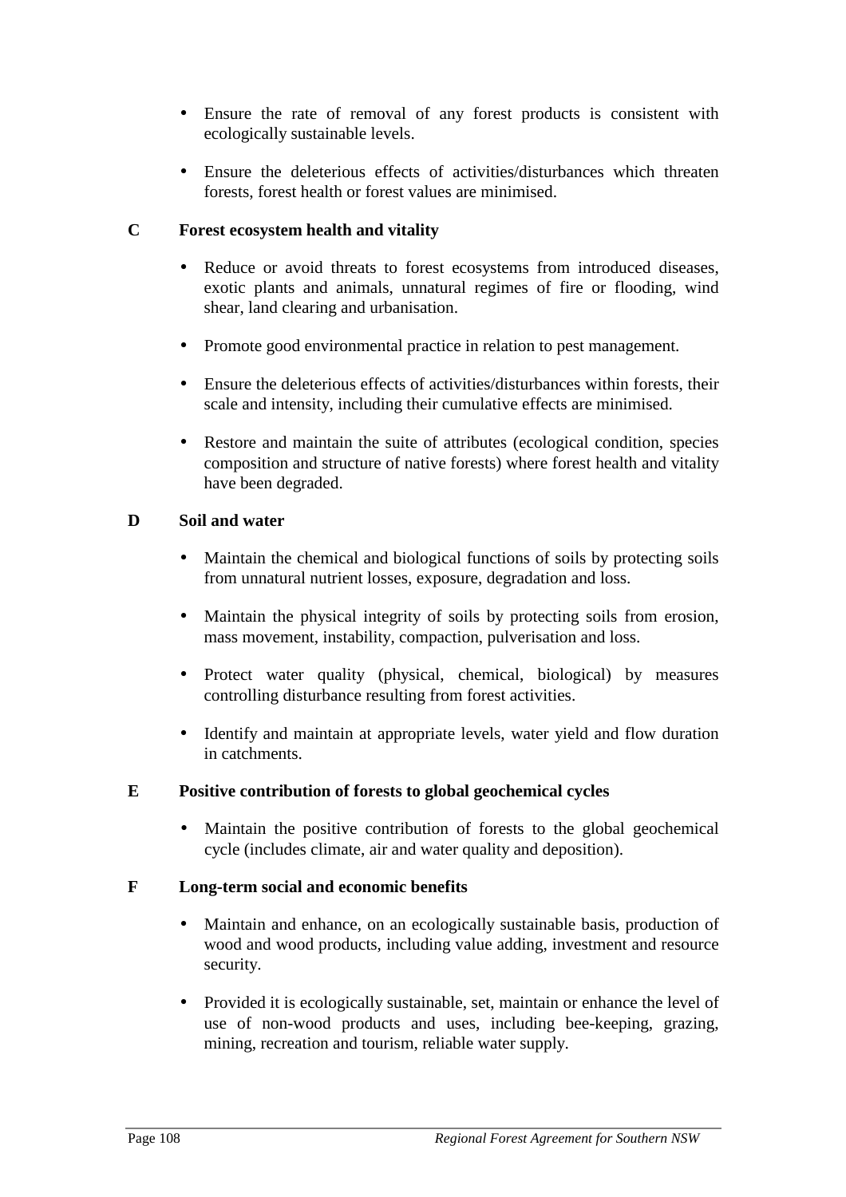- Ensure the rate of removal of any forest products is consistent with ecologically sustainable levels.

- Ensure the deleterious effects of activities/disturbances which threaten forests, forest health or forest values are minimised.

**C Forest ecosystem health and vitality**

- Reduce or avoid threats to forest ecosystems from introduced diseases, exotic plants and animals, unnatural regimes of fire or flooding, wind shear, land clearing and urbanisation.

- Promote good environmental practice in relation to pest management.

- Ensure the deleterious effects of activities/disturbances within forests, their scale and intensity, including their cumulative effects are minimised.

- Restore and maintain the suite of attributes (ecological condition, species composition and structure of native forests) where forest health and vitality have been degraded.

**D Soil and water**

- Maintain the chemical and biological functions of soils by protecting soils from unnatural nutrient losses, exposure, degradation and loss.

- Maintain the physical integrity of soils by protecting soils from erosion, mass movement, instability, compaction, pulverisation and loss.

- Protect water quality (physical, chemical, biological) by measures controlling disturbance resulting from forest activities.

- Identify and maintain at appropriate levels, water yield and flow duration in catchments.

**E Positive contribution of forests to global geochemical cycles**

- Maintain the positive contribution of forests to the global geochemical cycle (includes climate, air and water quality and deposition).

**F Long-term social and economic benefits**

- Maintain and enhance, on an ecologically sustainable basis, production of wood and wood products, including value adding, investment and resource security.

- Provided it is ecologically sustainable, set, maintain or enhance the level of use of non-wood products and uses, including bee-keeping, grazing, mining, recreation and tourism, reliable water supply.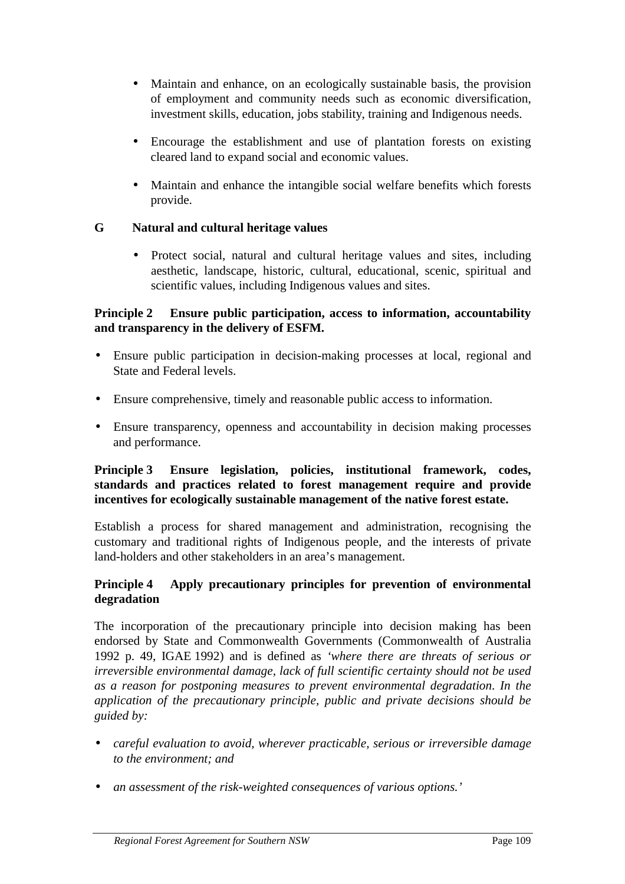- Maintain and enhance, on an ecologically sustainable basis, the provision of employment and community needs such as economic diversification, investment skills, education, jobs stability, training and Indigenous needs.

- Encourage the establishment and use of plantation forests on existing cleared land to expand social and economic values.

- Maintain and enhance the intangible social welfare benefits which forests provide.

**G Natural and cultural heritage values**

- Protect social, natural and cultural heritage values and sites, including aesthetic, landscape, historic, cultural, educational, scenic, spiritual and scientific values, including Indigenous values and sites.

**Principle 2 Ensure public participation, access to information, accountability and transparency in the delivery of ESFM.**

- Ensure public participation in decision-making processes at local, regional and State and Federal levels.

- Ensure comprehensive, timely and reasonable public access to information.

- Ensure transparency, openness and accountability in decision making processes and performance.

**Principle 3 Ensure legislation, policies, institutional framework, codes, standards and practices related to forest management require and provide incentives for ecologically sustainable management of the native forest estate.**

Establish a process for shared management and administration, recognising the customary and traditional rights of Indigenous people, and the interests of private land-holders and other stakeholders in an area's management.

**Principle 4 Apply precautionary principles for prevention of environmental degradation**

The incorporation of the precautionary principle into decision making has been endorsed by State and Commonwealth Governments (Commonwealth of Australia 1992 p. 49, IGAE 1992) and is defined as *'where there are threats of serious or irreversible environmental damage, lack of full scientific certainty should not be used as a reason for postponing measures to prevent environmental degradation. In the application of the precautionary principle, public and private decisions should be guided by:*

- *careful evaluation to avoid, wherever practicable, serious or irreversible damage to the environment; and*

- *an assessment of the risk-weighted consequences of various options.'*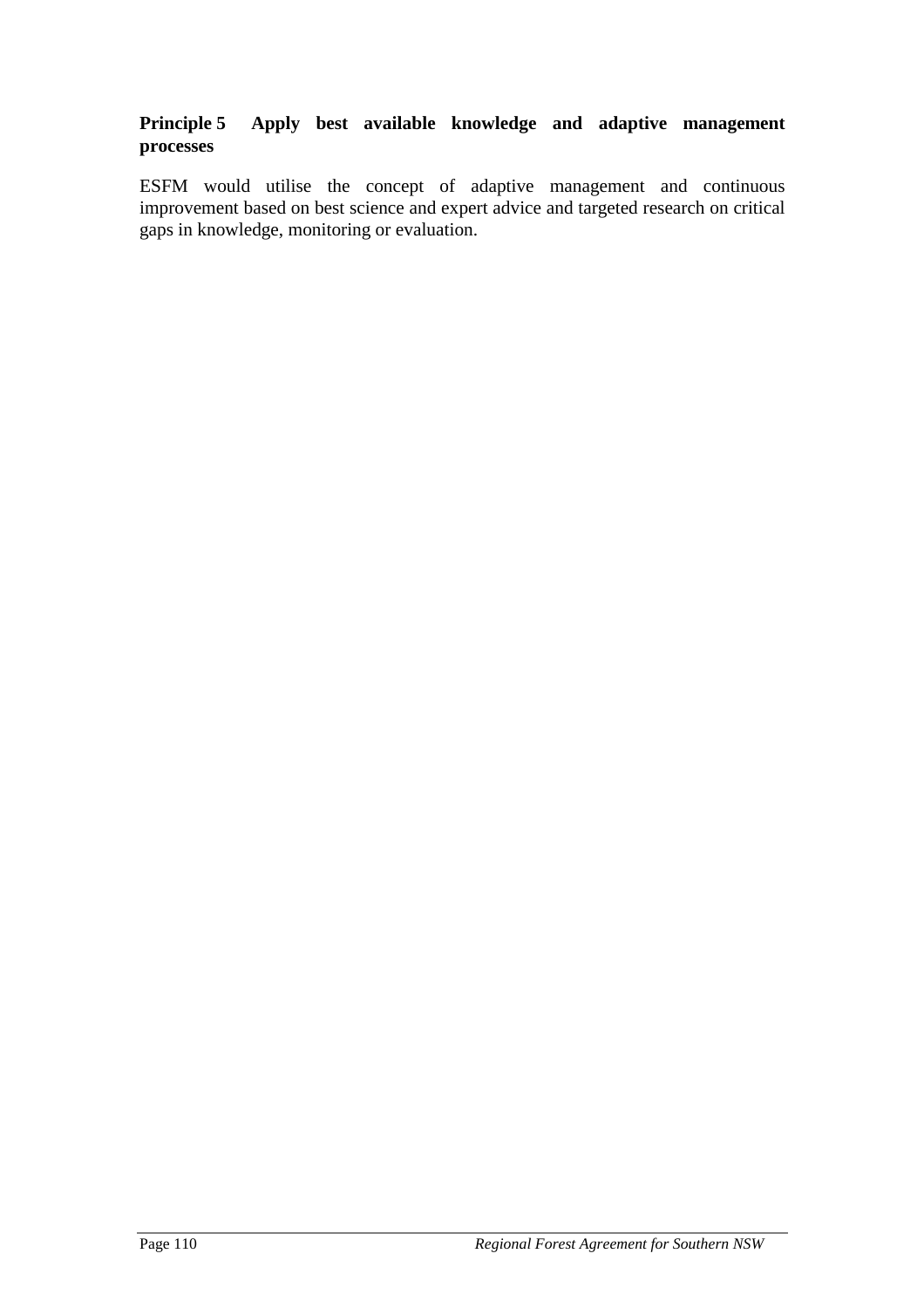**Principle 5 Apply best available knowledge and adaptive management processes**

ESFM would utilise the concept of adaptive management and continuous improvement based on best science and expert advice and targeted research on critical gaps in knowledge, monitoring or evaluation.